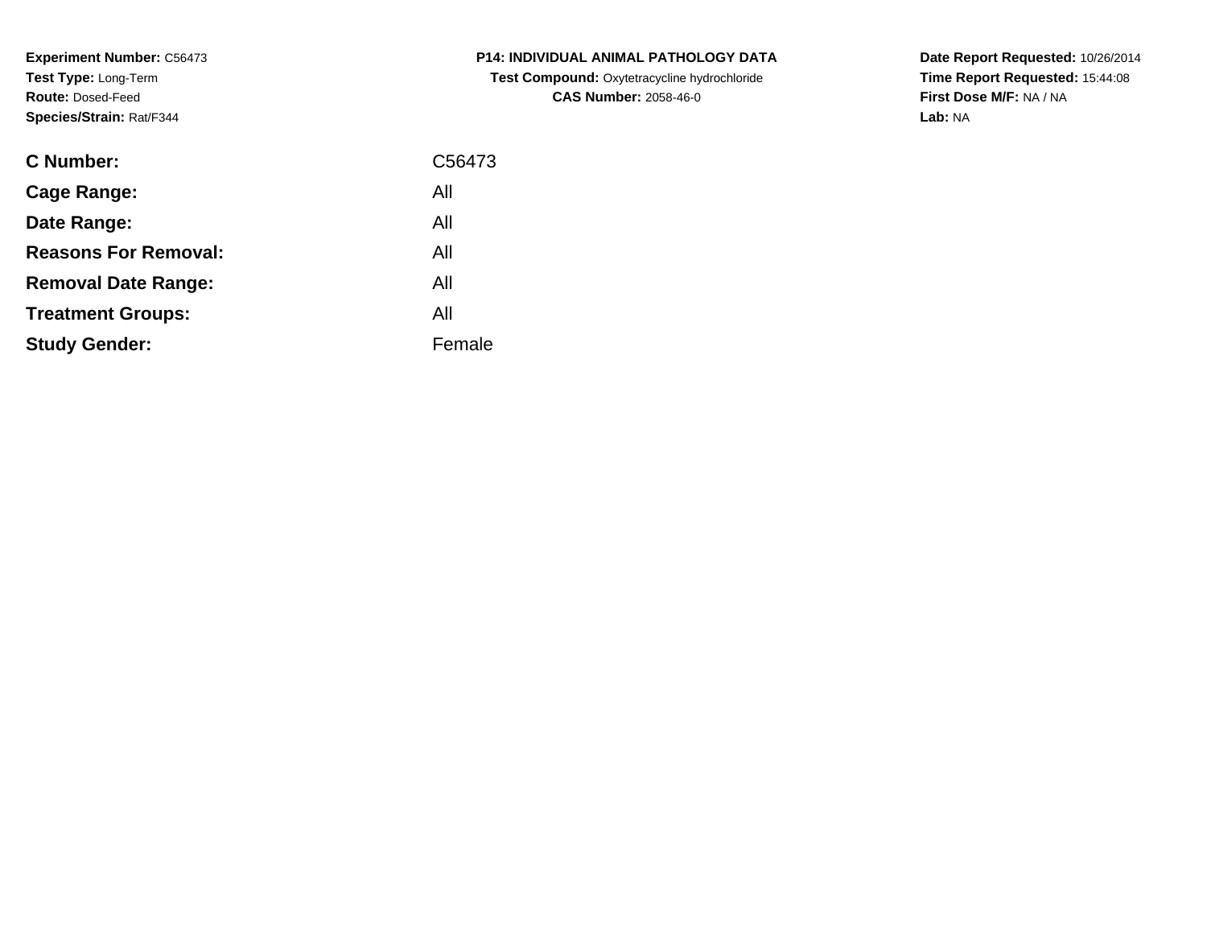**Experiment Number:** C56473
**Test Type:** Long-Term
**Route:** Dosed-Feed
**Species/Strain:** Rat/F344

**P14: INDIVIDUAL ANIMAL PATHOLOGY DATA**
**Test Compound:** Oxytetracycline hydrochloride
**CAS Number:** 2058-46-0

**Date Report Requested:** 10/26/2014
**Time Report Requested:** 15:44:08
**First Dose M/F:** NA / NA
**Lab:** NA

| | |
|---|---|
| **C Number:** | C56473 |
| **Cage Range:** | All |
| **Date Range:** | All |
| **Reasons For Removal:** | All |
| **Removal Date Range:** | All |
| **Treatment Groups:** | All |
| **Study Gender:** | Female |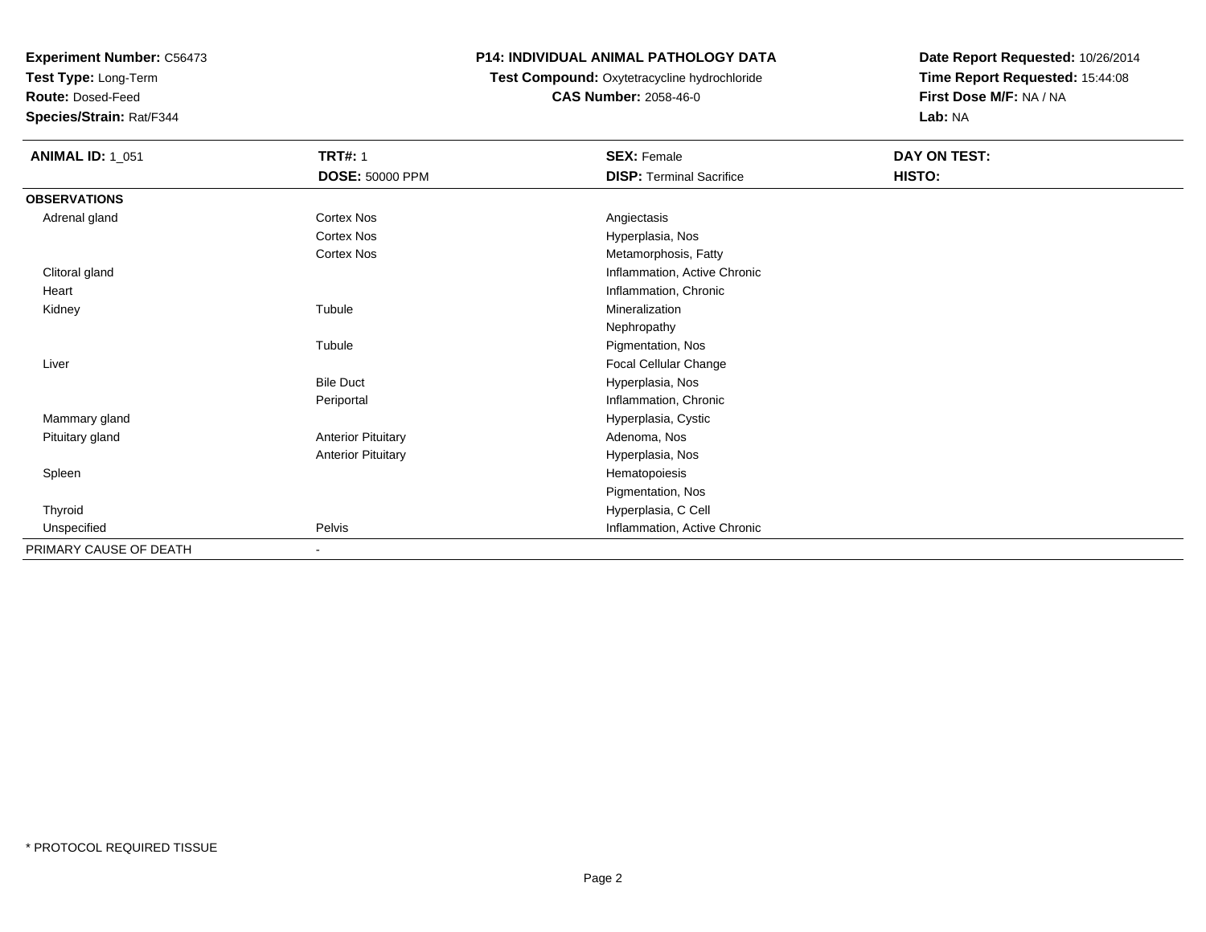**Experiment Number:** C56473
**Test Type:** Long-Term
**Route:** Dosed-Feed
**Species/Strain:** Rat/F344

## P14: INDIVIDUAL ANIMAL PATHOLOGY DATA

**Test Compound:** Oxytetracycline hydrochloride
**CAS Number:** 2058-46-0

**Date Report Requested:** 10/26/2014
**Time Report Requested:** 15:44:08
**First Dose M/F:** NA / NA
**Lab:** NA

| **ANIMAL ID:** 1_051 | **TRT#:** 1 | **SEX:** Female | **DAY ON TEST:** |
|---|---|---|---|
| | **DOSE:** 50000 PPM | **DISP:** Terminal Sacrifice | **HISTO:** |
| **OBSERVATIONS** | | | |
| Adrenal gland | Cortex Nos | Angiectasis | |
| | Cortex Nos | Hyperplasia, Nos | |
| | Cortex Nos | Metamorphosis, Fatty | |
| Clitoral gland | | Inflammation, Active Chronic | |
| Heart | | Inflammation, Chronic | |
| Kidney | Tubule | Mineralization | |
| | | Nephropathy | |
| | Tubule | Pigmentation, Nos | |
| Liver | | Focal Cellular Change | |
| | Bile Duct | Hyperplasia, Nos | |
| | Periportal | Inflammation, Chronic | |
| Mammary gland | | Hyperplasia, Cystic | |
| Pituitary gland | Anterior Pituitary | Adenoma, Nos | |
| | Anterior Pituitary | Hyperplasia, Nos | |
| Spleen | | Hematopoiesis | |
| | | Pigmentation, Nos | |
| Thyroid | | Hyperplasia, C Cell | |
| Unspecified | Pelvis | Inflammation, Active Chronic | |
| PRIMARY CAUSE OF DEATH | - | | |

* PROTOCOL REQUIRED TISSUE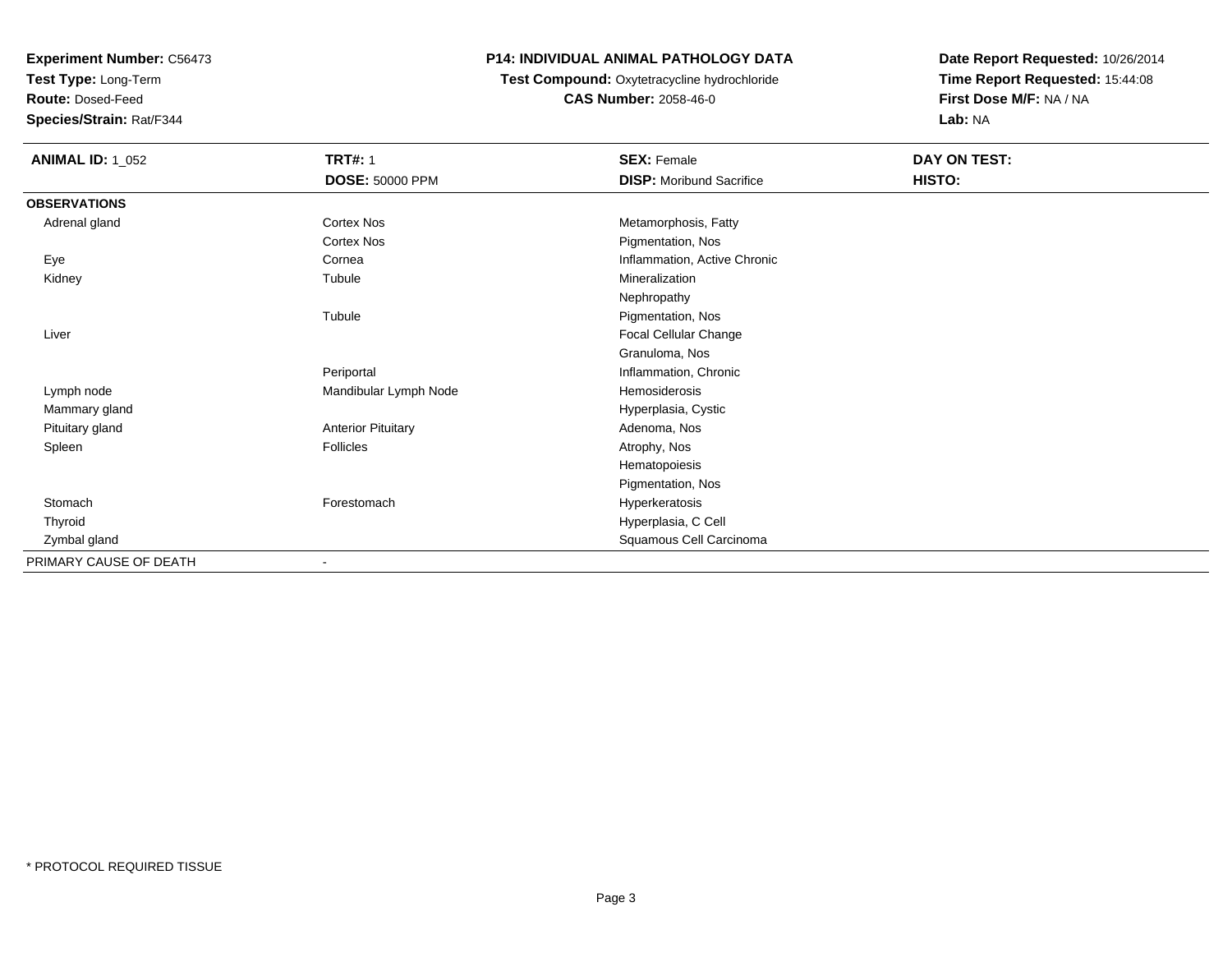**Experiment Number:** C56473
**Test Type:** Long-Term
**Route:** Dosed-Feed
**Species/Strain:** Rat/F344

**P14: INDIVIDUAL ANIMAL PATHOLOGY DATA**
**Test Compound:** Oxytetracycline hydrochloride
**CAS Number:** 2058-46-0

**Date Report Requested:** 10/26/2014
**Time Report Requested:** 15:44:08
**First Dose M/F:** NA / NA
**Lab:** NA

| **ANIMAL ID:** 1_052 | **TRT#:** 1 | **SEX:** Female | **DAY ON TEST:** |
|---|---|---|---|
| | **DOSE:** 50000 PPM | **DISP:** Moribund Sacrifice | **HISTO:** |
| **OBSERVATIONS** | | | |
| Adrenal gland | Cortex Nos | Metamorphosis, Fatty | |
| | Cortex Nos | Pigmentation, Nos | |
| Eye | Cornea | Inflammation, Active Chronic | |
| Kidney | Tubule | Mineralization | |
| | | Nephropathy | |
| | Tubule | Pigmentation, Nos | |
| Liver | | Focal Cellular Change | |
| | | Granuloma, Nos | |
| | Periportal | Inflammation, Chronic | |
| Lymph node | Mandibular Lymph Node | Hemosiderosis | |
| Mammary gland | | Hyperplasia, Cystic | |
| Pituitary gland | Anterior Pituitary | Adenoma, Nos | |
| Spleen | Follicles | Atrophy, Nos | |
| | | Hematopoiesis | |
| | | Pigmentation, Nos | |
| Stomach | Forestomach | Hyperkeratosis | |
| Thyroid | | Hyperplasia, C Cell | |
| Zymbal gland | | Squamous Cell Carcinoma | |
| PRIMARY CAUSE OF DEATH | - | | |

* PROTOCOL REQUIRED TISSUE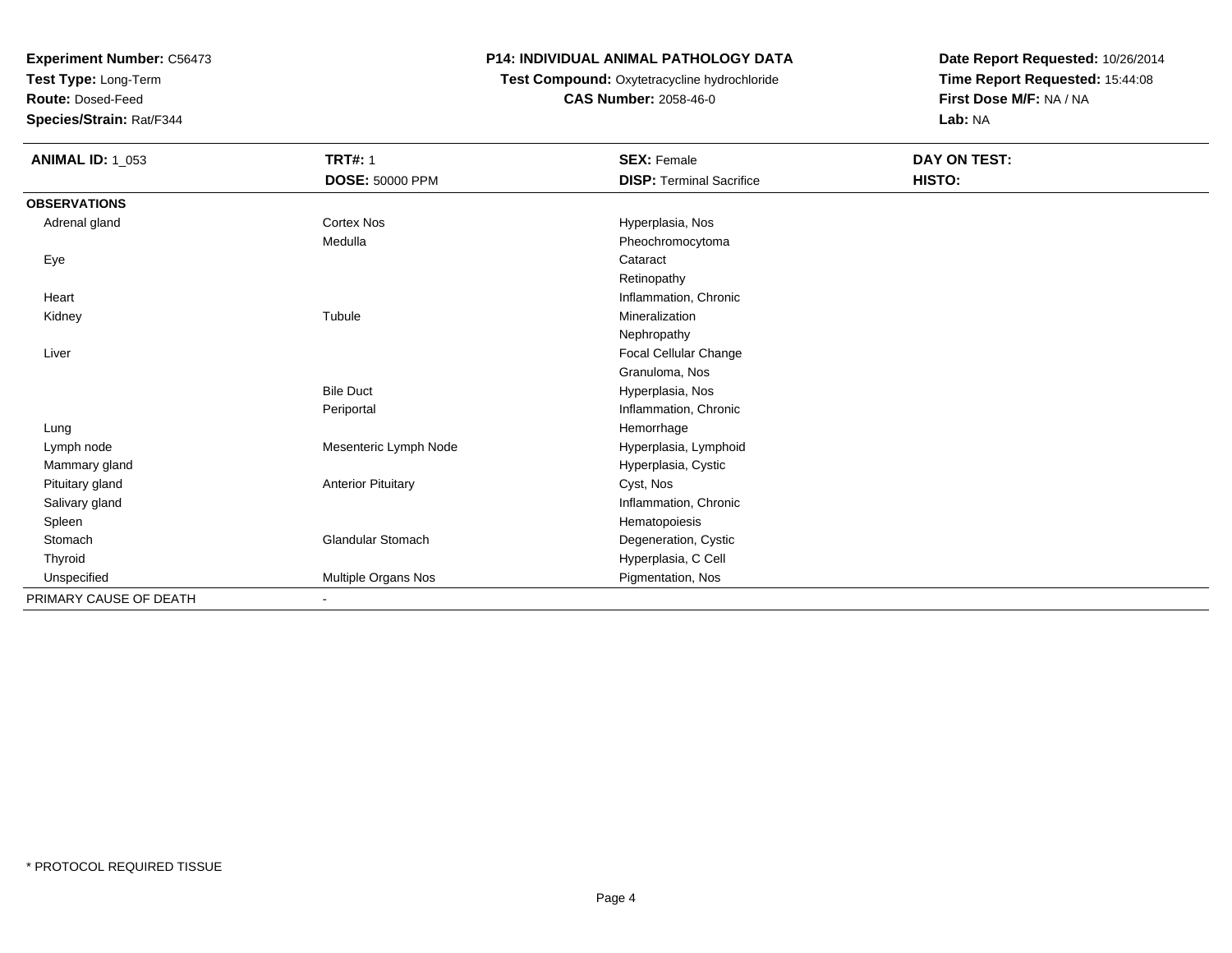**Experiment Number:** C56473
**Test Type:** Long-Term
**Route:** Dosed-Feed
**Species/Strain:** Rat/F344

**P14: INDIVIDUAL ANIMAL PATHOLOGY DATA**
**Test Compound:** Oxytetracycline hydrochloride
**CAS Number:** 2058-46-0

**Date Report Requested:** 10/26/2014
**Time Report Requested:** 15:44:08
**First Dose M/F:** NA / NA
**Lab:** NA

| **ANIMAL ID:** 1_053 | **TRT#:** 1 | **SEX:** Female | **DAY ON TEST:** |
|---|---|---|---|
| | **DOSE:** 50000 PPM | **DISP:** Terminal Sacrifice | **HISTO:** |
| **OBSERVATIONS** | | | |
| Adrenal gland | Cortex Nos | Hyperplasia, Nos | |
| | Medulla | Pheochromocytoma | |
| Eye | | Cataract | |
| | | Retinopathy | |
| Heart | | Inflammation, Chronic | |
| Kidney | Tubule | Mineralization | |
| | | Nephropathy | |
| Liver | | Focal Cellular Change | |
| | | Granuloma, Nos | |
| | Bile Duct | Hyperplasia, Nos | |
| | Periportal | Inflammation, Chronic | |
| Lung | | Hemorrhage | |
| Lymph node | Mesenteric Lymph Node | Hyperplasia, Lymphoid | |
| Mammary gland | | Hyperplasia, Cystic | |
| Pituitary gland | Anterior Pituitary | Cyst, Nos | |
| Salivary gland | | Inflammation, Chronic | |
| Spleen | | Hematopoiesis | |
| Stomach | Glandular Stomach | Degeneration, Cystic | |
| Thyroid | | Hyperplasia, C Cell | |
| Unspecified | Multiple Organs Nos | Pigmentation, Nos | |
| PRIMARY CAUSE OF DEATH | - | | |

* PROTOCOL REQUIRED TISSUE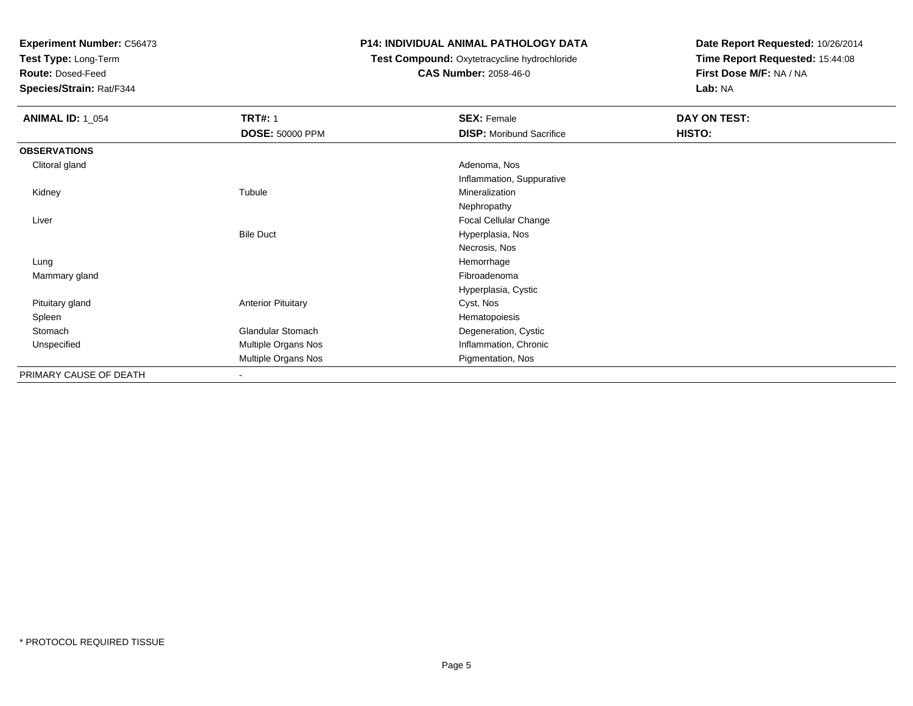**Experiment Number:** C56473
**Test Type:** Long-Term
**Route:** Dosed-Feed
**Species/Strain:** Rat/F344

**P14: INDIVIDUAL ANIMAL PATHOLOGY DATA**
**Test Compound:** Oxytetracycline hydrochloride
**CAS Number:** 2058-46-0

**Date Report Requested:** 10/26/2014
**Time Report Requested:** 15:44:08
**First Dose M/F:** NA / NA
**Lab:** NA

| **ANIMAL ID:** 1_054 | **TRT#:** 1 | **SEX:** Female | **DAY ON TEST:** |
|---|---|---|---|
| | **DOSE:** 50000 PPM | **DISP:** Moribund Sacrifice | **HISTO:** |
| **OBSERVATIONS** | | | |
| Clitoral gland | | Adenoma, Nos | |
| | | Inflammation, Suppurative | |
| Kidney | Tubule | Mineralization | |
| | | Nephropathy | |
| Liver | | Focal Cellular Change | |
| | Bile Duct | Hyperplasia, Nos | |
| | | Necrosis, Nos | |
| Lung | | Hemorrhage | |
| Mammary gland | | Fibroadenoma | |
| | | Hyperplasia, Cystic | |
| Pituitary gland | Anterior Pituitary | Cyst, Nos | |
| Spleen | | Hematopoiesis | |
| Stomach | Glandular Stomach | Degeneration, Cystic | |
| Unspecified | Multiple Organs Nos | Inflammation, Chronic | |
| | Multiple Organs Nos | Pigmentation, Nos | |
| PRIMARY CAUSE OF DEATH | - | | |

* PROTOCOL REQUIRED TISSUE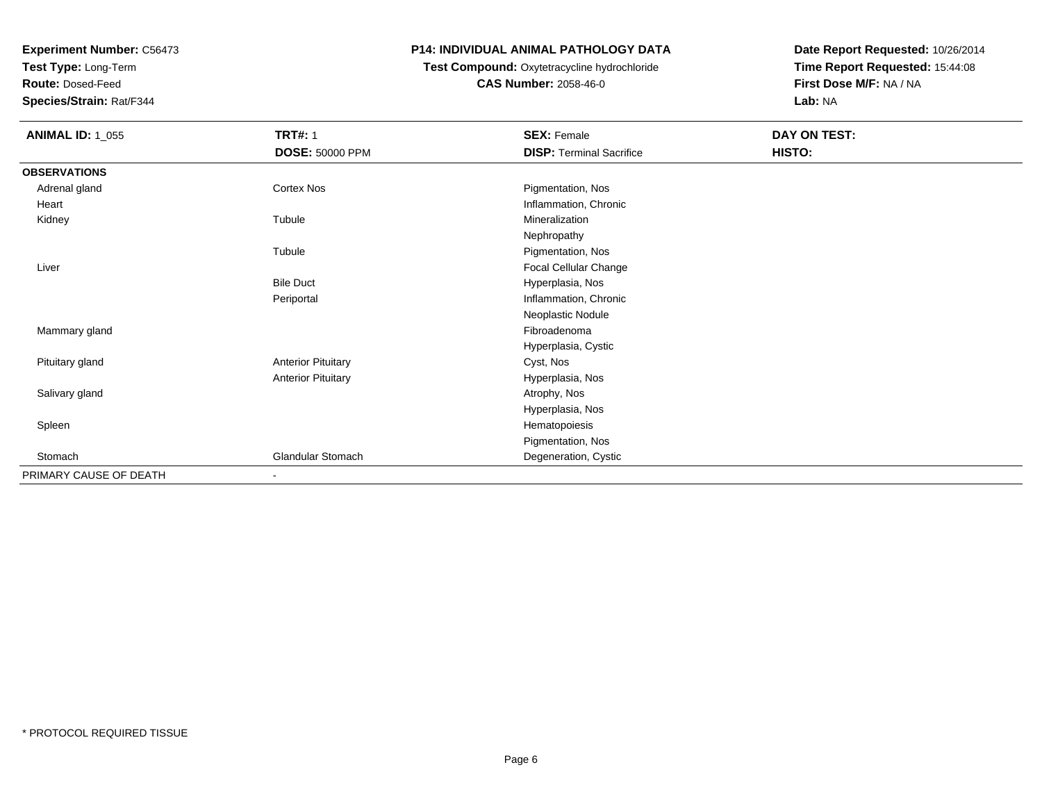**Experiment Number:** C56473
**Test Type:** Long-Term
**Route:** Dosed-Feed
**Species/Strain:** Rat/F344

**P14: INDIVIDUAL ANIMAL PATHOLOGY DATA**
**Test Compound:** Oxytetracycline hydrochloride
**CAS Number:** 2058-46-0

**Date Report Requested:** 10/26/2014
**Time Report Requested:** 15:44:08
**First Dose M/F:** NA / NA
**Lab:** NA

| **ANIMAL ID:** 1_055 | **TRT#:** 1 | **SEX:** Female | **DAY ON TEST:** |
|---|---|---|---|
| | **DOSE:** 50000 PPM | **DISP:** Terminal Sacrifice | **HISTO:** |
| **OBSERVATIONS** | | | |
| Adrenal gland | Cortex Nos | Pigmentation, Nos | |
| Heart | | Inflammation, Chronic | |
| Kidney | Tubule | Mineralization | |
| | | Nephropathy | |
| | Tubule | Pigmentation, Nos | |
| Liver | | Focal Cellular Change | |
| | Bile Duct | Hyperplasia, Nos | |
| | Periportal | Inflammation, Chronic | |
| | | Neoplastic Nodule | |
| Mammary gland | | Fibroadenoma | |
| | | Hyperplasia, Cystic | |
| Pituitary gland | Anterior Pituitary | Cyst, Nos | |
| | Anterior Pituitary | Hyperplasia, Nos | |
| Salivary gland | | Atrophy, Nos | |
| | | Hyperplasia, Nos | |
| Spleen | | Hematopoiesis | |
| | | Pigmentation, Nos | |
| Stomach | Glandular Stomach | Degeneration, Cystic | |
| PRIMARY CAUSE OF DEATH | - | | |

* PROTOCOL REQUIRED TISSUE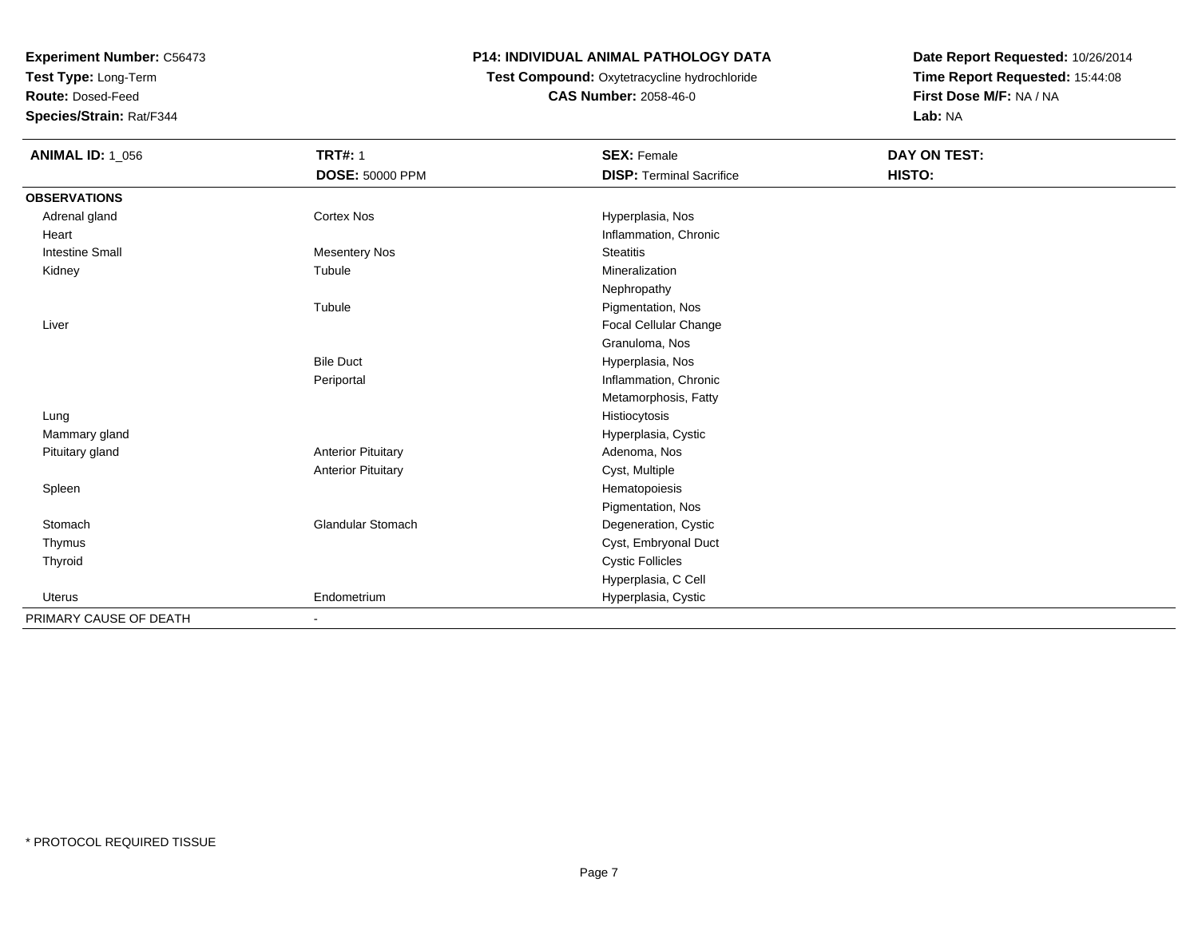**Experiment Number:** C56473
**Test Type:** Long-Term
**Route:** Dosed-Feed
**Species/Strain:** Rat/F344

**P14: INDIVIDUAL ANIMAL PATHOLOGY DATA**
**Test Compound:** Oxytetracycline hydrochloride
**CAS Number:** 2058-46-0

**Date Report Requested:** 10/26/2014
**Time Report Requested:** 15:44:08
**First Dose M/F:** NA / NA
**Lab:** NA

| **ANIMAL ID:** 1_056 | **TRT#:** 1 | **SEX:** Female | **DAY ON TEST:** |
|---|---|---|---|
| | **DOSE:** 50000 PPM | **DISP:** Terminal Sacrifice | **HISTO:** |
| **OBSERVATIONS** | | | |
| Adrenal gland | Cortex Nos | Hyperplasia, Nos | |
| Heart | | Inflammation, Chronic | |
| Intestine Small | Mesentery Nos | Steatitis | |
| Kidney | Tubule | Mineralization | |
| | | Nephropathy | |
| | Tubule | Pigmentation, Nos | |
| Liver | | Focal Cellular Change | |
| | | Granuloma, Nos | |
| | Bile Duct | Hyperplasia, Nos | |
| | Periportal | Inflammation, Chronic | |
| | | Metamorphosis, Fatty | |
| Lung | | Histiocytosis | |
| Mammary gland | | Hyperplasia, Cystic | |
| Pituitary gland | Anterior Pituitary | Adenoma, Nos | |
| | Anterior Pituitary | Cyst, Multiple | |
| Spleen | | Hematopoiesis | |
| | | Pigmentation, Nos | |
| Stomach | Glandular Stomach | Degeneration, Cystic | |
| Thymus | | Cyst, Embryonal Duct | |
| Thyroid | | Cystic Follicles | |
| | | Hyperplasia, C Cell | |
| Uterus | Endometrium | Hyperplasia, Cystic | |
| PRIMARY CAUSE OF DEATH | - | | |

* PROTOCOL REQUIRED TISSUE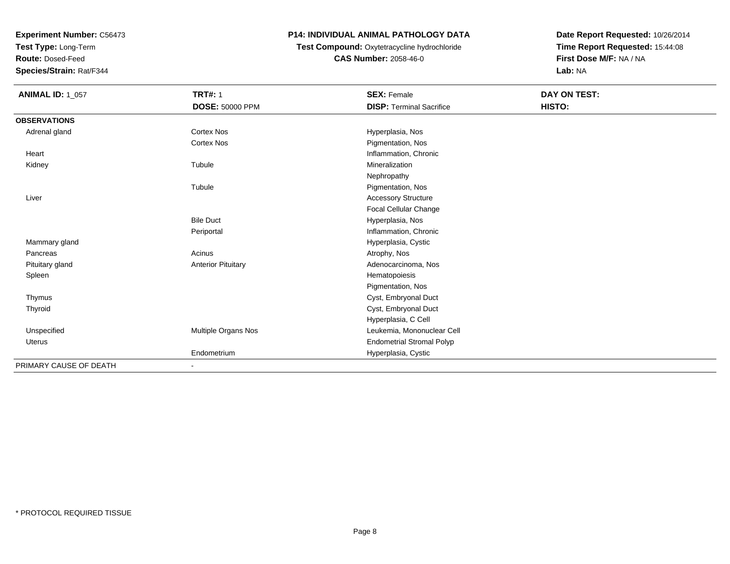**Experiment Number:** C56473
**Test Type:** Long-Term
**Route:** Dosed-Feed
**Species/Strain:** Rat/F344

**P14: INDIVIDUAL ANIMAL PATHOLOGY DATA**
**Test Compound:** Oxytetracycline hydrochloride
**CAS Number:** 2058-46-0

**Date Report Requested:** 10/26/2014
**Time Report Requested:** 15:44:08
**First Dose M/F:** NA / NA
**Lab:** NA

| **ANIMAL ID:** 1_057 | **TRT#:** 1 | **SEX:** Female | **DAY ON TEST:** |
|---|---|---|---|
| | **DOSE:** 50000 PPM | **DISP:** Terminal Sacrifice | **HISTO:** |
| **OBSERVATIONS** | | | |
| Adrenal gland | Cortex Nos | Hyperplasia, Nos | |
| | Cortex Nos | Pigmentation, Nos | |
| Heart | | Inflammation, Chronic | |
| Kidney | Tubule | Mineralization | |
| | | Nephropathy | |
| | Tubule | Pigmentation, Nos | |
| Liver | | Accessory Structure | |
| | | Focal Cellular Change | |
| | Bile Duct | Hyperplasia, Nos | |
| | Periportal | Inflammation, Chronic | |
| Mammary gland | | Hyperplasia, Cystic | |
| Pancreas | Acinus | Atrophy, Nos | |
| Pituitary gland | Anterior Pituitary | Adenocarcinoma, Nos | |
| Spleen | | Hematopoiesis | |
| | | Pigmentation, Nos | |
| Thymus | | Cyst, Embryonal Duct | |
| Thyroid | | Cyst, Embryonal Duct | |
| | | Hyperplasia, C Cell | |
| Unspecified | Multiple Organs Nos | Leukemia, Mononuclear Cell | |
| Uterus | | Endometrial Stromal Polyp | |
| | Endometrium | Hyperplasia, Cystic | |
| PRIMARY CAUSE OF DEATH | - | | |

\* PROTOCOL REQUIRED TISSUE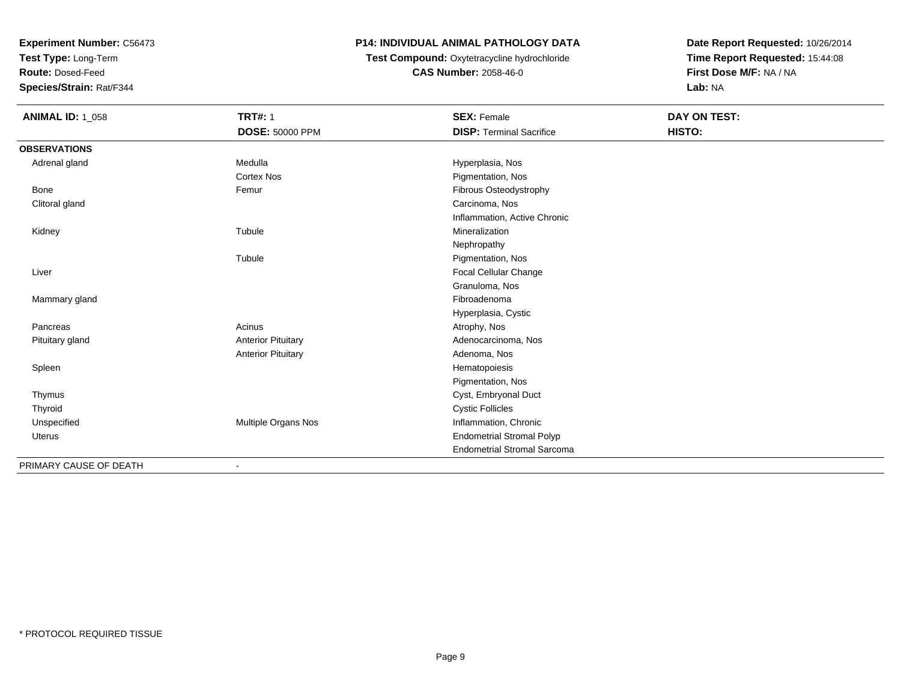**Experiment Number:** C56473
**Test Type:** Long-Term
**Route:** Dosed-Feed
**Species/Strain:** Rat/F344

**P14: INDIVIDUAL ANIMAL PATHOLOGY DATA**
**Test Compound:** Oxytetracycline hydrochloride
**CAS Number:** 2058-46-0

**Date Report Requested:** 10/26/2014
**Time Report Requested:** 15:44:08
**First Dose M/F:** NA / NA
**Lab:** NA

| **ANIMAL ID:** 1_058 | **TRT#:** 1 | **SEX:** Female | **DAY ON TEST:** |
|---|---|---|---|
| | **DOSE:** 50000 PPM | **DISP:** Terminal Sacrifice | **HISTO:** |
| **OBSERVATIONS** | | | |
| Adrenal gland | Medulla | Hyperplasia, Nos | |
| | Cortex Nos | Pigmentation, Nos | |
| Bone | Femur | Fibrous Osteodystrophy | |
| Clitoral gland | | Carcinoma, Nos | |
| | | Inflammation, Active Chronic | |
| Kidney | Tubule | Mineralization | |
| | | Nephropathy | |
| | Tubule | Pigmentation, Nos | |
| Liver | | Focal Cellular Change | |
| | | Granuloma, Nos | |
| Mammary gland | | Fibroadenoma | |
| | | Hyperplasia, Cystic | |
| Pancreas | Acinus | Atrophy, Nos | |
| Pituitary gland | Anterior Pituitary | Adenocarcinoma, Nos | |
| | Anterior Pituitary | Adenoma, Nos | |
| Spleen | | Hematopoiesis | |
| | | Pigmentation, Nos | |
| Thymus | | Cyst, Embryonal Duct | |
| Thyroid | | Cystic Follicles | |
| Unspecified | Multiple Organs Nos | Inflammation, Chronic | |
| Uterus | | Endometrial Stromal Polyp | |
| | | Endometrial Stromal Sarcoma | |
| PRIMARY CAUSE OF DEATH | - | | |

* PROTOCOL REQUIRED TISSUE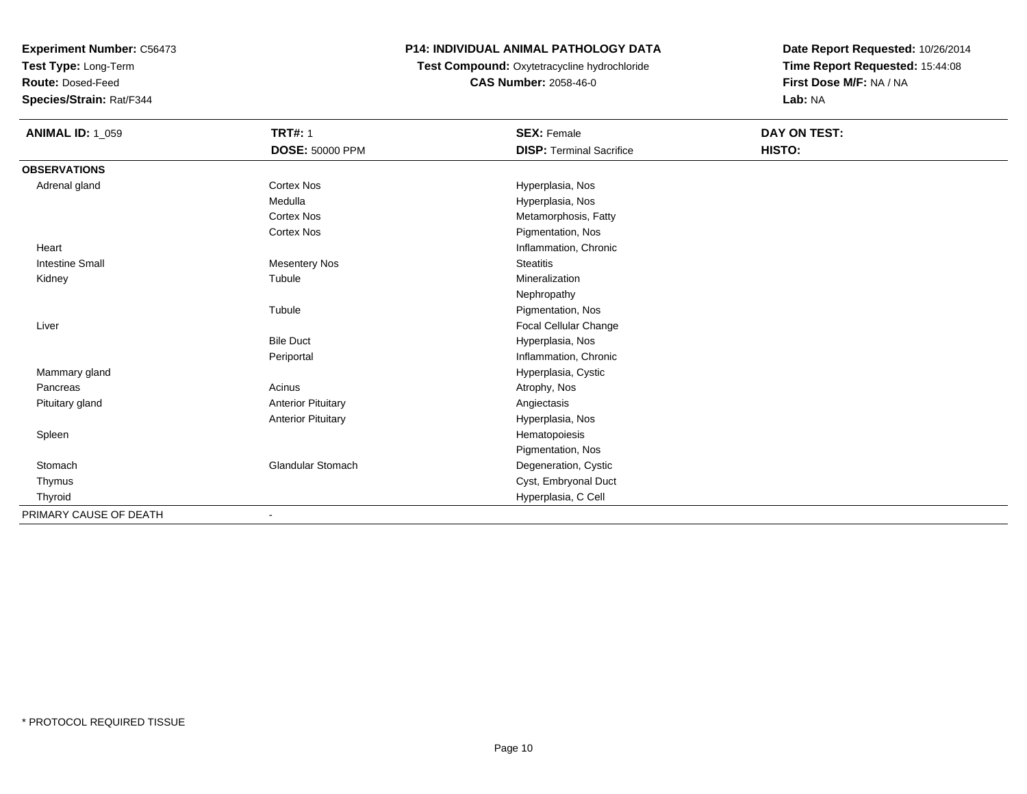**Experiment Number:** C56473
**Test Type:** Long-Term
**Route:** Dosed-Feed
**Species/Strain:** Rat/F344

**P14: INDIVIDUAL ANIMAL PATHOLOGY DATA**
**Test Compound:** Oxytetracycline hydrochloride
**CAS Number:** 2058-46-0

**Date Report Requested:** 10/26/2014
**Time Report Requested:** 15:44:08
**First Dose M/F:** NA / NA
**Lab:** NA

| **ANIMAL ID:** 1_059 | **TRT#:** 1 | **SEX:** Female | **DAY ON TEST:** |
|---|---|---|---|
| | **DOSE:** 50000 PPM | **DISP:** Terminal Sacrifice | **HISTO:** |
| **OBSERVATIONS** | | | |
| Adrenal gland | Cortex Nos | Hyperplasia, Nos | |
| | Medulla | Hyperplasia, Nos | |
| | Cortex Nos | Metamorphosis, Fatty | |
| | Cortex Nos | Pigmentation, Nos | |
| Heart | | Inflammation, Chronic | |
| Intestine Small | Mesentery Nos | Steatitis | |
| Kidney | Tubule | Mineralization | |
| | | Nephropathy | |
| | Tubule | Pigmentation, Nos | |
| Liver | | Focal Cellular Change | |
| | Bile Duct | Hyperplasia, Nos | |
| | Periportal | Inflammation, Chronic | |
| Mammary gland | | Hyperplasia, Cystic | |
| Pancreas | Acinus | Atrophy, Nos | |
| Pituitary gland | Anterior Pituitary | Angiectasis | |
| | Anterior Pituitary | Hyperplasia, Nos | |
| Spleen | | Hematopoiesis | |
| | | Pigmentation, Nos | |
| Stomach | Glandular Stomach | Degeneration, Cystic | |
| Thymus | | Cyst, Embryonal Duct | |
| Thyroid | | Hyperplasia, C Cell | |
| PRIMARY CAUSE OF DEATH | - | | |

\* PROTOCOL REQUIRED TISSUE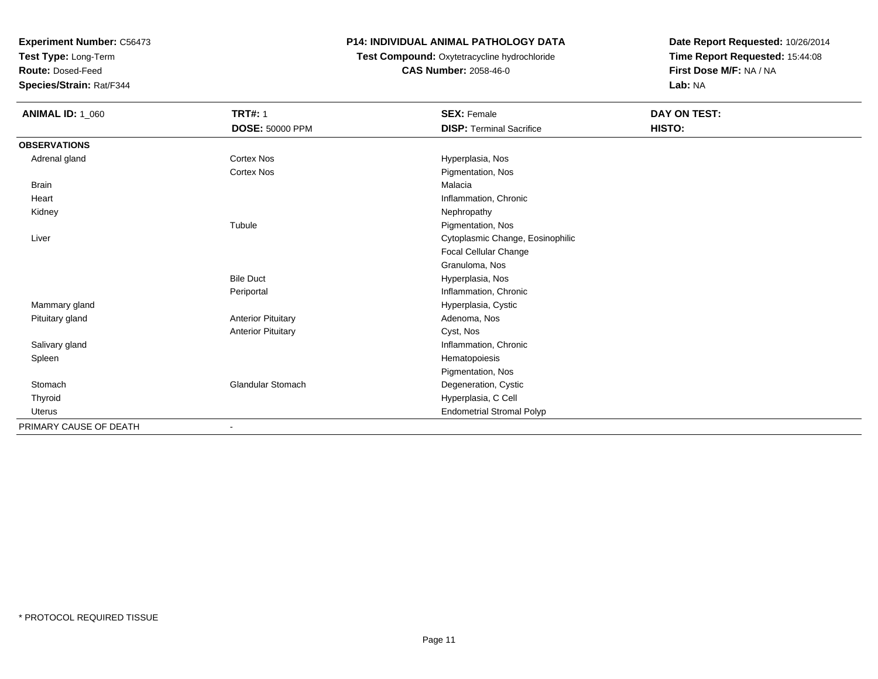**Experiment Number:** C56473
**Test Type:** Long-Term
**Route:** Dosed-Feed
**Species/Strain:** Rat/F344

**P14: INDIVIDUAL ANIMAL PATHOLOGY DATA**
**Test Compound:** Oxytetracycline hydrochloride
**CAS Number:** 2058-46-0

**Date Report Requested:** 10/26/2014
**Time Report Requested:** 15:44:08
**First Dose M/F:** NA / NA
**Lab:** NA

| **ANIMAL ID:** 1_060 | **TRT#:** 1 | **SEX:** Female | **DAY ON TEST:** |
|---|---|---|---|
| | **DOSE:** 50000 PPM | **DISP:** Terminal Sacrifice | **HISTO:** |
| **OBSERVATIONS** | | | |
| Adrenal gland | Cortex Nos | Hyperplasia, Nos | |
| | Cortex Nos | Pigmentation, Nos | |
| Brain | | Malacia | |
| Heart | | Inflammation, Chronic | |
| Kidney | | Nephropathy | |
| | Tubule | Pigmentation, Nos | |
| Liver | | Cytoplasmic Change, Eosinophilic | |
| | | Focal Cellular Change | |
| | | Granuloma, Nos | |
| | Bile Duct | Hyperplasia, Nos | |
| | Periportal | Inflammation, Chronic | |
| Mammary gland | | Hyperplasia, Cystic | |
| Pituitary gland | Anterior Pituitary | Adenoma, Nos | |
| | Anterior Pituitary | Cyst, Nos | |
| Salivary gland | | Inflammation, Chronic | |
| Spleen | | Hematopoiesis | |
| | | Pigmentation, Nos | |
| Stomach | Glandular Stomach | Degeneration, Cystic | |
| Thyroid | | Hyperplasia, C Cell | |
| Uterus | | Endometrial Stromal Polyp | |
| PRIMARY CAUSE OF DEATH | - | | |

* PROTOCOL REQUIRED TISSUE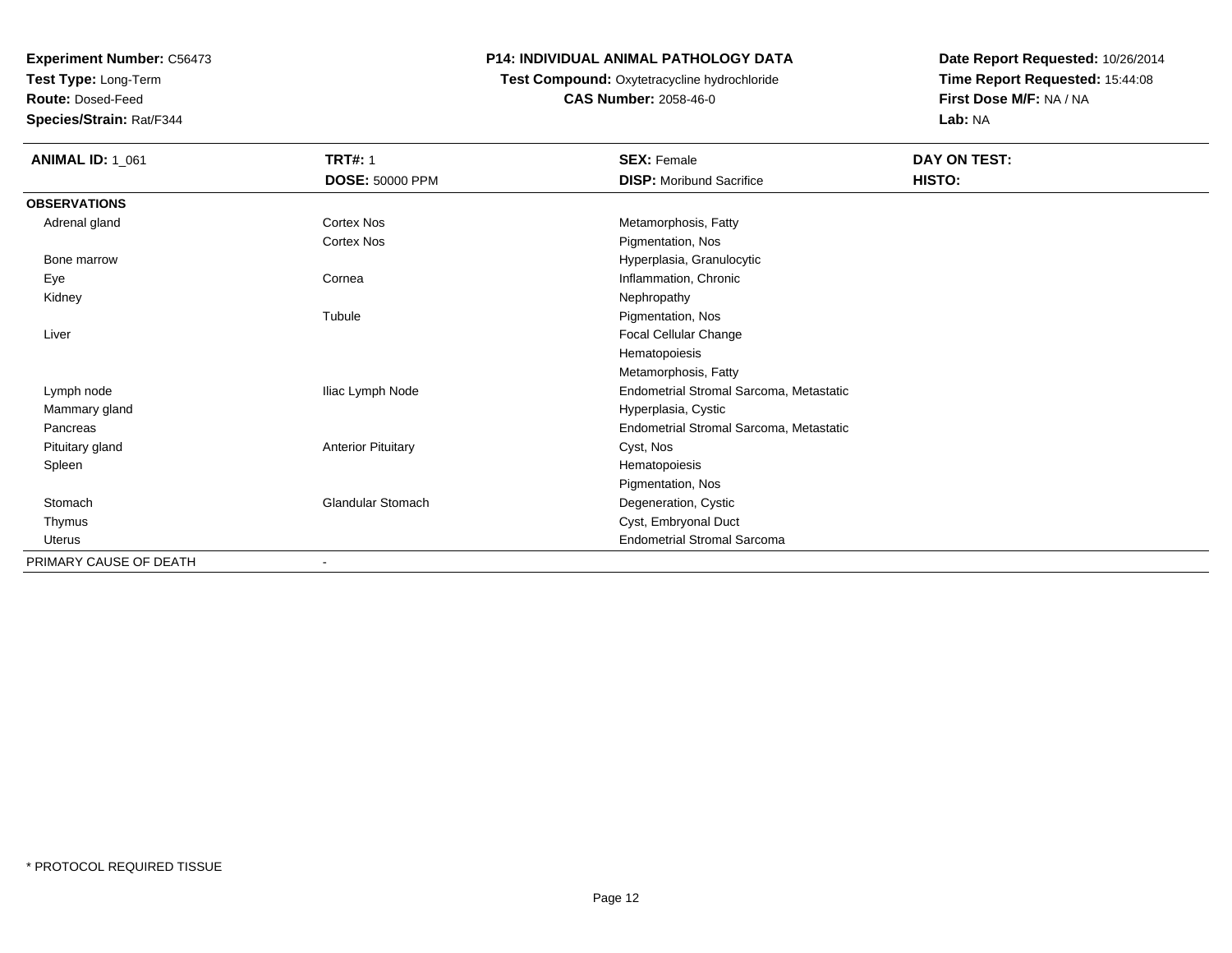**Experiment Number:** C56473
**Test Type:** Long-Term
**Route:** Dosed-Feed
**Species/Strain:** Rat/F344

**P14: INDIVIDUAL ANIMAL PATHOLOGY DATA**
**Test Compound:** Oxytetracycline hydrochloride
**CAS Number:** 2058-46-0

**Date Report Requested:** 10/26/2014
**Time Report Requested:** 15:44:08
**First Dose M/F:** NA / NA
**Lab:** NA

| **ANIMAL ID:** 1_061 | **TRT#:** 1 | **SEX:** Female | **DAY ON TEST:** |
|---|---|---|---|
| | **DOSE:** 50000 PPM | **DISP:** Moribund Sacrifice | **HISTO:** |
| **OBSERVATIONS** | | | |
| Adrenal gland | Cortex Nos | Metamorphosis, Fatty | |
| | Cortex Nos | Pigmentation, Nos | |
| Bone marrow | | Hyperplasia, Granulocytic | |
| Eye | Cornea | Inflammation, Chronic | |
| Kidney | | Nephropathy | |
| | Tubule | Pigmentation, Nos | |
| Liver | | Focal Cellular Change | |
| | | Hematopoiesis | |
| | | Metamorphosis, Fatty | |
| Lymph node | Iliac Lymph Node | Endometrial Stromal Sarcoma, Metastatic | |
| Mammary gland | | Hyperplasia, Cystic | |
| Pancreas | | Endometrial Stromal Sarcoma, Metastatic | |
| Pituitary gland | Anterior Pituitary | Cyst, Nos | |
| Spleen | | Hematopoiesis | |
| | | Pigmentation, Nos | |
| Stomach | Glandular Stomach | Degeneration, Cystic | |
| Thymus | | Cyst, Embryonal Duct | |
| Uterus | | Endometrial Stromal Sarcoma | |
| PRIMARY CAUSE OF DEATH | - | | |

\* PROTOCOL REQUIRED TISSUE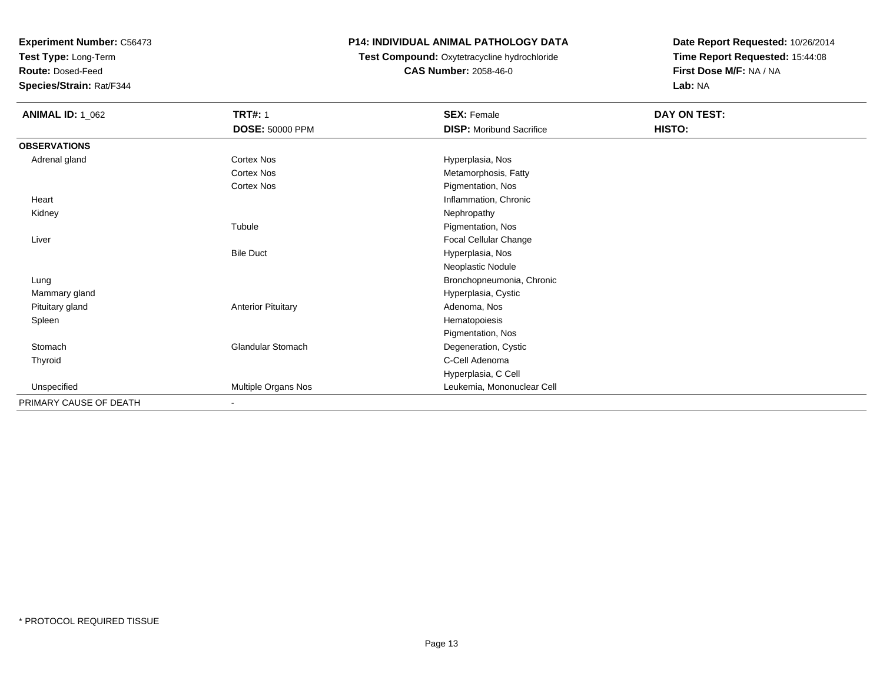**Experiment Number:** C56473
**Test Type:** Long-Term
**Route:** Dosed-Feed
**Species/Strain:** Rat/F344

**P14: INDIVIDUAL ANIMAL PATHOLOGY DATA**
**Test Compound:** Oxytetracycline hydrochloride
**CAS Number:** 2058-46-0

**Date Report Requested:** 10/26/2014
**Time Report Requested:** 15:44:08
**First Dose M/F:** NA / NA
**Lab:** NA

| **ANIMAL ID:** 1_062 | **TRT#:** 1 | **SEX:** Female | **DAY ON TEST:** |
|---|---|---|---|
| | **DOSE:** 50000 PPM | **DISP:** Moribund Sacrifice | **HISTO:** |
| **OBSERVATIONS** | | | |
| Adrenal gland | Cortex Nos | Hyperplasia, Nos | |
| | Cortex Nos | Metamorphosis, Fatty | |
| | Cortex Nos | Pigmentation, Nos | |
| Heart | | Inflammation, Chronic | |
| Kidney | | Nephropathy | |
| | Tubule | Pigmentation, Nos | |
| Liver | | Focal Cellular Change | |
| | Bile Duct | Hyperplasia, Nos | |
| | | Neoplastic Nodule | |
| Lung | | Bronchopneumonia, Chronic | |
| Mammary gland | | Hyperplasia, Cystic | |
| Pituitary gland | Anterior Pituitary | Adenoma, Nos | |
| Spleen | | Hematopoiesis | |
| | | Pigmentation, Nos | |
| Stomach | Glandular Stomach | Degeneration, Cystic | |
| Thyroid | | C-Cell Adenoma | |
| | | Hyperplasia, C Cell | |
| Unspecified | Multiple Organs Nos | Leukemia, Mononuclear Cell | |
| PRIMARY CAUSE OF DEATH | - | | |

* PROTOCOL REQUIRED TISSUE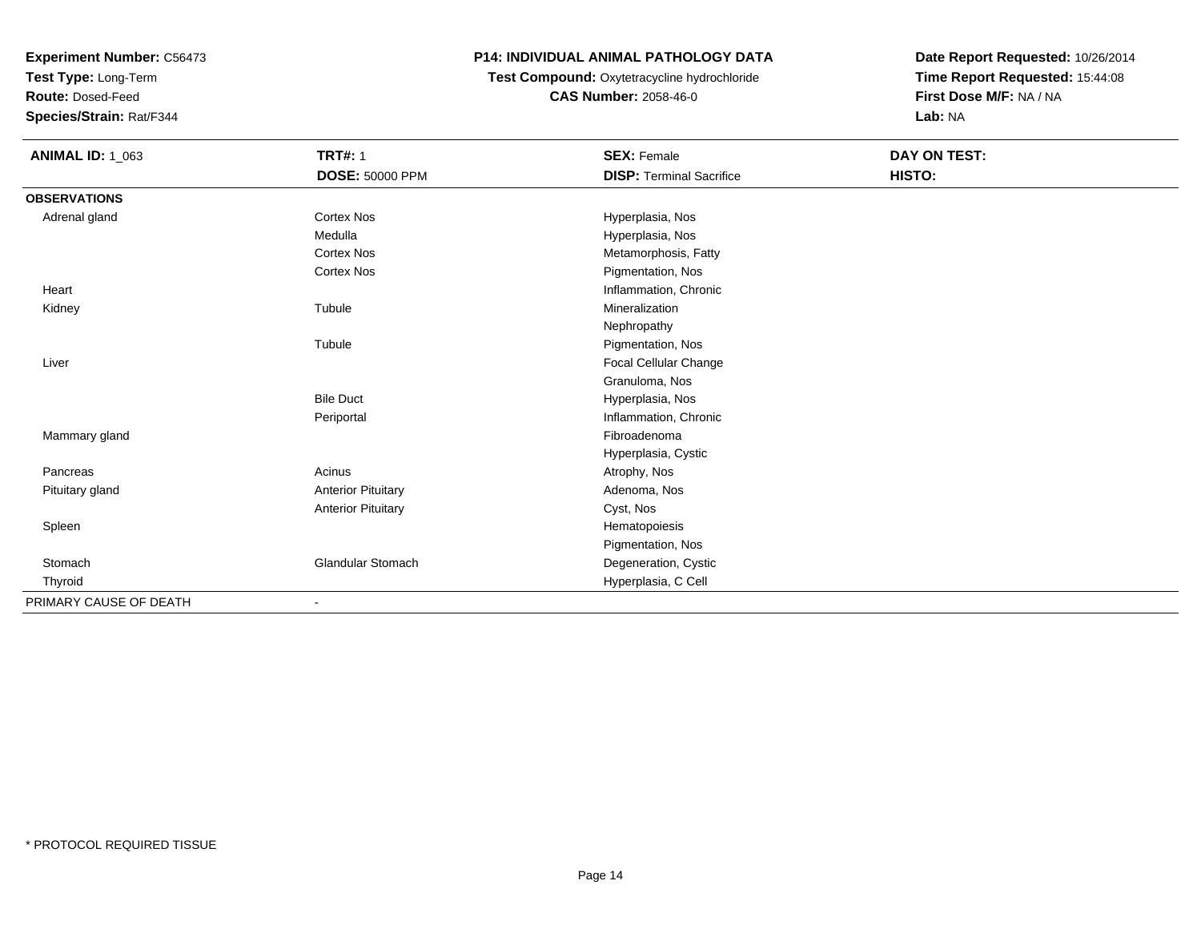**Experiment Number:** C56473
**Test Type:** Long-Term
**Route:** Dosed-Feed
**Species/Strain:** Rat/F344

**P14: INDIVIDUAL ANIMAL PATHOLOGY DATA**
**Test Compound:** Oxytetracycline hydrochloride
**CAS Number:** 2058-46-0

**Date Report Requested:** 10/26/2014
**Time Report Requested:** 15:44:08
**First Dose M/F:** NA / NA
**Lab:** NA

| **ANIMAL ID:** 1_063 | **TRT#:** 1 | **SEX:** Female | **DAY ON TEST:** |
|---|---|---|---|
| | **DOSE:** 50000 PPM | **DISP:** Terminal Sacrifice | **HISTO:** |
| **OBSERVATIONS** | | | |
| Adrenal gland | Cortex Nos | Hyperplasia, Nos | |
| | Medulla | Hyperplasia, Nos | |
| | Cortex Nos | Metamorphosis, Fatty | |
| | Cortex Nos | Pigmentation, Nos | |
| Heart | | Inflammation, Chronic | |
| Kidney | Tubule | Mineralization | |
| | | Nephropathy | |
| | Tubule | Pigmentation, Nos | |
| Liver | | Focal Cellular Change | |
| | | Granuloma, Nos | |
| | Bile Duct | Hyperplasia, Nos | |
| | Periportal | Inflammation, Chronic | |
| Mammary gland | | Fibroadenoma | |
| | | Hyperplasia, Cystic | |
| Pancreas | Acinus | Atrophy, Nos | |
| Pituitary gland | Anterior Pituitary | Adenoma, Nos | |
| | Anterior Pituitary | Cyst, Nos | |
| Spleen | | Hematopoiesis | |
| | | Pigmentation, Nos | |
| Stomach | Glandular Stomach | Degeneration, Cystic | |
| Thyroid | | Hyperplasia, C Cell | |
| PRIMARY CAUSE OF DEATH | - | | |

* PROTOCOL REQUIRED TISSUE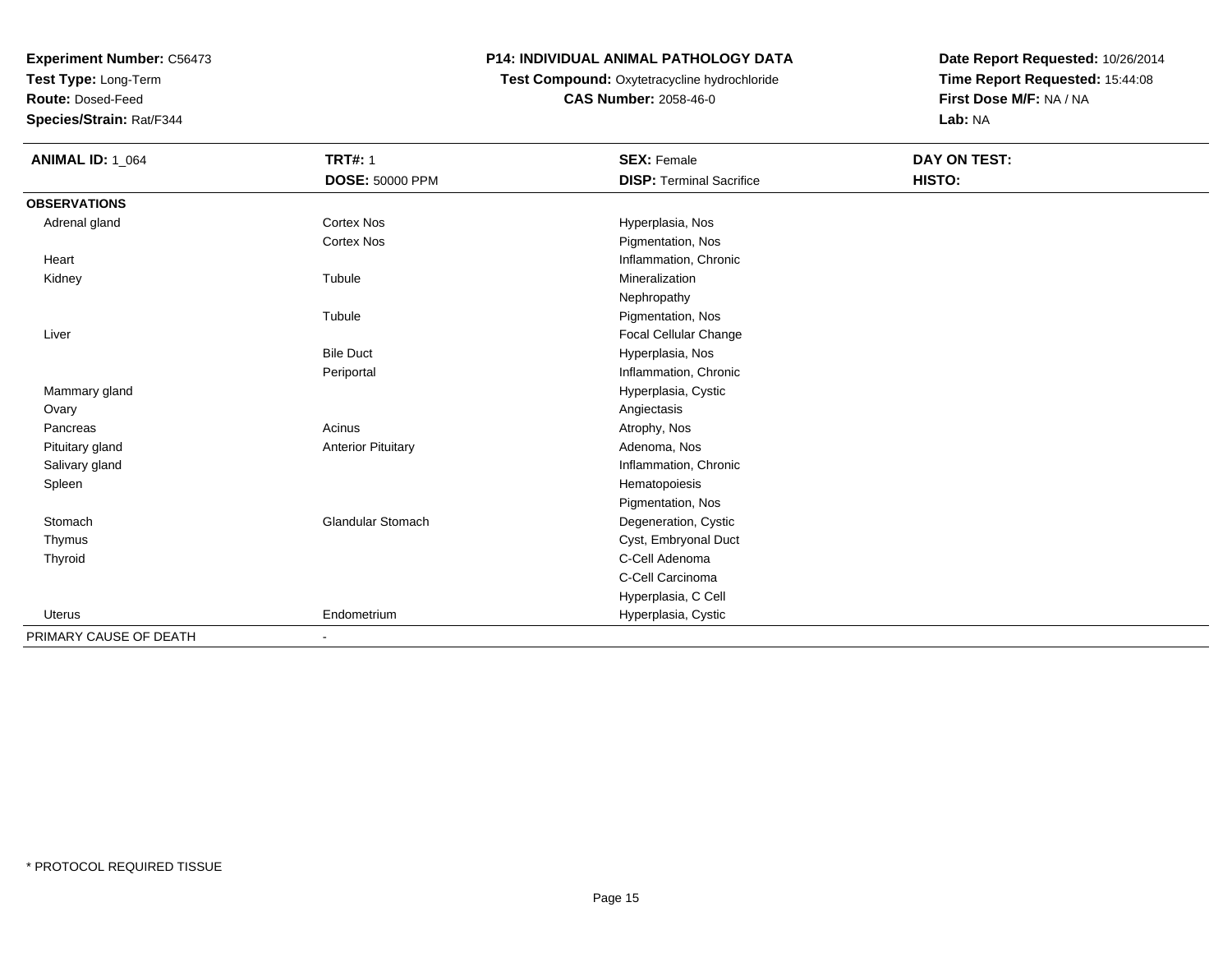**Experiment Number:** C56473
**Test Type:** Long-Term
**Route:** Dosed-Feed
**Species/Strain:** Rat/F344

**P14: INDIVIDUAL ANIMAL PATHOLOGY DATA**
**Test Compound:** Oxytetracycline hydrochloride
**CAS Number:** 2058-46-0

**Date Report Requested:** 10/26/2014
**Time Report Requested:** 15:44:08
**First Dose M/F:** NA / NA
**Lab:** NA

| **ANIMAL ID:** 1_064 | **TRT#:** 1 | **SEX:** Female | **DAY ON TEST:** |
|---|---|---|---|
| | **DOSE:** 50000 PPM | **DISP:** Terminal Sacrifice | **HISTO:** |
| **OBSERVATIONS** | | | |
| Adrenal gland | Cortex Nos | Hyperplasia, Nos | |
| | Cortex Nos | Pigmentation, Nos | |
| Heart | | Inflammation, Chronic | |
| Kidney | Tubule | Mineralization | |
| | | Nephropathy | |
| | Tubule | Pigmentation, Nos | |
| Liver | | Focal Cellular Change | |
| | Bile Duct | Hyperplasia, Nos | |
| | Periportal | Inflammation, Chronic | |
| Mammary gland | | Hyperplasia, Cystic | |
| Ovary | | Angiectasis | |
| Pancreas | Acinus | Atrophy, Nos | |
| Pituitary gland | Anterior Pituitary | Adenoma, Nos | |
| Salivary gland | | Inflammation, Chronic | |
| Spleen | | Hematopoiesis | |
| | | Pigmentation, Nos | |
| Stomach | Glandular Stomach | Degeneration, Cystic | |
| Thymus | | Cyst, Embryonal Duct | |
| Thyroid | | C-Cell Adenoma | |
| | | C-Cell Carcinoma | |
| | | Hyperplasia, C Cell | |
| Uterus | Endometrium | Hyperplasia, Cystic | |
| PRIMARY CAUSE OF DEATH | - | | |

* PROTOCOL REQUIRED TISSUE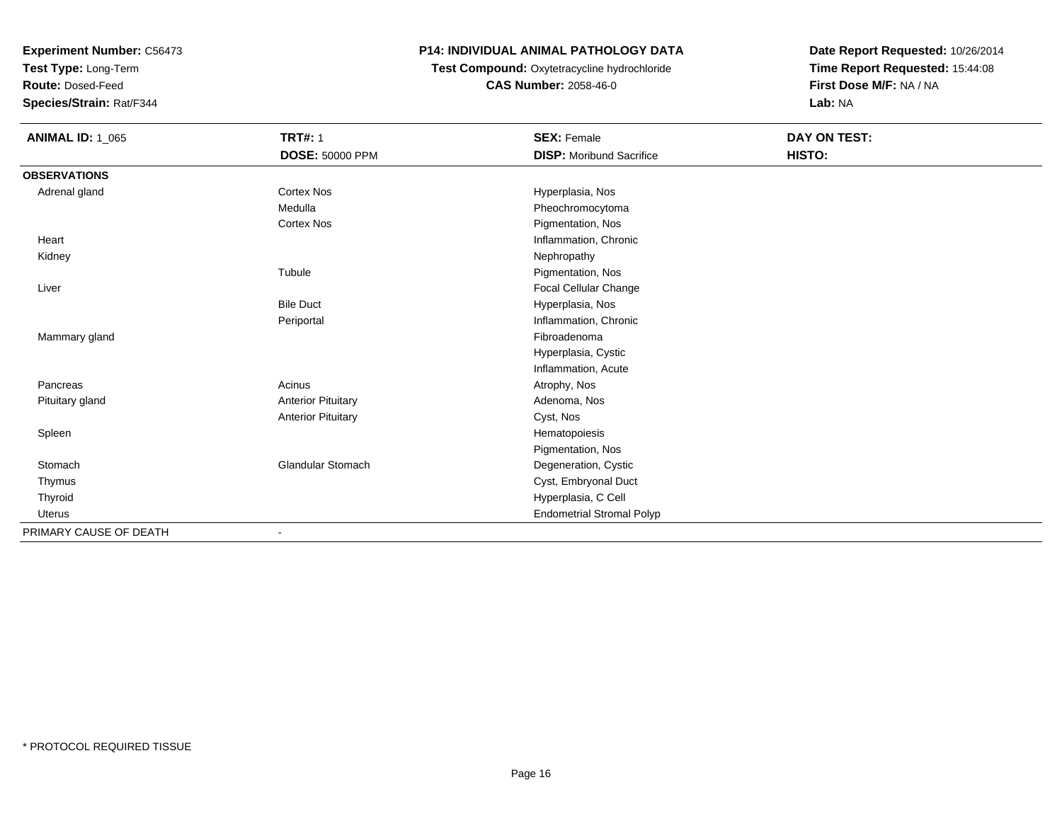**Experiment Number:** C56473
**Test Type:** Long-Term
**Route:** Dosed-Feed
**Species/Strain:** Rat/F344

**P14: INDIVIDUAL ANIMAL PATHOLOGY DATA**
**Test Compound:** Oxytetracycline hydrochloride
**CAS Number:** 2058-46-0

**Date Report Requested:** 10/26/2014
**Time Report Requested:** 15:44:08
**First Dose M/F:** NA / NA
**Lab:** NA

| **ANIMAL ID:** 1_065 | **TRT#:** 1 | **SEX:** Female | **DAY ON TEST:** |
|---|---|---|---|
| | **DOSE:** 50000 PPM | **DISP:** Moribund Sacrifice | **HISTO:** |
| **OBSERVATIONS** | | | |
| Adrenal gland | Cortex Nos | Hyperplasia, Nos | |
| | Medulla | Pheochromocytoma | |
| | Cortex Nos | Pigmentation, Nos | |
| Heart | | Inflammation, Chronic | |
| Kidney | | Nephropathy | |
| | Tubule | Pigmentation, Nos | |
| Liver | | Focal Cellular Change | |
| | Bile Duct | Hyperplasia, Nos | |
| | Periportal | Inflammation, Chronic | |
| Mammary gland | | Fibroadenoma | |
| | | Hyperplasia, Cystic | |
| | | Inflammation, Acute | |
| Pancreas | Acinus | Atrophy, Nos | |
| Pituitary gland | Anterior Pituitary | Adenoma, Nos | |
| | Anterior Pituitary | Cyst, Nos | |
| Spleen | | Hematopoiesis | |
| | | Pigmentation, Nos | |
| Stomach | Glandular Stomach | Degeneration, Cystic | |
| Thymus | | Cyst, Embryonal Duct | |
| Thyroid | | Hyperplasia, C Cell | |
| Uterus | | Endometrial Stromal Polyp | |
| PRIMARY CAUSE OF DEATH | - | | |

* PROTOCOL REQUIRED TISSUE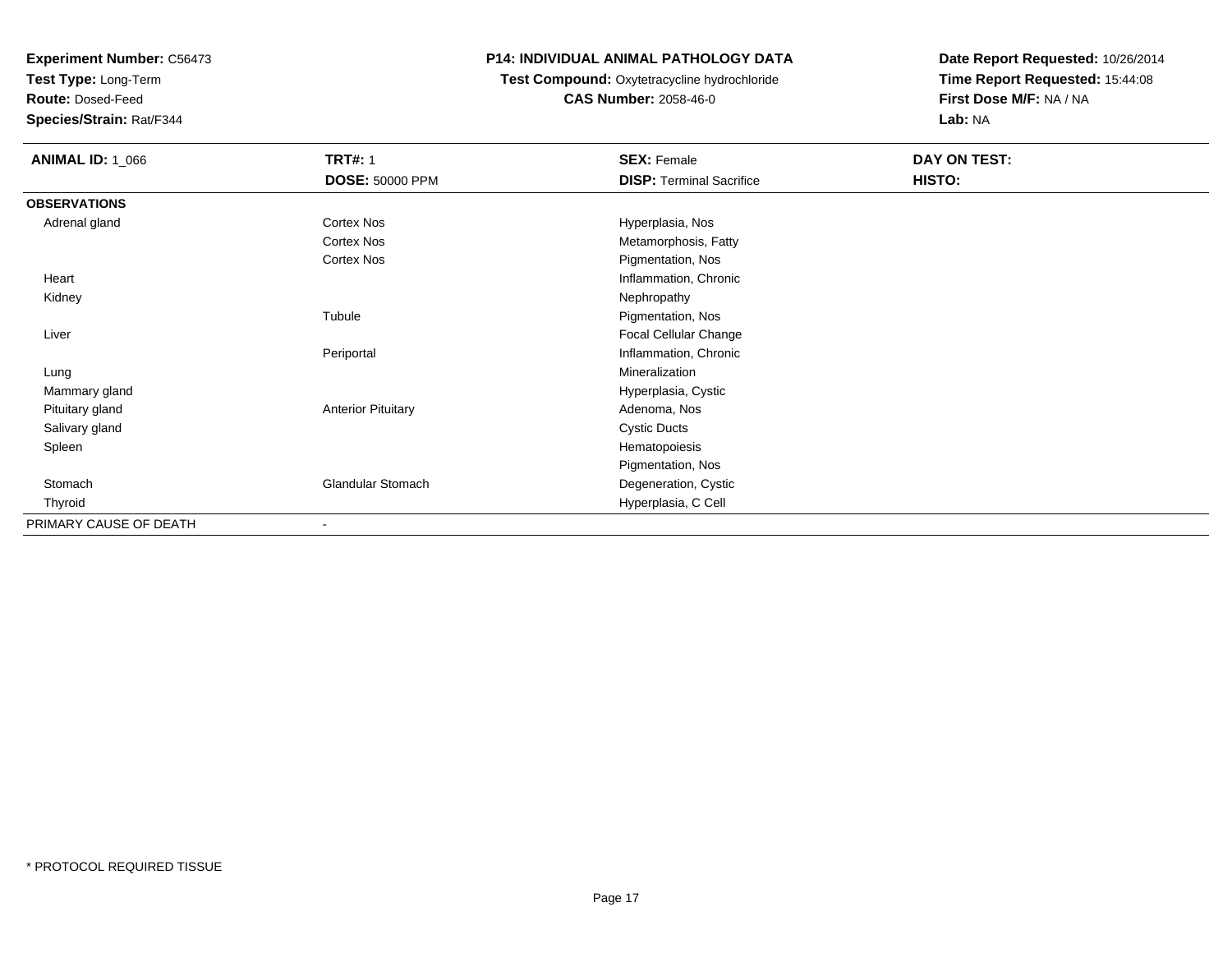**Experiment Number:** C56473
**Test Type:** Long-Term
**Route:** Dosed-Feed
**Species/Strain:** Rat/F344

**P14: INDIVIDUAL ANIMAL PATHOLOGY DATA**
**Test Compound:** Oxytetracycline hydrochloride
**CAS Number:** 2058-46-0

**Date Report Requested:** 10/26/2014
**Time Report Requested:** 15:44:08
**First Dose M/F:** NA / NA
**Lab:** NA

| **ANIMAL ID:** 1_066 | **TRT#:** 1 | **SEX:** Female | **DAY ON TEST:** |
|---|---|---|---|
| | **DOSE:** 50000 PPM | **DISP:** Terminal Sacrifice | **HISTO:** |
| **OBSERVATIONS** | | | |
| Adrenal gland | Cortex Nos | Hyperplasia, Nos | |
| | Cortex Nos | Metamorphosis, Fatty | |
| | Cortex Nos | Pigmentation, Nos | |
| Heart | | Inflammation, Chronic | |
| Kidney | | Nephropathy | |
| | Tubule | Pigmentation, Nos | |
| Liver | | Focal Cellular Change | |
| | Periportal | Inflammation, Chronic | |
| Lung | | Mineralization | |
| Mammary gland | | Hyperplasia, Cystic | |
| Pituitary gland | Anterior Pituitary | Adenoma, Nos | |
| Salivary gland | | Cystic Ducts | |
| Spleen | | Hematopoiesis | |
| | | Pigmentation, Nos | |
| Stomach | Glandular Stomach | Degeneration, Cystic | |
| Thyroid | | Hyperplasia, C Cell | |
| PRIMARY CAUSE OF DEATH | - | | |

* PROTOCOL REQUIRED TISSUE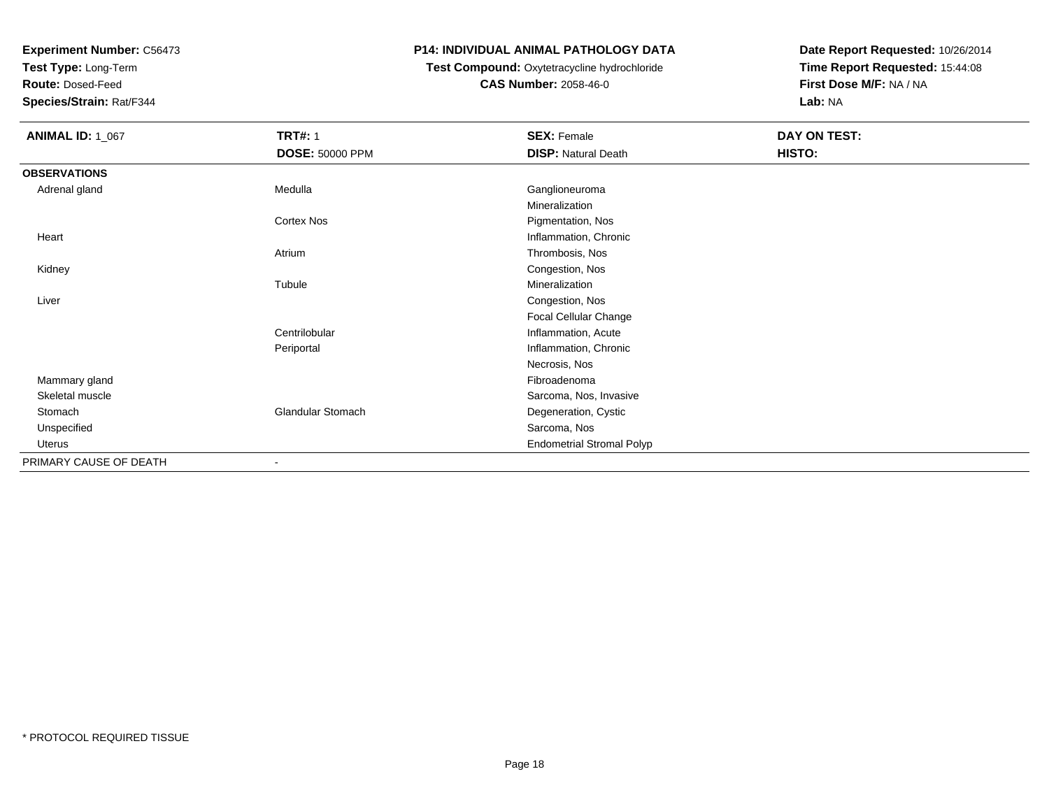**Experiment Number:** C56473
**Test Type:** Long-Term
**Route:** Dosed-Feed
**Species/Strain:** Rat/F344

**P14: INDIVIDUAL ANIMAL PATHOLOGY DATA**
**Test Compound:** Oxytetracycline hydrochloride
**CAS Number:** 2058-46-0

**Date Report Requested:** 10/26/2014
**Time Report Requested:** 15:44:08
**First Dose M/F:** NA / NA
**Lab:** NA

| **ANIMAL ID:** 1_067 | **TRT#:** 1 | **SEX:** Female | **DAY ON TEST:** |
|---|---|---|---|
| | **DOSE:** 50000 PPM | **DISP:** Natural Death | **HISTO:** |
| **OBSERVATIONS** | | | |
| Adrenal gland | Medulla | Ganglioneuroma | |
| | | Mineralization | |
| | Cortex Nos | Pigmentation, Nos | |
| Heart | | Inflammation, Chronic | |
| | Atrium | Thrombosis, Nos | |
| Kidney | | Congestion, Nos | |
| | Tubule | Mineralization | |
| Liver | | Congestion, Nos | |
| | | Focal Cellular Change | |
| | Centrilobular | Inflammation, Acute | |
| | Periportal | Inflammation, Chronic | |
| | | Necrosis, Nos | |
| Mammary gland | | Fibroadenoma | |
| Skeletal muscle | | Sarcoma, Nos, Invasive | |
| Stomach | Glandular Stomach | Degeneration, Cystic | |
| Unspecified | | Sarcoma, Nos | |
| Uterus | | Endometrial Stromal Polyp | |
| PRIMARY CAUSE OF DEATH | - | | |

* PROTOCOL REQUIRED TISSUE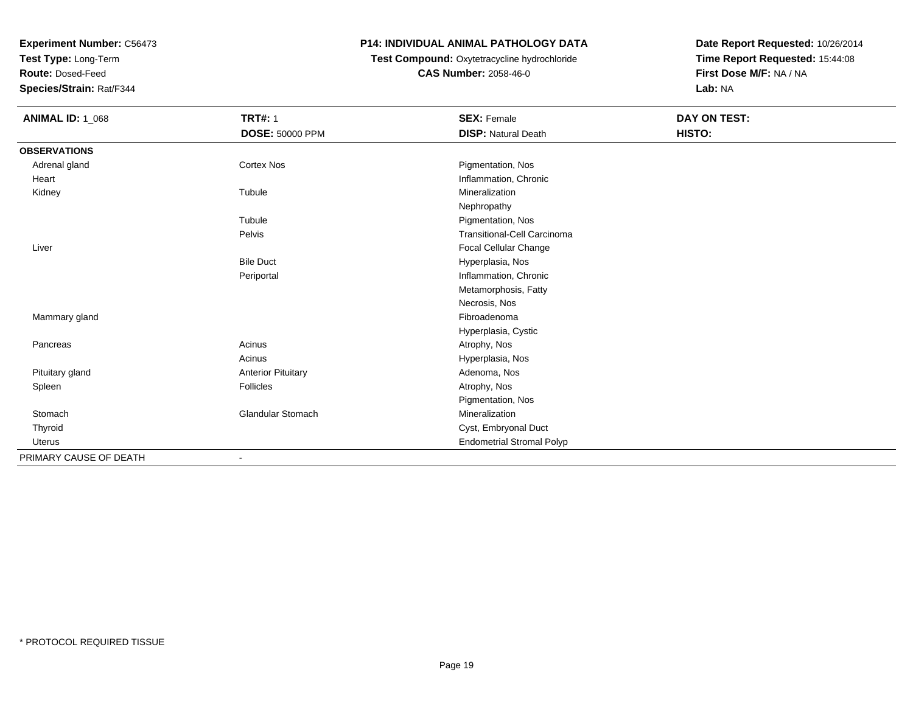**Experiment Number:** C56473
**Test Type:** Long-Term
**Route:** Dosed-Feed
**Species/Strain:** Rat/F344

**P14: INDIVIDUAL ANIMAL PATHOLOGY DATA**
**Test Compound:** Oxytetracycline hydrochloride
**CAS Number:** 2058-46-0

**Date Report Requested:** 10/26/2014
**Time Report Requested:** 15:44:08
**First Dose M/F:** NA / NA
**Lab:** NA

| **ANIMAL ID:** 1_068 | **TRT#:** 1 | **SEX:** Female | **DAY ON TEST:** |
|---|---|---|---|
| | **DOSE:** 50000 PPM | **DISP:** Natural Death | **HISTO:** |
| **OBSERVATIONS** | | | |
| Adrenal gland | Cortex Nos | Pigmentation, Nos | |
| Heart | | Inflammation, Chronic | |
| Kidney | Tubule | Mineralization | |
| | | Nephropathy | |
| | Tubule | Pigmentation, Nos | |
| | Pelvis | Transitional-Cell Carcinoma | |
| Liver | | Focal Cellular Change | |
| | Bile Duct | Hyperplasia, Nos | |
| | Periportal | Inflammation, Chronic | |
| | | Metamorphosis, Fatty | |
| | | Necrosis, Nos | |
| Mammary gland | | Fibroadenoma | |
| | | Hyperplasia, Cystic | |
| Pancreas | Acinus | Atrophy, Nos | |
| | Acinus | Hyperplasia, Nos | |
| Pituitary gland | Anterior Pituitary | Adenoma, Nos | |
| Spleen | Follicles | Atrophy, Nos | |
| | | Pigmentation, Nos | |
| Stomach | Glandular Stomach | Mineralization | |
| Thyroid | | Cyst, Embryonal Duct | |
| Uterus | | Endometrial Stromal Polyp | |
| PRIMARY CAUSE OF DEATH | - | | |

* PROTOCOL REQUIRED TISSUE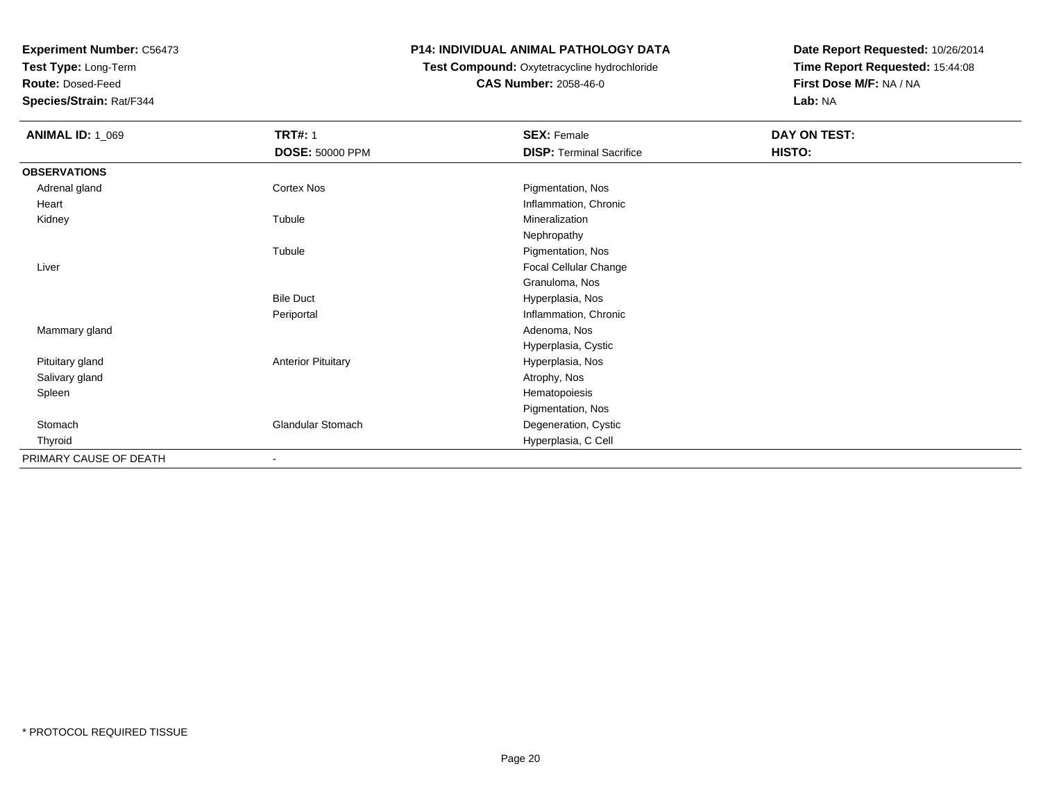**Experiment Number:** C56473
**Test Type:** Long-Term
**Route:** Dosed-Feed
**Species/Strain:** Rat/F344

**P14: INDIVIDUAL ANIMAL PATHOLOGY DATA**
**Test Compound:** Oxytetracycline hydrochloride
**CAS Number:** 2058-46-0

**Date Report Requested:** 10/26/2014
**Time Report Requested:** 15:44:08
**First Dose M/F:** NA / NA
**Lab:** NA

| **ANIMAL ID:** 1_069 | **TRT#:** 1 | **SEX:** Female | **DAY ON TEST:** |
|---|---|---|---|
| | **DOSE:** 50000 PPM | **DISP:** Terminal Sacrifice | **HISTO:** |
| **OBSERVATIONS** | | | |
| Adrenal gland | Cortex Nos | Pigmentation, Nos | |
| Heart | | Inflammation, Chronic | |
| Kidney | Tubule | Mineralization | |
| | | Nephropathy | |
| | Tubule | Pigmentation, Nos | |
| Liver | | Focal Cellular Change | |
| | | Granuloma, Nos | |
| | Bile Duct | Hyperplasia, Nos | |
| | Periportal | Inflammation, Chronic | |
| Mammary gland | | Adenoma, Nos | |
| | | Hyperplasia, Cystic | |
| Pituitary gland | Anterior Pituitary | Hyperplasia, Nos | |
| Salivary gland | | Atrophy, Nos | |
| Spleen | | Hematopoiesis | |
| | | Pigmentation, Nos | |
| Stomach | Glandular Stomach | Degeneration, Cystic | |
| Thyroid | | Hyperplasia, C Cell | |
| PRIMARY CAUSE OF DEATH | - | | |

* PROTOCOL REQUIRED TISSUE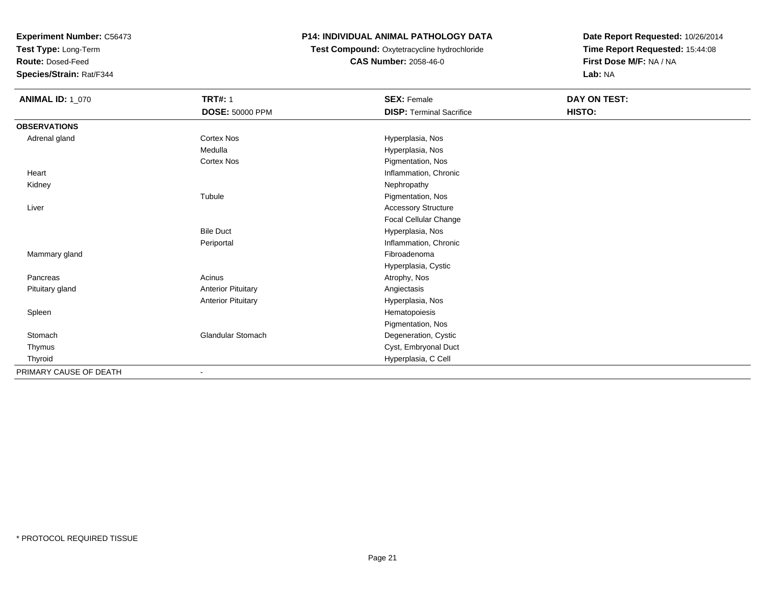**Experiment Number:** C56473
**Test Type:** Long-Term
**Route:** Dosed-Feed
**Species/Strain:** Rat/F344

**P14: INDIVIDUAL ANIMAL PATHOLOGY DATA**
**Test Compound:** Oxytetracycline hydrochloride
**CAS Number:** 2058-46-0

**Date Report Requested:** 10/26/2014
**Time Report Requested:** 15:44:08
**First Dose M/F:** NA / NA
**Lab:** NA

| **ANIMAL ID:** 1_070 | **TRT#:** 1 | **SEX:** Female | **DAY ON TEST:** |
|---|---|---|---|
| | **DOSE:** 50000 PPM | **DISP:** Terminal Sacrifice | **HISTO:** |
| **OBSERVATIONS** | | | |
| Adrenal gland | Cortex Nos | Hyperplasia, Nos | |
| | Medulla | Hyperplasia, Nos | |
| | Cortex Nos | Pigmentation, Nos | |
| Heart | | Inflammation, Chronic | |
| Kidney | | Nephropathy | |
| | Tubule | Pigmentation, Nos | |
| Liver | | Accessory Structure | |
| | | Focal Cellular Change | |
| | Bile Duct | Hyperplasia, Nos | |
| | Periportal | Inflammation, Chronic | |
| Mammary gland | | Fibroadenoma | |
| | | Hyperplasia, Cystic | |
| Pancreas | Acinus | Atrophy, Nos | |
| Pituitary gland | Anterior Pituitary | Angiectasis | |
| | Anterior Pituitary | Hyperplasia, Nos | |
| Spleen | | Hematopoiesis | |
| | | Pigmentation, Nos | |
| Stomach | Glandular Stomach | Degeneration, Cystic | |
| Thymus | | Cyst, Embryonal Duct | |
| Thyroid | | Hyperplasia, C Cell | |
| PRIMARY CAUSE OF DEATH | - | | |

* PROTOCOL REQUIRED TISSUE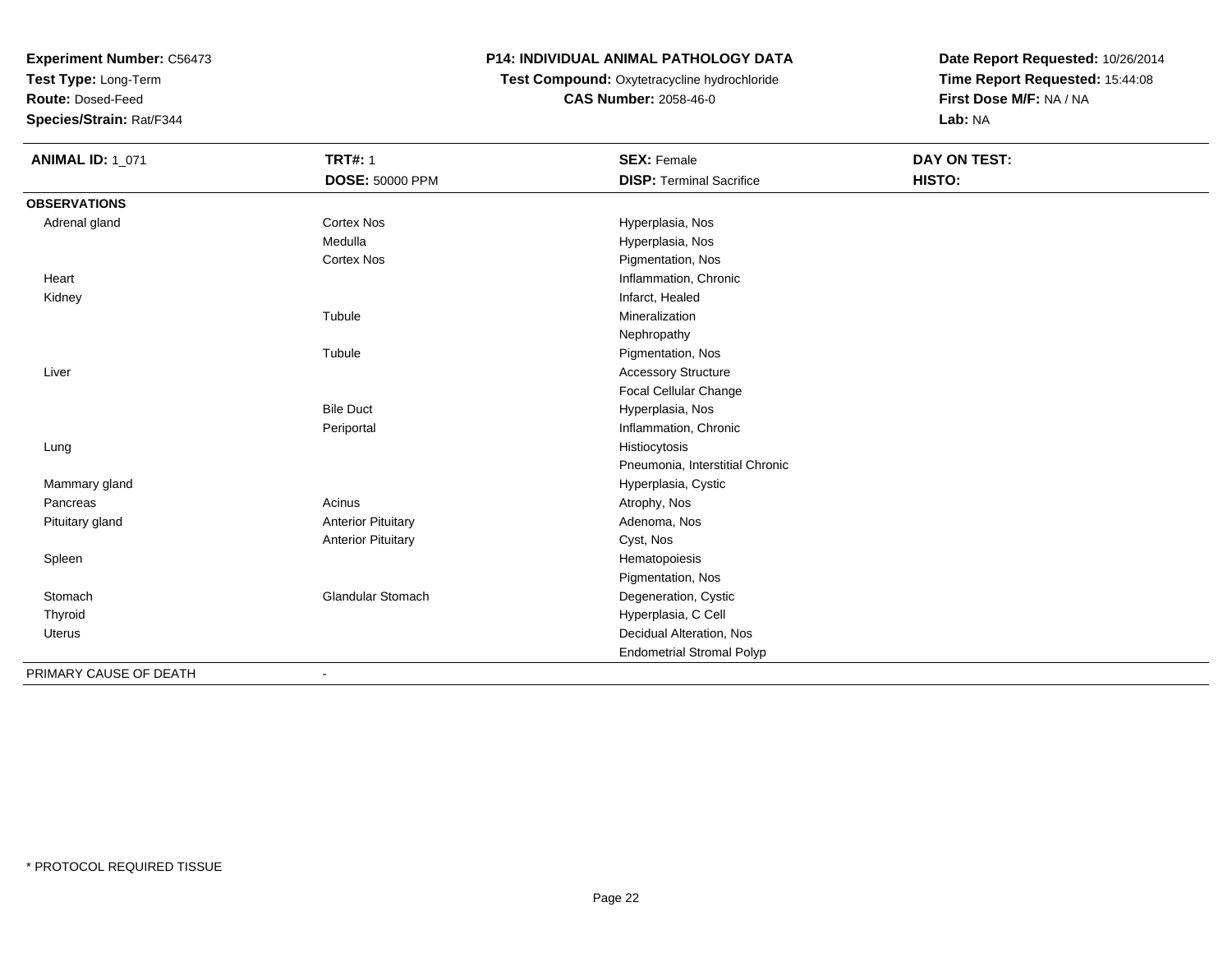**Experiment Number:** C56473
**Test Type:** Long-Term
**Route:** Dosed-Feed
**Species/Strain:** Rat/F344

**P14: INDIVIDUAL ANIMAL PATHOLOGY DATA**
**Test Compound:** Oxytetracycline hydrochloride
**CAS Number:** 2058-46-0

**Date Report Requested:** 10/26/2014
**Time Report Requested:** 15:44:08
**First Dose M/F:** NA / NA
**Lab:** NA

| **ANIMAL ID:** 1_071 | **TRT#:** 1 | **SEX:** Female | **DAY ON TEST:** |
|---|---|---|---|
| | **DOSE:** 50000 PPM | **DISP:** Terminal Sacrifice | **HISTO:** |
| **OBSERVATIONS** | | | |
| Adrenal gland | Cortex Nos | Hyperplasia, Nos | |
| | Medulla | Hyperplasia, Nos | |
| | Cortex Nos | Pigmentation, Nos | |
| Heart | | Inflammation, Chronic | |
| Kidney | | Infarct, Healed | |
| | Tubule | Mineralization | |
| | | Nephropathy | |
| | Tubule | Pigmentation, Nos | |
| Liver | | Accessory Structure | |
| | | Focal Cellular Change | |
| | Bile Duct | Hyperplasia, Nos | |
| | Periportal | Inflammation, Chronic | |
| Lung | | Histiocytosis | |
| | | Pneumonia, Interstitial Chronic | |
| Mammary gland | | Hyperplasia, Cystic | |
| Pancreas | Acinus | Atrophy, Nos | |
| Pituitary gland | Anterior Pituitary | Adenoma, Nos | |
| | Anterior Pituitary | Cyst, Nos | |
| Spleen | | Hematopoiesis | |
| | | Pigmentation, Nos | |
| Stomach | Glandular Stomach | Degeneration, Cystic | |
| Thyroid | | Hyperplasia, C Cell | |
| Uterus | | Decidual Alteration, Nos | |
| | | Endometrial Stromal Polyp | |
| PRIMARY CAUSE OF DEATH | - | | |

* PROTOCOL REQUIRED TISSUE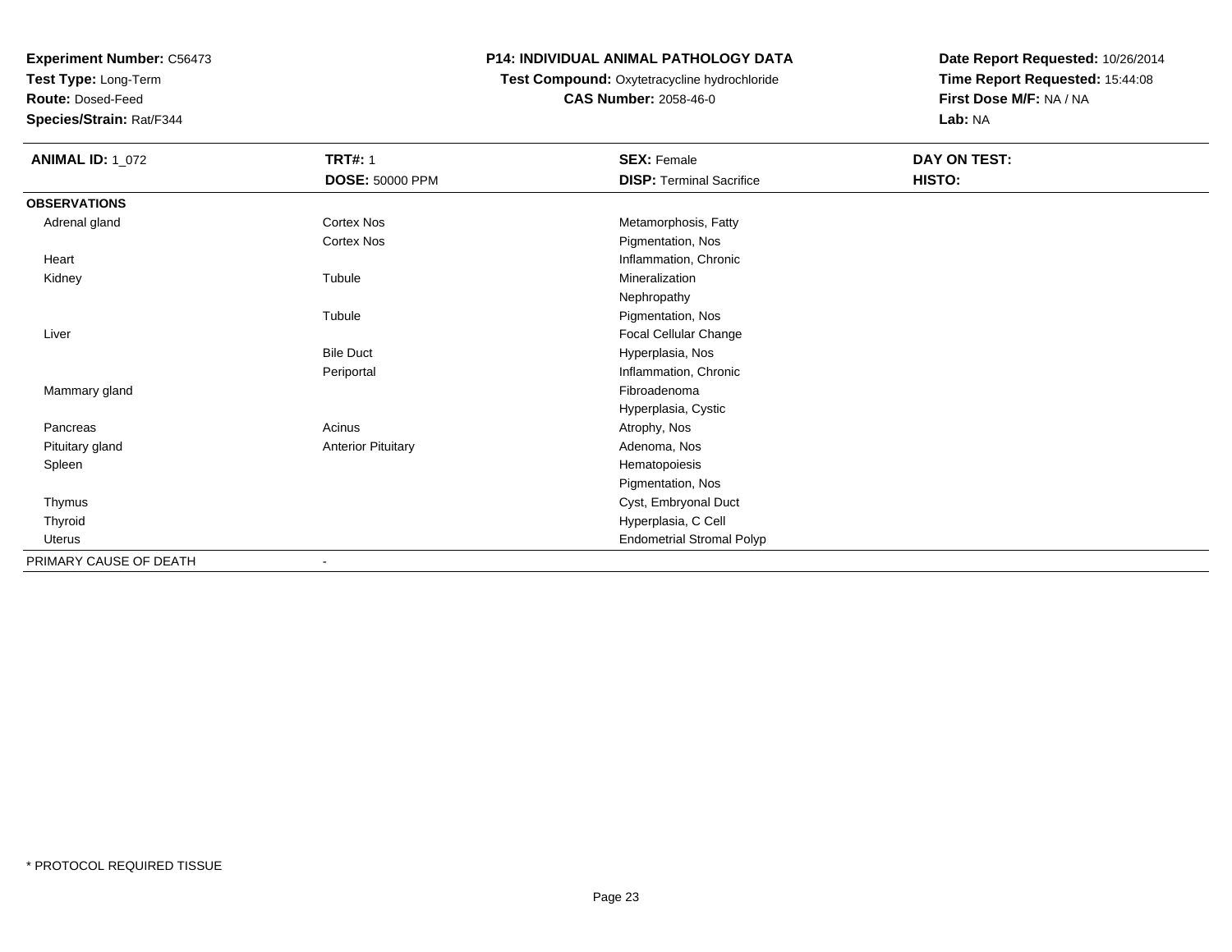**Experiment Number:** C56473
**Test Type:** Long-Term
**Route:** Dosed-Feed
**Species/Strain:** Rat/F344

**P14: INDIVIDUAL ANIMAL PATHOLOGY DATA**
**Test Compound:** Oxytetracycline hydrochloride
**CAS Number:** 2058-46-0

**Date Report Requested:** 10/26/2014
**Time Report Requested:** 15:44:08
**First Dose M/F:** NA / NA
**Lab:** NA

| **ANIMAL ID:** 1_072 | **TRT#:** 1 | **SEX:** Female | **DAY ON TEST:** |
|---|---|---|---|
| | **DOSE:** 50000 PPM | **DISP:** Terminal Sacrifice | **HISTO:** |
| **OBSERVATIONS** | | | |
| Adrenal gland | Cortex Nos | Metamorphosis, Fatty | |
| | Cortex Nos | Pigmentation, Nos | |
| Heart | | Inflammation, Chronic | |
| Kidney | Tubule | Mineralization | |
| | | Nephropathy | |
| | Tubule | Pigmentation, Nos | |
| Liver | | Focal Cellular Change | |
| | Bile Duct | Hyperplasia, Nos | |
| | Periportal | Inflammation, Chronic | |
| Mammary gland | | Fibroadenoma | |
| | | Hyperplasia, Cystic | |
| Pancreas | Acinus | Atrophy, Nos | |
| Pituitary gland | Anterior Pituitary | Adenoma, Nos | |
| Spleen | | Hematopoiesis | |
| | | Pigmentation, Nos | |
| Thymus | | Cyst, Embryonal Duct | |
| Thyroid | | Hyperplasia, C Cell | |
| Uterus | | Endometrial Stromal Polyp | |
| PRIMARY CAUSE OF DEATH | - | | |

* PROTOCOL REQUIRED TISSUE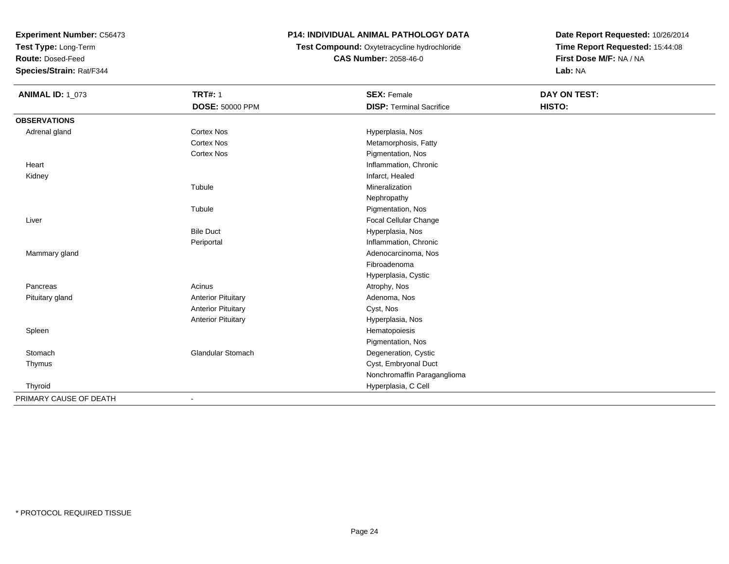**Experiment Number:** C56473
**Test Type:** Long-Term
**Route:** Dosed-Feed
**Species/Strain:** Rat/F344

**P14: INDIVIDUAL ANIMAL PATHOLOGY DATA**
**Test Compound:** Oxytetracycline hydrochloride
**CAS Number:** 2058-46-0

**Date Report Requested:** 10/26/2014
**Time Report Requested:** 15:44:08
**First Dose M/F:** NA / NA
**Lab:** NA

| **ANIMAL ID:** 1_073 | **TRT#:** 1 | **SEX:** Female | **DAY ON TEST:** |
|---|---|---|---|
| | **DOSE:** 50000 PPM | **DISP:** Terminal Sacrifice | **HISTO:** |
| **OBSERVATIONS** | | | |
| Adrenal gland | Cortex Nos | Hyperplasia, Nos | |
| | Cortex Nos | Metamorphosis, Fatty | |
| | Cortex Nos | Pigmentation, Nos | |
| Heart | | Inflammation, Chronic | |
| Kidney | | Infarct, Healed | |
| | Tubule | Mineralization | |
| | | Nephropathy | |
| | Tubule | Pigmentation, Nos | |
| Liver | | Focal Cellular Change | |
| | Bile Duct | Hyperplasia, Nos | |
| | Periportal | Inflammation, Chronic | |
| Mammary gland | | Adenocarcinoma, Nos | |
| | | Fibroadenoma | |
| | | Hyperplasia, Cystic | |
| Pancreas | Acinus | Atrophy, Nos | |
| Pituitary gland | Anterior Pituitary | Adenoma, Nos | |
| | Anterior Pituitary | Cyst, Nos | |
| | Anterior Pituitary | Hyperplasia, Nos | |
| Spleen | | Hematopoiesis | |
| | | Pigmentation, Nos | |
| Stomach | Glandular Stomach | Degeneration, Cystic | |
| Thymus | | Cyst, Embryonal Duct | |
| | | Nonchromaffin Paraganglioma | |
| Thyroid | | Hyperplasia, C Cell | |
| PRIMARY CAUSE OF DEATH | - | | |

\* PROTOCOL REQUIRED TISSUE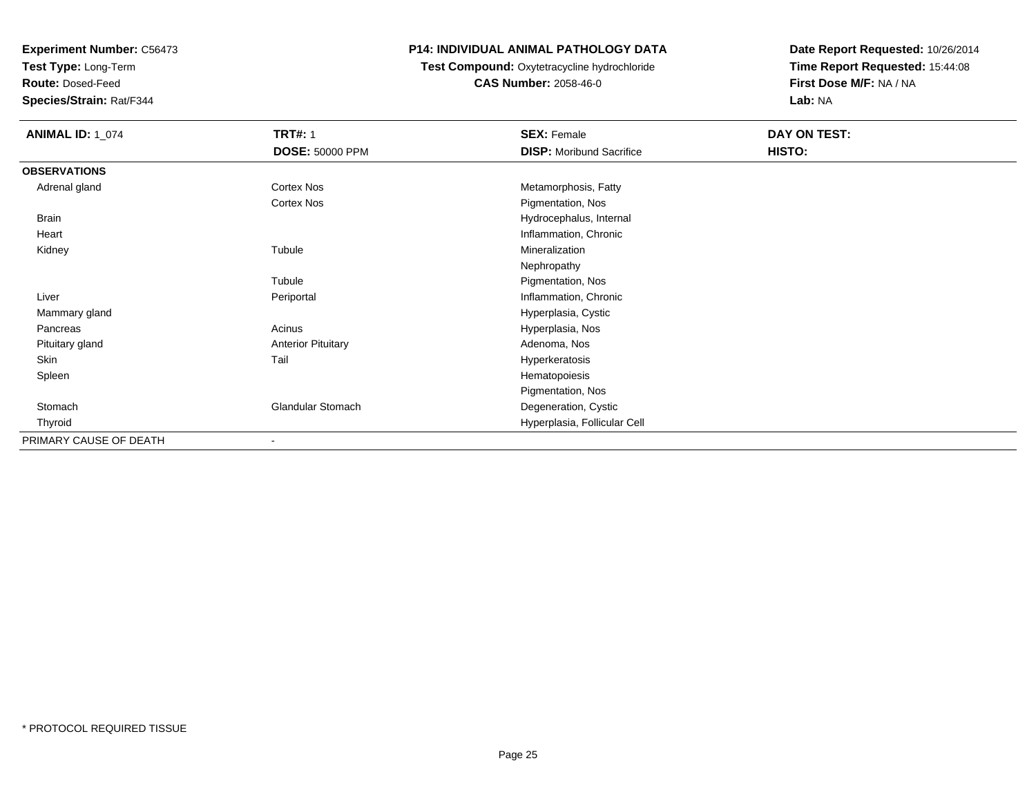**Experiment Number:** C56473
**Test Type:** Long-Term
**Route:** Dosed-Feed
**Species/Strain:** Rat/F344

**P14: INDIVIDUAL ANIMAL PATHOLOGY DATA**
**Test Compound:** Oxytetracycline hydrochloride
**CAS Number:** 2058-46-0

**Date Report Requested:** 10/26/2014
**Time Report Requested:** 15:44:08
**First Dose M/F:** NA / NA
**Lab:** NA

| **ANIMAL ID:** 1_074 | **TRT#:** 1 | **SEX:** Female | **DAY ON TEST:** |
|---|---|---|---|
| | **DOSE:** 50000 PPM | **DISP:** Moribund Sacrifice | **HISTO:** |
| **OBSERVATIONS** | | | |
| Adrenal gland | Cortex Nos | Metamorphosis, Fatty | |
| | Cortex Nos | Pigmentation, Nos | |
| Brain | | Hydrocephalus, Internal | |
| Heart | | Inflammation, Chronic | |
| Kidney | Tubule | Mineralization | |
| | | Nephropathy | |
| | Tubule | Pigmentation, Nos | |
| Liver | Periportal | Inflammation, Chronic | |
| Mammary gland | | Hyperplasia, Cystic | |
| Pancreas | Acinus | Hyperplasia, Nos | |
| Pituitary gland | Anterior Pituitary | Adenoma, Nos | |
| Skin | Tail | Hyperkeratosis | |
| Spleen | | Hematopoiesis | |
| | | Pigmentation, Nos | |
| Stomach | Glandular Stomach | Degeneration, Cystic | |
| Thyroid | | Hyperplasia, Follicular Cell | |
| PRIMARY CAUSE OF DEATH | - | | |

* PROTOCOL REQUIRED TISSUE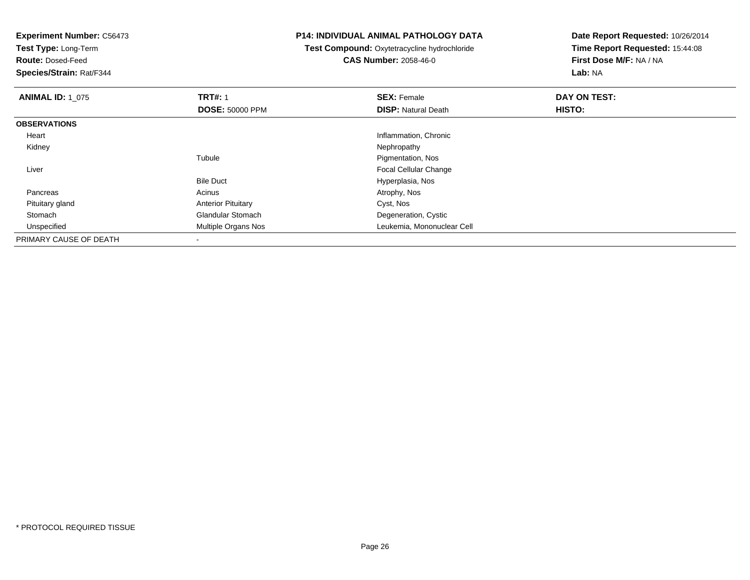**Experiment Number:** C56473
**Test Type:** Long-Term
**Route:** Dosed-Feed
**Species/Strain:** Rat/F344

**P14: INDIVIDUAL ANIMAL PATHOLOGY DATA**
**Test Compound:** Oxytetracycline hydrochloride
**CAS Number:** 2058-46-0

**Date Report Requested:** 10/26/2014
**Time Report Requested:** 15:44:08
**First Dose M/F:** NA / NA
**Lab:** NA

| **ANIMAL ID:** 1_075 | **TRT#:** 1 | **SEX:** Female | **DAY ON TEST:** |
|---|---|---|---|
| | **DOSE:** 50000 PPM | **DISP:** Natural Death | **HISTO:** |
| **OBSERVATIONS** | | | |
| Heart | | Inflammation, Chronic | |
| Kidney | | Nephropathy | |
| | Tubule | Pigmentation, Nos | |
| Liver | | Focal Cellular Change | |
| | Bile Duct | Hyperplasia, Nos | |
| Pancreas | Acinus | Atrophy, Nos | |
| Pituitary gland | Anterior Pituitary | Cyst, Nos | |
| Stomach | Glandular Stomach | Degeneration, Cystic | |
| Unspecified | Multiple Organs Nos | Leukemia, Mononuclear Cell | |
| PRIMARY CAUSE OF DEATH | - | | |

* PROTOCOL REQUIRED TISSUE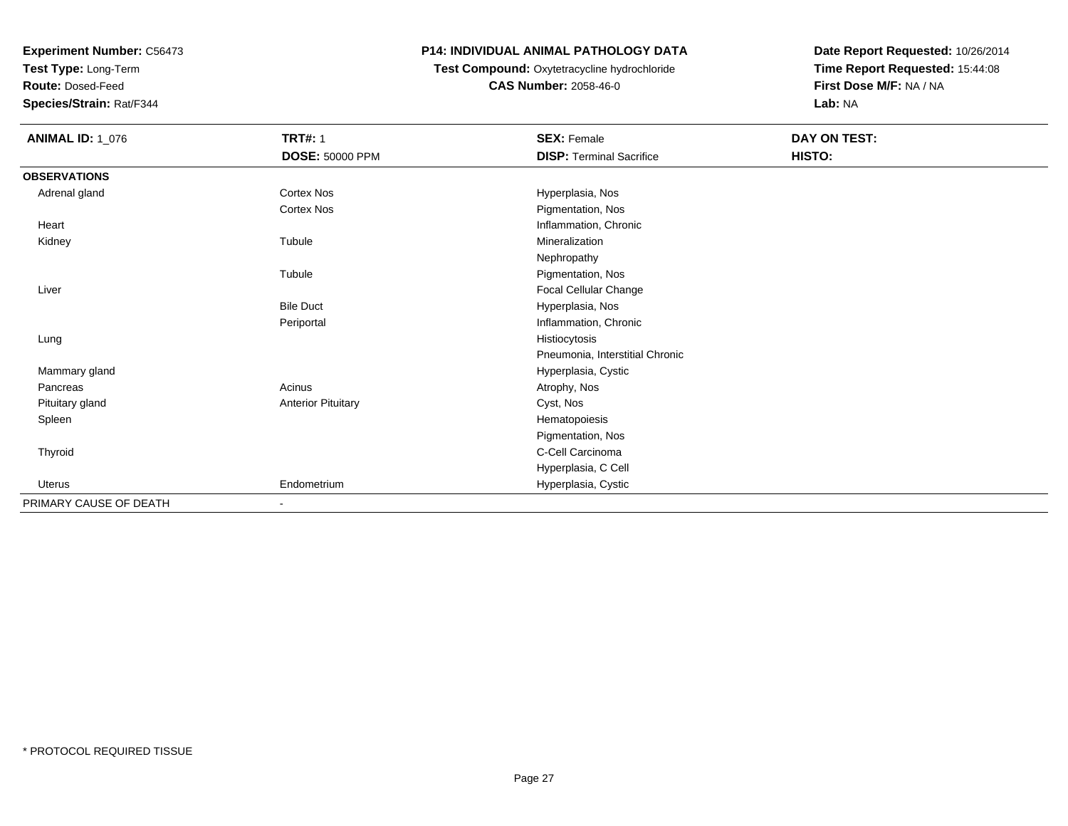**Experiment Number:** C56473
**Test Type:** Long-Term
**Route:** Dosed-Feed
**Species/Strain:** Rat/F344

**P14: INDIVIDUAL ANIMAL PATHOLOGY DATA**
**Test Compound:** Oxytetracycline hydrochloride
**CAS Number:** 2058-46-0

**Date Report Requested:** 10/26/2014
**Time Report Requested:** 15:44:08
**First Dose M/F:** NA / NA
**Lab:** NA

| **ANIMAL ID:** 1_076 | **TRT#:** 1 | **SEX:** Female | **DAY ON TEST:** |
|---|---|---|---|
| | **DOSE:** 50000 PPM | **DISP:** Terminal Sacrifice | **HISTO:** |
| **OBSERVATIONS** | | | |
| Adrenal gland | Cortex Nos | Hyperplasia, Nos | |
| | Cortex Nos | Pigmentation, Nos | |
| Heart | | Inflammation, Chronic | |
| Kidney | Tubule | Mineralization | |
| | | Nephropathy | |
| | Tubule | Pigmentation, Nos | |
| Liver | | Focal Cellular Change | |
| | Bile Duct | Hyperplasia, Nos | |
| | Periportal | Inflammation, Chronic | |
| Lung | | Histiocytosis | |
| | | Pneumonia, Interstitial Chronic | |
| Mammary gland | | Hyperplasia, Cystic | |
| Pancreas | Acinus | Atrophy, Nos | |
| Pituitary gland | Anterior Pituitary | Cyst, Nos | |
| Spleen | | Hematopoiesis | |
| | | Pigmentation, Nos | |
| Thyroid | | C-Cell Carcinoma | |
| | | Hyperplasia, C Cell | |
| Uterus | Endometrium | Hyperplasia, Cystic | |
| PRIMARY CAUSE OF DEATH | - | | |

\* PROTOCOL REQUIRED TISSUE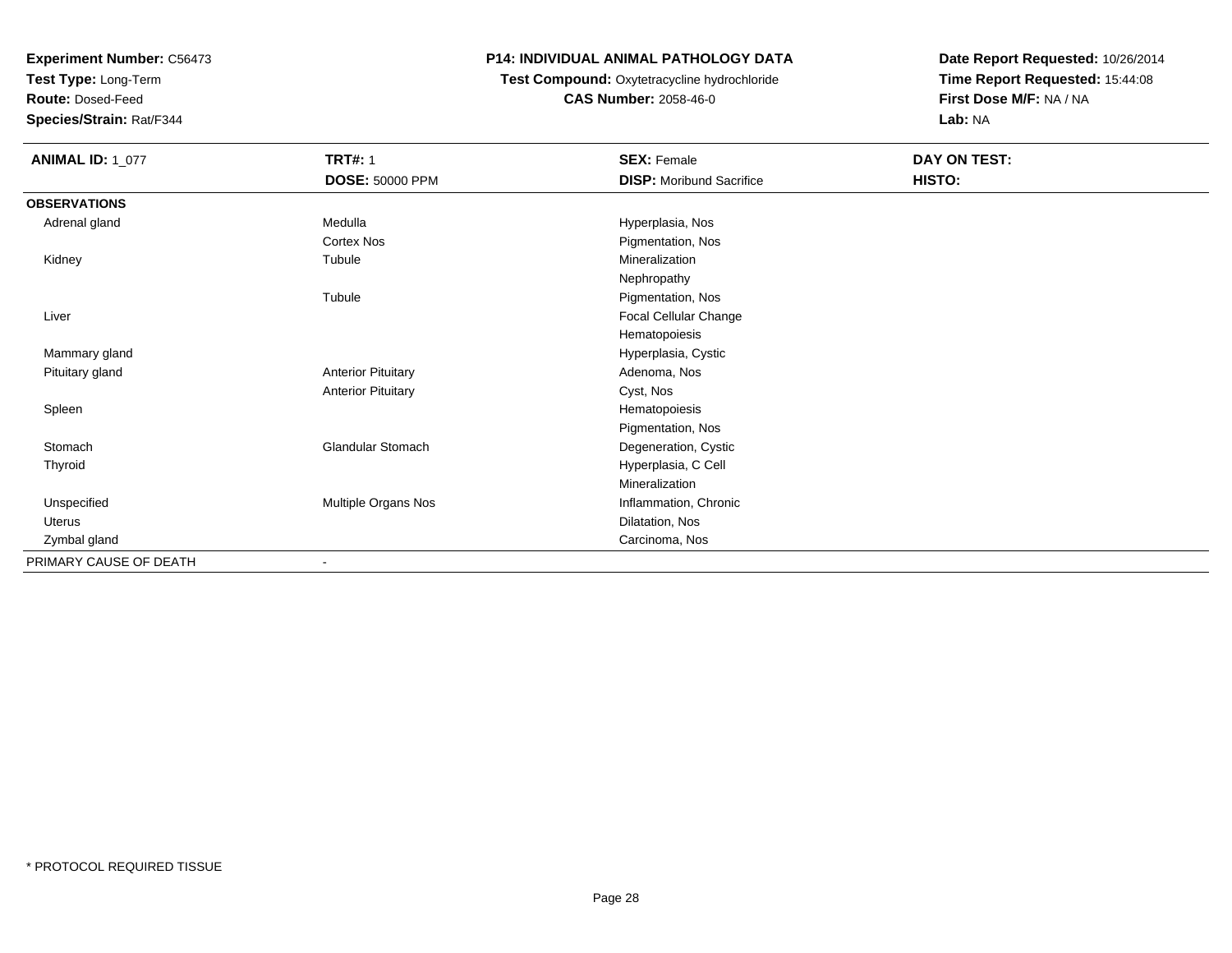**Experiment Number:** C56473
**Test Type:** Long-Term
**Route:** Dosed-Feed
**Species/Strain:** Rat/F344

**P14: INDIVIDUAL ANIMAL PATHOLOGY DATA**
**Test Compound:** Oxytetracycline hydrochloride
**CAS Number:** 2058-46-0

**Date Report Requested:** 10/26/2014
**Time Report Requested:** 15:44:08
**First Dose M/F:** NA / NA
**Lab:** NA

| **ANIMAL ID:** 1_077 | **TRT#:** 1 | **SEX:** Female | **DAY ON TEST:** |
|---|---|---|---|
| | **DOSE:** 50000 PPM | **DISP:** Moribund Sacrifice | **HISTO:** |
| **OBSERVATIONS** | | | |
| Adrenal gland | Medulla | Hyperplasia, Nos | |
| | Cortex Nos | Pigmentation, Nos | |
| Kidney | Tubule | Mineralization | |
| | | Nephropathy | |
| | Tubule | Pigmentation, Nos | |
| Liver | | Focal Cellular Change | |
| | | Hematopoiesis | |
| Mammary gland | | Hyperplasia, Cystic | |
| Pituitary gland | Anterior Pituitary | Adenoma, Nos | |
| | Anterior Pituitary | Cyst, Nos | |
| Spleen | | Hematopoiesis | |
| | | Pigmentation, Nos | |
| Stomach | Glandular Stomach | Degeneration, Cystic | |
| Thyroid | | Hyperplasia, C Cell | |
| | | Mineralization | |
| Unspecified | Multiple Organs Nos | Inflammation, Chronic | |
| Uterus | | Dilatation, Nos | |
| Zymbal gland | | Carcinoma, Nos | |
| PRIMARY CAUSE OF DEATH | - | | |

* PROTOCOL REQUIRED TISSUE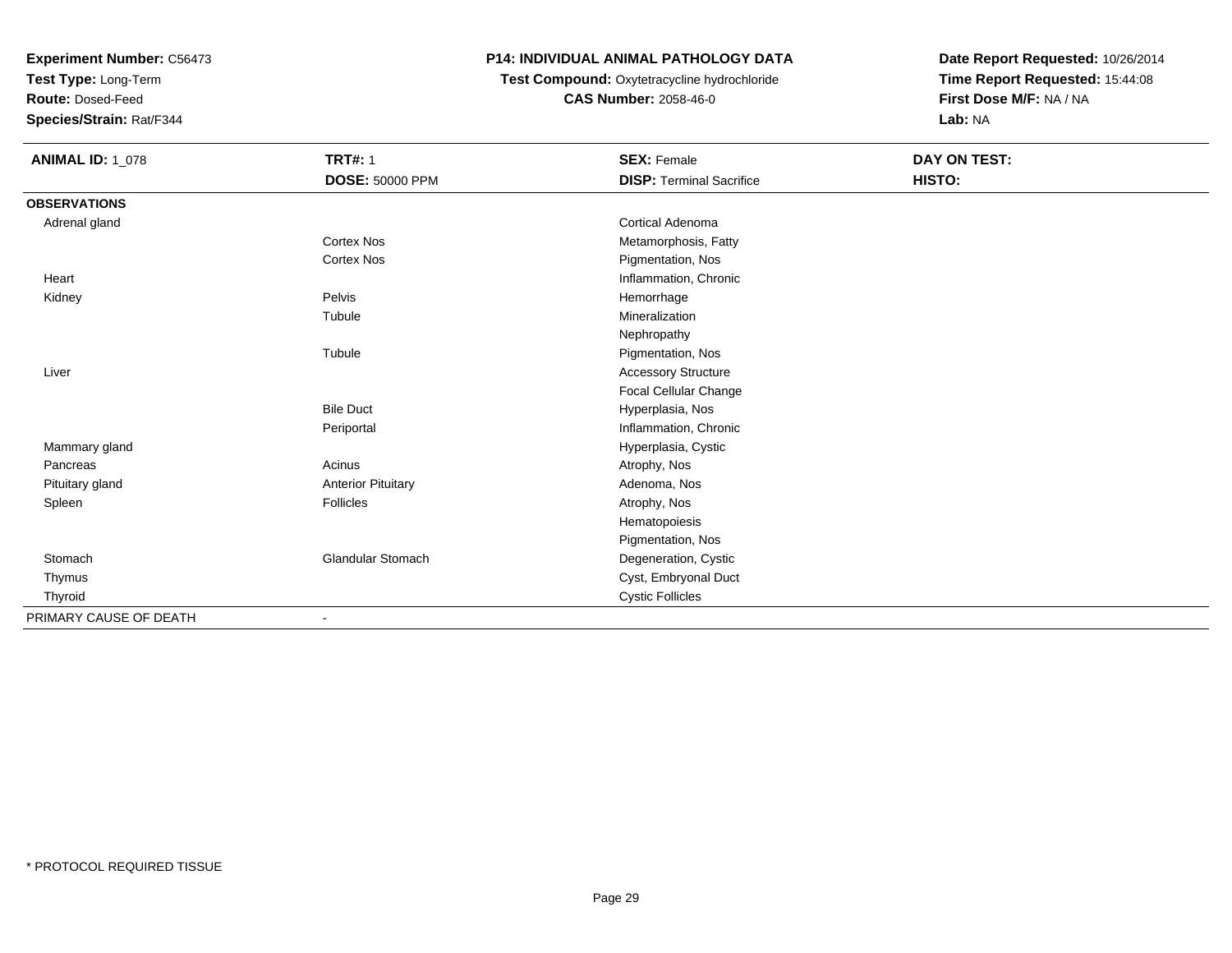**Experiment Number:** C56473
**Test Type:** Long-Term
**Route:** Dosed-Feed
**Species/Strain:** Rat/F344

**P14: INDIVIDUAL ANIMAL PATHOLOGY DATA**
**Test Compound:** Oxytetracycline hydrochloride
**CAS Number:** 2058-46-0

**Date Report Requested:** 10/26/2014
**Time Report Requested:** 15:44:08
**First Dose M/F:** NA / NA
**Lab:** NA

| **ANIMAL ID:** 1_078 | **TRT#:** 1 | **SEX:** Female | **DAY ON TEST:** |
|---|---|---|---|
| | **DOSE:** 50000 PPM | **DISP:** Terminal Sacrifice | **HISTO:** |
| **OBSERVATIONS** | | | |
| Adrenal gland | | Cortical Adenoma | |
| | Cortex Nos | Metamorphosis, Fatty | |
| | Cortex Nos | Pigmentation, Nos | |
| Heart | | Inflammation, Chronic | |
| Kidney | Pelvis | Hemorrhage | |
| | Tubule | Mineralization | |
| | | Nephropathy | |
| | Tubule | Pigmentation, Nos | |
| Liver | | Accessory Structure | |
| | | Focal Cellular Change | |
| | Bile Duct | Hyperplasia, Nos | |
| | Periportal | Inflammation, Chronic | |
| Mammary gland | | Hyperplasia, Cystic | |
| Pancreas | Acinus | Atrophy, Nos | |
| Pituitary gland | Anterior Pituitary | Adenoma, Nos | |
| Spleen | Follicles | Atrophy, Nos | |
| | | Hematopoiesis | |
| | | Pigmentation, Nos | |
| Stomach | Glandular Stomach | Degeneration, Cystic | |
| Thymus | | Cyst, Embryonal Duct | |
| Thyroid | | Cystic Follicles | |
| PRIMARY CAUSE OF DEATH | - | | |

* PROTOCOL REQUIRED TISSUE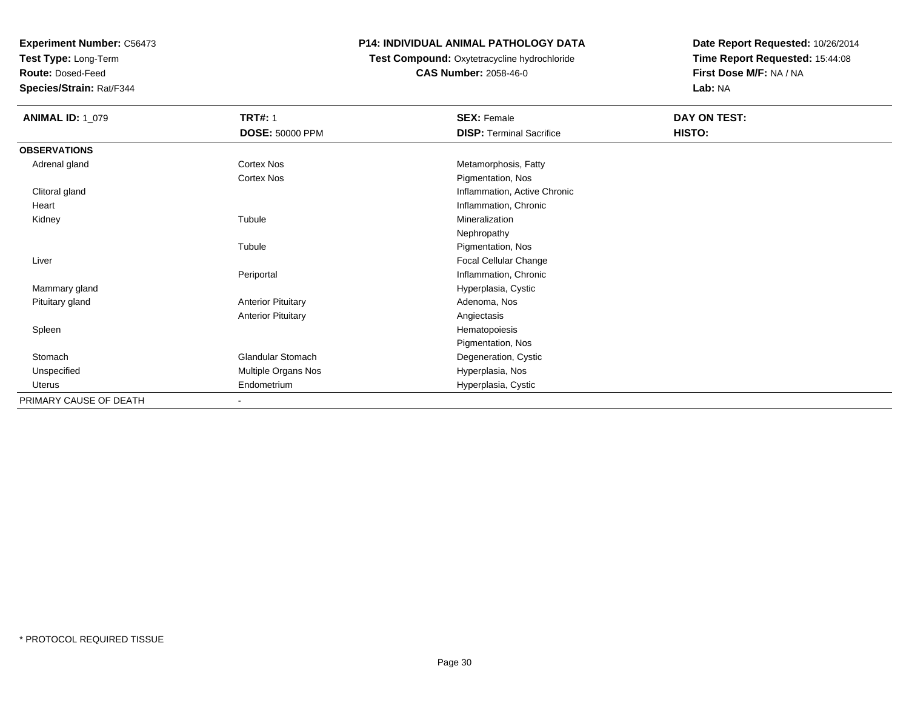**Experiment Number:** C56473
**Test Type:** Long-Term
**Route:** Dosed-Feed
**Species/Strain:** Rat/F344

**P14: INDIVIDUAL ANIMAL PATHOLOGY DATA**
**Test Compound:** Oxytetracycline hydrochloride
**CAS Number:** 2058-46-0

**Date Report Requested:** 10/26/2014
**Time Report Requested:** 15:44:08
**First Dose M/F:** NA / NA
**Lab:** NA

| **ANIMAL ID:** 1_079 | **TRT#:** 1 | **SEX:** Female | **DAY ON TEST:** |
|---|---|---|---|
| | **DOSE:** 50000 PPM | **DISP:** Terminal Sacrifice | **HISTO:** |
| **OBSERVATIONS** | | | |
| Adrenal gland | Cortex Nos | Metamorphosis, Fatty | |
| | Cortex Nos | Pigmentation, Nos | |
| Clitoral gland | | Inflammation, Active Chronic | |
| Heart | | Inflammation, Chronic | |
| Kidney | Tubule | Mineralization | |
| | | Nephropathy | |
| | Tubule | Pigmentation, Nos | |
| Liver | | Focal Cellular Change | |
| | Periportal | Inflammation, Chronic | |
| Mammary gland | | Hyperplasia, Cystic | |
| Pituitary gland | Anterior Pituitary | Adenoma, Nos | |
| | Anterior Pituitary | Angiectasis | |
| Spleen | | Hematopoiesis | |
| | | Pigmentation, Nos | |
| Stomach | Glandular Stomach | Degeneration, Cystic | |
| Unspecified | Multiple Organs Nos | Hyperplasia, Nos | |
| Uterus | Endometrium | Hyperplasia, Cystic | |
| PRIMARY CAUSE OF DEATH | - | | |

* PROTOCOL REQUIRED TISSUE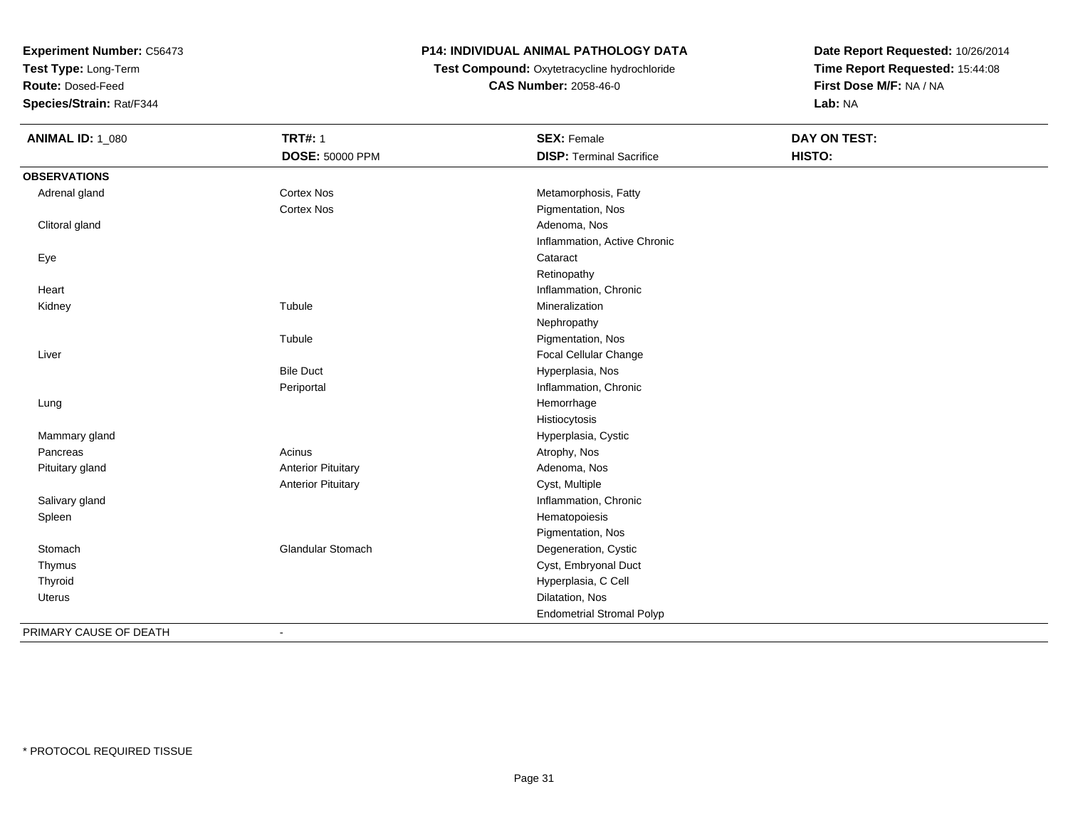**Experiment Number:** C56473
**Test Type:** Long-Term
**Route:** Dosed-Feed
**Species/Strain:** Rat/F344

**P14: INDIVIDUAL ANIMAL PATHOLOGY DATA**
**Test Compound:** Oxytetracycline hydrochloride
**CAS Number:** 2058-46-0

**Date Report Requested:** 10/26/2014
**Time Report Requested:** 15:44:08
**First Dose M/F:** NA / NA
**Lab:** NA

| **ANIMAL ID:** 1_080 | **TRT#:** 1 | **SEX:** Female | **DAY ON TEST:** |
|---|---|---|---|
| | **DOSE:** 50000 PPM | **DISP:** Terminal Sacrifice | **HISTO:** |
| **OBSERVATIONS** | | | |
| Adrenal gland | Cortex Nos | Metamorphosis, Fatty | |
| | Cortex Nos | Pigmentation, Nos | |
| Clitoral gland | | Adenoma, Nos | |
| | | Inflammation, Active Chronic | |
| Eye | | Cataract | |
| | | Retinopathy | |
| Heart | | Inflammation, Chronic | |
| Kidney | Tubule | Mineralization | |
| | | Nephropathy | |
| | Tubule | Pigmentation, Nos | |
| Liver | | Focal Cellular Change | |
| | Bile Duct | Hyperplasia, Nos | |
| | Periportal | Inflammation, Chronic | |
| Lung | | Hemorrhage | |
| | | Histiocytosis | |
| Mammary gland | | Hyperplasia, Cystic | |
| Pancreas | Acinus | Atrophy, Nos | |
| Pituitary gland | Anterior Pituitary | Adenoma, Nos | |
| | Anterior Pituitary | Cyst, Multiple | |
| Salivary gland | | Inflammation, Chronic | |
| Spleen | | Hematopoiesis | |
| | | Pigmentation, Nos | |
| Stomach | Glandular Stomach | Degeneration, Cystic | |
| Thymus | | Cyst, Embryonal Duct | |
| Thyroid | | Hyperplasia, C Cell | |
| Uterus | | Dilatation, Nos | |
| | | Endometrial Stromal Polyp | |
| PRIMARY CAUSE OF DEATH | - | | |

* PROTOCOL REQUIRED TISSUE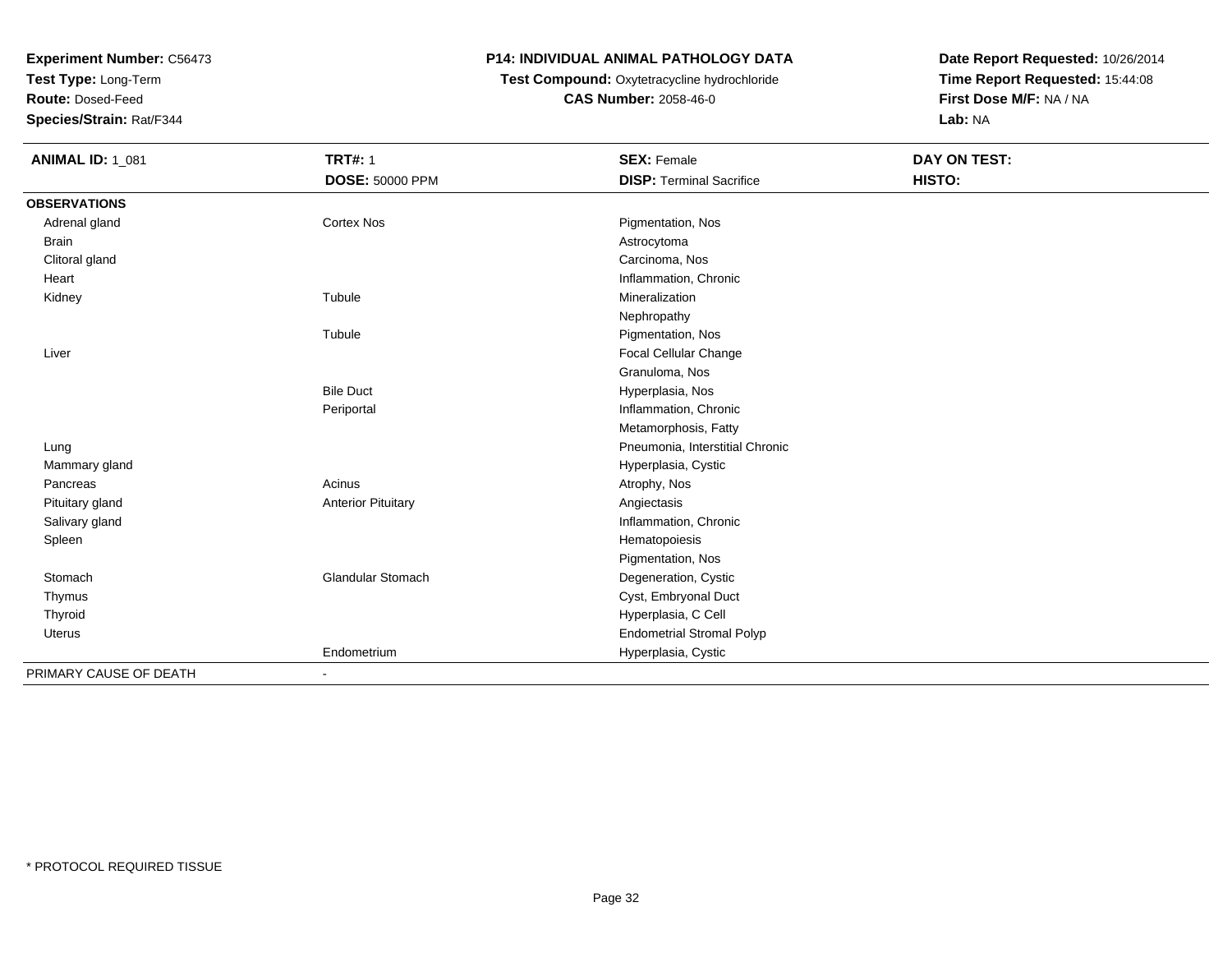**Experiment Number:** C56473
**Test Type:** Long-Term
**Route:** Dosed-Feed
**Species/Strain:** Rat/F344

**P14: INDIVIDUAL ANIMAL PATHOLOGY DATA**
**Test Compound:** Oxytetracycline hydrochloride
**CAS Number:** 2058-46-0

**Date Report Requested:** 10/26/2014
**Time Report Requested:** 15:44:08
**First Dose M/F:** NA / NA
**Lab:** NA

| **ANIMAL ID:** 1_081 | **TRT#:** 1 | **SEX:** Female | **DAY ON TEST:** |
|---|---|---|---|
| | **DOSE:** 50000 PPM | **DISP:** Terminal Sacrifice | **HISTO:** |
| **OBSERVATIONS** | | | |
| Adrenal gland | Cortex Nos | Pigmentation, Nos | |
| Brain | | Astrocytoma | |
| Clitoral gland | | Carcinoma, Nos | |
| Heart | | Inflammation, Chronic | |
| Kidney | Tubule | Mineralization | |
| | | Nephropathy | |
| | Tubule | Pigmentation, Nos | |
| Liver | | Focal Cellular Change | |
| | | Granuloma, Nos | |
| | Bile Duct | Hyperplasia, Nos | |
| | Periportal | Inflammation, Chronic | |
| | | Metamorphosis, Fatty | |
| Lung | | Pneumonia, Interstitial Chronic | |
| Mammary gland | | Hyperplasia, Cystic | |
| Pancreas | Acinus | Atrophy, Nos | |
| Pituitary gland | Anterior Pituitary | Angiectasis | |
| Salivary gland | | Inflammation, Chronic | |
| Spleen | | Hematopoiesis | |
| | | Pigmentation, Nos | |
| Stomach | Glandular Stomach | Degeneration, Cystic | |
| Thymus | | Cyst, Embryonal Duct | |
| Thyroid | | Hyperplasia, C Cell | |
| Uterus | | Endometrial Stromal Polyp | |
| | Endometrium | Hyperplasia, Cystic | |
| PRIMARY CAUSE OF DEATH | - | | |

* PROTOCOL REQUIRED TISSUE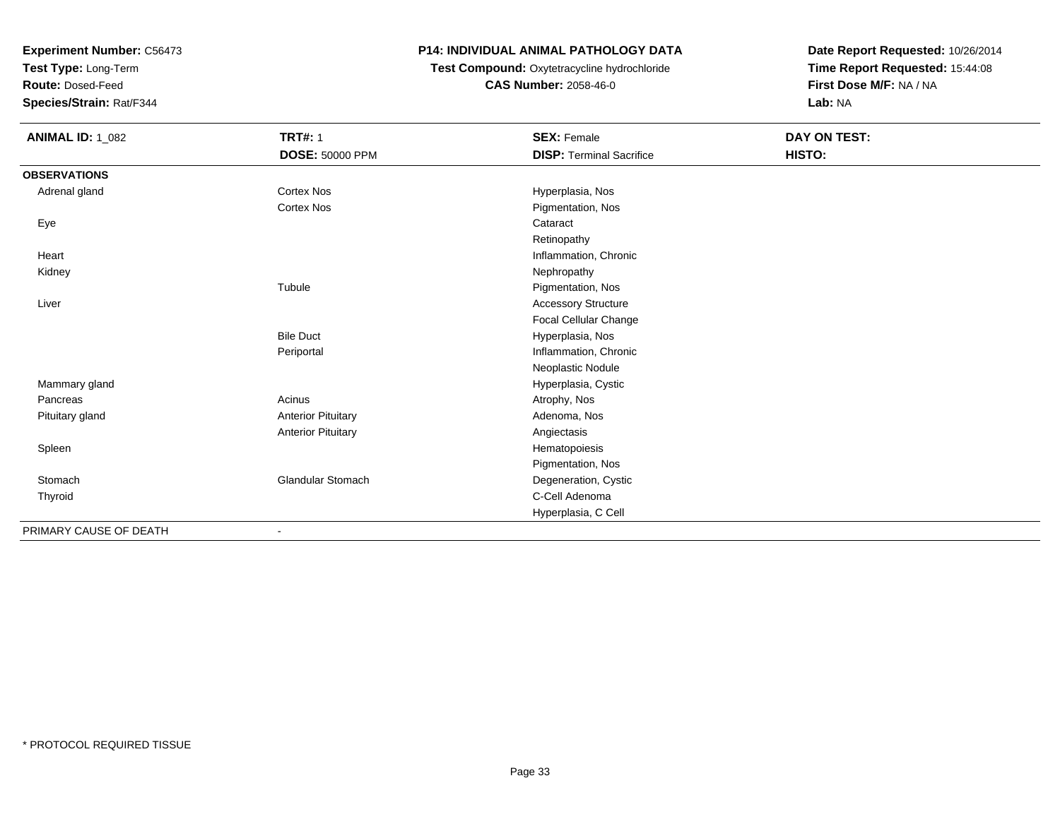**Experiment Number:** C56473
**Test Type:** Long-Term
**Route:** Dosed-Feed
**Species/Strain:** Rat/F344

**P14: INDIVIDUAL ANIMAL PATHOLOGY DATA**
**Test Compound:** Oxytetracycline hydrochloride
**CAS Number:** 2058-46-0

**Date Report Requested:** 10/26/2014
**Time Report Requested:** 15:44:08
**First Dose M/F:** NA / NA
**Lab:** NA

| **ANIMAL ID:** 1_082 | **TRT#:** 1 | **SEX:** Female | **DAY ON TEST:** |
|---|---|---|---|
| | **DOSE:** 50000 PPM | **DISP:** Terminal Sacrifice | **HISTO:** |
| **OBSERVATIONS** | | | |
| Adrenal gland | Cortex Nos | Hyperplasia, Nos | |
| | Cortex Nos | Pigmentation, Nos | |
| Eye | | Cataract | |
| | | Retinopathy | |
| Heart | | Inflammation, Chronic | |
| Kidney | | Nephropathy | |
| | Tubule | Pigmentation, Nos | |
| Liver | | Accessory Structure | |
| | | Focal Cellular Change | |
| | Bile Duct | Hyperplasia, Nos | |
| | Periportal | Inflammation, Chronic | |
| | | Neoplastic Nodule | |
| Mammary gland | | Hyperplasia, Cystic | |
| Pancreas | Acinus | Atrophy, Nos | |
| Pituitary gland | Anterior Pituitary | Adenoma, Nos | |
| | Anterior Pituitary | Angiectasis | |
| Spleen | | Hematopoiesis | |
| | | Pigmentation, Nos | |
| Stomach | Glandular Stomach | Degeneration, Cystic | |
| Thyroid | | C-Cell Adenoma | |
| | | Hyperplasia, C Cell | |
| PRIMARY CAUSE OF DEATH | - | | |

* PROTOCOL REQUIRED TISSUE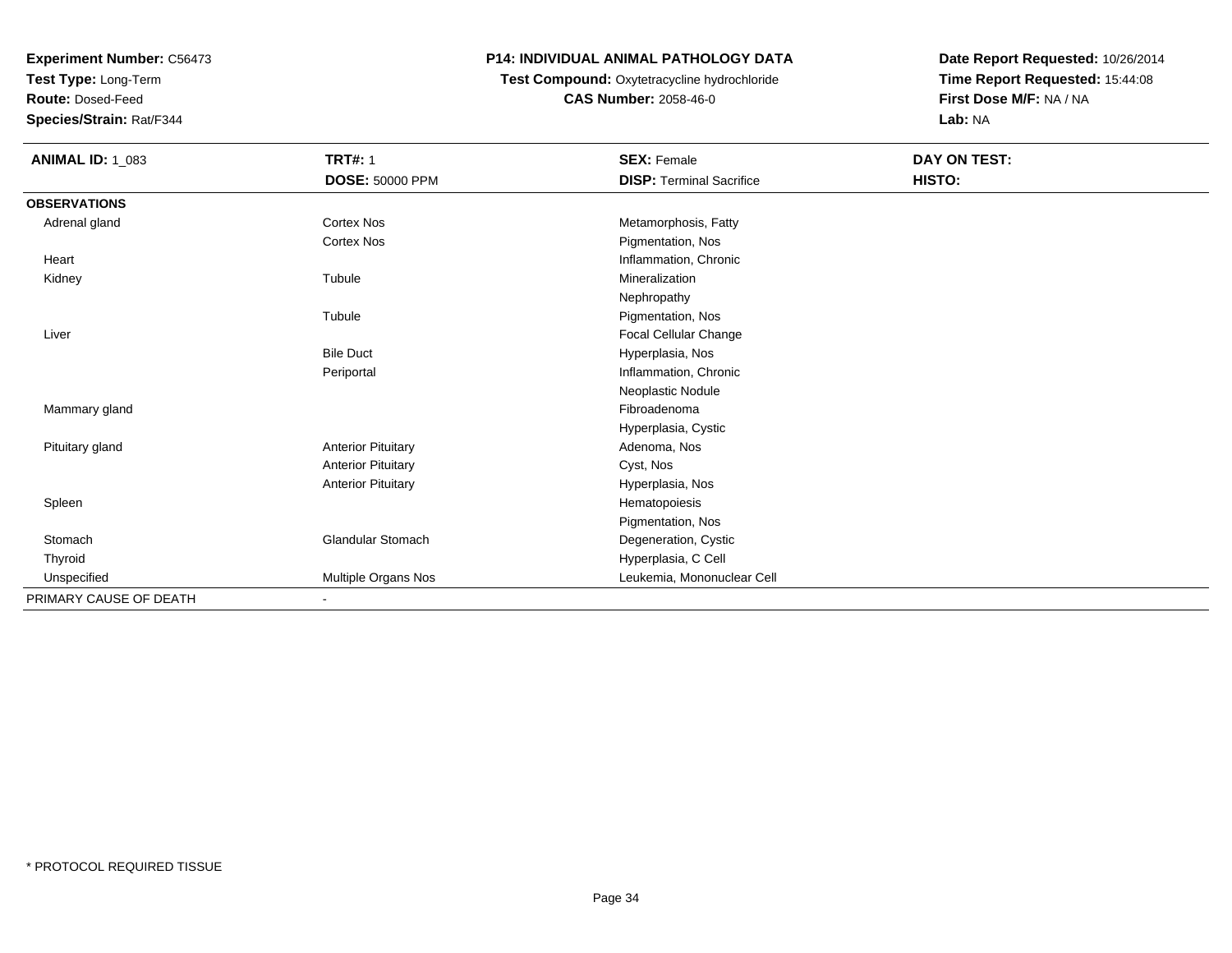**Experiment Number:** C56473
**Test Type:** Long-Term
**Route:** Dosed-Feed
**Species/Strain:** Rat/F344

**P14: INDIVIDUAL ANIMAL PATHOLOGY DATA**
**Test Compound:** Oxytetracycline hydrochloride
**CAS Number:** 2058-46-0

**Date Report Requested:** 10/26/2014
**Time Report Requested:** 15:44:08
**First Dose M/F:** NA / NA
**Lab:** NA

| **ANIMAL ID:** 1_083 | **TRT#:** 1 | **SEX:** Female | **DAY ON TEST:** |
|---|---|---|---|
| | **DOSE:** 50000 PPM | **DISP:** Terminal Sacrifice | **HISTO:** |
| **OBSERVATIONS** | | | |
| Adrenal gland | Cortex Nos | Metamorphosis, Fatty | |
| | Cortex Nos | Pigmentation, Nos | |
| Heart | | Inflammation, Chronic | |
| Kidney | Tubule | Mineralization | |
| | | Nephropathy | |
| | Tubule | Pigmentation, Nos | |
| Liver | | Focal Cellular Change | |
| | Bile Duct | Hyperplasia, Nos | |
| | Periportal | Inflammation, Chronic | |
| | | Neoplastic Nodule | |
| Mammary gland | | Fibroadenoma | |
| | | Hyperplasia, Cystic | |
| Pituitary gland | Anterior Pituitary | Adenoma, Nos | |
| | Anterior Pituitary | Cyst, Nos | |
| | Anterior Pituitary | Hyperplasia, Nos | |
| Spleen | | Hematopoiesis | |
| | | Pigmentation, Nos | |
| Stomach | Glandular Stomach | Degeneration, Cystic | |
| Thyroid | | Hyperplasia, C Cell | |
| Unspecified | Multiple Organs Nos | Leukemia, Mononuclear Cell | |
| PRIMARY CAUSE OF DEATH | - | | |

* PROTOCOL REQUIRED TISSUE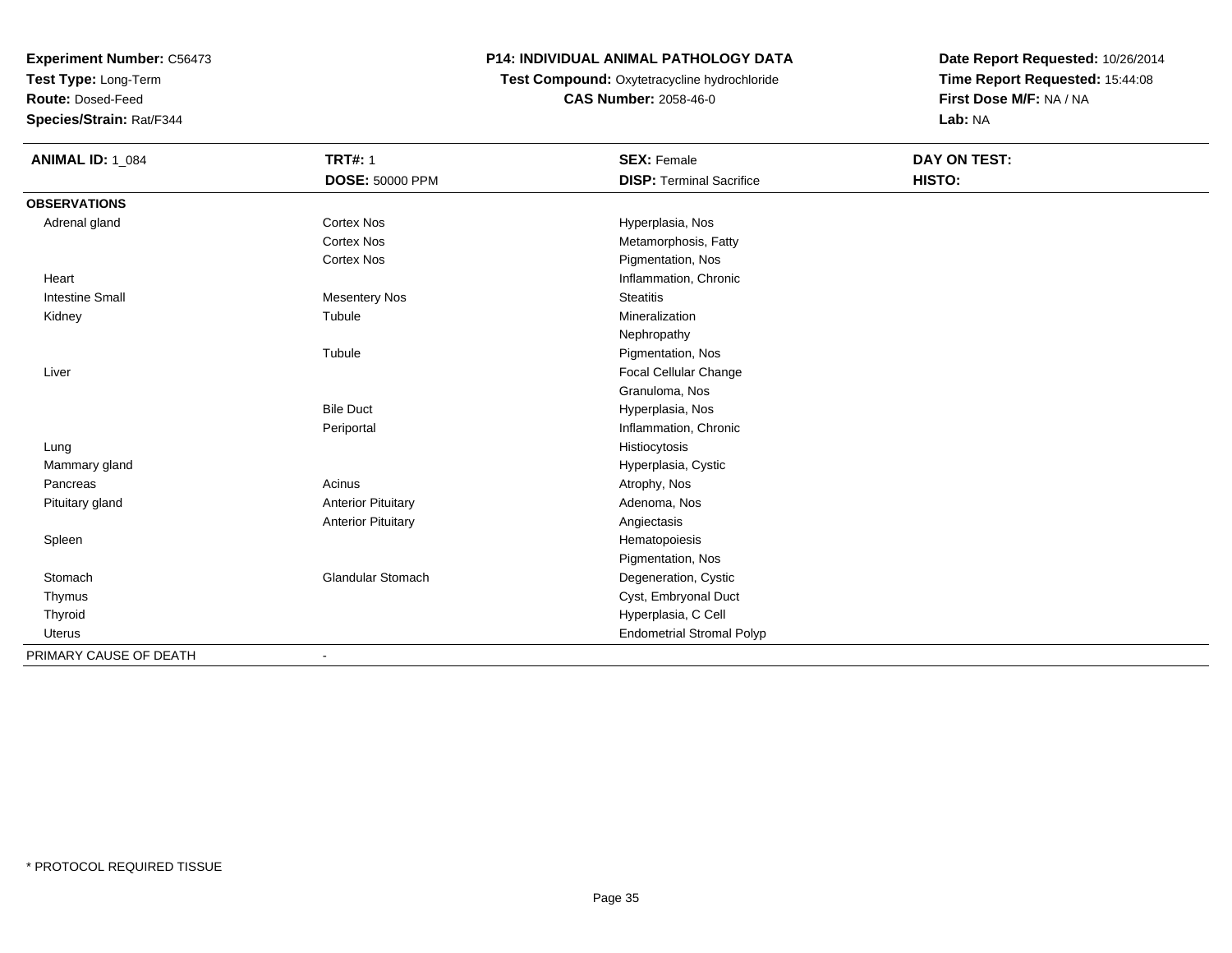**Experiment Number:** C56473
**Test Type:** Long-Term
**Route:** Dosed-Feed
**Species/Strain:** Rat/F344

**P14: INDIVIDUAL ANIMAL PATHOLOGY DATA**
**Test Compound:** Oxytetracycline hydrochloride
**CAS Number:** 2058-46-0

**Date Report Requested:** 10/26/2014
**Time Report Requested:** 15:44:08
**First Dose M/F:** NA / NA
**Lab:** NA

| **ANIMAL ID:** 1_084 | **TRT#:** 1 | **SEX:** Female | **DAY ON TEST:** |
|---|---|---|---|
| | **DOSE:** 50000 PPM | **DISP:** Terminal Sacrifice | **HISTO:** |
| **OBSERVATIONS** | | | |
| Adrenal gland | Cortex Nos | Hyperplasia, Nos | |
| | Cortex Nos | Metamorphosis, Fatty | |
| | Cortex Nos | Pigmentation, Nos | |
| Heart | | Inflammation, Chronic | |
| Intestine Small | Mesentery Nos | Steatitis | |
| Kidney | Tubule | Mineralization | |
| | | Nephropathy | |
| | Tubule | Pigmentation, Nos | |
| Liver | | Focal Cellular Change | |
| | | Granuloma, Nos | |
| | Bile Duct | Hyperplasia, Nos | |
| | Periportal | Inflammation, Chronic | |
| Lung | | Histiocytosis | |
| Mammary gland | | Hyperplasia, Cystic | |
| Pancreas | Acinus | Atrophy, Nos | |
| Pituitary gland | Anterior Pituitary | Adenoma, Nos | |
| | Anterior Pituitary | Angiectasis | |
| Spleen | | Hematopoiesis | |
| | | Pigmentation, Nos | |
| Stomach | Glandular Stomach | Degeneration, Cystic | |
| Thymus | | Cyst, Embryonal Duct | |
| Thyroid | | Hyperplasia, C Cell | |
| Uterus | | Endometrial Stromal Polyp | |
| PRIMARY CAUSE OF DEATH | - | | |

\* PROTOCOL REQUIRED TISSUE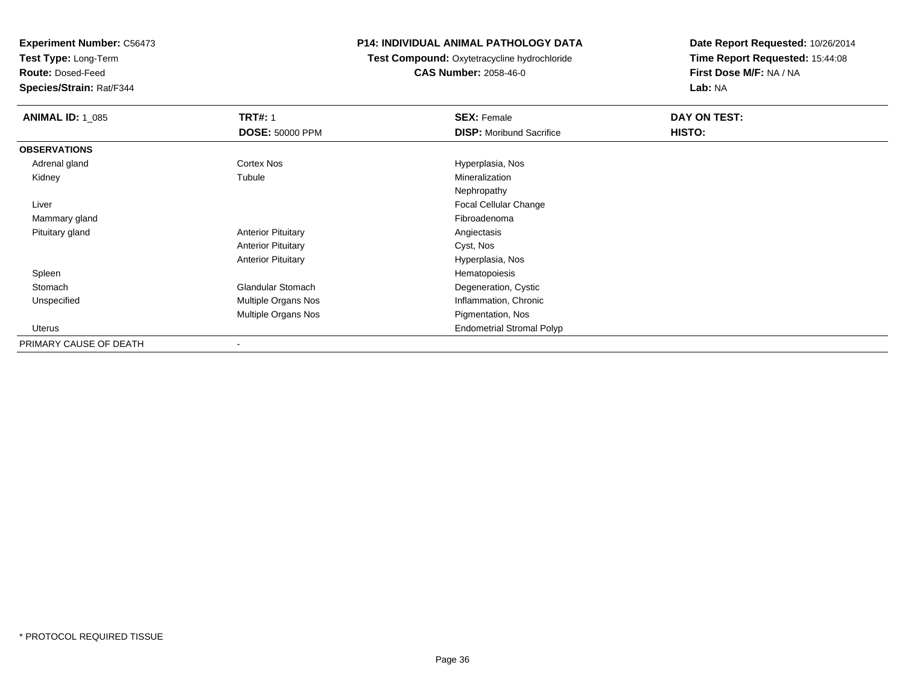**Experiment Number:** C56473
**Test Type:** Long-Term
**Route:** Dosed-Feed
**Species/Strain:** Rat/F344

**P14: INDIVIDUAL ANIMAL PATHOLOGY DATA**
**Test Compound:** Oxytetracycline hydrochloride
**CAS Number:** 2058-46-0

**Date Report Requested:** 10/26/2014
**Time Report Requested:** 15:44:08
**First Dose M/F:** NA / NA
**Lab:** NA

| **ANIMAL ID:** 1_085 | **TRT#:** 1 | **SEX:** Female | **DAY ON TEST:** |
|---|---|---|---|
| | **DOSE:** 50000 PPM | **DISP:** Moribund Sacrifice | **HISTO:** |
| **OBSERVATIONS** | | | |
| Adrenal gland | Cortex Nos | Hyperplasia, Nos | |
| Kidney | Tubule | Mineralization | |
| | | Nephropathy | |
| Liver | | Focal Cellular Change | |
| Mammary gland | | Fibroadenoma | |
| Pituitary gland | Anterior Pituitary | Angiectasis | |
| | Anterior Pituitary | Cyst, Nos | |
| | Anterior Pituitary | Hyperplasia, Nos | |
| Spleen | | Hematopoiesis | |
| Stomach | Glandular Stomach | Degeneration, Cystic | |
| Unspecified | Multiple Organs Nos | Inflammation, Chronic | |
| | Multiple Organs Nos | Pigmentation, Nos | |
| Uterus | | Endometrial Stromal Polyp | |
| PRIMARY CAUSE OF DEATH | - | | |

* PROTOCOL REQUIRED TISSUE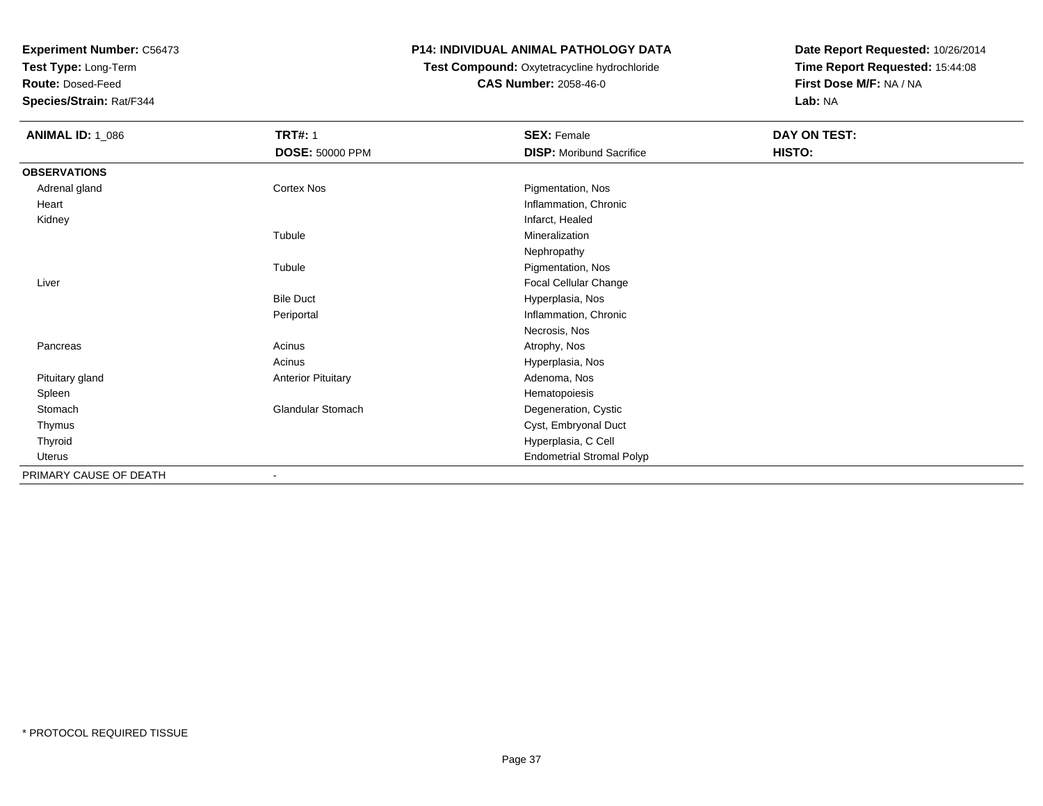**Experiment Number:** C56473
**Test Type:** Long-Term
**Route:** Dosed-Feed
**Species/Strain:** Rat/F344

**P14: INDIVIDUAL ANIMAL PATHOLOGY DATA**
**Test Compound:** Oxytetracycline hydrochloride
**CAS Number:** 2058-46-0

**Date Report Requested:** 10/26/2014
**Time Report Requested:** 15:44:08
**First Dose M/F:** NA / NA
**Lab:** NA

| **ANIMAL ID:** 1_086 | **TRT#:** 1 | **SEX:** Female | **DAY ON TEST:** |
|---|---|---|---|
| | **DOSE:** 50000 PPM | **DISP:** Moribund Sacrifice | **HISTO:** |
| **OBSERVATIONS** | | | |
| Adrenal gland | Cortex Nos | Pigmentation, Nos | |
| Heart | | Inflammation, Chronic | |
| Kidney | | Infarct, Healed | |
| | Tubule | Mineralization | |
| | | Nephropathy | |
| | Tubule | Pigmentation, Nos | |
| Liver | | Focal Cellular Change | |
| | Bile Duct | Hyperplasia, Nos | |
| | Periportal | Inflammation, Chronic | |
| | | Necrosis, Nos | |
| Pancreas | Acinus | Atrophy, Nos | |
| | Acinus | Hyperplasia, Nos | |
| Pituitary gland | Anterior Pituitary | Adenoma, Nos | |
| Spleen | | Hematopoiesis | |
| Stomach | Glandular Stomach | Degeneration, Cystic | |
| Thymus | | Cyst, Embryonal Duct | |
| Thyroid | | Hyperplasia, C Cell | |
| Uterus | | Endometrial Stromal Polyp | |
| PRIMARY CAUSE OF DEATH | - | | |

* PROTOCOL REQUIRED TISSUE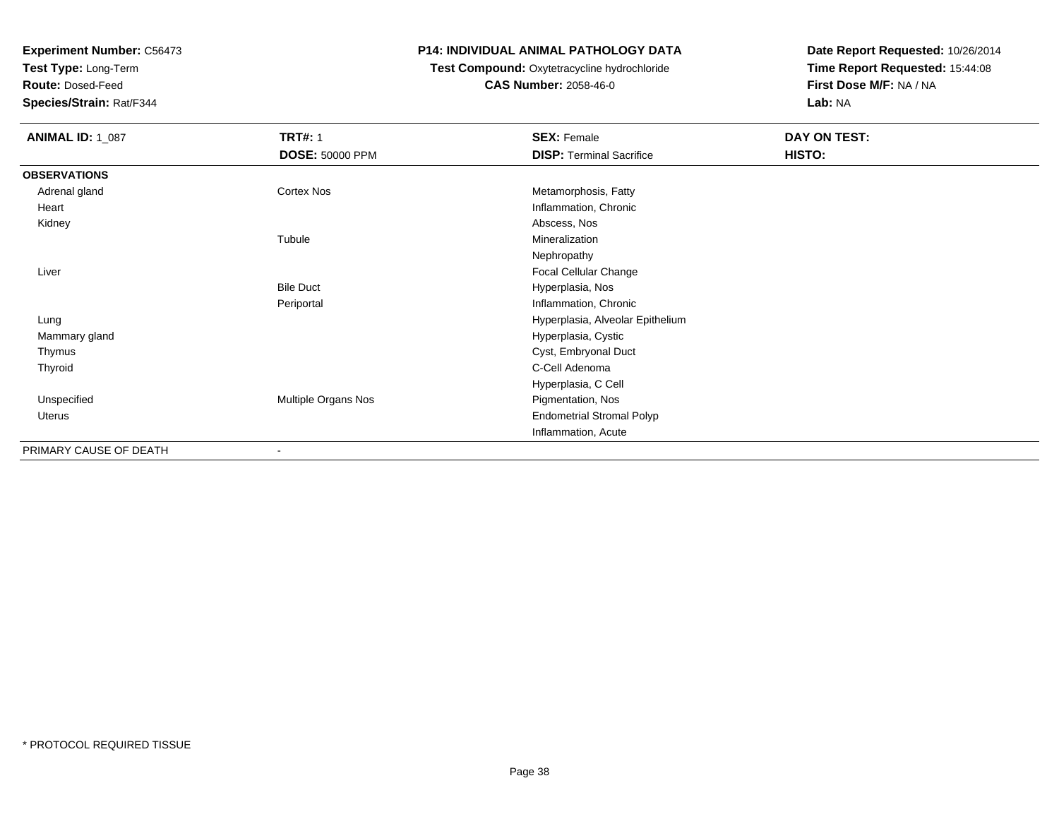**Experiment Number:** C56473
**Test Type:** Long-Term
**Route:** Dosed-Feed
**Species/Strain:** Rat/F344

**P14: INDIVIDUAL ANIMAL PATHOLOGY DATA**
**Test Compound:** Oxytetracycline hydrochloride
**CAS Number:** 2058-46-0

**Date Report Requested:** 10/26/2014
**Time Report Requested:** 15:44:08
**First Dose M/F:** NA / NA
**Lab:** NA

| **ANIMAL ID:** 1_087 | **TRT#:** 1 | **SEX:** Female | **DAY ON TEST:** |
|---|---|---|---|
| | **DOSE:** 50000 PPM | **DISP:** Terminal Sacrifice | **HISTO:** |
| **OBSERVATIONS** | | | |
| Adrenal gland | Cortex Nos | Metamorphosis, Fatty | |
| Heart | | Inflammation, Chronic | |
| Kidney | | Abscess, Nos | |
| | Tubule | Mineralization | |
| | | Nephropathy | |
| Liver | | Focal Cellular Change | |
| | Bile Duct | Hyperplasia, Nos | |
| | Periportal | Inflammation, Chronic | |
| Lung | | Hyperplasia, Alveolar Epithelium | |
| Mammary gland | | Hyperplasia, Cystic | |
| Thymus | | Cyst, Embryonal Duct | |
| Thyroid | | C-Cell Adenoma | |
| | | Hyperplasia, C Cell | |
| Unspecified | Multiple Organs Nos | Pigmentation, Nos | |
| Uterus | | Endometrial Stromal Polyp | |
| | | Inflammation, Acute | |
| PRIMARY CAUSE OF DEATH | - | | |

* PROTOCOL REQUIRED TISSUE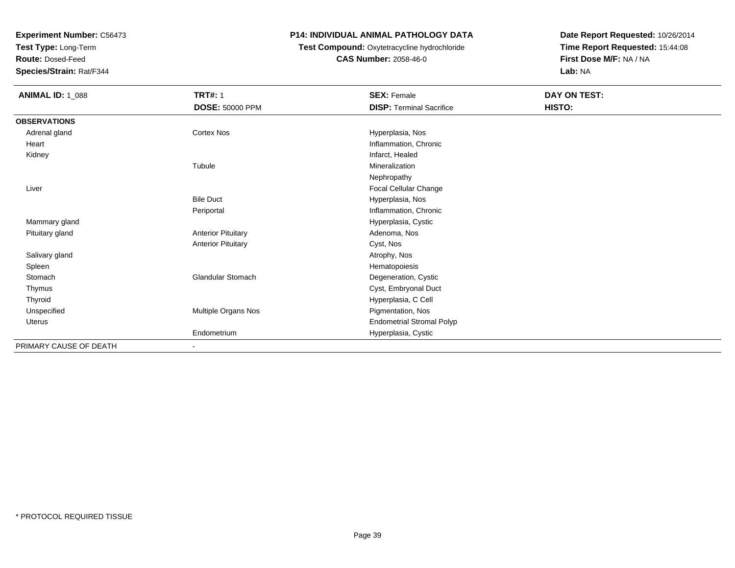**Experiment Number:** C56473
**Test Type:** Long-Term
**Route:** Dosed-Feed
**Species/Strain:** Rat/F344

**P14: INDIVIDUAL ANIMAL PATHOLOGY DATA**
**Test Compound:** Oxytetracycline hydrochloride
**CAS Number:** 2058-46-0

**Date Report Requested:** 10/26/2014
**Time Report Requested:** 15:44:08
**First Dose M/F:** NA / NA
**Lab:** NA

| **ANIMAL ID:** 1_088 | **TRT#:** 1 | **SEX:** Female | **DAY ON TEST:** |
|---|---|---|---|
| | **DOSE:** 50000 PPM | **DISP:** Terminal Sacrifice | **HISTO:** |
| **OBSERVATIONS** | | | |
| Adrenal gland | Cortex Nos | Hyperplasia, Nos | |
| Heart | | Inflammation, Chronic | |
| Kidney | | Infarct, Healed | |
| | Tubule | Mineralization | |
| | | Nephropathy | |
| Liver | | Focal Cellular Change | |
| | Bile Duct | Hyperplasia, Nos | |
| | Periportal | Inflammation, Chronic | |
| Mammary gland | | Hyperplasia, Cystic | |
| Pituitary gland | Anterior Pituitary | Adenoma, Nos | |
| | Anterior Pituitary | Cyst, Nos | |
| Salivary gland | | Atrophy, Nos | |
| Spleen | | Hematopoiesis | |
| Stomach | Glandular Stomach | Degeneration, Cystic | |
| Thymus | | Cyst, Embryonal Duct | |
| Thyroid | | Hyperplasia, C Cell | |
| Unspecified | Multiple Organs Nos | Pigmentation, Nos | |
| Uterus | | Endometrial Stromal Polyp | |
| | Endometrium | Hyperplasia, Cystic | |
| PRIMARY CAUSE OF DEATH | - | | |

* PROTOCOL REQUIRED TISSUE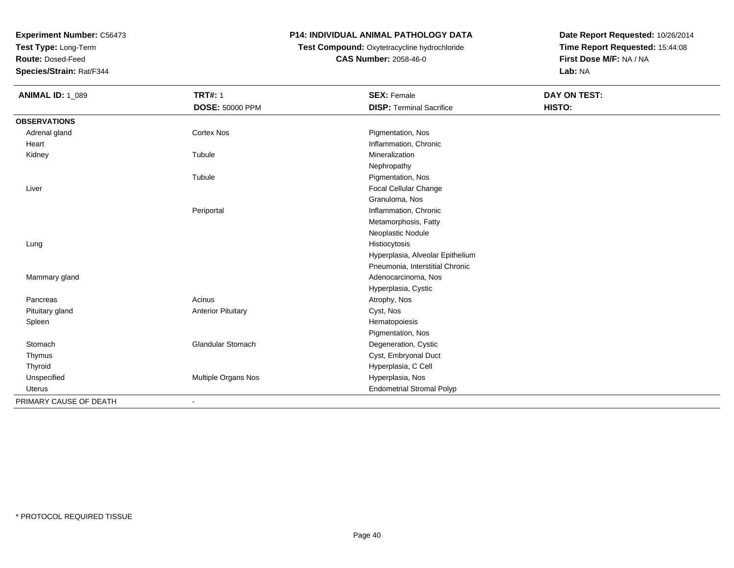**Experiment Number:** C56473
**Test Type:** Long-Term
**Route:** Dosed-Feed
**Species/Strain:** Rat/F344

**P14: INDIVIDUAL ANIMAL PATHOLOGY DATA**
**Test Compound:** Oxytetracycline hydrochloride
**CAS Number:** 2058-46-0

**Date Report Requested:** 10/26/2014
**Time Report Requested:** 15:44:08
**First Dose M/F:** NA / NA
**Lab:** NA

| **ANIMAL ID:** 1_089 | **TRT#:** 1<br>**DOSE:** 50000 PPM | **SEX:** Female<br>**DISP:** Terminal Sacrifice | **DAY ON TEST:**<br>**HISTO:** |
|---|---|---|---|
| **OBSERVATIONS** | | | |
| Adrenal gland | Cortex Nos | Pigmentation, Nos | |
| Heart | | Inflammation, Chronic | |
| Kidney | Tubule | Mineralization | |
| | | Nephropathy | |
| | Tubule | Pigmentation, Nos | |
| Liver | | Focal Cellular Change | |
| | | Granuloma, Nos | |
| | Periportal | Inflammation, Chronic | |
| | | Metamorphosis, Fatty | |
| | | Neoplastic Nodule | |
| Lung | | Histiocytosis | |
| | | Hyperplasia, Alveolar Epithelium | |
| | | Pneumonia, Interstitial Chronic | |
| Mammary gland | | Adenocarcinoma, Nos | |
| | | Hyperplasia, Cystic | |
| Pancreas | Acinus | Atrophy, Nos | |
| Pituitary gland | Anterior Pituitary | Cyst, Nos | |
| Spleen | | Hematopoiesis | |
| | | Pigmentation, Nos | |
| Stomach | Glandular Stomach | Degeneration, Cystic | |
| Thymus | | Cyst, Embryonal Duct | |
| Thyroid | | Hyperplasia, C Cell | |
| Unspecified | Multiple Organs Nos | Hyperplasia, Nos | |
| Uterus | | Endometrial Stromal Polyp | |
| PRIMARY CAUSE OF DEATH | - | | |

\* PROTOCOL REQUIRED TISSUE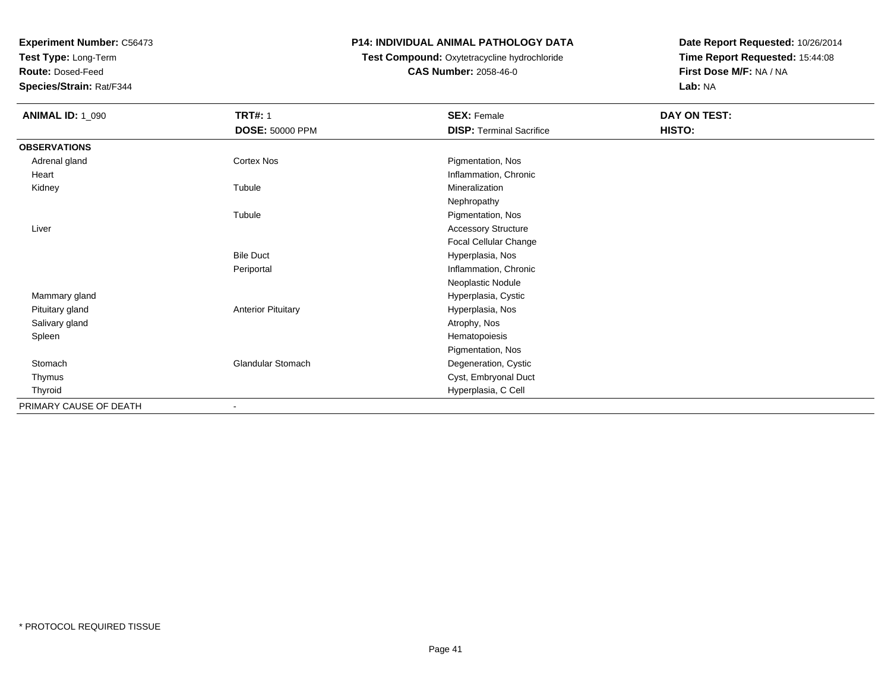**Experiment Number:** C56473
**Test Type:** Long-Term
**Route:** Dosed-Feed
**Species/Strain:** Rat/F344

# P14: INDIVIDUAL ANIMAL PATHOLOGY DATA

**Test Compound:** Oxytetracycline hydrochloride
**CAS Number:** 2058-46-0

**Date Report Requested:** 10/26/2014
**Time Report Requested:** 15:44:08
**First Dose M/F:** NA / NA
**Lab:** NA

| **ANIMAL ID:** 1_090 | **TRT#:** 1 | **SEX:** Female | **DAY ON TEST:** |
|---|---|---|---|
| | **DOSE:** 50000 PPM | **DISP:** Terminal Sacrifice | **HISTO:** |
| **OBSERVATIONS** | | | |
| Adrenal gland | Cortex Nos | Pigmentation, Nos | |
| Heart | | Inflammation, Chronic | |
| Kidney | Tubule | Mineralization | |
| | | Nephropathy | |
| | Tubule | Pigmentation, Nos | |
| Liver | | Accessory Structure | |
| | | Focal Cellular Change | |
| | Bile Duct | Hyperplasia, Nos | |
| | Periportal | Inflammation, Chronic | |
| | | Neoplastic Nodule | |
| Mammary gland | | Hyperplasia, Cystic | |
| Pituitary gland | Anterior Pituitary | Hyperplasia, Nos | |
| Salivary gland | | Atrophy, Nos | |
| Spleen | | Hematopoiesis | |
| | | Pigmentation, Nos | |
| Stomach | Glandular Stomach | Degeneration, Cystic | |
| Thymus | | Cyst, Embryonal Duct | |
| Thyroid | | Hyperplasia, C Cell | |
| PRIMARY CAUSE OF DEATH | - | | |

\* PROTOCOL REQUIRED TISSUE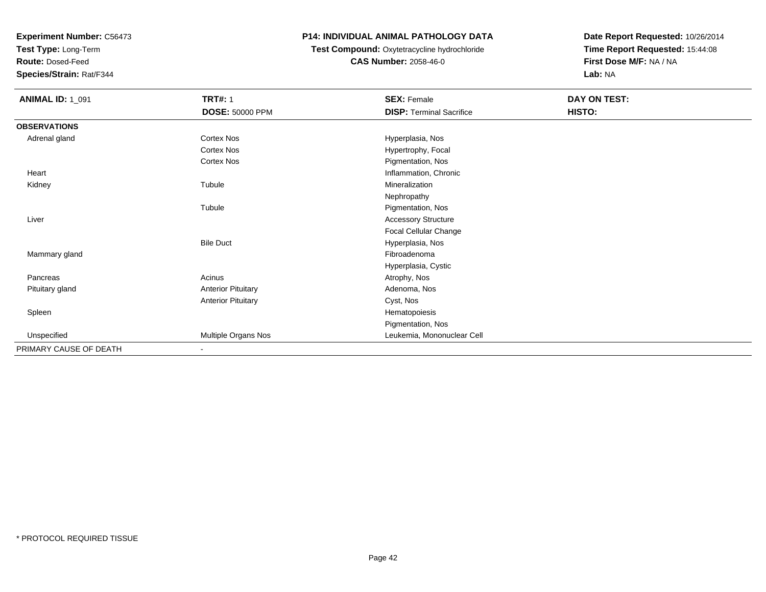**Experiment Number:** C56473
**Test Type:** Long-Term
**Route:** Dosed-Feed
**Species/Strain:** Rat/F344

**P14: INDIVIDUAL ANIMAL PATHOLOGY DATA**
**Test Compound:** Oxytetracycline hydrochloride
**CAS Number:** 2058-46-0

**Date Report Requested:** 10/26/2014
**Time Report Requested:** 15:44:08
**First Dose M/F:** NA / NA
**Lab:** NA

| **ANIMAL ID:** 1_091 | **TRT#:** 1 | **SEX:** Female | **DAY ON TEST:** |
|---|---|---|---|
| | **DOSE:** 50000 PPM | **DISP:** Terminal Sacrifice | **HISTO:** |
| **OBSERVATIONS** | | | |
| Adrenal gland | Cortex Nos | Hyperplasia, Nos | |
| | Cortex Nos | Hypertrophy, Focal | |
| | Cortex Nos | Pigmentation, Nos | |
| Heart | | Inflammation, Chronic | |
| Kidney | Tubule | Mineralization | |
| | | Nephropathy | |
| | Tubule | Pigmentation, Nos | |
| Liver | | Accessory Structure | |
| | | Focal Cellular Change | |
| | Bile Duct | Hyperplasia, Nos | |
| Mammary gland | | Fibroadenoma | |
| | | Hyperplasia, Cystic | |
| Pancreas | Acinus | Atrophy, Nos | |
| Pituitary gland | Anterior Pituitary | Adenoma, Nos | |
| | Anterior Pituitary | Cyst, Nos | |
| Spleen | | Hematopoiesis | |
| | | Pigmentation, Nos | |
| Unspecified | Multiple Organs Nos | Leukemia, Mononuclear Cell | |
| PRIMARY CAUSE OF DEATH | - | | |

* PROTOCOL REQUIRED TISSUE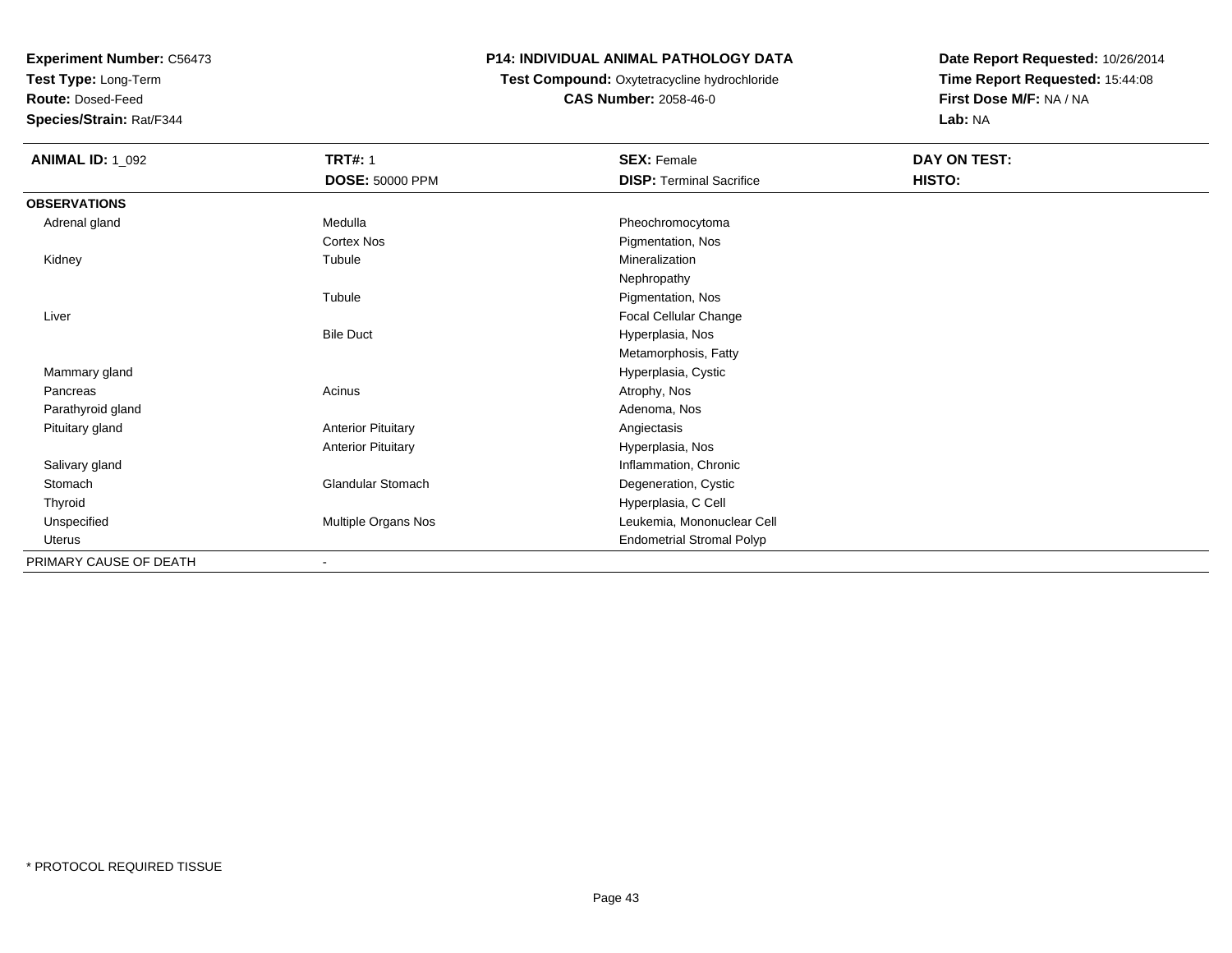**Experiment Number:** C56473
**Test Type:** Long-Term
**Route:** Dosed-Feed
**Species/Strain:** Rat/F344

**P14: INDIVIDUAL ANIMAL PATHOLOGY DATA**
**Test Compound:** Oxytetracycline hydrochloride
**CAS Number:** 2058-46-0

**Date Report Requested:** 10/26/2014
**Time Report Requested:** 15:44:08
**First Dose M/F:** NA / NA
**Lab:** NA

| **ANIMAL ID:** 1_092 | **TRT#:** 1 | **SEX:** Female | **DAY ON TEST:** |
|---|---|---|---|
| | **DOSE:** 50000 PPM | **DISP:** Terminal Sacrifice | **HISTO:** |
| **OBSERVATIONS** | | | |
| Adrenal gland | Medulla | Pheochromocytoma | |
| | Cortex Nos | Pigmentation, Nos | |
| Kidney | Tubule | Mineralization | |
| | | Nephropathy | |
| | Tubule | Pigmentation, Nos | |
| Liver | | Focal Cellular Change | |
| | Bile Duct | Hyperplasia, Nos | |
| | | Metamorphosis, Fatty | |
| Mammary gland | | Hyperplasia, Cystic | |
| Pancreas | Acinus | Atrophy, Nos | |
| Parathyroid gland | | Adenoma, Nos | |
| Pituitary gland | Anterior Pituitary | Angiectasis | |
| | Anterior Pituitary | Hyperplasia, Nos | |
| Salivary gland | | Inflammation, Chronic | |
| Stomach | Glandular Stomach | Degeneration, Cystic | |
| Thyroid | | Hyperplasia, C Cell | |
| Unspecified | Multiple Organs Nos | Leukemia, Mononuclear Cell | |
| Uterus | | Endometrial Stromal Polyp | |
| PRIMARY CAUSE OF DEATH | - | | |

* PROTOCOL REQUIRED TISSUE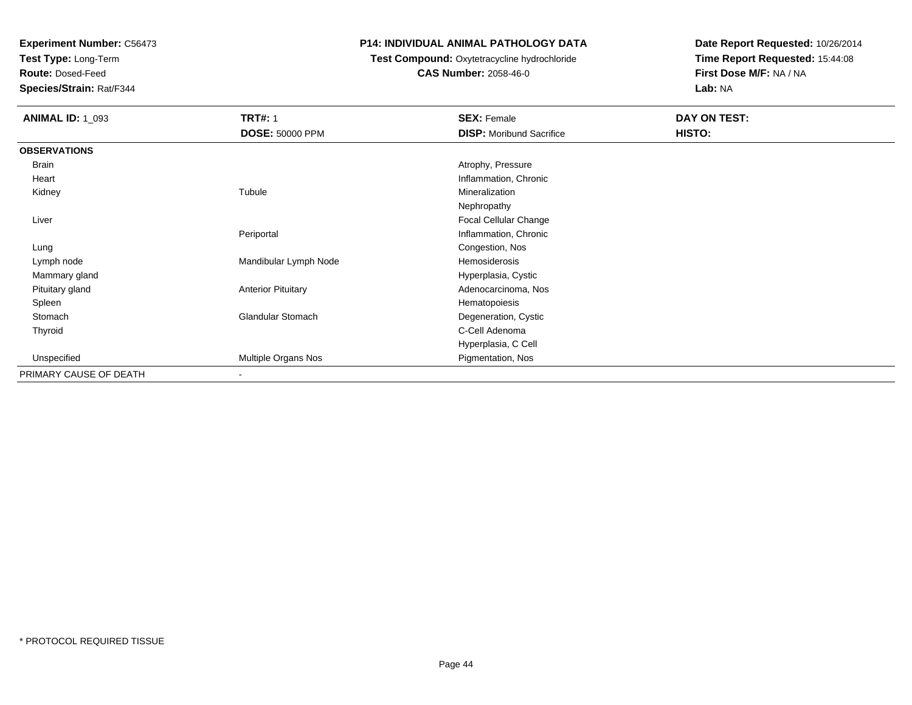**Experiment Number:** C56473
**Test Type:** Long-Term
**Route:** Dosed-Feed
**Species/Strain:** Rat/F344

**P14: INDIVIDUAL ANIMAL PATHOLOGY DATA**
**Test Compound:** Oxytetracycline hydrochloride
**CAS Number:** 2058-46-0

**Date Report Requested:** 10/26/2014
**Time Report Requested:** 15:44:08
**First Dose M/F:** NA / NA
**Lab:** NA

| **ANIMAL ID:** 1_093 | **TRT#:** 1 | **SEX:** Female | **DAY ON TEST:** |
|---|---|---|---|
| | **DOSE:** 50000 PPM | **DISP:** Moribund Sacrifice | **HISTO:** |
| **OBSERVATIONS** | | | |
| Brain | | Atrophy, Pressure | |
| Heart | | Inflammation, Chronic | |
| Kidney | Tubule | Mineralization | |
| | | Nephropathy | |
| Liver | | Focal Cellular Change | |
| | Periportal | Inflammation, Chronic | |
| Lung | | Congestion, Nos | |
| Lymph node | Mandibular Lymph Node | Hemosiderosis | |
| Mammary gland | | Hyperplasia, Cystic | |
| Pituitary gland | Anterior Pituitary | Adenocarcinoma, Nos | |
| Spleen | | Hematopoiesis | |
| Stomach | Glandular Stomach | Degeneration, Cystic | |
| Thyroid | | C-Cell Adenoma | |
| | | Hyperplasia, C Cell | |
| Unspecified | Multiple Organs Nos | Pigmentation, Nos | |
| PRIMARY CAUSE OF DEATH | - | | |

* PROTOCOL REQUIRED TISSUE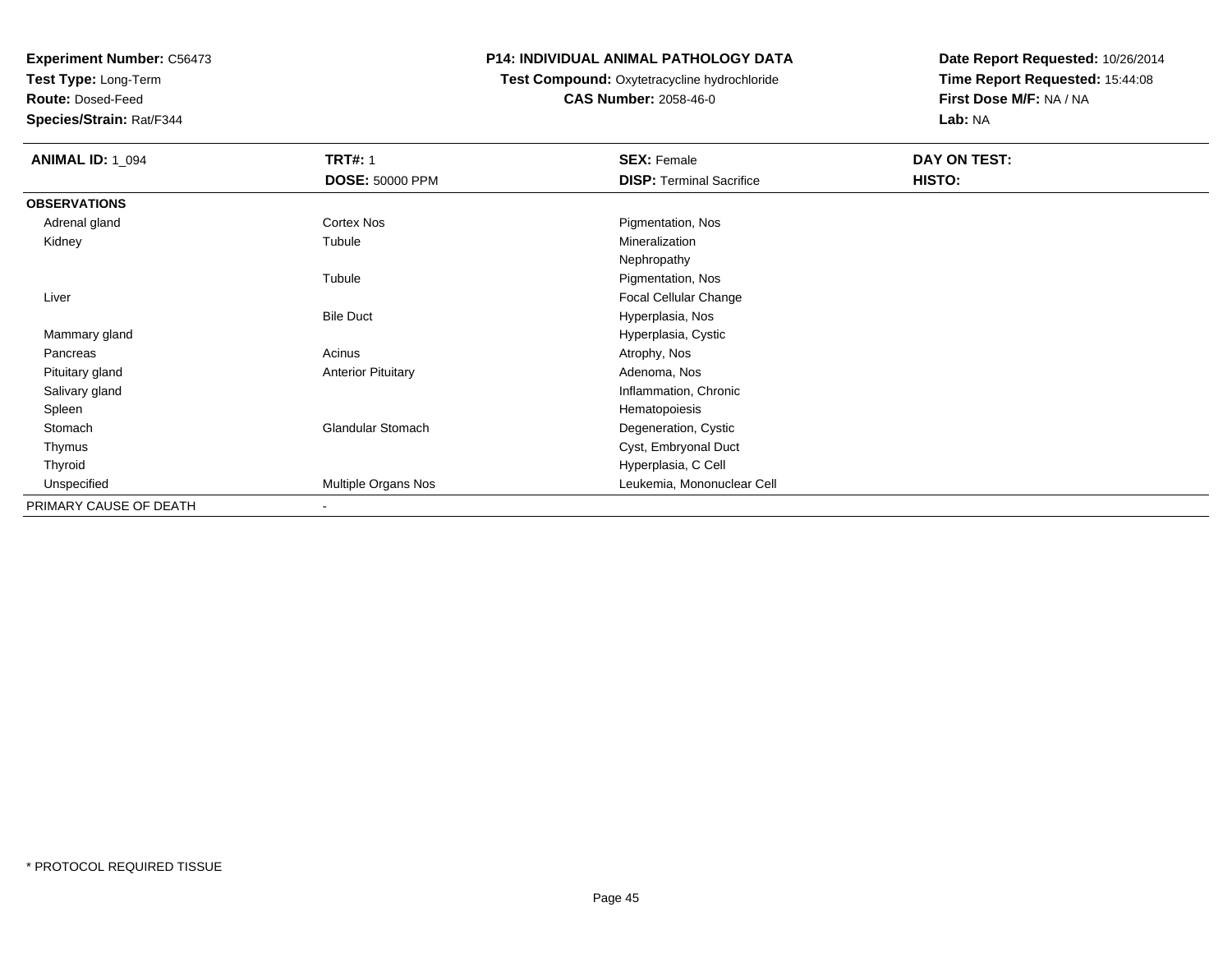**Experiment Number:** C56473
**Test Type:** Long-Term
**Route:** Dosed-Feed
**Species/Strain:** Rat/F344

**P14: INDIVIDUAL ANIMAL PATHOLOGY DATA**
**Test Compound:** Oxytetracycline hydrochloride
**CAS Number:** 2058-46-0

**Date Report Requested:** 10/26/2014
**Time Report Requested:** 15:44:08
**First Dose M/F:** NA / NA
**Lab:** NA

| **ANIMAL ID:** 1_094 | **TRT#:** 1 | **SEX:** Female | **DAY ON TEST:** |
|---|---|---|---|
| | **DOSE:** 50000 PPM | **DISP:** Terminal Sacrifice | **HISTO:** |
| **OBSERVATIONS** | | | |
| Adrenal gland | Cortex Nos | Pigmentation, Nos | |
| Kidney | Tubule | Mineralization | |
| | | Nephropathy | |
| | Tubule | Pigmentation, Nos | |
| Liver | | Focal Cellular Change | |
| | Bile Duct | Hyperplasia, Nos | |
| Mammary gland | | Hyperplasia, Cystic | |
| Pancreas | Acinus | Atrophy, Nos | |
| Pituitary gland | Anterior Pituitary | Adenoma, Nos | |
| Salivary gland | | Inflammation, Chronic | |
| Spleen | | Hematopoiesis | |
| Stomach | Glandular Stomach | Degeneration, Cystic | |
| Thymus | | Cyst, Embryonal Duct | |
| Thyroid | | Hyperplasia, C Cell | |
| Unspecified | Multiple Organs Nos | Leukemia, Mononuclear Cell | |
| PRIMARY CAUSE OF DEATH | - | | |

\* PROTOCOL REQUIRED TISSUE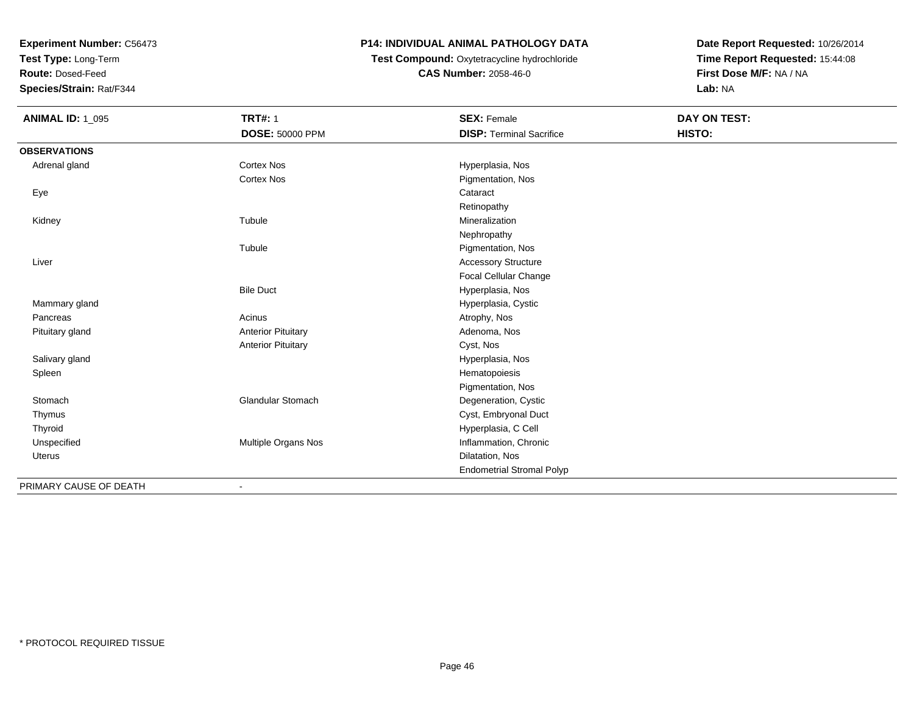**Experiment Number:** C56473
**Test Type:** Long-Term
**Route:** Dosed-Feed
**Species/Strain:** Rat/F344

**P14: INDIVIDUAL ANIMAL PATHOLOGY DATA**
**Test Compound:** Oxytetracycline hydrochloride
**CAS Number:** 2058-46-0

**Date Report Requested:** 10/26/2014
**Time Report Requested:** 15:44:08
**First Dose M/F:** NA / NA
**Lab:** NA

| **ANIMAL ID:** 1_095 | **TRT#:** 1 | **SEX:** Female | **DAY ON TEST:** |
|---|---|---|---|
| | **DOSE:** 50000 PPM | **DISP:** Terminal Sacrifice | **HISTO:** |
| **OBSERVATIONS** | | | |
| Adrenal gland | Cortex Nos | Hyperplasia, Nos | |
| | Cortex Nos | Pigmentation, Nos | |
| Eye | | Cataract | |
| | | Retinopathy | |
| Kidney | Tubule | Mineralization | |
| | | Nephropathy | |
| | Tubule | Pigmentation, Nos | |
| Liver | | Accessory Structure | |
| | | Focal Cellular Change | |
| | Bile Duct | Hyperplasia, Nos | |
| Mammary gland | | Hyperplasia, Cystic | |
| Pancreas | Acinus | Atrophy, Nos | |
| Pituitary gland | Anterior Pituitary | Adenoma, Nos | |
| | Anterior Pituitary | Cyst, Nos | |
| Salivary gland | | Hyperplasia, Nos | |
| Spleen | | Hematopoiesis | |
| | | Pigmentation, Nos | |
| Stomach | Glandular Stomach | Degeneration, Cystic | |
| Thymus | | Cyst, Embryonal Duct | |
| Thyroid | | Hyperplasia, C Cell | |
| Unspecified | Multiple Organs Nos | Inflammation, Chronic | |
| Uterus | | Dilatation, Nos | |
| | | Endometrial Stromal Polyp | |
| PRIMARY CAUSE OF DEATH | - | | |

* PROTOCOL REQUIRED TISSUE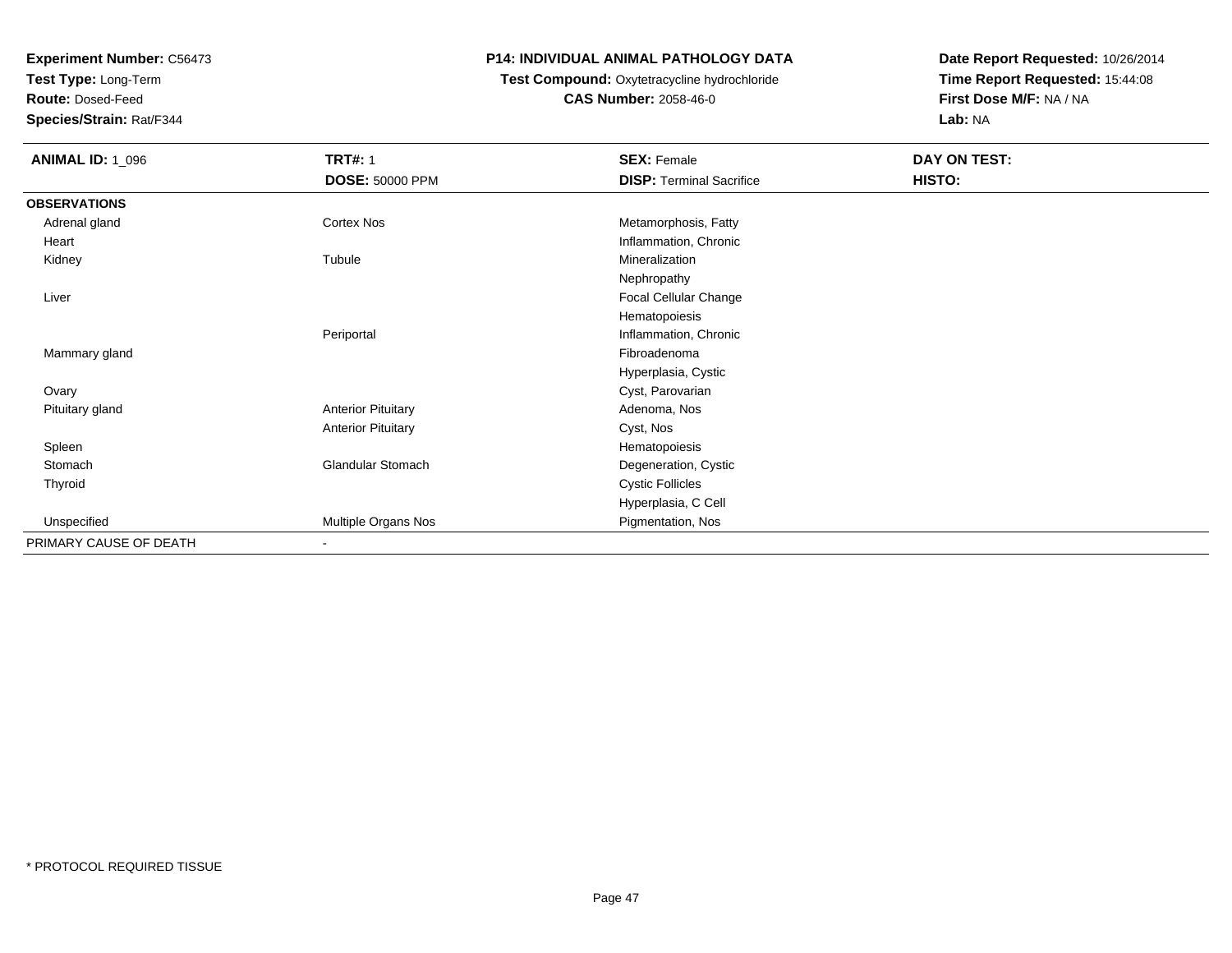**Experiment Number:** C56473
**Test Type:** Long-Term
**Route:** Dosed-Feed
**Species/Strain:** Rat/F344

**P14: INDIVIDUAL ANIMAL PATHOLOGY DATA**
**Test Compound:** Oxytetracycline hydrochloride
**CAS Number:** 2058-46-0

**Date Report Requested:** 10/26/2014
**Time Report Requested:** 15:44:08
**First Dose M/F:** NA / NA
**Lab:** NA

| **ANIMAL ID:** 1_096 | **TRT#:** 1 | **SEX:** Female | **DAY ON TEST:** |
|---|---|---|---|
| | **DOSE:** 50000 PPM | **DISP:** Terminal Sacrifice | **HISTO:** |
| **OBSERVATIONS** | | | |
| Adrenal gland | Cortex Nos | Metamorphosis, Fatty | |
| Heart | | Inflammation, Chronic | |
| Kidney | Tubule | Mineralization | |
| | | Nephropathy | |
| Liver | | Focal Cellular Change | |
| | | Hematopoiesis | |
| | Periportal | Inflammation, Chronic | |
| Mammary gland | | Fibroadenoma | |
| | | Hyperplasia, Cystic | |
| Ovary | | Cyst, Parovarian | |
| Pituitary gland | Anterior Pituitary | Adenoma, Nos | |
| | Anterior Pituitary | Cyst, Nos | |
| Spleen | | Hematopoiesis | |
| Stomach | Glandular Stomach | Degeneration, Cystic | |
| Thyroid | | Cystic Follicles | |
| | | Hyperplasia, C Cell | |
| Unspecified | Multiple Organs Nos | Pigmentation, Nos | |
| PRIMARY CAUSE OF DEATH | - | | |

\* PROTOCOL REQUIRED TISSUE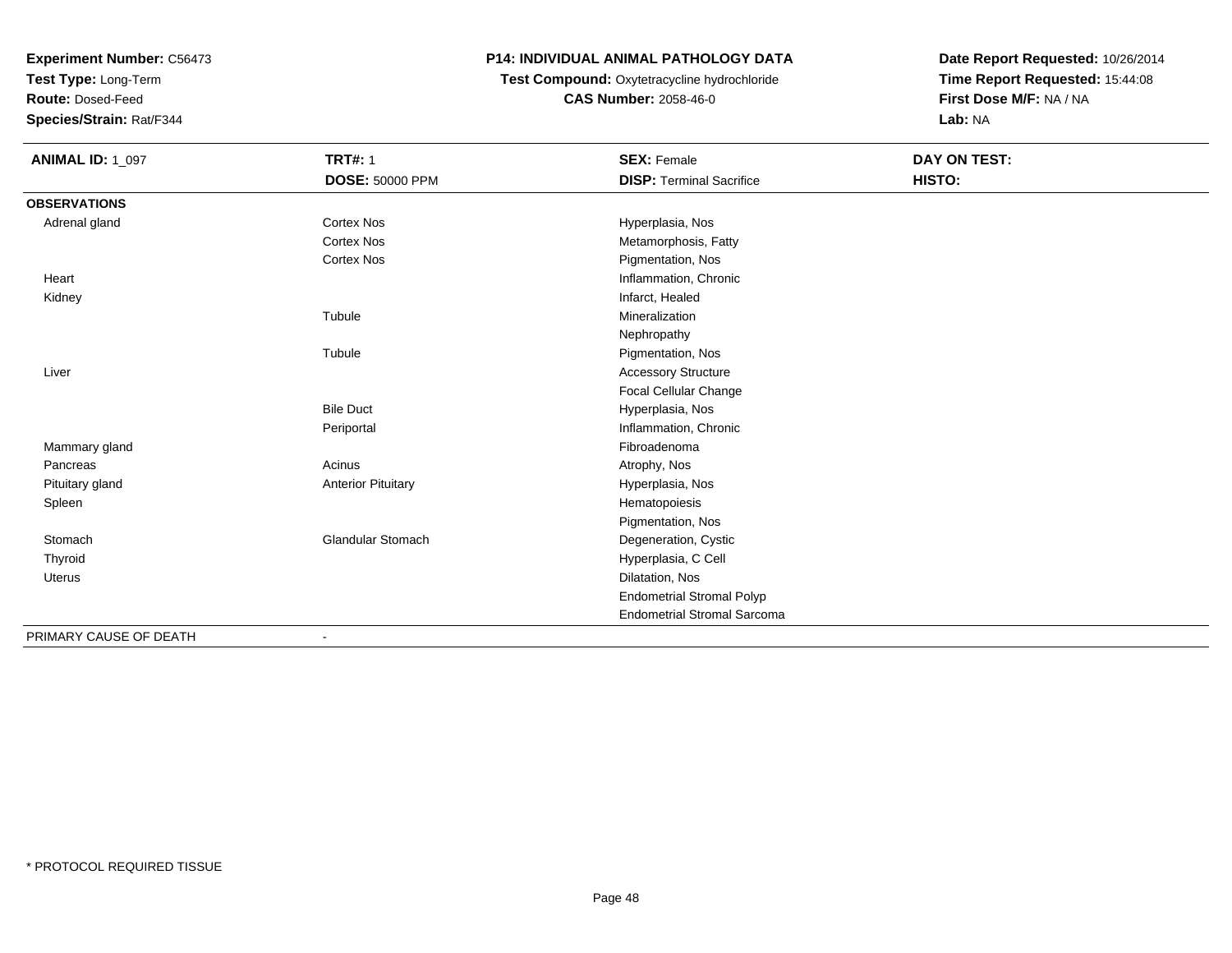**Experiment Number:** C56473
**Test Type:** Long-Term
**Route:** Dosed-Feed
**Species/Strain:** Rat/F344

**P14: INDIVIDUAL ANIMAL PATHOLOGY DATA**
**Test Compound:** Oxytetracycline hydrochloride
**CAS Number:** 2058-46-0

**Date Report Requested:** 10/26/2014
**Time Report Requested:** 15:44:08
**First Dose M/F:** NA / NA
**Lab:** NA

| **ANIMAL ID:** 1_097 | **TRT#:** 1 | **SEX:** Female | **DAY ON TEST:** |
|---|---|---|---|
| | **DOSE:** 50000 PPM | **DISP:** Terminal Sacrifice | **HISTO:** |
| **OBSERVATIONS** | | | |
| Adrenal gland | Cortex Nos | Hyperplasia, Nos | |
| | Cortex Nos | Metamorphosis, Fatty | |
| | Cortex Nos | Pigmentation, Nos | |
| Heart | | Inflammation, Chronic | |
| Kidney | | Infarct, Healed | |
| | Tubule | Mineralization | |
| | | Nephropathy | |
| | Tubule | Pigmentation, Nos | |
| Liver | | Accessory Structure | |
| | | Focal Cellular Change | |
| | Bile Duct | Hyperplasia, Nos | |
| | Periportal | Inflammation, Chronic | |
| Mammary gland | | Fibroadenoma | |
| Pancreas | Acinus | Atrophy, Nos | |
| Pituitary gland | Anterior Pituitary | Hyperplasia, Nos | |
| Spleen | | Hematopoiesis | |
| | | Pigmentation, Nos | |
| Stomach | Glandular Stomach | Degeneration, Cystic | |
| Thyroid | | Hyperplasia, C Cell | |
| Uterus | | Dilatation, Nos | |
| | | Endometrial Stromal Polyp | |
| | | Endometrial Stromal Sarcoma | |
| PRIMARY CAUSE OF DEATH | - | | |

* PROTOCOL REQUIRED TISSUE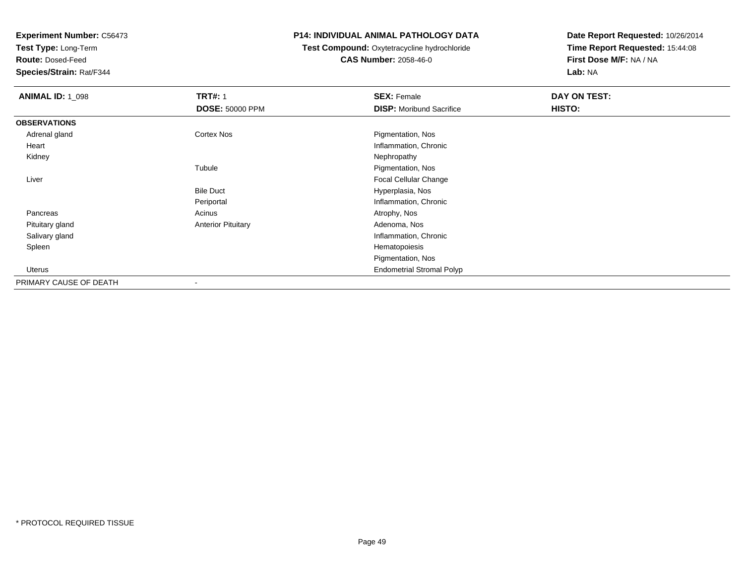**Experiment Number:** C56473
**Test Type:** Long-Term
**Route:** Dosed-Feed
**Species/Strain:** Rat/F344

**P14: INDIVIDUAL ANIMAL PATHOLOGY DATA**
**Test Compound:** Oxytetracycline hydrochloride
**CAS Number:** 2058-46-0

**Date Report Requested:** 10/26/2014
**Time Report Requested:** 15:44:08
**First Dose M/F:** NA / NA
**Lab:** NA

| **ANIMAL ID:** 1_098 | **TRT#:** 1 | **SEX:** Female | **DAY ON TEST:** |
|---|---|---|---|
| | **DOSE:** 50000 PPM | **DISP:** Moribund Sacrifice | **HISTO:** |
| **OBSERVATIONS** | | | |
| Adrenal gland | Cortex Nos | Pigmentation, Nos | |
| Heart | | Inflammation, Chronic | |
| Kidney | | Nephropathy | |
| | Tubule | Pigmentation, Nos | |
| Liver | | Focal Cellular Change | |
| | Bile Duct | Hyperplasia, Nos | |
| | Periportal | Inflammation, Chronic | |
| Pancreas | Acinus | Atrophy, Nos | |
| Pituitary gland | Anterior Pituitary | Adenoma, Nos | |
| Salivary gland | | Inflammation, Chronic | |
| Spleen | | Hematopoiesis | |
| | | Pigmentation, Nos | |
| Uterus | | Endometrial Stromal Polyp | |
| PRIMARY CAUSE OF DEATH | - | | |

* PROTOCOL REQUIRED TISSUE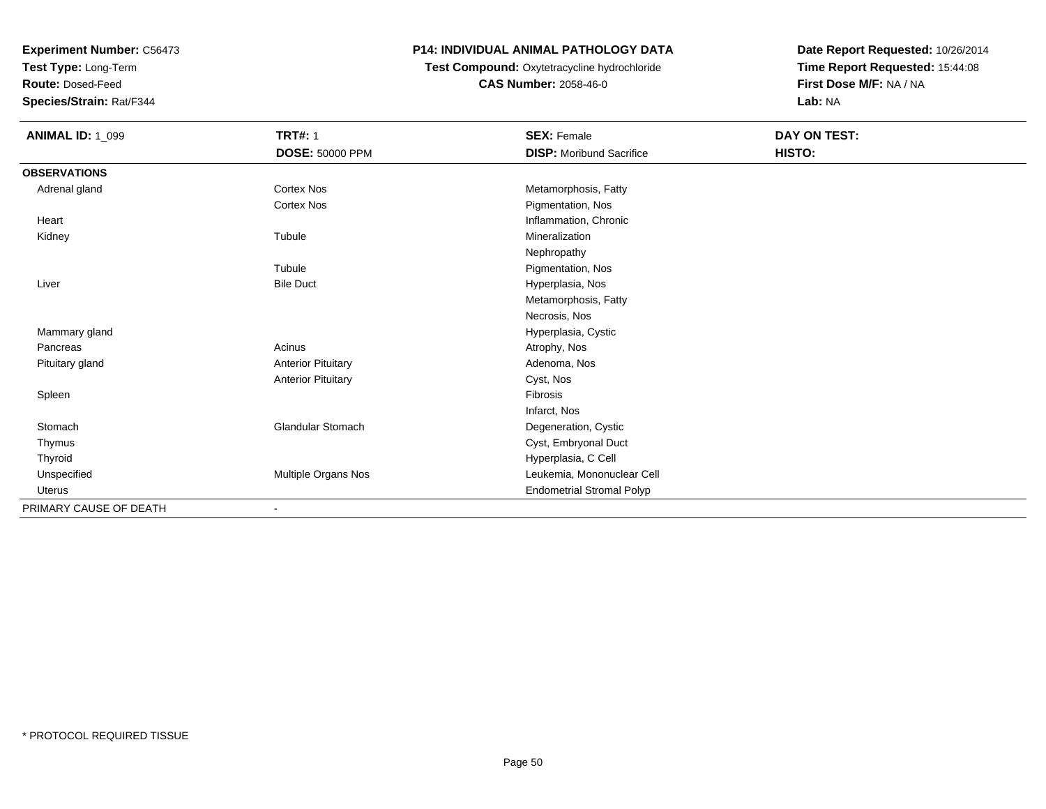**Experiment Number:** C56473
**Test Type:** Long-Term
**Route:** Dosed-Feed
**Species/Strain:** Rat/F344

# P14: INDIVIDUAL ANIMAL PATHOLOGY DATA

**Test Compound:** Oxytetracycline hydrochloride
**CAS Number:** 2058-46-0

**Date Report Requested:** 10/26/2014
**Time Report Requested:** 15:44:08
**First Dose M/F:** NA / NA
**Lab:** NA

| **ANIMAL ID:** 1_099 | **TRT#:** 1 | **SEX:** Female | **DAY ON TEST:** |
|---|---|---|---|
| | **DOSE:** 50000 PPM | **DISP:** Moribund Sacrifice | **HISTO:** |
| **OBSERVATIONS** | | | |
| Adrenal gland | Cortex Nos | Metamorphosis, Fatty | |
| | Cortex Nos | Pigmentation, Nos | |
| Heart | | Inflammation, Chronic | |
| Kidney | Tubule | Mineralization | |
| | | Nephropathy | |
| | Tubule | Pigmentation, Nos | |
| Liver | Bile Duct | Hyperplasia, Nos | |
| | | Metamorphosis, Fatty | |
| | | Necrosis, Nos | |
| Mammary gland | | Hyperplasia, Cystic | |
| Pancreas | Acinus | Atrophy, Nos | |
| Pituitary gland | Anterior Pituitary | Adenoma, Nos | |
| | Anterior Pituitary | Cyst, Nos | |
| Spleen | | Fibrosis | |
| | | Infarct, Nos | |
| Stomach | Glandular Stomach | Degeneration, Cystic | |
| Thymus | | Cyst, Embryonal Duct | |
| Thyroid | | Hyperplasia, C Cell | |
| Unspecified | Multiple Organs Nos | Leukemia, Mononuclear Cell | |
| Uterus | | Endometrial Stromal Polyp | |
| PRIMARY CAUSE OF DEATH | - | | |

* PROTOCOL REQUIRED TISSUE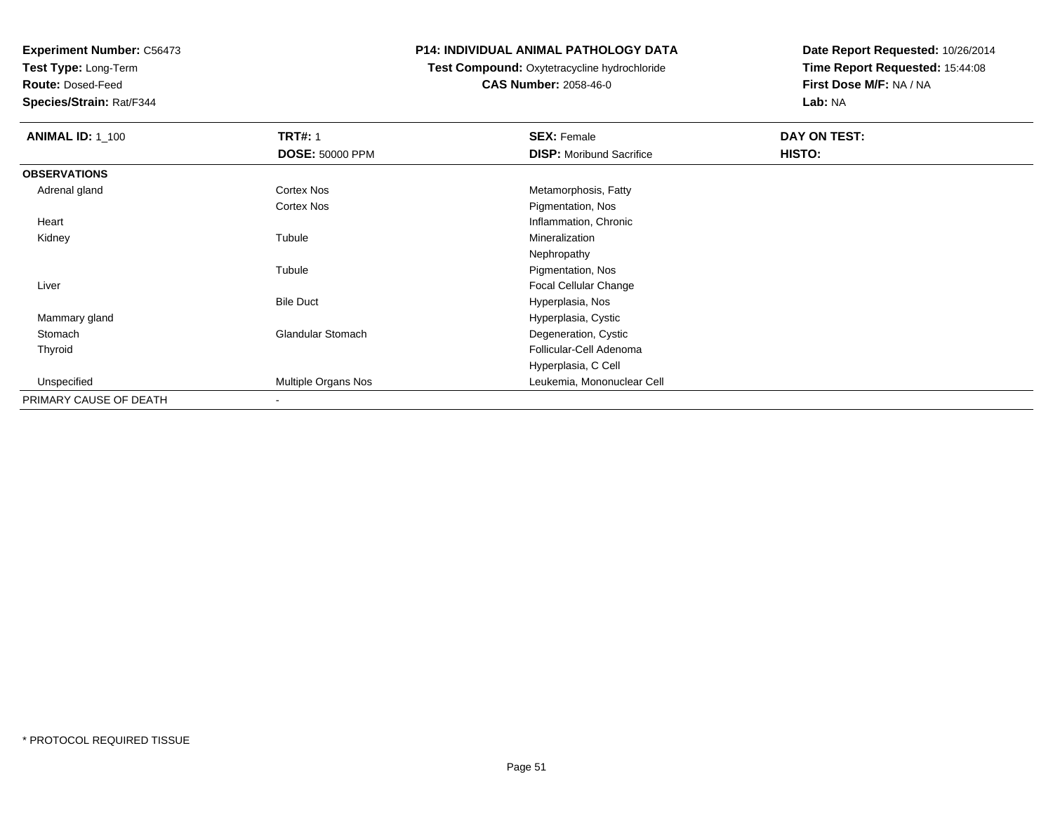**Experiment Number:** C56473
**Test Type:** Long-Term
**Route:** Dosed-Feed
**Species/Strain:** Rat/F344

# P14: INDIVIDUAL ANIMAL PATHOLOGY DATA

**Test Compound:** Oxytetracycline hydrochloride
**CAS Number:** 2058-46-0

**Date Report Requested:** 10/26/2014
**Time Report Requested:** 15:44:08
**First Dose M/F:** NA / NA
**Lab:** NA

| **ANIMAL ID:** 1_100 | **TRT#:** 1 | **SEX:** Female | **DAY ON TEST:** |
|---|---|---|---|
| | **DOSE:** 50000 PPM | **DISP:** Moribund Sacrifice | **HISTO:** |
| **OBSERVATIONS** | | | |
| Adrenal gland | Cortex Nos | Metamorphosis, Fatty | |
| | Cortex Nos | Pigmentation, Nos | |
| Heart | | Inflammation, Chronic | |
| Kidney | Tubule | Mineralization | |
| | | Nephropathy | |
| | Tubule | Pigmentation, Nos | |
| Liver | | Focal Cellular Change | |
| | Bile Duct | Hyperplasia, Nos | |
| Mammary gland | | Hyperplasia, Cystic | |
| Stomach | Glandular Stomach | Degeneration, Cystic | |
| Thyroid | | Follicular-Cell Adenoma | |
| | | Hyperplasia, C Cell | |
| Unspecified | Multiple Organs Nos | Leukemia, Mononuclear Cell | |
| PRIMARY CAUSE OF DEATH | - | | |

\* PROTOCOL REQUIRED TISSUE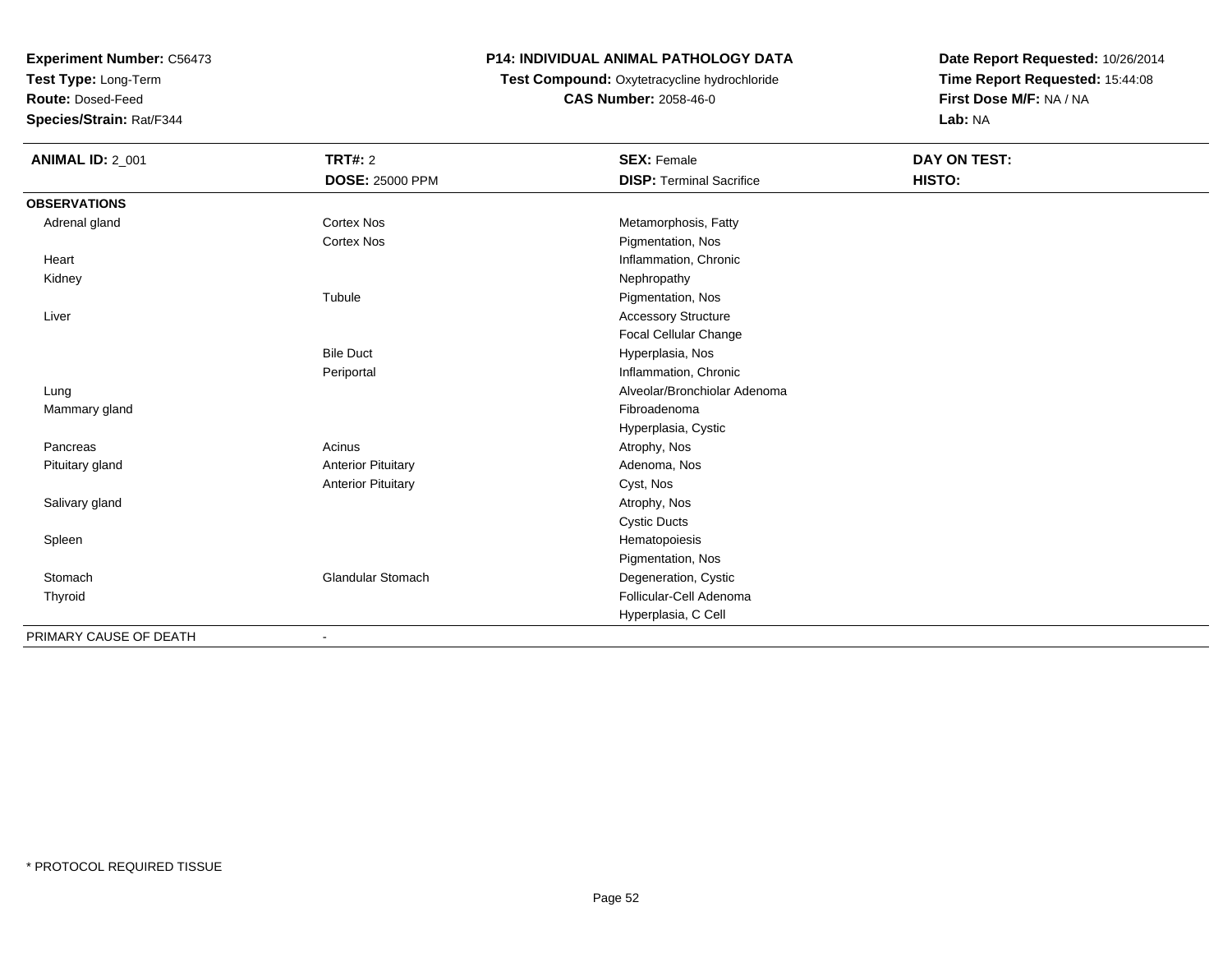**Experiment Number:** C56473
**Test Type:** Long-Term
**Route:** Dosed-Feed
**Species/Strain:** Rat/F344

**P14: INDIVIDUAL ANIMAL PATHOLOGY DATA**
**Test Compound:** Oxytetracycline hydrochloride
**CAS Number:** 2058-46-0

**Date Report Requested:** 10/26/2014
**Time Report Requested:** 15:44:08
**First Dose M/F:** NA / NA
**Lab:** NA

| **ANIMAL ID:** 2_001 | **TRT#:** 2 | **SEX:** Female | **DAY ON TEST:** |
|---|---|---|---|
| | **DOSE:** 25000 PPM | **DISP:** Terminal Sacrifice | **HISTO:** |
| **OBSERVATIONS** | | | |
| Adrenal gland | Cortex Nos | Metamorphosis, Fatty | |
| | Cortex Nos | Pigmentation, Nos | |
| Heart | | Inflammation, Chronic | |
| Kidney | | Nephropathy | |
| | Tubule | Pigmentation, Nos | |
| Liver | | Accessory Structure | |
| | | Focal Cellular Change | |
| | Bile Duct | Hyperplasia, Nos | |
| | Periportal | Inflammation, Chronic | |
| Lung | | Alveolar/Bronchiolar Adenoma | |
| Mammary gland | | Fibroadenoma | |
| | | Hyperplasia, Cystic | |
| Pancreas | Acinus | Atrophy, Nos | |
| Pituitary gland | Anterior Pituitary | Adenoma, Nos | |
| | Anterior Pituitary | Cyst, Nos | |
| Salivary gland | | Atrophy, Nos | |
| | | Cystic Ducts | |
| Spleen | | Hematopoiesis | |
| | | Pigmentation, Nos | |
| Stomach | Glandular Stomach | Degeneration, Cystic | |
| Thyroid | | Follicular-Cell Adenoma | |
| | | Hyperplasia, C Cell | |
| PRIMARY CAUSE OF DEATH | - | | |

* PROTOCOL REQUIRED TISSUE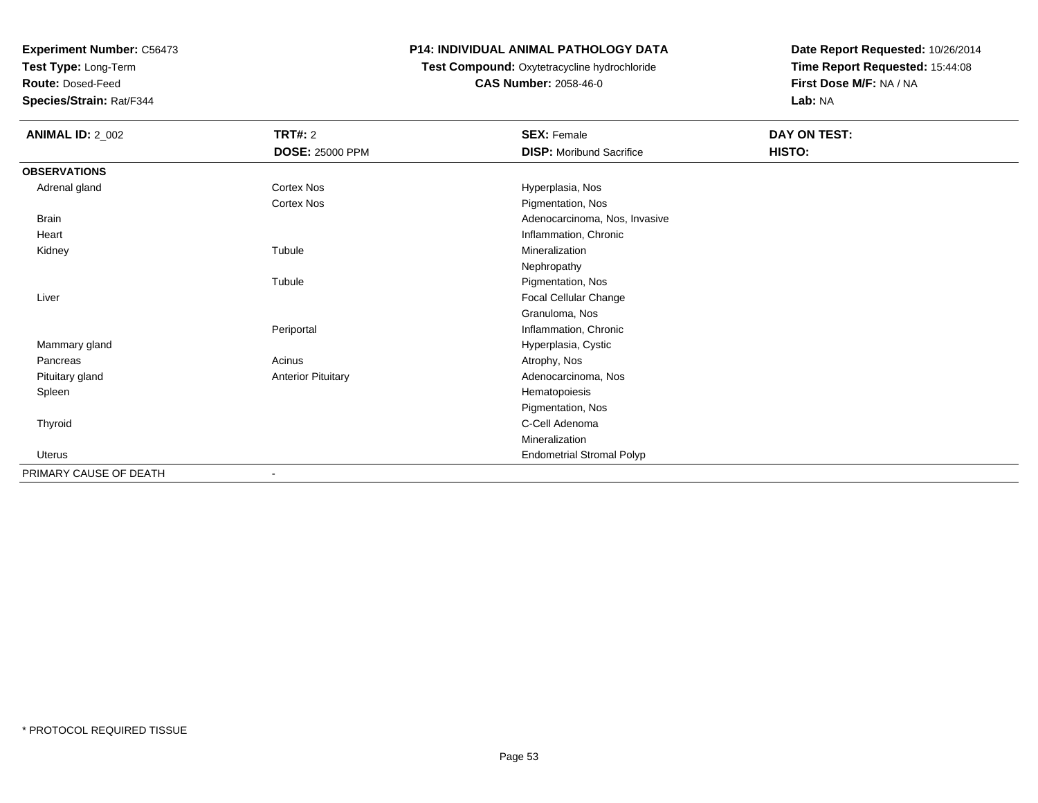**Experiment Number:** C56473
**Test Type:** Long-Term
**Route:** Dosed-Feed
**Species/Strain:** Rat/F344

**P14: INDIVIDUAL ANIMAL PATHOLOGY DATA**
**Test Compound:** Oxytetracycline hydrochloride
**CAS Number:** 2058-46-0

**Date Report Requested:** 10/26/2014
**Time Report Requested:** 15:44:08
**First Dose M/F:** NA / NA
**Lab:** NA

| **ANIMAL ID:** 2_002 | **TRT#:** 2 | **SEX:** Female | **DAY ON TEST:** |
|---|---|---|---|
| | **DOSE:** 25000 PPM | **DISP:** Moribund Sacrifice | **HISTO:** |
| **OBSERVATIONS** | | | |
| Adrenal gland | Cortex Nos | Hyperplasia, Nos | |
| | Cortex Nos | Pigmentation, Nos | |
| Brain | | Adenocarcinoma, Nos, Invasive | |
| Heart | | Inflammation, Chronic | |
| Kidney | Tubule | Mineralization | |
| | | Nephropathy | |
| | Tubule | Pigmentation, Nos | |
| Liver | | Focal Cellular Change | |
| | | Granuloma, Nos | |
| | Periportal | Inflammation, Chronic | |
| Mammary gland | | Hyperplasia, Cystic | |
| Pancreas | Acinus | Atrophy, Nos | |
| Pituitary gland | Anterior Pituitary | Adenocarcinoma, Nos | |
| Spleen | | Hematopoiesis | |
| | | Pigmentation, Nos | |
| Thyroid | | C-Cell Adenoma | |
| | | Mineralization | |
| Uterus | | Endometrial Stromal Polyp | |
| PRIMARY CAUSE OF DEATH | - | | |

\* PROTOCOL REQUIRED TISSUE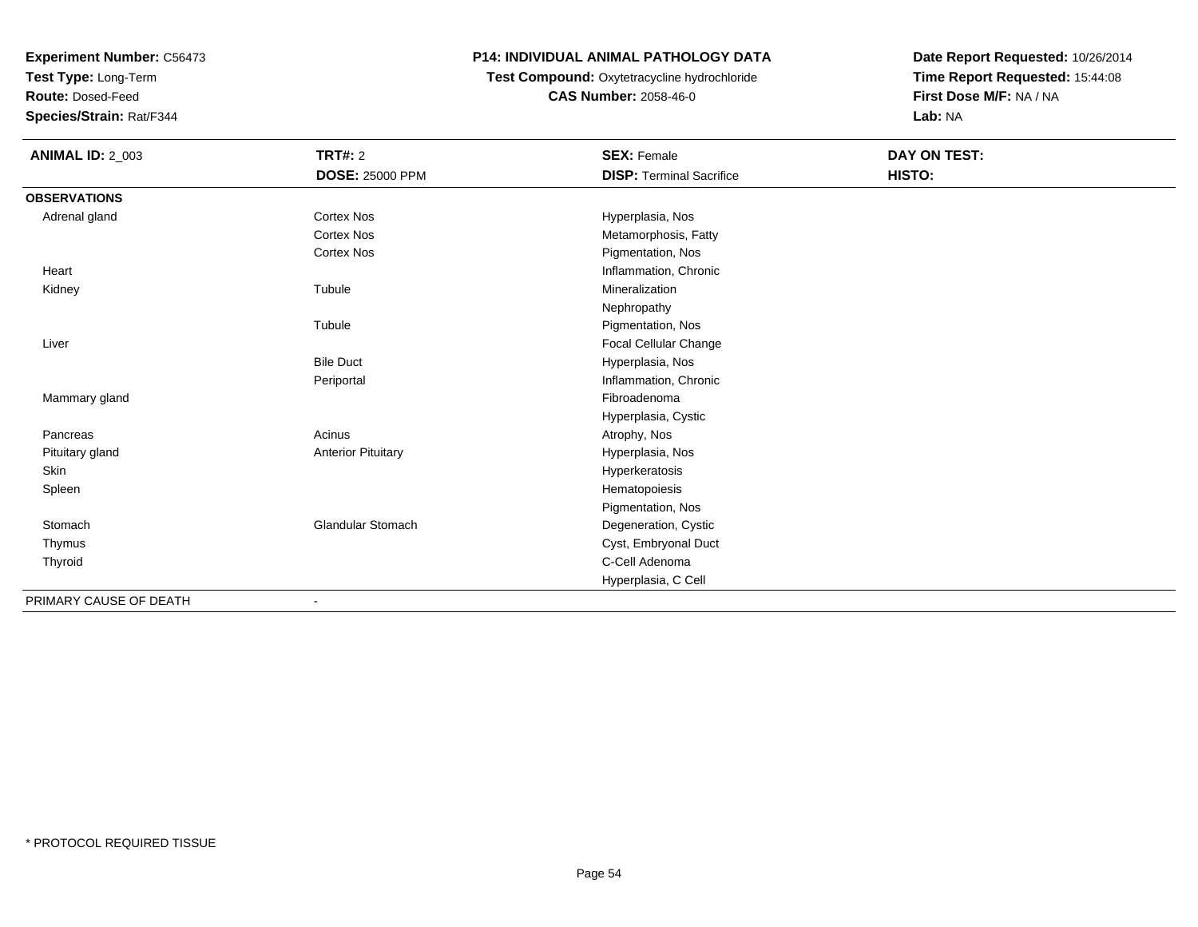**Experiment Number:** C56473
**Test Type:** Long-Term
**Route:** Dosed-Feed
**Species/Strain:** Rat/F344

**P14: INDIVIDUAL ANIMAL PATHOLOGY DATA**
**Test Compound:** Oxytetracycline hydrochloride
**CAS Number:** 2058-46-0

**Date Report Requested:** 10/26/2014
**Time Report Requested:** 15:44:08
**First Dose M/F:** NA / NA
**Lab:** NA

| **ANIMAL ID:** 2_003 | **TRT#:** 2 | **SEX:** Female | **DAY ON TEST:** |
|---|---|---|---|
| | **DOSE:** 25000 PPM | **DISP:** Terminal Sacrifice | **HISTO:** |
| **OBSERVATIONS** | | | |
| Adrenal gland | Cortex Nos | Hyperplasia, Nos | |
| | Cortex Nos | Metamorphosis, Fatty | |
| | Cortex Nos | Pigmentation, Nos | |
| Heart | | Inflammation, Chronic | |
| Kidney | Tubule | Mineralization | |
| | | Nephropathy | |
| | Tubule | Pigmentation, Nos | |
| Liver | | Focal Cellular Change | |
| | Bile Duct | Hyperplasia, Nos | |
| | Periportal | Inflammation, Chronic | |
| Mammary gland | | Fibroadenoma | |
| | | Hyperplasia, Cystic | |
| Pancreas | Acinus | Atrophy, Nos | |
| Pituitary gland | Anterior Pituitary | Hyperplasia, Nos | |
| Skin | | Hyperkeratosis | |
| Spleen | | Hematopoiesis | |
| | | Pigmentation, Nos | |
| Stomach | Glandular Stomach | Degeneration, Cystic | |
| Thymus | | Cyst, Embryonal Duct | |
| Thyroid | | C-Cell Adenoma | |
| | | Hyperplasia, C Cell | |
| PRIMARY CAUSE OF DEATH | - | | |

\* PROTOCOL REQUIRED TISSUE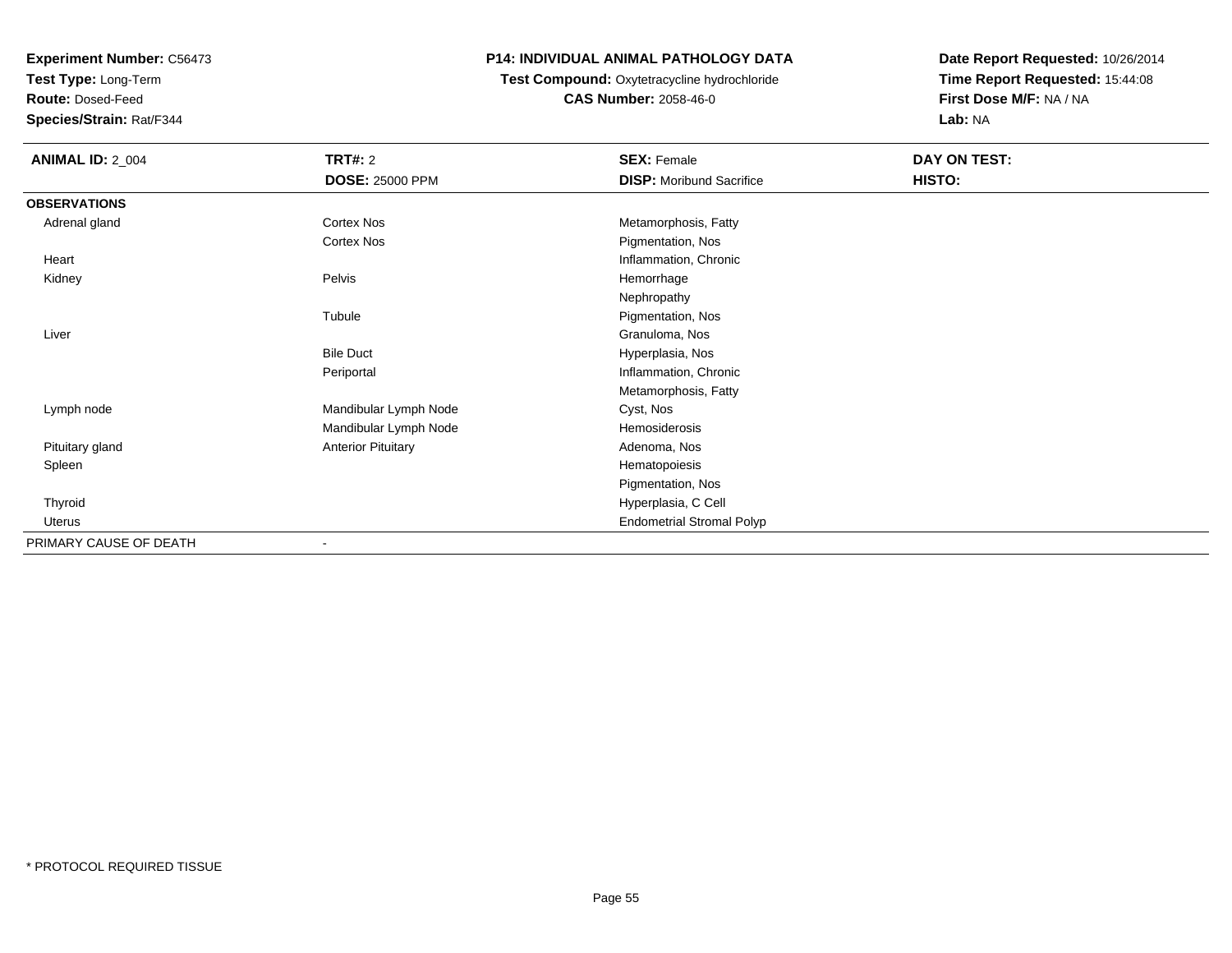**Experiment Number:** C56473
**Test Type:** Long-Term
**Route:** Dosed-Feed
**Species/Strain:** Rat/F344

**P14: INDIVIDUAL ANIMAL PATHOLOGY DATA**
**Test Compound:** Oxytetracycline hydrochloride
**CAS Number:** 2058-46-0

**Date Report Requested:** 10/26/2014
**Time Report Requested:** 15:44:08
**First Dose M/F:** NA / NA
**Lab:** NA

| **ANIMAL ID:** 2_004 | **TRT#:** 2 | **SEX:** Female | **DAY ON TEST:** |
|---|---|---|---|
| | **DOSE:** 25000 PPM | **DISP:** Moribund Sacrifice | **HISTO:** |
| **OBSERVATIONS** | | | |
| Adrenal gland | Cortex Nos | Metamorphosis, Fatty | |
| | Cortex Nos | Pigmentation, Nos | |
| Heart | | Inflammation, Chronic | |
| Kidney | Pelvis | Hemorrhage | |
| | | Nephropathy | |
| | Tubule | Pigmentation, Nos | |
| Liver | | Granuloma, Nos | |
| | Bile Duct | Hyperplasia, Nos | |
| | Periportal | Inflammation, Chronic | |
| | | Metamorphosis, Fatty | |
| Lymph node | Mandibular Lymph Node | Cyst, Nos | |
| | Mandibular Lymph Node | Hemosiderosis | |
| Pituitary gland | Anterior Pituitary | Adenoma, Nos | |
| Spleen | | Hematopoiesis | |
| | | Pigmentation, Nos | |
| Thyroid | | Hyperplasia, C Cell | |
| Uterus | | Endometrial Stromal Polyp | |
| PRIMARY CAUSE OF DEATH | - | | |

* PROTOCOL REQUIRED TISSUE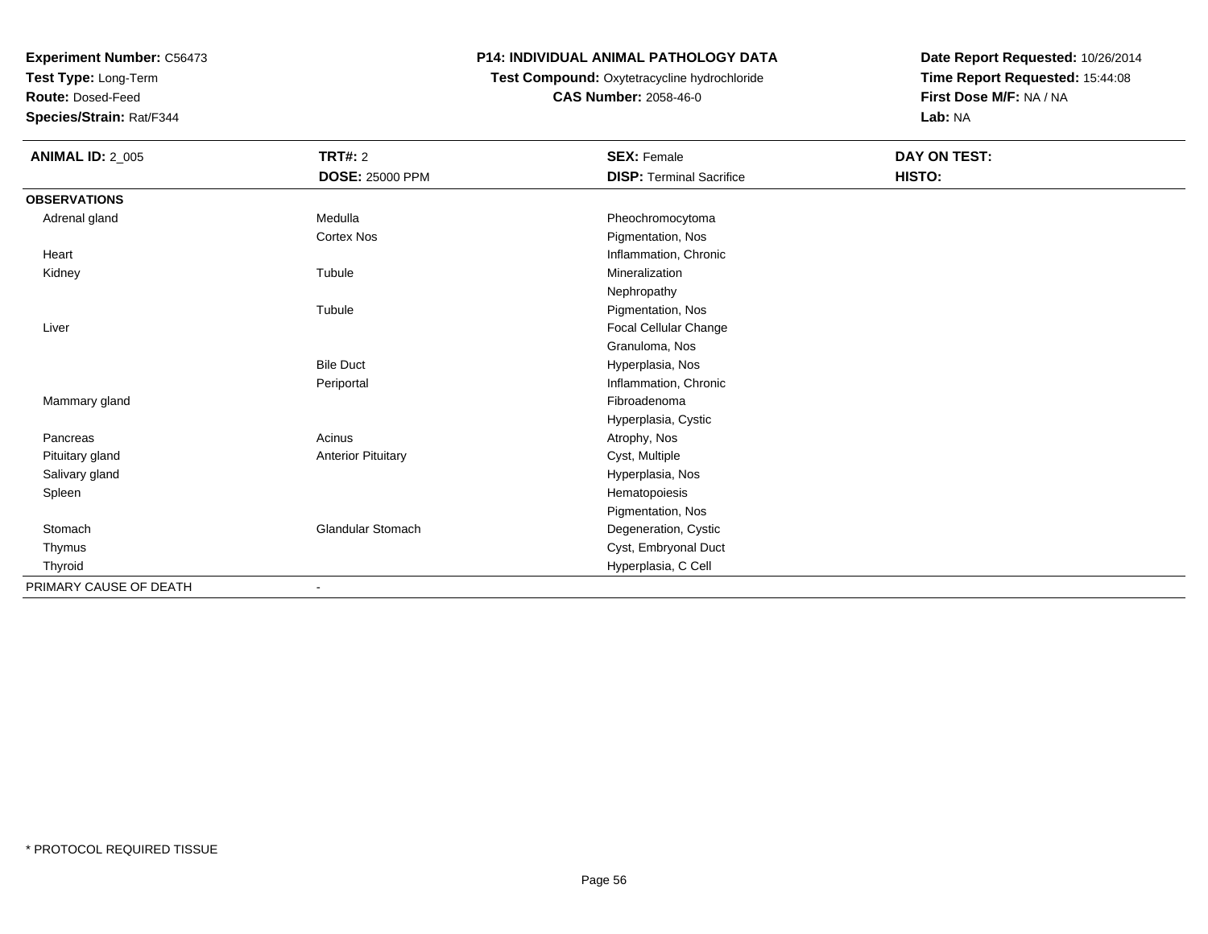**Experiment Number:** C56473
**Test Type:** Long-Term
**Route:** Dosed-Feed
**Species/Strain:** Rat/F344

# P14: INDIVIDUAL ANIMAL PATHOLOGY DATA

**Test Compound:** Oxytetracycline hydrochloride
**CAS Number:** 2058-46-0

**Date Report Requested:** 10/26/2014
**Time Report Requested:** 15:44:08
**First Dose M/F:** NA / NA
**Lab:** NA

| **ANIMAL ID:** 2_005 | **TRT#:** 2 | **SEX:** Female | **DAY ON TEST:** |
|---|---|---|---|
| | **DOSE:** 25000 PPM | **DISP:** Terminal Sacrifice | **HISTO:** |
| **OBSERVATIONS** | | | |
| Adrenal gland | Medulla | Pheochromocytoma | |
| | Cortex Nos | Pigmentation, Nos | |
| Heart | | Inflammation, Chronic | |
| Kidney | Tubule | Mineralization | |
| | | Nephropathy | |
| | Tubule | Pigmentation, Nos | |
| Liver | | Focal Cellular Change | |
| | | Granuloma, Nos | |
| | Bile Duct | Hyperplasia, Nos | |
| | Periportal | Inflammation, Chronic | |
| Mammary gland | | Fibroadenoma | |
| | | Hyperplasia, Cystic | |
| Pancreas | Acinus | Atrophy, Nos | |
| Pituitary gland | Anterior Pituitary | Cyst, Multiple | |
| Salivary gland | | Hyperplasia, Nos | |
| Spleen | | Hematopoiesis | |
| | | Pigmentation, Nos | |
| Stomach | Glandular Stomach | Degeneration, Cystic | |
| Thymus | | Cyst, Embryonal Duct | |
| Thyroid | | Hyperplasia, C Cell | |
| PRIMARY CAUSE OF DEATH | - | | |

\* PROTOCOL REQUIRED TISSUE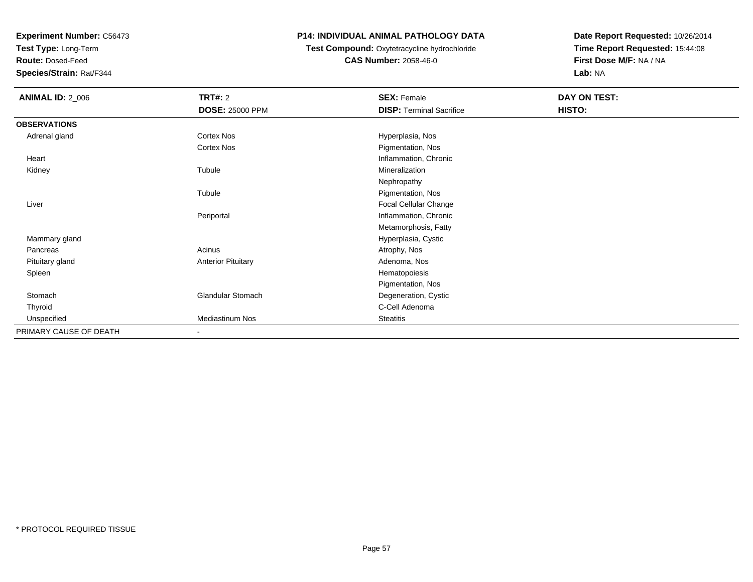**Experiment Number:** C56473
**Test Type:** Long-Term
**Route:** Dosed-Feed
**Species/Strain:** Rat/F344

# P14: INDIVIDUAL ANIMAL PATHOLOGY DATA

**Test Compound:** Oxytetracycline hydrochloride
**CAS Number:** 2058-46-0

**Date Report Requested:** 10/26/2014
**Time Report Requested:** 15:44:08
**First Dose M/F:** NA / NA
**Lab:** NA

| **ANIMAL ID:** 2_006 | **TRT#:** 2 | **SEX:** Female | **DAY ON TEST:** |
|---|---|---|---|
| | **DOSE:** 25000 PPM | **DISP:** Terminal Sacrifice | **HISTO:** |
| **OBSERVATIONS** | | | |
| Adrenal gland | Cortex Nos | Hyperplasia, Nos | |
| | Cortex Nos | Pigmentation, Nos | |
| Heart | | Inflammation, Chronic | |
| Kidney | Tubule | Mineralization | |
| | | Nephropathy | |
| | Tubule | Pigmentation, Nos | |
| Liver | | Focal Cellular Change | |
| | Periportal | Inflammation, Chronic | |
| | | Metamorphosis, Fatty | |
| Mammary gland | | Hyperplasia, Cystic | |
| Pancreas | Acinus | Atrophy, Nos | |
| Pituitary gland | Anterior Pituitary | Adenoma, Nos | |
| Spleen | | Hematopoiesis | |
| | | Pigmentation, Nos | |
| Stomach | Glandular Stomach | Degeneration, Cystic | |
| Thyroid | | C-Cell Adenoma | |
| Unspecified | Mediastinum Nos | Steatitis | |
| PRIMARY CAUSE OF DEATH | - | | |

* PROTOCOL REQUIRED TISSUE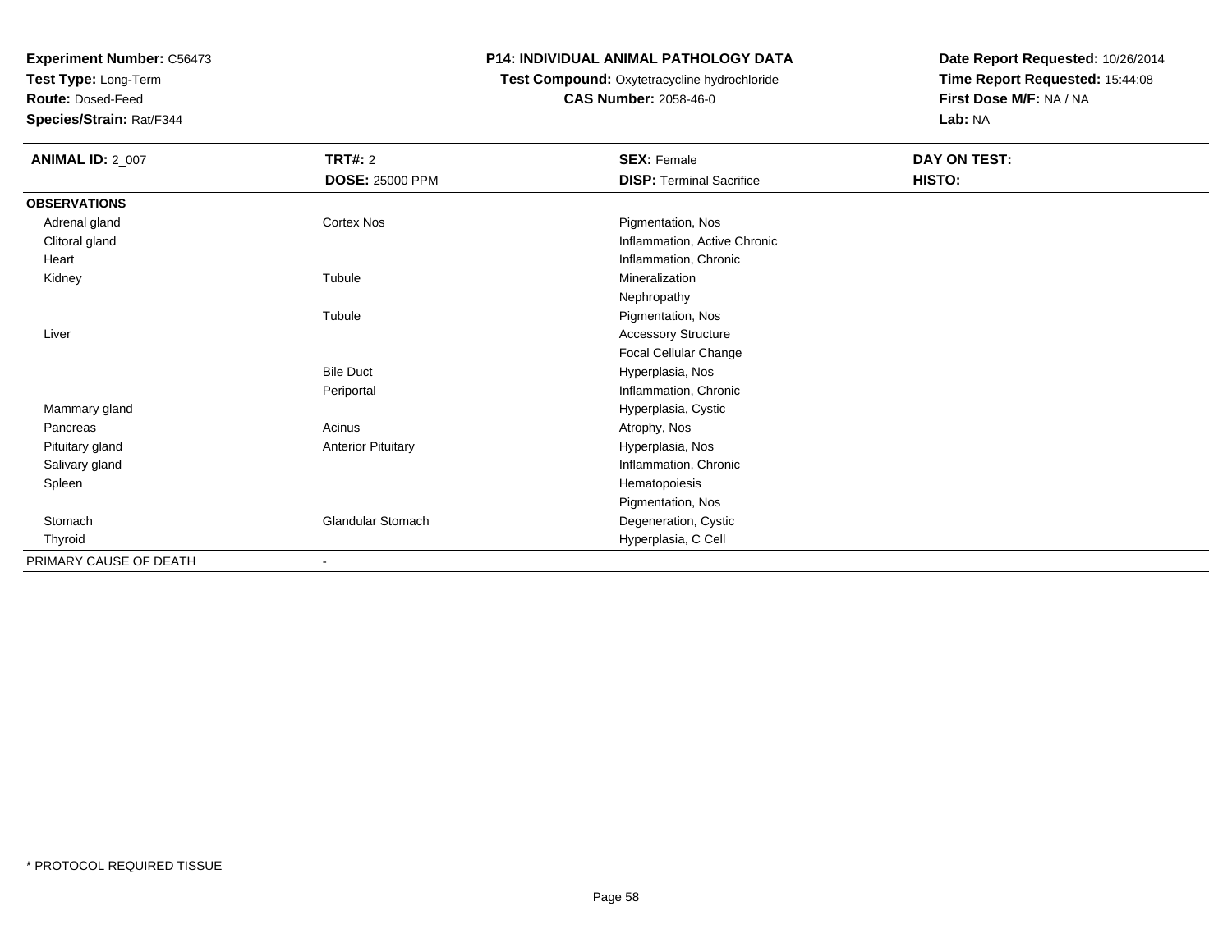**Experiment Number:** C56473
**Test Type:** Long-Term
**Route:** Dosed-Feed
**Species/Strain:** Rat/F344

**P14: INDIVIDUAL ANIMAL PATHOLOGY DATA**
**Test Compound:** Oxytetracycline hydrochloride
**CAS Number:** 2058-46-0

**Date Report Requested:** 10/26/2014
**Time Report Requested:** 15:44:08
**First Dose M/F:** NA / NA
**Lab:** NA

| **ANIMAL ID:** 2_007 | **TRT#:** 2 | **SEX:** Female | **DAY ON TEST:** |
|---|---|---|---|
| | **DOSE:** 25000 PPM | **DISP:** Terminal Sacrifice | **HISTO:** |
| **OBSERVATIONS** | | | |
| Adrenal gland | Cortex Nos | Pigmentation, Nos | |
| Clitoral gland | | Inflammation, Active Chronic | |
| Heart | | Inflammation, Chronic | |
| Kidney | Tubule | Mineralization | |
| | | Nephropathy | |
| | Tubule | Pigmentation, Nos | |
| Liver | | Accessory Structure | |
| | | Focal Cellular Change | |
| | Bile Duct | Hyperplasia, Nos | |
| | Periportal | Inflammation, Chronic | |
| Mammary gland | | Hyperplasia, Cystic | |
| Pancreas | Acinus | Atrophy, Nos | |
| Pituitary gland | Anterior Pituitary | Hyperplasia, Nos | |
| Salivary gland | | Inflammation, Chronic | |
| Spleen | | Hematopoiesis | |
| | | Pigmentation, Nos | |
| Stomach | Glandular Stomach | Degeneration, Cystic | |
| Thyroid | | Hyperplasia, C Cell | |
| PRIMARY CAUSE OF DEATH | - | | |

* PROTOCOL REQUIRED TISSUE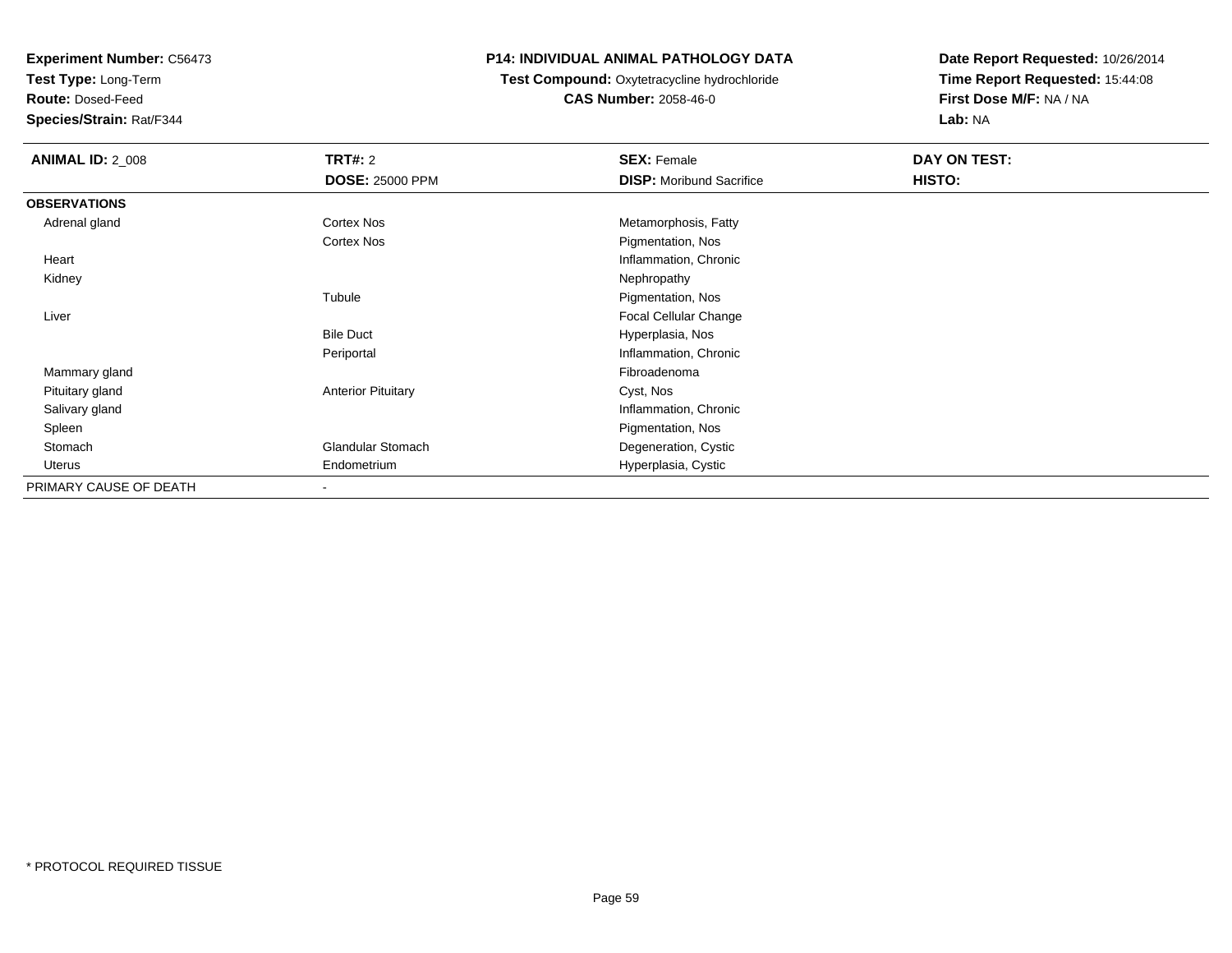**Experiment Number:** C56473
**Test Type:** Long-Term
**Route:** Dosed-Feed
**Species/Strain:** Rat/F344

**P14: INDIVIDUAL ANIMAL PATHOLOGY DATA**
**Test Compound:** Oxytetracycline hydrochloride
**CAS Number:** 2058-46-0

**Date Report Requested:** 10/26/2014
**Time Report Requested:** 15:44:08
**First Dose M/F:** NA / NA
**Lab:** NA

| **ANIMAL ID:** 2_008 | **TRT#:** 2 | **SEX:** Female | **DAY ON TEST:** |
|---|---|---|---|
| | **DOSE:** 25000 PPM | **DISP:** Moribund Sacrifice | **HISTO:** |
| **OBSERVATIONS** | | | |
| Adrenal gland | Cortex Nos | Metamorphosis, Fatty | |
| | Cortex Nos | Pigmentation, Nos | |
| Heart | | Inflammation, Chronic | |
| Kidney | | Nephropathy | |
| | Tubule | Pigmentation, Nos | |
| Liver | | Focal Cellular Change | |
| | Bile Duct | Hyperplasia, Nos | |
| | Periportal | Inflammation, Chronic | |
| Mammary gland | | Fibroadenoma | |
| Pituitary gland | Anterior Pituitary | Cyst, Nos | |
| Salivary gland | | Inflammation, Chronic | |
| Spleen | | Pigmentation, Nos | |
| Stomach | Glandular Stomach | Degeneration, Cystic | |
| Uterus | Endometrium | Hyperplasia, Cystic | |
| PRIMARY CAUSE OF DEATH | - | | |

* PROTOCOL REQUIRED TISSUE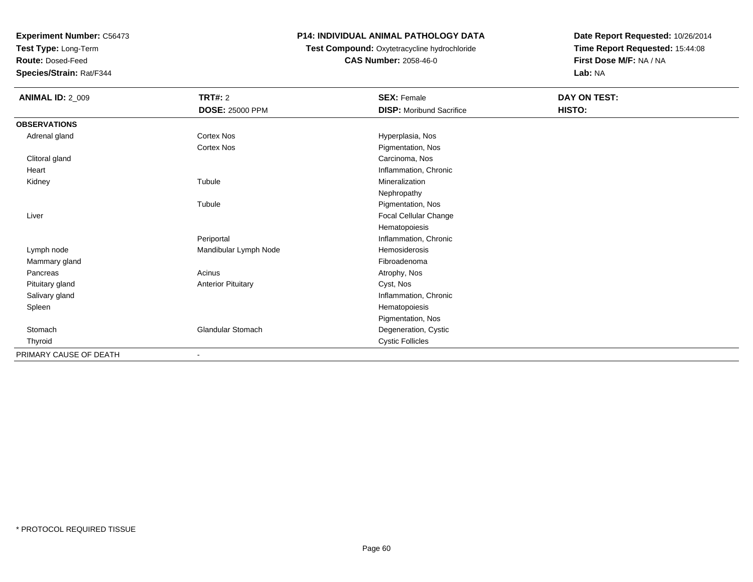**Experiment Number:** C56473
**Test Type:** Long-Term
**Route:** Dosed-Feed
**Species/Strain:** Rat/F344

**P14: INDIVIDUAL ANIMAL PATHOLOGY DATA**
**Test Compound:** Oxytetracycline hydrochloride
**CAS Number:** 2058-46-0

**Date Report Requested:** 10/26/2014
**Time Report Requested:** 15:44:08
**First Dose M/F:** NA / NA
**Lab:** NA

| **ANIMAL ID:** 2_009 | **TRT#:** 2 | **SEX:** Female | **DAY ON TEST:** |
|---|---|---|---|
| | **DOSE:** 25000 PPM | **DISP:** Moribund Sacrifice | **HISTO:** |
| **OBSERVATIONS** | | | |
| Adrenal gland | Cortex Nos | Hyperplasia, Nos | |
| | Cortex Nos | Pigmentation, Nos | |
| Clitoral gland | | Carcinoma, Nos | |
| Heart | | Inflammation, Chronic | |
| Kidney | Tubule | Mineralization | |
| | | Nephropathy | |
| | Tubule | Pigmentation, Nos | |
| Liver | | Focal Cellular Change | |
| | | Hematopoiesis | |
| | Periportal | Inflammation, Chronic | |
| Lymph node | Mandibular Lymph Node | Hemosiderosis | |
| Mammary gland | | Fibroadenoma | |
| Pancreas | Acinus | Atrophy, Nos | |
| Pituitary gland | Anterior Pituitary | Cyst, Nos | |
| Salivary gland | | Inflammation, Chronic | |
| Spleen | | Hematopoiesis | |
| | | Pigmentation, Nos | |
| Stomach | Glandular Stomach | Degeneration, Cystic | |
| Thyroid | | Cystic Follicles | |
| PRIMARY CAUSE OF DEATH | - | | |

\* PROTOCOL REQUIRED TISSUE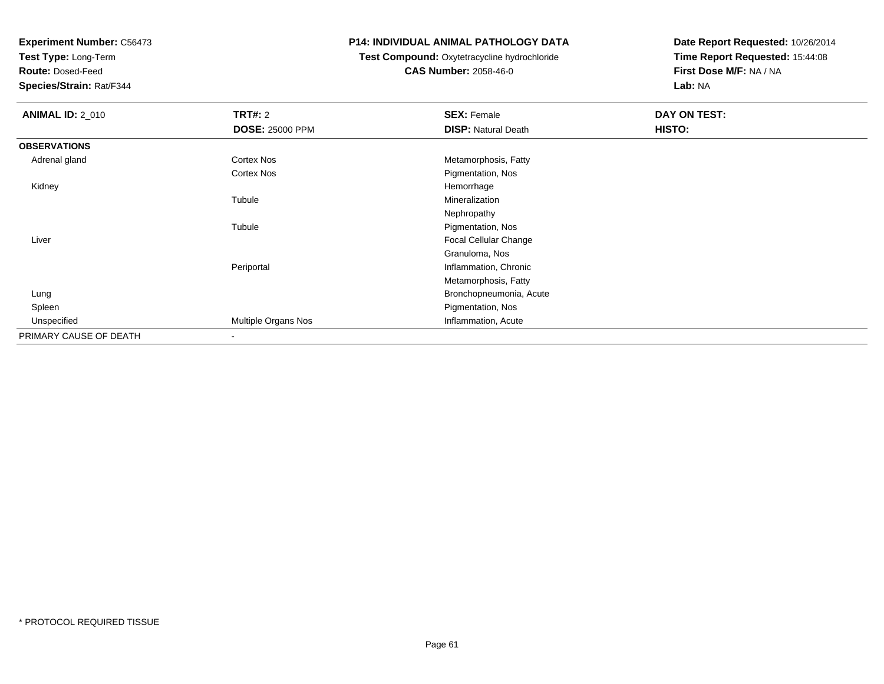**Experiment Number:** C56473
**Test Type:** Long-Term
**Route:** Dosed-Feed
**Species/Strain:** Rat/F344

**P14: INDIVIDUAL ANIMAL PATHOLOGY DATA**
**Test Compound:** Oxytetracycline hydrochloride
**CAS Number:** 2058-46-0

**Date Report Requested:** 10/26/2014
**Time Report Requested:** 15:44:08
**First Dose M/F:** NA / NA
**Lab:** NA

| **ANIMAL ID:** 2_010 | **TRT#:** 2 | **SEX:** Female | **DAY ON TEST:** |
|---|---|---|---|
| | **DOSE:** 25000 PPM | **DISP:** Natural Death | **HISTO:** |
| **OBSERVATIONS** | | | |
| Adrenal gland | Cortex Nos | Metamorphosis, Fatty | |
| | Cortex Nos | Pigmentation, Nos | |
| Kidney | | Hemorrhage | |
| | Tubule | Mineralization | |
| | | Nephropathy | |
| | Tubule | Pigmentation, Nos | |
| Liver | | Focal Cellular Change | |
| | | Granuloma, Nos | |
| | Periportal | Inflammation, Chronic | |
| | | Metamorphosis, Fatty | |
| Lung | | Bronchopneumonia, Acute | |
| Spleen | | Pigmentation, Nos | |
| Unspecified | Multiple Organs Nos | Inflammation, Acute | |
| PRIMARY CAUSE OF DEATH | - | | |

* PROTOCOL REQUIRED TISSUE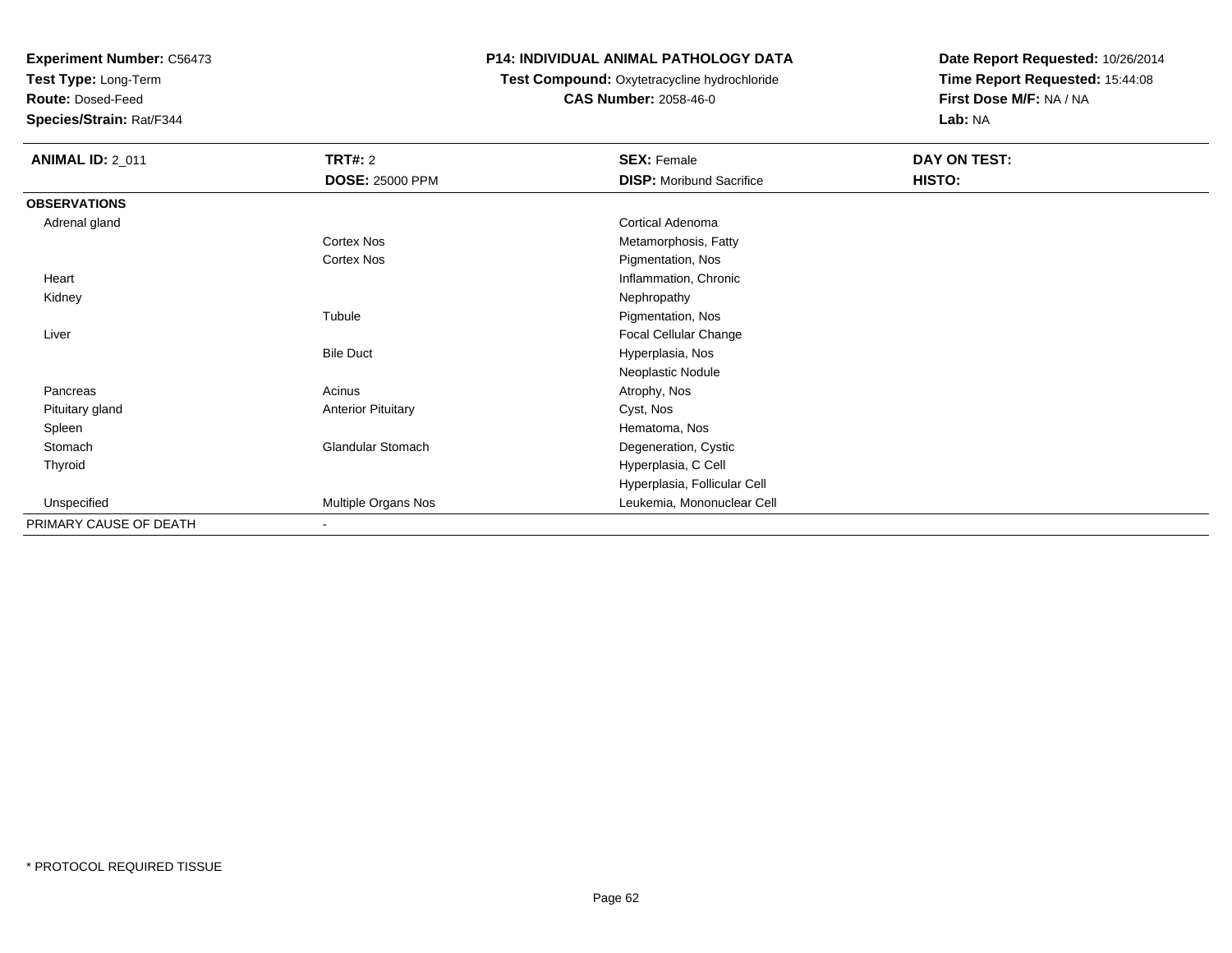**Experiment Number:** C56473
**Test Type:** Long-Term
**Route:** Dosed-Feed
**Species/Strain:** Rat/F344

**P14: INDIVIDUAL ANIMAL PATHOLOGY DATA**
**Test Compound:** Oxytetracycline hydrochloride
**CAS Number:** 2058-46-0

**Date Report Requested:** 10/26/2014
**Time Report Requested:** 15:44:08
**First Dose M/F:** NA / NA
**Lab:** NA

| **ANIMAL ID:** 2_011 | **TRT#:** 2 | **SEX:** Female | **DAY ON TEST:** |
|---|---|---|---|
| | **DOSE:** 25000 PPM | **DISP:** Moribund Sacrifice | **HISTO:** |
| **OBSERVATIONS** | | | |
| Adrenal gland | | Cortical Adenoma | |
| | Cortex Nos | Metamorphosis, Fatty | |
| | Cortex Nos | Pigmentation, Nos | |
| Heart | | Inflammation, Chronic | |
| Kidney | | Nephropathy | |
| | Tubule | Pigmentation, Nos | |
| Liver | | Focal Cellular Change | |
| | Bile Duct | Hyperplasia, Nos | |
| | | Neoplastic Nodule | |
| Pancreas | Acinus | Atrophy, Nos | |
| Pituitary gland | Anterior Pituitary | Cyst, Nos | |
| Spleen | | Hematoma, Nos | |
| Stomach | Glandular Stomach | Degeneration, Cystic | |
| Thyroid | | Hyperplasia, C Cell | |
| | | Hyperplasia, Follicular Cell | |
| Unspecified | Multiple Organs Nos | Leukemia, Mononuclear Cell | |
| PRIMARY CAUSE OF DEATH | - | | |

* PROTOCOL REQUIRED TISSUE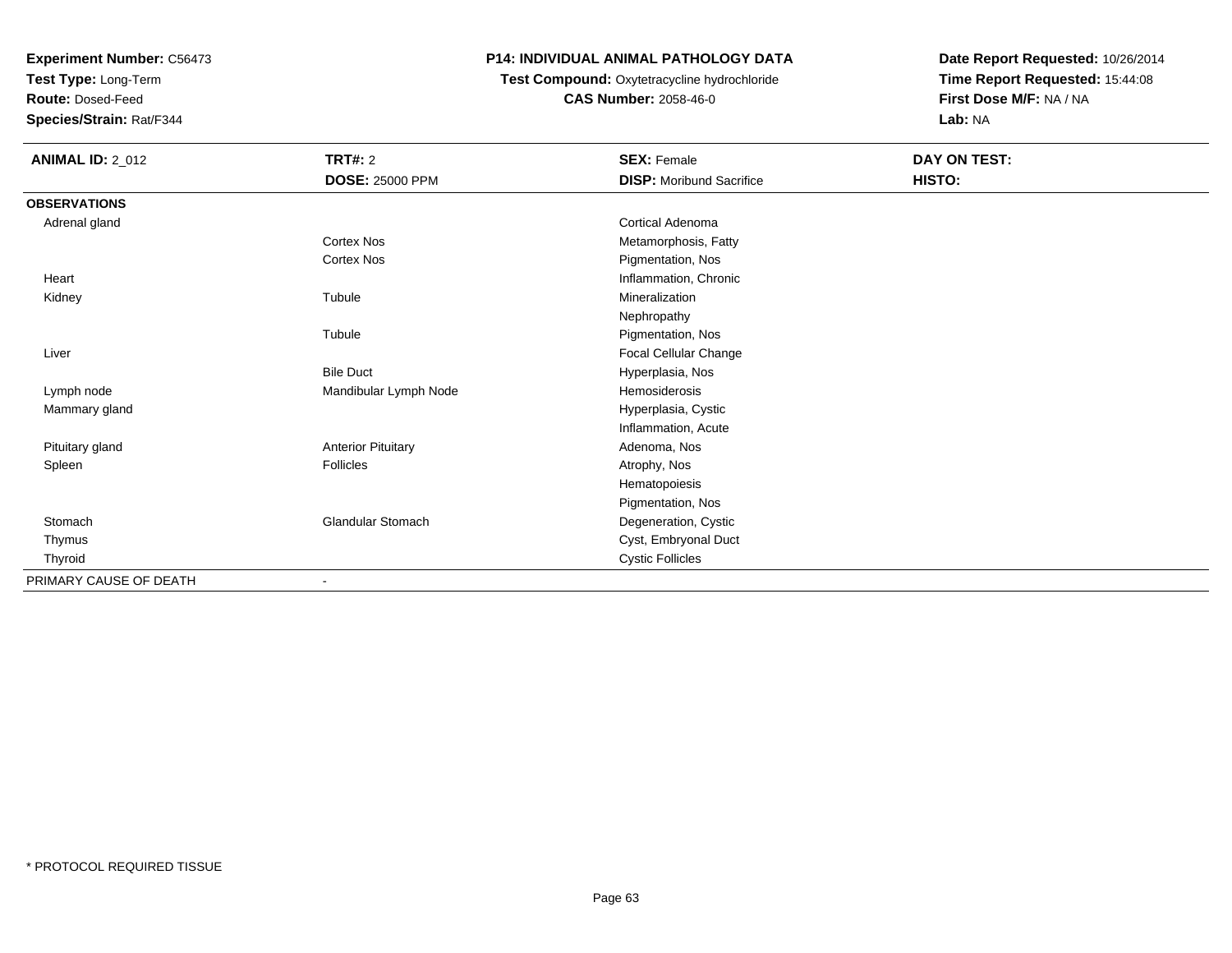**Experiment Number:** C56473
**Test Type:** Long-Term
**Route:** Dosed-Feed
**Species/Strain:** Rat/F344

**P14: INDIVIDUAL ANIMAL PATHOLOGY DATA**
**Test Compound:** Oxytetracycline hydrochloride
**CAS Number:** 2058-46-0

**Date Report Requested:** 10/26/2014
**Time Report Requested:** 15:44:08
**First Dose M/F:** NA / NA
**Lab:** NA

| **ANIMAL ID:** 2_012 | **TRT#:** 2 | **SEX:** Female | **DAY ON TEST:** |
|---|---|---|---|
| | **DOSE:** 25000 PPM | **DISP:** Moribund Sacrifice | **HISTO:** |
| **OBSERVATIONS** | | | |
| Adrenal gland | | Cortical Adenoma | |
| | Cortex Nos | Metamorphosis, Fatty | |
| | Cortex Nos | Pigmentation, Nos | |
| Heart | | Inflammation, Chronic | |
| Kidney | Tubule | Mineralization | |
| | | Nephropathy | |
| | Tubule | Pigmentation, Nos | |
| Liver | | Focal Cellular Change | |
| | Bile Duct | Hyperplasia, Nos | |
| Lymph node | Mandibular Lymph Node | Hemosiderosis | |
| Mammary gland | | Hyperplasia, Cystic | |
| | | Inflammation, Acute | |
| Pituitary gland | Anterior Pituitary | Adenoma, Nos | |
| Spleen | Follicles | Atrophy, Nos | |
| | | Hematopoiesis | |
| | | Pigmentation, Nos | |
| Stomach | Glandular Stomach | Degeneration, Cystic | |
| Thymus | | Cyst, Embryonal Duct | |
| Thyroid | | Cystic Follicles | |
| PRIMARY CAUSE OF DEATH | - | | |

* PROTOCOL REQUIRED TISSUE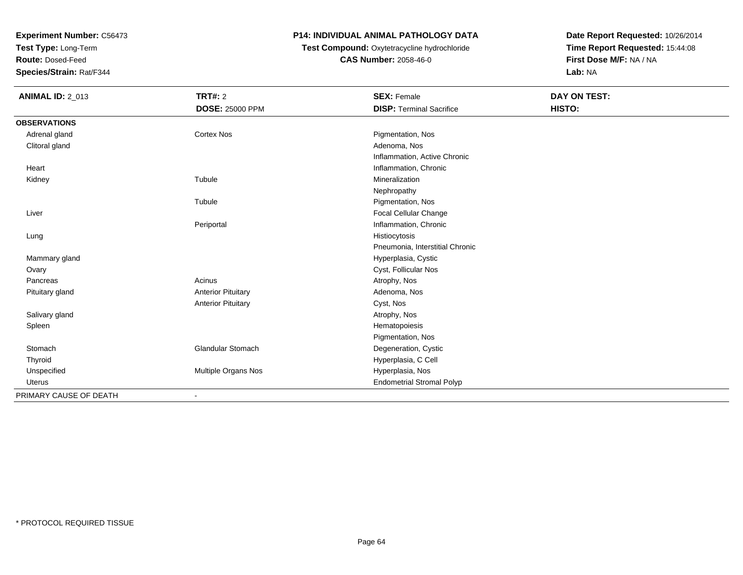**Experiment Number:** C56473
**Test Type:** Long-Term
**Route:** Dosed-Feed
**Species/Strain:** Rat/F344

**P14: INDIVIDUAL ANIMAL PATHOLOGY DATA**
**Test Compound:** Oxytetracycline hydrochloride
**CAS Number:** 2058-46-0

**Date Report Requested:** 10/26/2014
**Time Report Requested:** 15:44:08
**First Dose M/F:** NA / NA
**Lab:** NA

| **ANIMAL ID:** 2_013 | **TRT#:** 2 | **SEX:** Female | **DAY ON TEST:** |
|---|---|---|---|
| | **DOSE:** 25000 PPM | **DISP:** Terminal Sacrifice | **HISTO:** |
| **OBSERVATIONS** | | | |
| Adrenal gland | Cortex Nos | Pigmentation, Nos | |
| Clitoral gland | | Adenoma, Nos | |
| | | Inflammation, Active Chronic | |
| Heart | | Inflammation, Chronic | |
| Kidney | Tubule | Mineralization | |
| | | Nephropathy | |
| | Tubule | Pigmentation, Nos | |
| Liver | | Focal Cellular Change | |
| | Periportal | Inflammation, Chronic | |
| Lung | | Histiocytosis | |
| | | Pneumonia, Interstitial Chronic | |
| Mammary gland | | Hyperplasia, Cystic | |
| Ovary | | Cyst, Follicular Nos | |
| Pancreas | Acinus | Atrophy, Nos | |
| Pituitary gland | Anterior Pituitary | Adenoma, Nos | |
| | Anterior Pituitary | Cyst, Nos | |
| Salivary gland | | Atrophy, Nos | |
| Spleen | | Hematopoiesis | |
| | | Pigmentation, Nos | |
| Stomach | Glandular Stomach | Degeneration, Cystic | |
| Thyroid | | Hyperplasia, C Cell | |
| Unspecified | Multiple Organs Nos | Hyperplasia, Nos | |
| Uterus | | Endometrial Stromal Polyp | |
| PRIMARY CAUSE OF DEATH | - | | |

* PROTOCOL REQUIRED TISSUE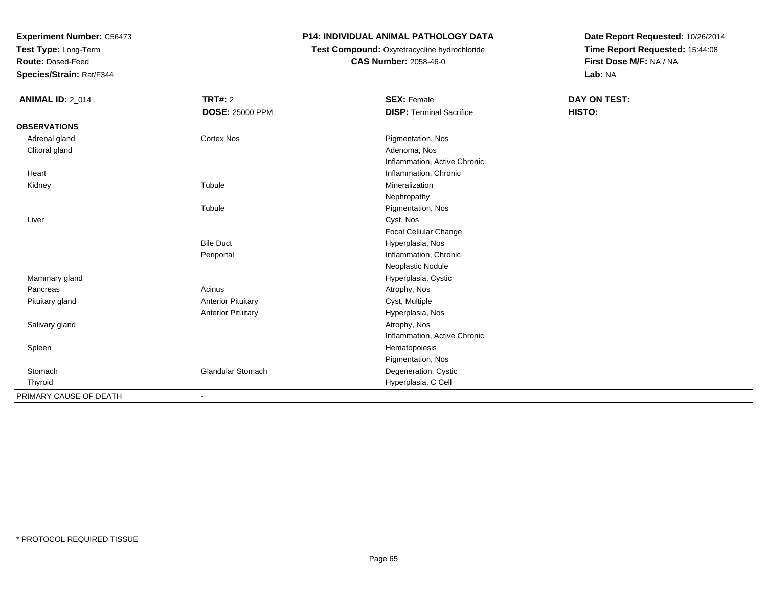**Experiment Number:** C56473
**Test Type:** Long-Term
**Route:** Dosed-Feed
**Species/Strain:** Rat/F344

**P14: INDIVIDUAL ANIMAL PATHOLOGY DATA**
**Test Compound:** Oxytetracycline hydrochloride
**CAS Number:** 2058-46-0

**Date Report Requested:** 10/26/2014
**Time Report Requested:** 15:44:08
**First Dose M/F:** NA / NA
**Lab:** NA

| **ANIMAL ID:** 2_014 | **TRT#:** 2 | **SEX:** Female | **DAY ON TEST:** |
|---|---|---|---|
| | **DOSE:** 25000 PPM | **DISP:** Terminal Sacrifice | **HISTO:** |
| **OBSERVATIONS** | | | |
| Adrenal gland | Cortex Nos | Pigmentation, Nos | |
| Clitoral gland | | Adenoma, Nos | |
| | | Inflammation, Active Chronic | |
| Heart | | Inflammation, Chronic | |
| Kidney | Tubule | Mineralization | |
| | | Nephropathy | |
| | Tubule | Pigmentation, Nos | |
| Liver | | Cyst, Nos | |
| | | Focal Cellular Change | |
| | Bile Duct | Hyperplasia, Nos | |
| | Periportal | Inflammation, Chronic | |
| | | Neoplastic Nodule | |
| Mammary gland | | Hyperplasia, Cystic | |
| Pancreas | Acinus | Atrophy, Nos | |
| Pituitary gland | Anterior Pituitary | Cyst, Multiple | |
| | Anterior Pituitary | Hyperplasia, Nos | |
| Salivary gland | | Atrophy, Nos | |
| | | Inflammation, Active Chronic | |
| Spleen | | Hematopoiesis | |
| | | Pigmentation, Nos | |
| Stomach | Glandular Stomach | Degeneration, Cystic | |
| Thyroid | | Hyperplasia, C Cell | |
| PRIMARY CAUSE OF DEATH | - | | |

* PROTOCOL REQUIRED TISSUE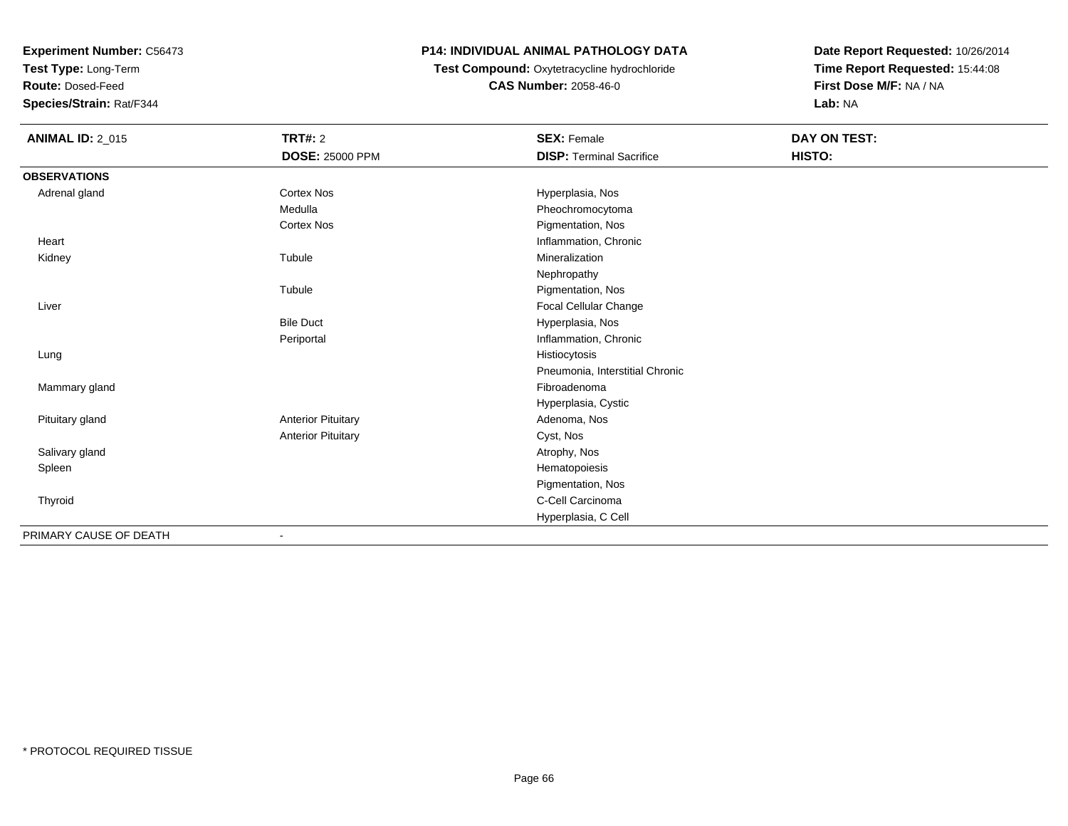**Experiment Number:** C56473
**Test Type:** Long-Term
**Route:** Dosed-Feed
**Species/Strain:** Rat/F344

**P14: INDIVIDUAL ANIMAL PATHOLOGY DATA**
**Test Compound:** Oxytetracycline hydrochloride
**CAS Number:** 2058-46-0

**Date Report Requested:** 10/26/2014
**Time Report Requested:** 15:44:08
**First Dose M/F:** NA / NA
**Lab:** NA

| **ANIMAL ID:** 2_015 | **TRT#:** 2 | **SEX:** Female | **DAY ON TEST:** |
|---|---|---|---|
| | **DOSE:** 25000 PPM | **DISP:** Terminal Sacrifice | **HISTO:** |
| **OBSERVATIONS** | | | |
| Adrenal gland | Cortex Nos | Hyperplasia, Nos | |
| | Medulla | Pheochromocytoma | |
| | Cortex Nos | Pigmentation, Nos | |
| Heart | | Inflammation, Chronic | |
| Kidney | Tubule | Mineralization | |
| | | Nephropathy | |
| | Tubule | Pigmentation, Nos | |
| Liver | | Focal Cellular Change | |
| | Bile Duct | Hyperplasia, Nos | |
| | Periportal | Inflammation, Chronic | |
| Lung | | Histiocytosis | |
| | | Pneumonia, Interstitial Chronic | |
| Mammary gland | | Fibroadenoma | |
| | | Hyperplasia, Cystic | |
| Pituitary gland | Anterior Pituitary | Adenoma, Nos | |
| | Anterior Pituitary | Cyst, Nos | |
| Salivary gland | | Atrophy, Nos | |
| Spleen | | Hematopoiesis | |
| | | Pigmentation, Nos | |
| Thyroid | | C-Cell Carcinoma | |
| | | Hyperplasia, C Cell | |
| PRIMARY CAUSE OF DEATH | - | | |

* PROTOCOL REQUIRED TISSUE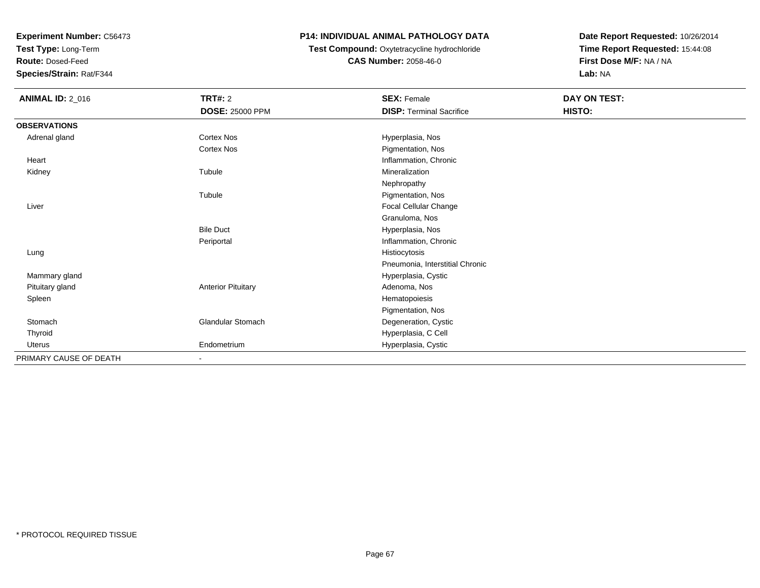**Experiment Number:** C56473
**Test Type:** Long-Term
**Route:** Dosed-Feed
**Species/Strain:** Rat/F344

**P14: INDIVIDUAL ANIMAL PATHOLOGY DATA**
**Test Compound:** Oxytetracycline hydrochloride
**CAS Number:** 2058-46-0

**Date Report Requested:** 10/26/2014
**Time Report Requested:** 15:44:08
**First Dose M/F:** NA / NA
**Lab:** NA

| **ANIMAL ID:** 2_016 | **TRT#:** 2 | **SEX:** Female | **DAY ON TEST:** |
|---|---|---|---|
| | **DOSE:** 25000 PPM | **DISP:** Terminal Sacrifice | **HISTO:** |
| **OBSERVATIONS** | | | |
| Adrenal gland | Cortex Nos | Hyperplasia, Nos | |
| | Cortex Nos | Pigmentation, Nos | |
| Heart | | Inflammation, Chronic | |
| Kidney | Tubule | Mineralization | |
| | | Nephropathy | |
| | Tubule | Pigmentation, Nos | |
| Liver | | Focal Cellular Change | |
| | | Granuloma, Nos | |
| | Bile Duct | Hyperplasia, Nos | |
| | Periportal | Inflammation, Chronic | |
| Lung | | Histiocytosis | |
| | | Pneumonia, Interstitial Chronic | |
| Mammary gland | | Hyperplasia, Cystic | |
| Pituitary gland | Anterior Pituitary | Adenoma, Nos | |
| Spleen | | Hematopoiesis | |
| | | Pigmentation, Nos | |
| Stomach | Glandular Stomach | Degeneration, Cystic | |
| Thyroid | | Hyperplasia, C Cell | |
| Uterus | Endometrium | Hyperplasia, Cystic | |
| PRIMARY CAUSE OF DEATH | - | | |

* PROTOCOL REQUIRED TISSUE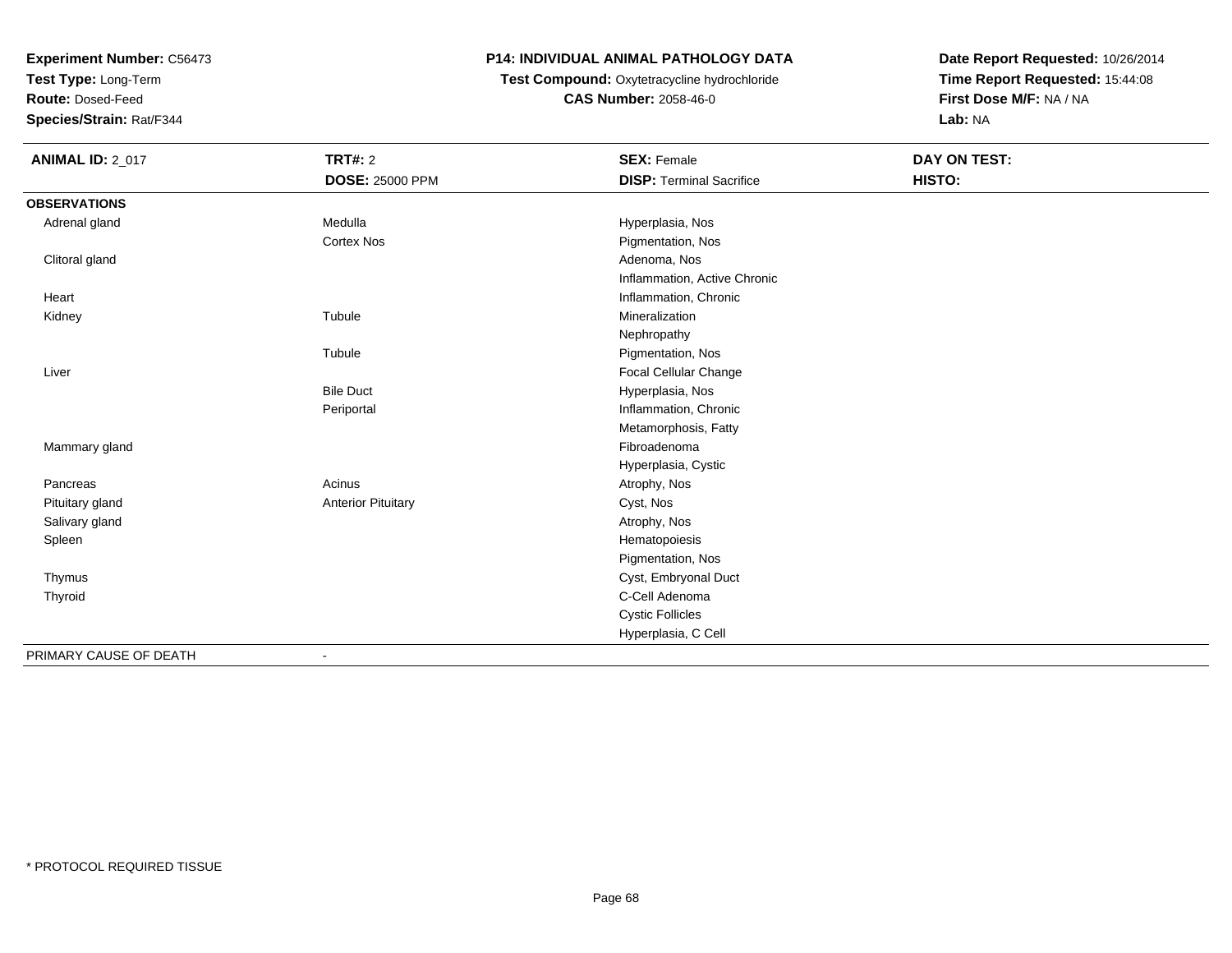**Experiment Number:** C56473
**Test Type:** Long-Term
**Route:** Dosed-Feed
**Species/Strain:** Rat/F344

**P14: INDIVIDUAL ANIMAL PATHOLOGY DATA**
**Test Compound:** Oxytetracycline hydrochloride
**CAS Number:** 2058-46-0

**Date Report Requested:** 10/26/2014
**Time Report Requested:** 15:44:08
**First Dose M/F:** NA / NA
**Lab:** NA

| **ANIMAL ID:** 2_017 | **TRT#:** 2 | **SEX:** Female | **DAY ON TEST:** |
|---|---|---|---|
| | **DOSE:** 25000 PPM | **DISP:** Terminal Sacrifice | **HISTO:** |
| **OBSERVATIONS** | | | |
| Adrenal gland | Medulla | Hyperplasia, Nos | |
| | Cortex Nos | Pigmentation, Nos | |
| Clitoral gland | | Adenoma, Nos | |
| | | Inflammation, Active Chronic | |
| Heart | | Inflammation, Chronic | |
| Kidney | Tubule | Mineralization | |
| | | Nephropathy | |
| | Tubule | Pigmentation, Nos | |
| Liver | | Focal Cellular Change | |
| | Bile Duct | Hyperplasia, Nos | |
| | Periportal | Inflammation, Chronic | |
| | | Metamorphosis, Fatty | |
| Mammary gland | | Fibroadenoma | |
| | | Hyperplasia, Cystic | |
| Pancreas | Acinus | Atrophy, Nos | |
| Pituitary gland | Anterior Pituitary | Cyst, Nos | |
| Salivary gland | | Atrophy, Nos | |
| Spleen | | Hematopoiesis | |
| | | Pigmentation, Nos | |
| Thymus | | Cyst, Embryonal Duct | |
| Thyroid | | C-Cell Adenoma | |
| | | Cystic Follicles | |
| | | Hyperplasia, C Cell | |
| PRIMARY CAUSE OF DEATH | - | | |

* PROTOCOL REQUIRED TISSUE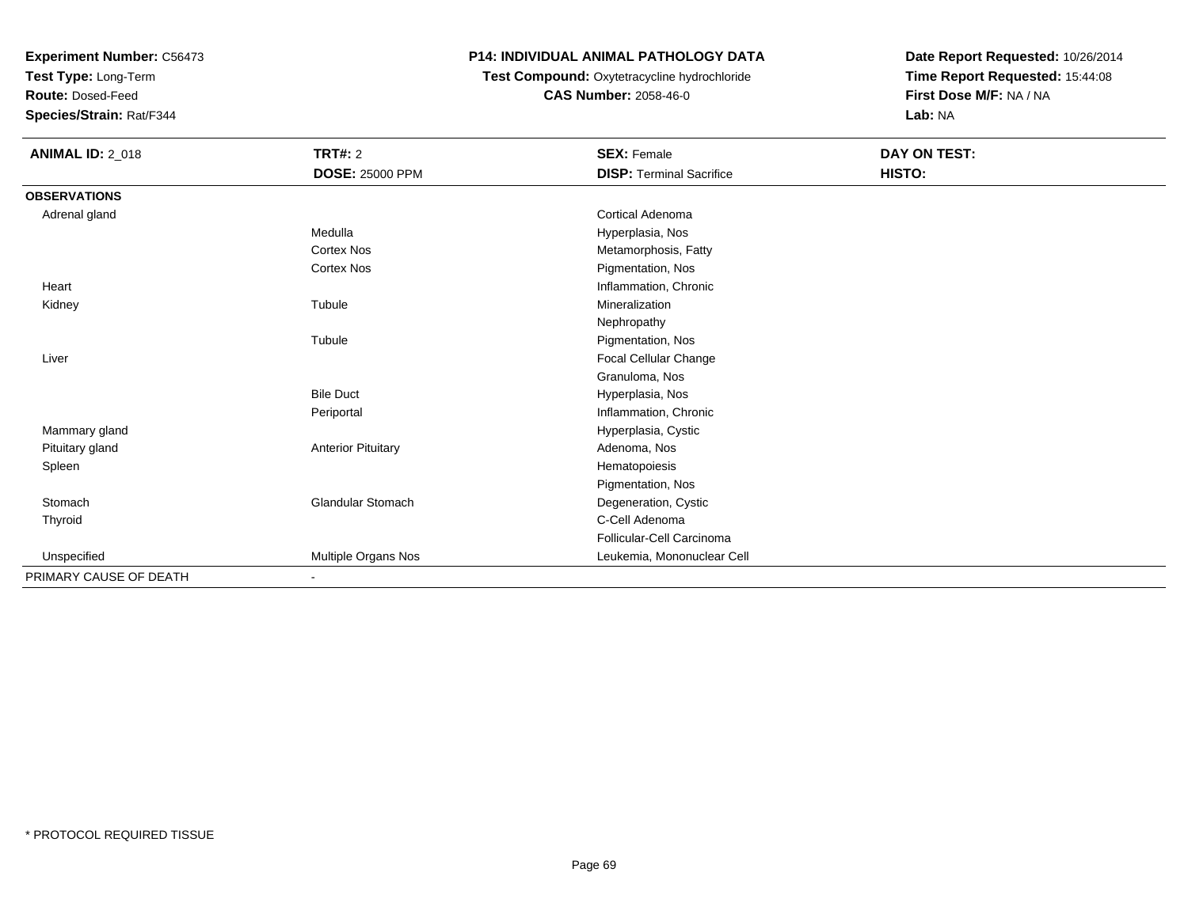**Experiment Number:** C56473
**Test Type:** Long-Term
**Route:** Dosed-Feed
**Species/Strain:** Rat/F344

**P14: INDIVIDUAL ANIMAL PATHOLOGY DATA**
**Test Compound:** Oxytetracycline hydrochloride
**CAS Number:** 2058-46-0

**Date Report Requested:** 10/26/2014
**Time Report Requested:** 15:44:08
**First Dose M/F:** NA / NA
**Lab:** NA

| **ANIMAL ID:** 2_018 | **TRT#:** 2 | **SEX:** Female | **DAY ON TEST:** |
|---|---|---|---|
| | **DOSE:** 25000 PPM | **DISP:** Terminal Sacrifice | **HISTO:** |
| **OBSERVATIONS** | | | |
| Adrenal gland | | Cortical Adenoma | |
| | Medulla | Hyperplasia, Nos | |
| | Cortex Nos | Metamorphosis, Fatty | |
| | Cortex Nos | Pigmentation, Nos | |
| Heart | | Inflammation, Chronic | |
| Kidney | Tubule | Mineralization | |
| | | Nephropathy | |
| | Tubule | Pigmentation, Nos | |
| Liver | | Focal Cellular Change | |
| | | Granuloma, Nos | |
| | Bile Duct | Hyperplasia, Nos | |
| | Periportal | Inflammation, Chronic | |
| Mammary gland | | Hyperplasia, Cystic | |
| Pituitary gland | Anterior Pituitary | Adenoma, Nos | |
| Spleen | | Hematopoiesis | |
| | | Pigmentation, Nos | |
| Stomach | Glandular Stomach | Degeneration, Cystic | |
| Thyroid | | C-Cell Adenoma | |
| | | Follicular-Cell Carcinoma | |
| Unspecified | Multiple Organs Nos | Leukemia, Mononuclear Cell | |
| PRIMARY CAUSE OF DEATH | - | | |

* PROTOCOL REQUIRED TISSUE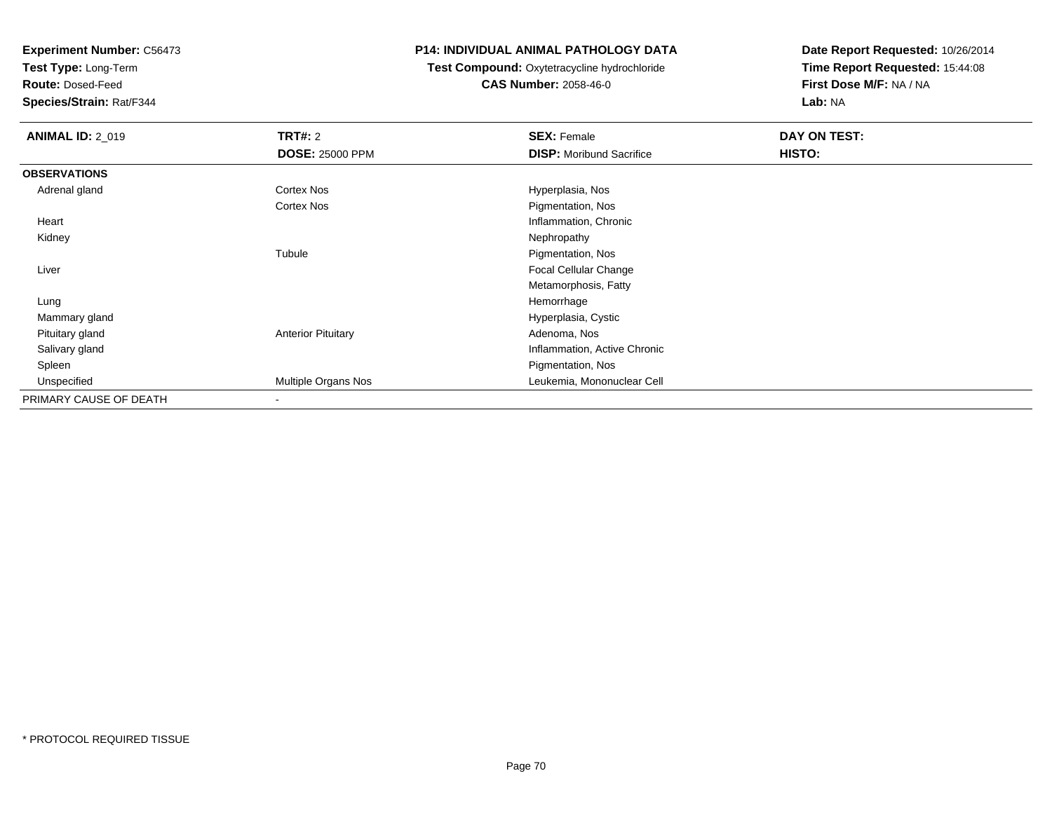**Experiment Number:** C56473
**Test Type:** Long-Term
**Route:** Dosed-Feed
**Species/Strain:** Rat/F344

**P14: INDIVIDUAL ANIMAL PATHOLOGY DATA**
**Test Compound:** Oxytetracycline hydrochloride
**CAS Number:** 2058-46-0

**Date Report Requested:** 10/26/2014
**Time Report Requested:** 15:44:08
**First Dose M/F:** NA / NA
**Lab:** NA

| **ANIMAL ID:** 2_019 | **TRT#:** 2 | **SEX:** Female | **DAY ON TEST:** |
|---|---|---|---|
| | **DOSE:** 25000 PPM | **DISP:** Moribund Sacrifice | **HISTO:** |
| **OBSERVATIONS** | | | |
| Adrenal gland | Cortex Nos | Hyperplasia, Nos | |
| | Cortex Nos | Pigmentation, Nos | |
| Heart | | Inflammation, Chronic | |
| Kidney | | Nephropathy | |
| | Tubule | Pigmentation, Nos | |
| Liver | | Focal Cellular Change | |
| | | Metamorphosis, Fatty | |
| Lung | | Hemorrhage | |
| Mammary gland | | Hyperplasia, Cystic | |
| Pituitary gland | Anterior Pituitary | Adenoma, Nos | |
| Salivary gland | | Inflammation, Active Chronic | |
| Spleen | | Pigmentation, Nos | |
| Unspecified | Multiple Organs Nos | Leukemia, Mononuclear Cell | |
| PRIMARY CAUSE OF DEATH | - | | |

* PROTOCOL REQUIRED TISSUE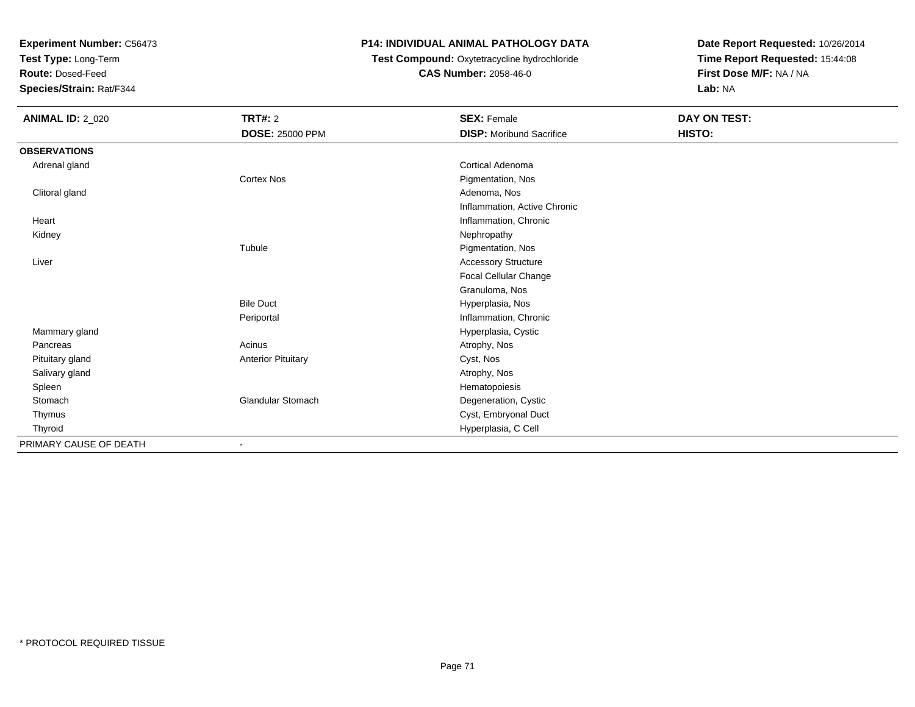**Experiment Number:** C56473
**Test Type:** Long-Term
**Route:** Dosed-Feed
**Species/Strain:** Rat/F344

**P14: INDIVIDUAL ANIMAL PATHOLOGY DATA**
**Test Compound:** Oxytetracycline hydrochloride
**CAS Number:** 2058-46-0

**Date Report Requested:** 10/26/2014
**Time Report Requested:** 15:44:08
**First Dose M/F:** NA / NA
**Lab:** NA

| **ANIMAL ID:** 2_020 | **TRT#:** 2 | **SEX:** Female | **DAY ON TEST:** |
|---|---|---|---|
| | **DOSE:** 25000 PPM | **DISP:** Moribund Sacrifice | **HISTO:** |
| **OBSERVATIONS** | | | |
| Adrenal gland | | Cortical Adenoma | |
| | Cortex Nos | Pigmentation, Nos | |
| Clitoral gland | | Adenoma, Nos | |
| | | Inflammation, Active Chronic | |
| Heart | | Inflammation, Chronic | |
| Kidney | | Nephropathy | |
| | Tubule | Pigmentation, Nos | |
| Liver | | Accessory Structure | |
| | | Focal Cellular Change | |
| | | Granuloma, Nos | |
| | Bile Duct | Hyperplasia, Nos | |
| | Periportal | Inflammation, Chronic | |
| Mammary gland | | Hyperplasia, Cystic | |
| Pancreas | Acinus | Atrophy, Nos | |
| Pituitary gland | Anterior Pituitary | Cyst, Nos | |
| Salivary gland | | Atrophy, Nos | |
| Spleen | | Hematopoiesis | |
| Stomach | Glandular Stomach | Degeneration, Cystic | |
| Thymus | | Cyst, Embryonal Duct | |
| Thyroid | | Hyperplasia, C Cell | |
| PRIMARY CAUSE OF DEATH | - | | |

* PROTOCOL REQUIRED TISSUE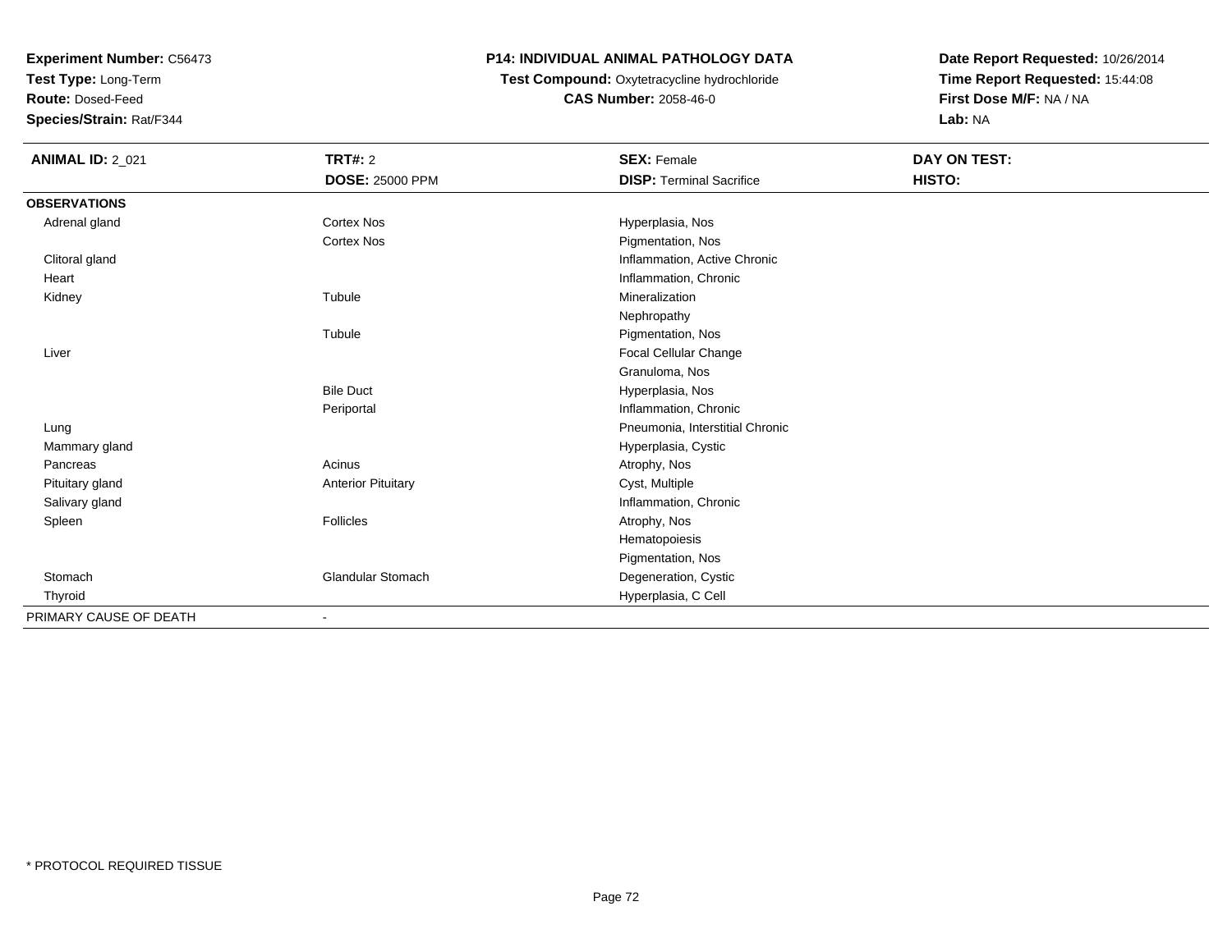**Experiment Number:** C56473
**Test Type:** Long-Term
**Route:** Dosed-Feed
**Species/Strain:** Rat/F344

**P14: INDIVIDUAL ANIMAL PATHOLOGY DATA**
**Test Compound:** Oxytetracycline hydrochloride
**CAS Number:** 2058-46-0

**Date Report Requested:** 10/26/2014
**Time Report Requested:** 15:44:08
**First Dose M/F:** NA / NA
**Lab:** NA

| **ANIMAL ID:** 2_021 | **TRT#:** 2 | **SEX:** Female | **DAY ON TEST:** |
|---|---|---|---|
| | **DOSE:** 25000 PPM | **DISP:** Terminal Sacrifice | **HISTO:** |
| **OBSERVATIONS** | | | |
| Adrenal gland | Cortex Nos | Hyperplasia, Nos | |
| | Cortex Nos | Pigmentation, Nos | |
| Clitoral gland | | Inflammation, Active Chronic | |
| Heart | | Inflammation, Chronic | |
| Kidney | Tubule | Mineralization | |
| | | Nephropathy | |
| | Tubule | Pigmentation, Nos | |
| Liver | | Focal Cellular Change | |
| | | Granuloma, Nos | |
| | Bile Duct | Hyperplasia, Nos | |
| | Periportal | Inflammation, Chronic | |
| Lung | | Pneumonia, Interstitial Chronic | |
| Mammary gland | | Hyperplasia, Cystic | |
| Pancreas | Acinus | Atrophy, Nos | |
| Pituitary gland | Anterior Pituitary | Cyst, Multiple | |
| Salivary gland | | Inflammation, Chronic | |
| Spleen | Follicles | Atrophy, Nos | |
| | | Hematopoiesis | |
| | | Pigmentation, Nos | |
| Stomach | Glandular Stomach | Degeneration, Cystic | |
| Thyroid | | Hyperplasia, C Cell | |
| PRIMARY CAUSE OF DEATH | - | | |

* PROTOCOL REQUIRED TISSUE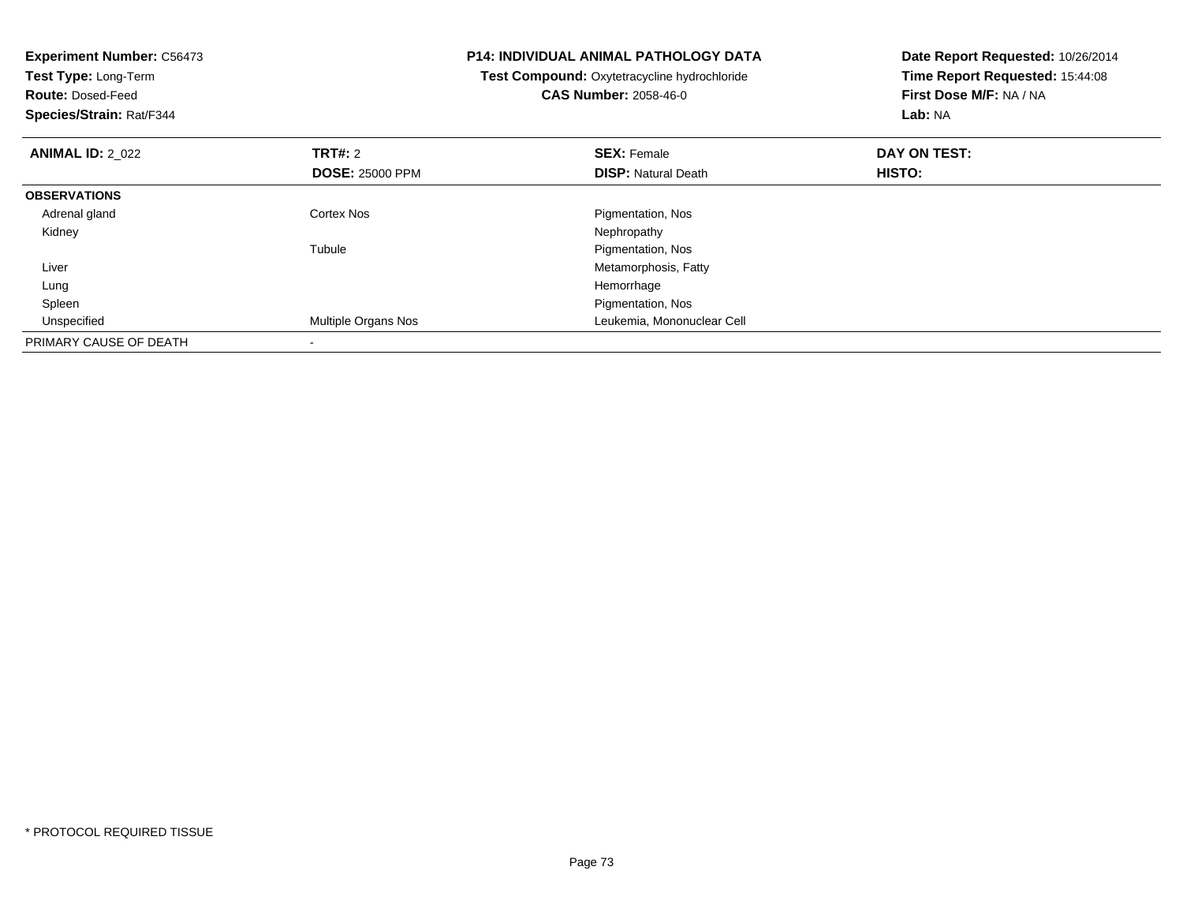**Experiment Number:** C56473
**Test Type:** Long-Term
**Route:** Dosed-Feed
**Species/Strain:** Rat/F344

**P14: INDIVIDUAL ANIMAL PATHOLOGY DATA**
**Test Compound:** Oxytetracycline hydrochloride
**CAS Number:** 2058-46-0

**Date Report Requested:** 10/26/2014
**Time Report Requested:** 15:44:08
**First Dose M/F:** NA / NA
**Lab:** NA

| **ANIMAL ID:** 2_022 | **TRT#:** 2 | **SEX:** Female | **DAY ON TEST:** |
|---|---|---|---|
| | **DOSE:** 25000 PPM | **DISP:** Natural Death | **HISTO:** |
| **OBSERVATIONS** | | | |
| Adrenal gland | Cortex Nos | Pigmentation, Nos | |
| Kidney | | Nephropathy | |
| | Tubule | Pigmentation, Nos | |
| Liver | | Metamorphosis, Fatty | |
| Lung | | Hemorrhage | |
| Spleen | | Pigmentation, Nos | |
| Unspecified | Multiple Organs Nos | Leukemia, Mononuclear Cell | |
| PRIMARY CAUSE OF DEATH | - | | |

* PROTOCOL REQUIRED TISSUE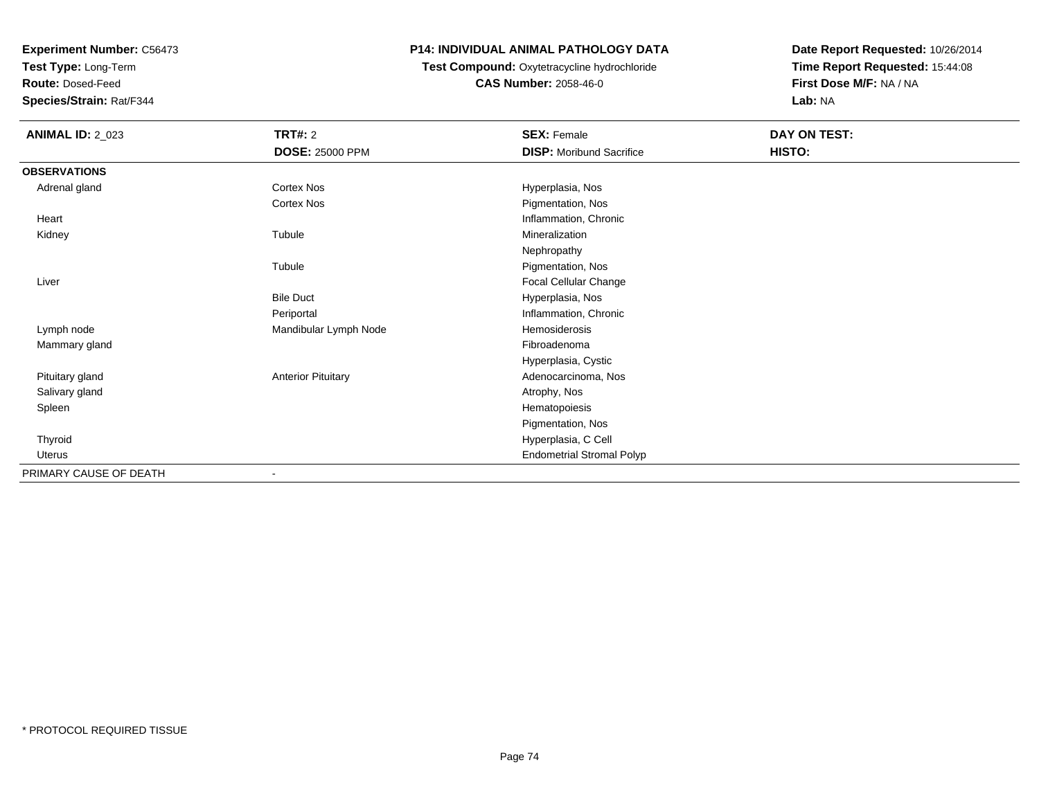**Experiment Number:** C56473
**Test Type:** Long-Term
**Route:** Dosed-Feed
**Species/Strain:** Rat/F344

**P14: INDIVIDUAL ANIMAL PATHOLOGY DATA**
**Test Compound:** Oxytetracycline hydrochloride
**CAS Number:** 2058-46-0

**Date Report Requested:** 10/26/2014
**Time Report Requested:** 15:44:08
**First Dose M/F:** NA / NA
**Lab:** NA

| **ANIMAL ID:** 2_023 | **TRT#:** 2<br>**DOSE:** 25000 PPM | **SEX:** Female<br>**DISP:** Moribund Sacrifice | **DAY ON TEST:**<br>**HISTO:** |
|---|---|---|---|
| **OBSERVATIONS** | | | |
| Adrenal gland | Cortex Nos | Hyperplasia, Nos | |
| | Cortex Nos | Pigmentation, Nos | |
| Heart | | Inflammation, Chronic | |
| Kidney | Tubule | Mineralization | |
| | | Nephropathy | |
| | Tubule | Pigmentation, Nos | |
| Liver | | Focal Cellular Change | |
| | Bile Duct | Hyperplasia, Nos | |
| | Periportal | Inflammation, Chronic | |
| Lymph node | Mandibular Lymph Node | Hemosiderosis | |
| Mammary gland | | Fibroadenoma | |
| | | Hyperplasia, Cystic | |
| Pituitary gland | Anterior Pituitary | Adenocarcinoma, Nos | |
| Salivary gland | | Atrophy, Nos | |
| Spleen | | Hematopoiesis | |
| | | Pigmentation, Nos | |
| Thyroid | | Hyperplasia, C Cell | |
| Uterus | | Endometrial Stromal Polyp | |
| PRIMARY CAUSE OF DEATH | - | | |

* PROTOCOL REQUIRED TISSUE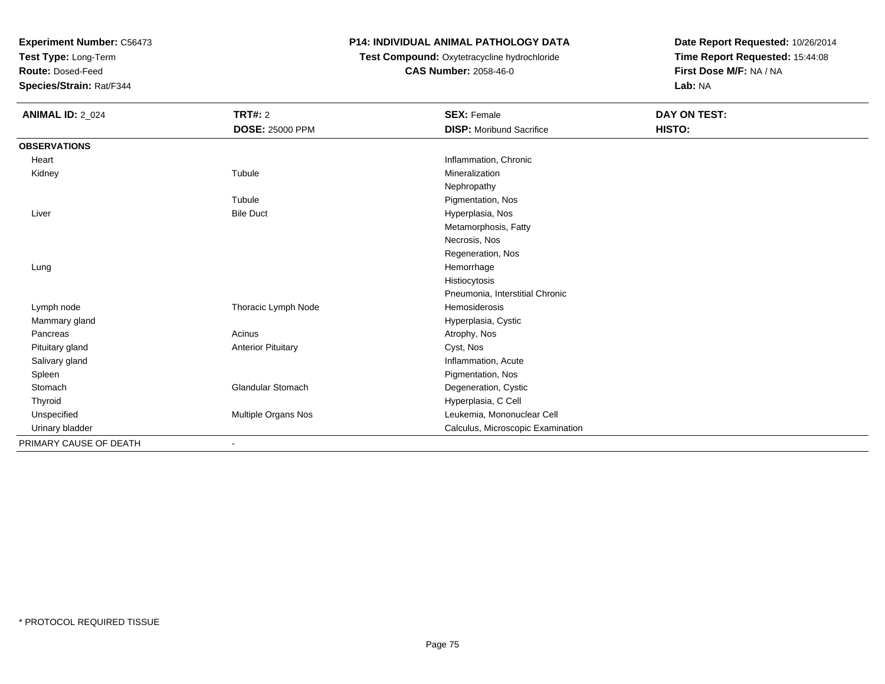**Experiment Number:** C56473
**Test Type:** Long-Term
**Route:** Dosed-Feed
**Species/Strain:** Rat/F344

**P14: INDIVIDUAL ANIMAL PATHOLOGY DATA**
**Test Compound:** Oxytetracycline hydrochloride
**CAS Number:** 2058-46-0

**Date Report Requested:** 10/26/2014
**Time Report Requested:** 15:44:08
**First Dose M/F:** NA / NA
**Lab:** NA

| **ANIMAL ID:** 2_024 | **TRT#:** 2 | **SEX:** Female | **DAY ON TEST:** |
|---|---|---|---|
| | **DOSE:** 25000 PPM | **DISP:** Moribund Sacrifice | **HISTO:** |
| **OBSERVATIONS** | | | |
| Heart | | Inflammation, Chronic | |
| Kidney | Tubule | Mineralization | |
| | | Nephropathy | |
| | Tubule | Pigmentation, Nos | |
| Liver | Bile Duct | Hyperplasia, Nos | |
| | | Metamorphosis, Fatty | |
| | | Necrosis, Nos | |
| | | Regeneration, Nos | |
| Lung | | Hemorrhage | |
| | | Histiocytosis | |
| | | Pneumonia, Interstitial Chronic | |
| Lymph node | Thoracic Lymph Node | Hemosiderosis | |
| Mammary gland | | Hyperplasia, Cystic | |
| Pancreas | Acinus | Atrophy, Nos | |
| Pituitary gland | Anterior Pituitary | Cyst, Nos | |
| Salivary gland | | Inflammation, Acute | |
| Spleen | | Pigmentation, Nos | |
| Stomach | Glandular Stomach | Degeneration, Cystic | |
| Thyroid | | Hyperplasia, C Cell | |
| Unspecified | Multiple Organs Nos | Leukemia, Mononuclear Cell | |
| Urinary bladder | | Calculus, Microscopic Examination | |
| PRIMARY CAUSE OF DEATH | - | | |

\* PROTOCOL REQUIRED TISSUE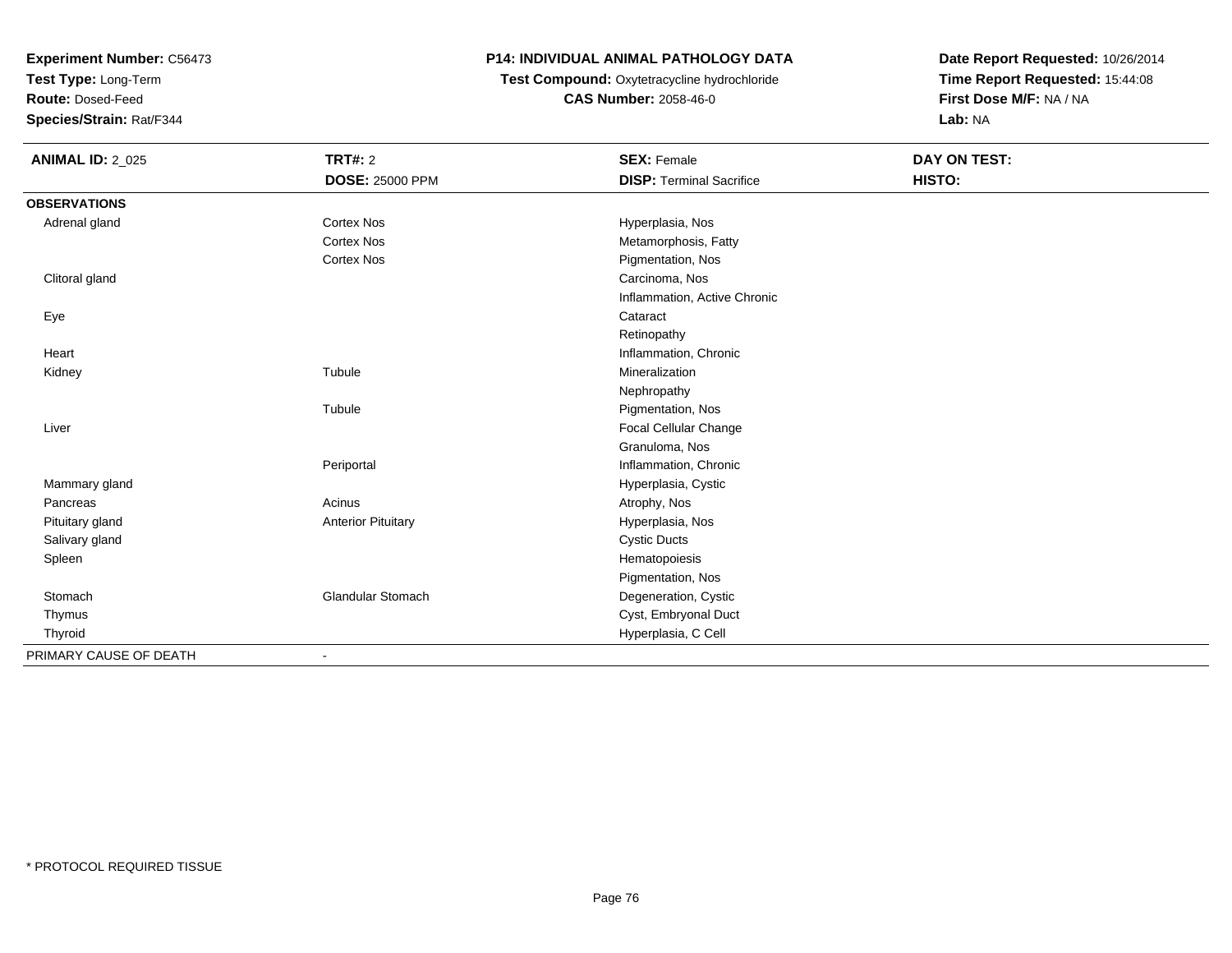**Experiment Number:** C56473
**Test Type:** Long-Term
**Route:** Dosed-Feed
**Species/Strain:** Rat/F344

**P14: INDIVIDUAL ANIMAL PATHOLOGY DATA**
**Test Compound:** Oxytetracycline hydrochloride
**CAS Number:** 2058-46-0

**Date Report Requested:** 10/26/2014
**Time Report Requested:** 15:44:08
**First Dose M/F:** NA / NA
**Lab:** NA

| **ANIMAL ID:** 2_025 | **TRT#:** 2 | **SEX:** Female | **DAY ON TEST:** |
|---|---|---|---|
| | **DOSE:** 25000 PPM | **DISP:** Terminal Sacrifice | **HISTO:** |
| **OBSERVATIONS** | | | |
| Adrenal gland | Cortex Nos | Hyperplasia, Nos | |
| | Cortex Nos | Metamorphosis, Fatty | |
| | Cortex Nos | Pigmentation, Nos | |
| Clitoral gland | | Carcinoma, Nos | |
| | | Inflammation, Active Chronic | |
| Eye | | Cataract | |
| | | Retinopathy | |
| Heart | | Inflammation, Chronic | |
| Kidney | Tubule | Mineralization | |
| | | Nephropathy | |
| | Tubule | Pigmentation, Nos | |
| Liver | | Focal Cellular Change | |
| | | Granuloma, Nos | |
| | Periportal | Inflammation, Chronic | |
| Mammary gland | | Hyperplasia, Cystic | |
| Pancreas | Acinus | Atrophy, Nos | |
| Pituitary gland | Anterior Pituitary | Hyperplasia, Nos | |
| Salivary gland | | Cystic Ducts | |
| Spleen | | Hematopoiesis | |
| | | Pigmentation, Nos | |
| Stomach | Glandular Stomach | Degeneration, Cystic | |
| Thymus | | Cyst, Embryonal Duct | |
| Thyroid | | Hyperplasia, C Cell | |
| PRIMARY CAUSE OF DEATH | - | | |

\* PROTOCOL REQUIRED TISSUE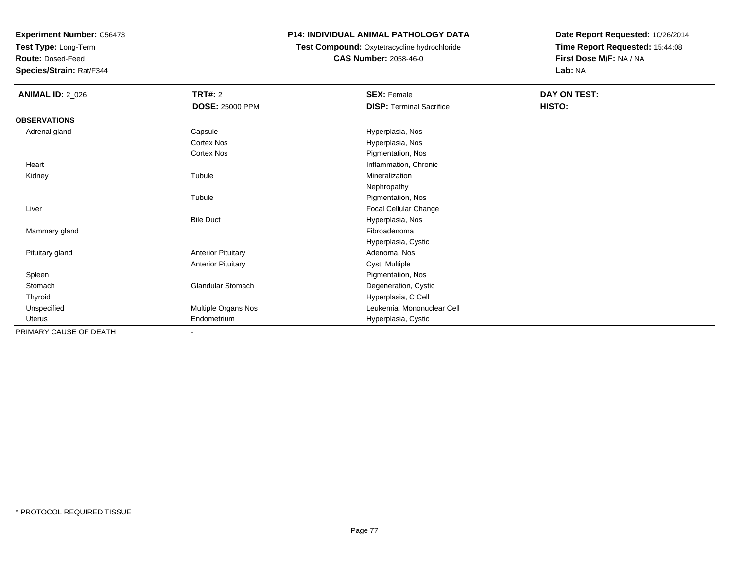**Experiment Number:** C56473
**Test Type:** Long-Term
**Route:** Dosed-Feed
**Species/Strain:** Rat/F344

**P14: INDIVIDUAL ANIMAL PATHOLOGY DATA**
**Test Compound:** Oxytetracycline hydrochloride
**CAS Number:** 2058-46-0

**Date Report Requested:** 10/26/2014
**Time Report Requested:** 15:44:08
**First Dose M/F:** NA / NA
**Lab:** NA

| **ANIMAL ID:** 2_026 | **TRT#:** 2 | **SEX:** Female | **DAY ON TEST:** |
|---|---|---|---|
| | **DOSE:** 25000 PPM | **DISP:** Terminal Sacrifice | **HISTO:** |
| **OBSERVATIONS** | | | |
| Adrenal gland | Capsule | Hyperplasia, Nos | |
| | Cortex Nos | Hyperplasia, Nos | |
| | Cortex Nos | Pigmentation, Nos | |
| Heart | | Inflammation, Chronic | |
| Kidney | Tubule | Mineralization | |
| | | Nephropathy | |
| | Tubule | Pigmentation, Nos | |
| Liver | | Focal Cellular Change | |
| | Bile Duct | Hyperplasia, Nos | |
| Mammary gland | | Fibroadenoma | |
| | | Hyperplasia, Cystic | |
| Pituitary gland | Anterior Pituitary | Adenoma, Nos | |
| | Anterior Pituitary | Cyst, Multiple | |
| Spleen | | Pigmentation, Nos | |
| Stomach | Glandular Stomach | Degeneration, Cystic | |
| Thyroid | | Hyperplasia, C Cell | |
| Unspecified | Multiple Organs Nos | Leukemia, Mononuclear Cell | |
| Uterus | Endometrium | Hyperplasia, Cystic | |
| PRIMARY CAUSE OF DEATH | - | | |

* PROTOCOL REQUIRED TISSUE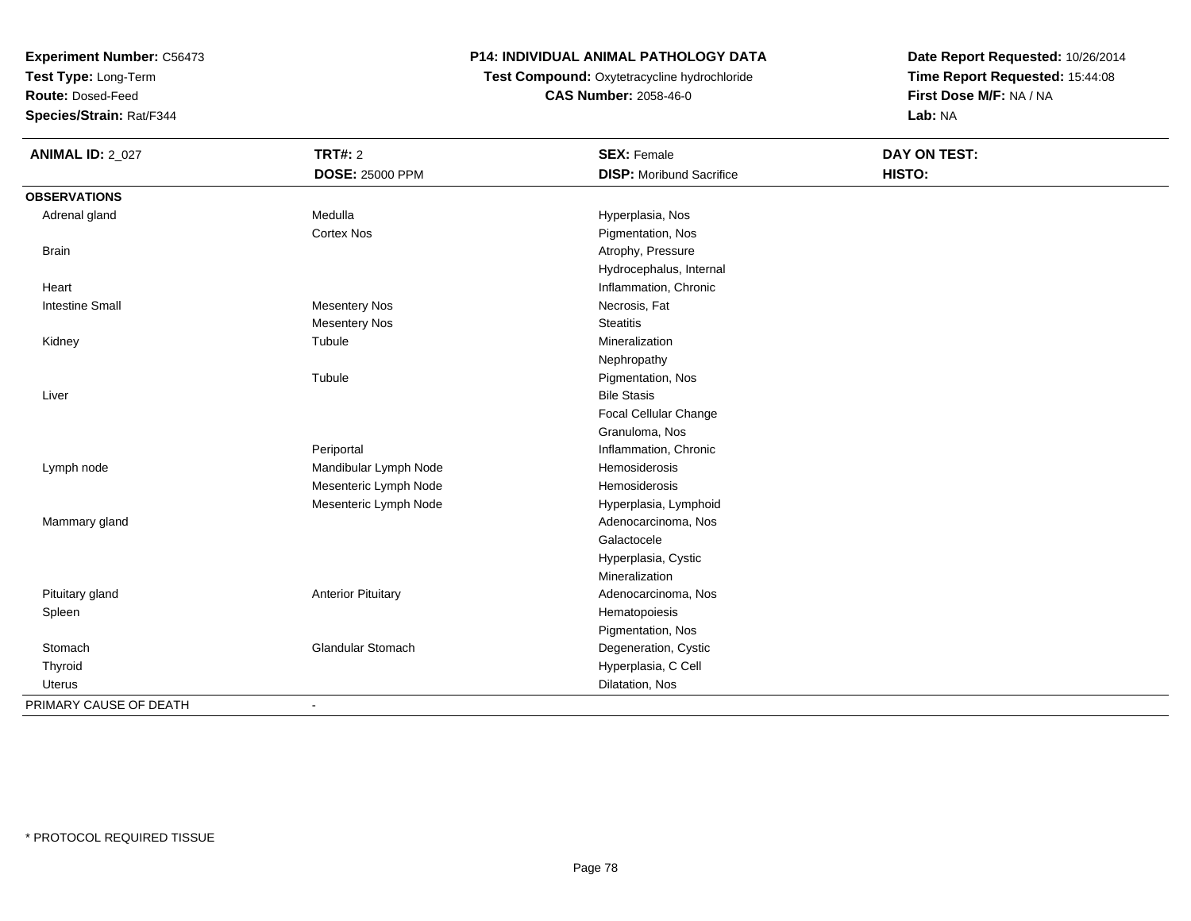**Experiment Number:** C56473
**Test Type:** Long-Term
**Route:** Dosed-Feed
**Species/Strain:** Rat/F344

**P14: INDIVIDUAL ANIMAL PATHOLOGY DATA**
**Test Compound:** Oxytetracycline hydrochloride
**CAS Number:** 2058-46-0

**Date Report Requested:** 10/26/2014
**Time Report Requested:** 15:44:08
**First Dose M/F:** NA / NA
**Lab:** NA

| **ANIMAL ID:** 2_027 | **TRT#:** 2 | **SEX:** Female | **DAY ON TEST:** |
|---|---|---|---|
| | **DOSE:** 25000 PPM | **DISP:** Moribund Sacrifice | **HISTO:** |
| **OBSERVATIONS** | | | |
| Adrenal gland | Medulla | Hyperplasia, Nos | |
| | Cortex Nos | Pigmentation, Nos | |
| Brain | | Atrophy, Pressure | |
| | | Hydrocephalus, Internal | |
| Heart | | Inflammation, Chronic | |
| Intestine Small | Mesentery Nos | Necrosis, Fat | |
| | Mesentery Nos | Steatitis | |
| Kidney | Tubule | Mineralization | |
| | | Nephropathy | |
| | Tubule | Pigmentation, Nos | |
| Liver | | Bile Stasis | |
| | | Focal Cellular Change | |
| | | Granuloma, Nos | |
| | Periportal | Inflammation, Chronic | |
| Lymph node | Mandibular Lymph Node | Hemosiderosis | |
| | Mesenteric Lymph Node | Hemosiderosis | |
| | Mesenteric Lymph Node | Hyperplasia, Lymphoid | |
| Mammary gland | | Adenocarcinoma, Nos | |
| | | Galactocele | |
| | | Hyperplasia, Cystic | |
| | | Mineralization | |
| Pituitary gland | Anterior Pituitary | Adenocarcinoma, Nos | |
| Spleen | | Hematopoiesis | |
| | | Pigmentation, Nos | |
| Stomach | Glandular Stomach | Degeneration, Cystic | |
| Thyroid | | Hyperplasia, C Cell | |
| Uterus | | Dilatation, Nos | |
| PRIMARY CAUSE OF DEATH | - | | |

* PROTOCOL REQUIRED TISSUE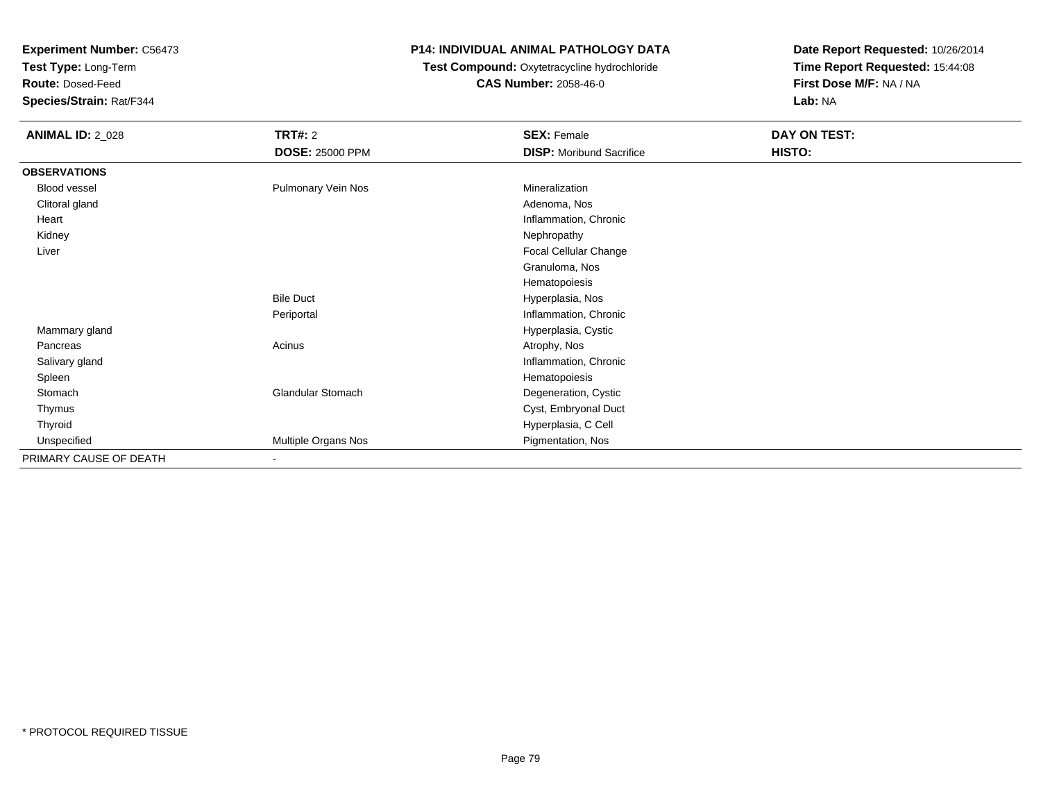**Experiment Number:** C56473
**Test Type:** Long-Term
**Route:** Dosed-Feed
**Species/Strain:** Rat/F344

**P14: INDIVIDUAL ANIMAL PATHOLOGY DATA**
**Test Compound:** Oxytetracycline hydrochloride
**CAS Number:** 2058-46-0

**Date Report Requested:** 10/26/2014
**Time Report Requested:** 15:44:08
**First Dose M/F:** NA / NA
**Lab:** NA

| **ANIMAL ID:** 2_028 | **TRT#:** 2 | **SEX:** Female | **DAY ON TEST:** |
|---|---|---|---|
| | **DOSE:** 25000 PPM | **DISP:** Moribund Sacrifice | **HISTO:** |
| **OBSERVATIONS** | | | |
| Blood vessel | Pulmonary Vein Nos | Mineralization | |
| Clitoral gland | | Adenoma, Nos | |
| Heart | | Inflammation, Chronic | |
| Kidney | | Nephropathy | |
| Liver | | Focal Cellular Change | |
| | | Granuloma, Nos | |
| | | Hematopoiesis | |
| | Bile Duct | Hyperplasia, Nos | |
| | Periportal | Inflammation, Chronic | |
| Mammary gland | | Hyperplasia, Cystic | |
| Pancreas | Acinus | Atrophy, Nos | |
| Salivary gland | | Inflammation, Chronic | |
| Spleen | | Hematopoiesis | |
| Stomach | Glandular Stomach | Degeneration, Cystic | |
| Thymus | | Cyst, Embryonal Duct | |
| Thyroid | | Hyperplasia, C Cell | |
| Unspecified | Multiple Organs Nos | Pigmentation, Nos | |
| PRIMARY CAUSE OF DEATH | - | | |

* PROTOCOL REQUIRED TISSUE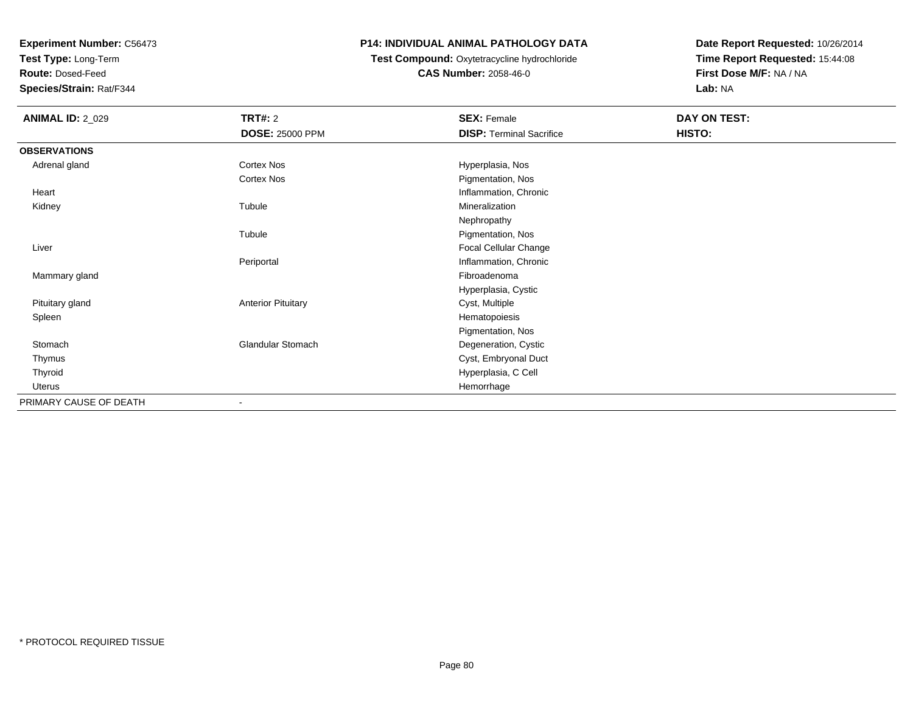**Experiment Number:** C56473
**Test Type:** Long-Term
**Route:** Dosed-Feed
**Species/Strain:** Rat/F344

# P14: INDIVIDUAL ANIMAL PATHOLOGY DATA

**Test Compound:** Oxytetracycline hydrochloride
**CAS Number:** 2058-46-0

**Date Report Requested:** 10/26/2014
**Time Report Requested:** 15:44:08
**First Dose M/F:** NA / NA
**Lab:** NA

| **ANIMAL ID:** 2_029 | **TRT#:** 2 | **SEX:** Female | **DAY ON TEST:** |
|---|---|---|---|
| | **DOSE:** 25000 PPM | **DISP:** Terminal Sacrifice | **HISTO:** |
| **OBSERVATIONS** | | | |
| Adrenal gland | Cortex Nos | Hyperplasia, Nos | |
| | Cortex Nos | Pigmentation, Nos | |
| Heart | | Inflammation, Chronic | |
| Kidney | Tubule | Mineralization | |
| | | Nephropathy | |
| | Tubule | Pigmentation, Nos | |
| Liver | | Focal Cellular Change | |
| | Periportal | Inflammation, Chronic | |
| Mammary gland | | Fibroadenoma | |
| | | Hyperplasia, Cystic | |
| Pituitary gland | Anterior Pituitary | Cyst, Multiple | |
| Spleen | | Hematopoiesis | |
| | | Pigmentation, Nos | |
| Stomach | Glandular Stomach | Degeneration, Cystic | |
| Thymus | | Cyst, Embryonal Duct | |
| Thyroid | | Hyperplasia, C Cell | |
| Uterus | | Hemorrhage | |
| PRIMARY CAUSE OF DEATH | - | | |

* PROTOCOL REQUIRED TISSUE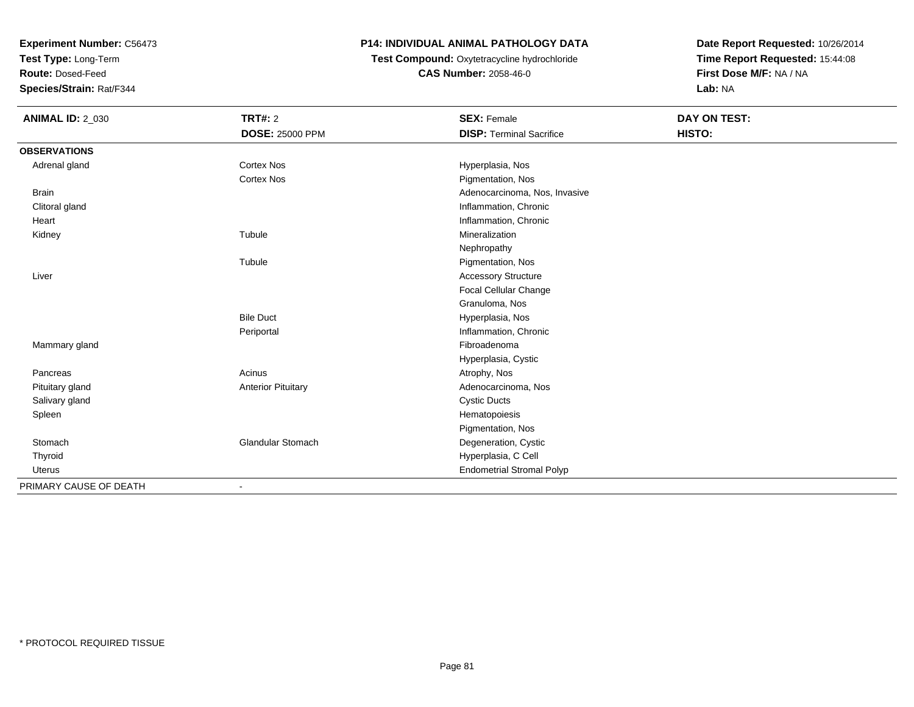**Experiment Number:** C56473
**Test Type:** Long-Term
**Route:** Dosed-Feed
**Species/Strain:** Rat/F344

**P14: INDIVIDUAL ANIMAL PATHOLOGY DATA**
**Test Compound:** Oxytetracycline hydrochloride
**CAS Number:** 2058-46-0

**Date Report Requested:** 10/26/2014
**Time Report Requested:** 15:44:08
**First Dose M/F:** NA / NA
**Lab:** NA

| **ANIMAL ID:** 2_030 | **TRT#:** 2 | **SEX:** Female | **DAY ON TEST:** |
|---|---|---|---|
| | **DOSE:** 25000 PPM | **DISP:** Terminal Sacrifice | **HISTO:** |
| **OBSERVATIONS** | | | |
| Adrenal gland | Cortex Nos | Hyperplasia, Nos | |
| | Cortex Nos | Pigmentation, Nos | |
| Brain | | Adenocarcinoma, Nos, Invasive | |
| Clitoral gland | | Inflammation, Chronic | |
| Heart | | Inflammation, Chronic | |
| Kidney | Tubule | Mineralization | |
| | | Nephropathy | |
| | Tubule | Pigmentation, Nos | |
| Liver | | Accessory Structure | |
| | | Focal Cellular Change | |
| | | Granuloma, Nos | |
| | Bile Duct | Hyperplasia, Nos | |
| | Periportal | Inflammation, Chronic | |
| Mammary gland | | Fibroadenoma | |
| | | Hyperplasia, Cystic | |
| Pancreas | Acinus | Atrophy, Nos | |
| Pituitary gland | Anterior Pituitary | Adenocarcinoma, Nos | |
| Salivary gland | | Cystic Ducts | |
| Spleen | | Hematopoiesis | |
| | | Pigmentation, Nos | |
| Stomach | Glandular Stomach | Degeneration, Cystic | |
| Thyroid | | Hyperplasia, C Cell | |
| Uterus | | Endometrial Stromal Polyp | |
| PRIMARY CAUSE OF DEATH | - | | |

* PROTOCOL REQUIRED TISSUE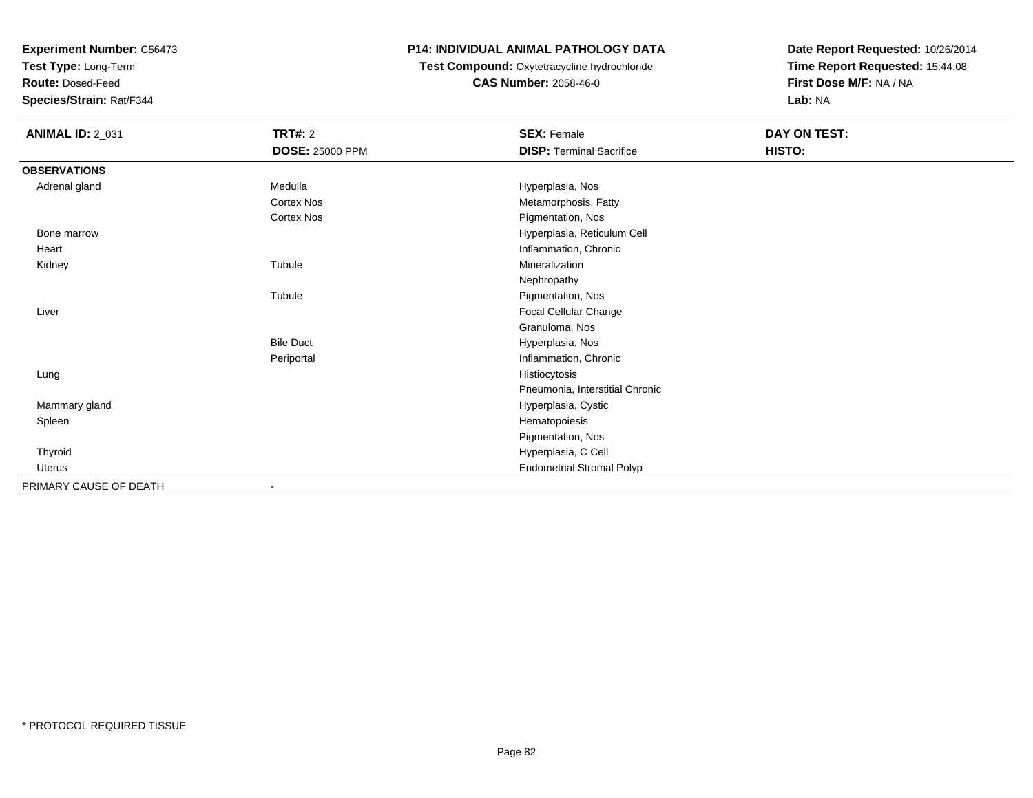**Experiment Number:** C56473
**Test Type:** Long-Term
**Route:** Dosed-Feed
**Species/Strain:** Rat/F344

**P14: INDIVIDUAL ANIMAL PATHOLOGY DATA**
**Test Compound:** Oxytetracycline hydrochloride
**CAS Number:** 2058-46-0

**Date Report Requested:** 10/26/2014
**Time Report Requested:** 15:44:08
**First Dose M/F:** NA / NA
**Lab:** NA

| **ANIMAL ID:** 2_031 | **TRT#:** 2 | **SEX:** Female | **DAY ON TEST:** |
|---|---|---|---|
| | **DOSE:** 25000 PPM | **DISP:** Terminal Sacrifice | **HISTO:** |
| **OBSERVATIONS** | | | |
| Adrenal gland | Medulla | Hyperplasia, Nos | |
| | Cortex Nos | Metamorphosis, Fatty | |
| | Cortex Nos | Pigmentation, Nos | |
| Bone marrow | | Hyperplasia, Reticulum Cell | |
| Heart | | Inflammation, Chronic | |
| Kidney | Tubule | Mineralization | |
| | | Nephropathy | |
| | Tubule | Pigmentation, Nos | |
| Liver | | Focal Cellular Change | |
| | | Granuloma, Nos | |
| | Bile Duct | Hyperplasia, Nos | |
| | Periportal | Inflammation, Chronic | |
| Lung | | Histiocytosis | |
| | | Pneumonia, Interstitial Chronic | |
| Mammary gland | | Hyperplasia, Cystic | |
| Spleen | | Hematopoiesis | |
| | | Pigmentation, Nos | |
| Thyroid | | Hyperplasia, C Cell | |
| Uterus | | Endometrial Stromal Polyp | |
| PRIMARY CAUSE OF DEATH | - | | |

* PROTOCOL REQUIRED TISSUE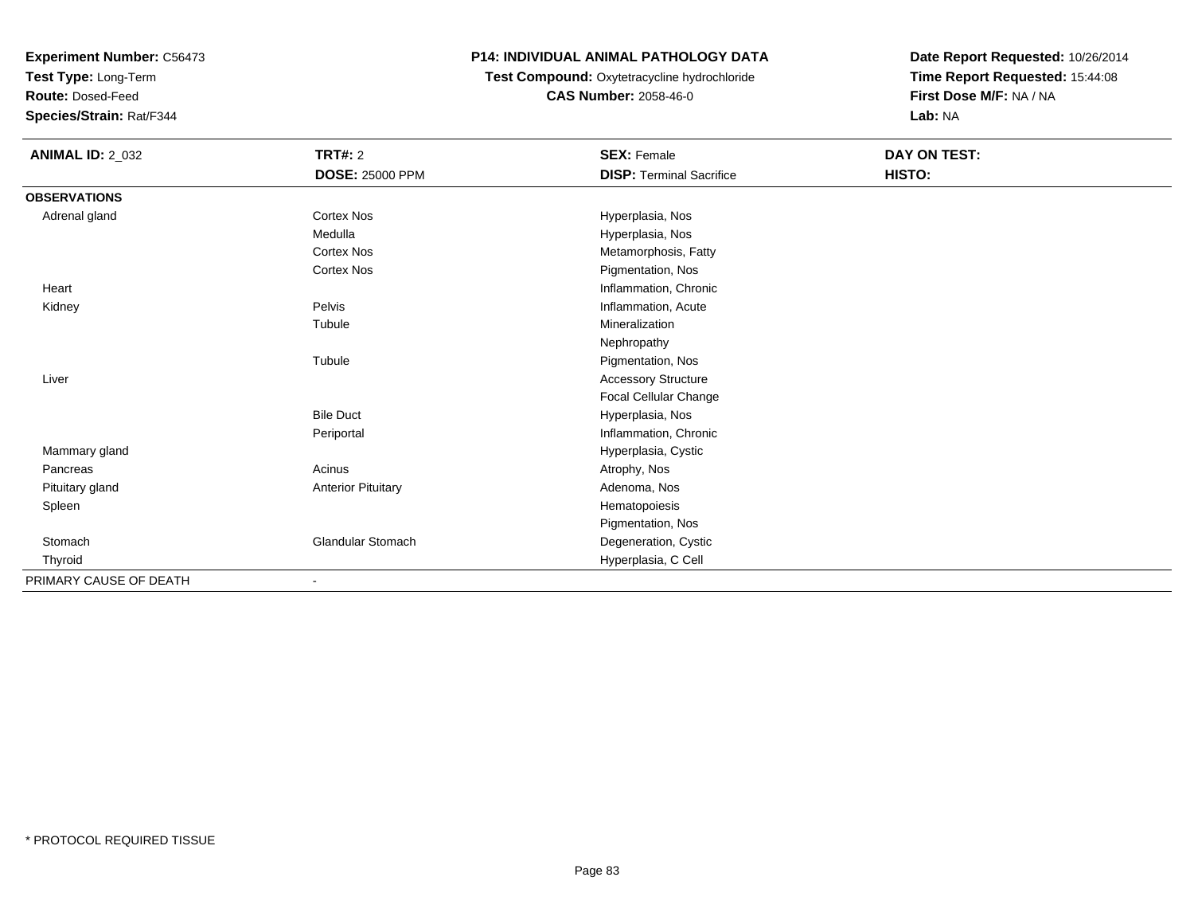**Experiment Number:** C56473
**Test Type:** Long-Term
**Route:** Dosed-Feed
**Species/Strain:** Rat/F344

# P14: INDIVIDUAL ANIMAL PATHOLOGY DATA

**Test Compound:** Oxytetracycline hydrochloride
**CAS Number:** 2058-46-0

**Date Report Requested:** 10/26/2014
**Time Report Requested:** 15:44:08
**First Dose M/F:** NA / NA
**Lab:** NA

| **ANIMAL ID:** 2_032 | **TRT#:** 2 | **SEX:** Female | **DAY ON TEST:** |
|---|---|---|---|
| | **DOSE:** 25000 PPM | **DISP:** Terminal Sacrifice | **HISTO:** |
| **OBSERVATIONS** | | | |
| Adrenal gland | Cortex Nos | Hyperplasia, Nos | |
| | Medulla | Hyperplasia, Nos | |
| | Cortex Nos | Metamorphosis, Fatty | |
| | Cortex Nos | Pigmentation, Nos | |
| Heart | | Inflammation, Chronic | |
| Kidney | Pelvis | Inflammation, Acute | |
| | Tubule | Mineralization | |
| | | Nephropathy | |
| | Tubule | Pigmentation, Nos | |
| Liver | | Accessory Structure | |
| | | Focal Cellular Change | |
| | Bile Duct | Hyperplasia, Nos | |
| | Periportal | Inflammation, Chronic | |
| Mammary gland | | Hyperplasia, Cystic | |
| Pancreas | Acinus | Atrophy, Nos | |
| Pituitary gland | Anterior Pituitary | Adenoma, Nos | |
| Spleen | | Hematopoiesis | |
| | | Pigmentation, Nos | |
| Stomach | Glandular Stomach | Degeneration, Cystic | |
| Thyroid | | Hyperplasia, C Cell | |
| PRIMARY CAUSE OF DEATH | - | | |

* PROTOCOL REQUIRED TISSUE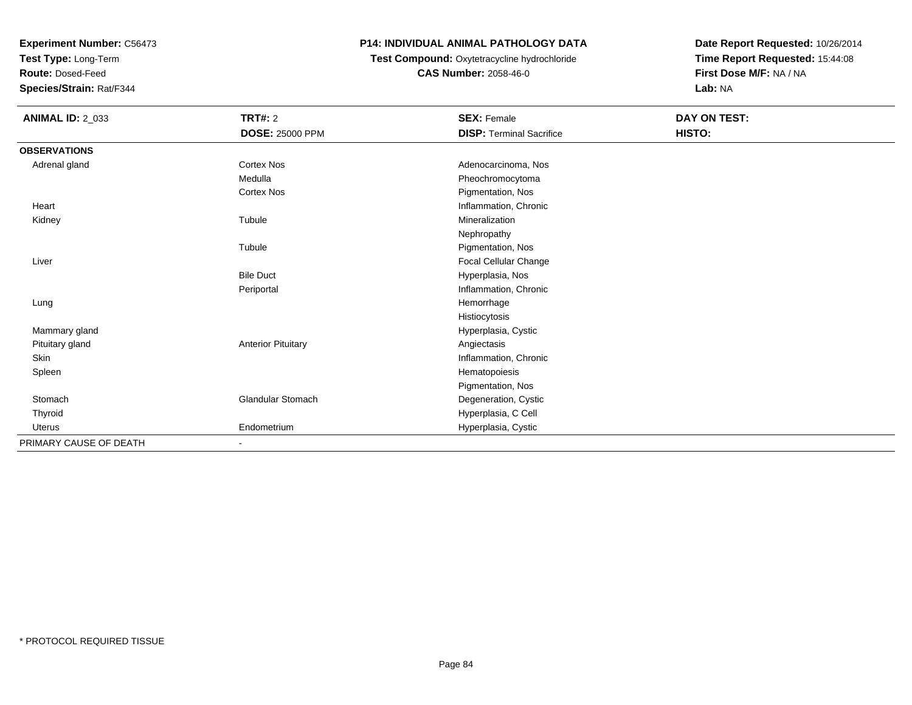**Experiment Number:** C56473
**Test Type:** Long-Term
**Route:** Dosed-Feed
**Species/Strain:** Rat/F344

**P14: INDIVIDUAL ANIMAL PATHOLOGY DATA**
**Test Compound:** Oxytetracycline hydrochloride
**CAS Number:** 2058-46-0

**Date Report Requested:** 10/26/2014
**Time Report Requested:** 15:44:08
**First Dose M/F:** NA / NA
**Lab:** NA

| **ANIMAL ID:** 2_033 | **TRT#:** 2<br>**DOSE:** 25000 PPM | **SEX:** Female<br>**DISP:** Terminal Sacrifice | **DAY ON TEST:**<br>**HISTO:** |
|---|---|---|---|
| **OBSERVATIONS** | | | |
| Adrenal gland | Cortex Nos | Adenocarcinoma, Nos | |
| | Medulla | Pheochromocytoma | |
| | Cortex Nos | Pigmentation, Nos | |
| Heart | | Inflammation, Chronic | |
| Kidney | Tubule | Mineralization | |
| | | Nephropathy | |
| | Tubule | Pigmentation, Nos | |
| Liver | | Focal Cellular Change | |
| | Bile Duct | Hyperplasia, Nos | |
| | Periportal | Inflammation, Chronic | |
| Lung | | Hemorrhage | |
| | | Histiocytosis | |
| Mammary gland | | Hyperplasia, Cystic | |
| Pituitary gland | Anterior Pituitary | Angiectasis | |
| Skin | | Inflammation, Chronic | |
| Spleen | | Hematopoiesis | |
| | | Pigmentation, Nos | |
| Stomach | Glandular Stomach | Degeneration, Cystic | |
| Thyroid | | Hyperplasia, C Cell | |
| Uterus | Endometrium | Hyperplasia, Cystic | |
| PRIMARY CAUSE OF DEATH | - | | |

* PROTOCOL REQUIRED TISSUE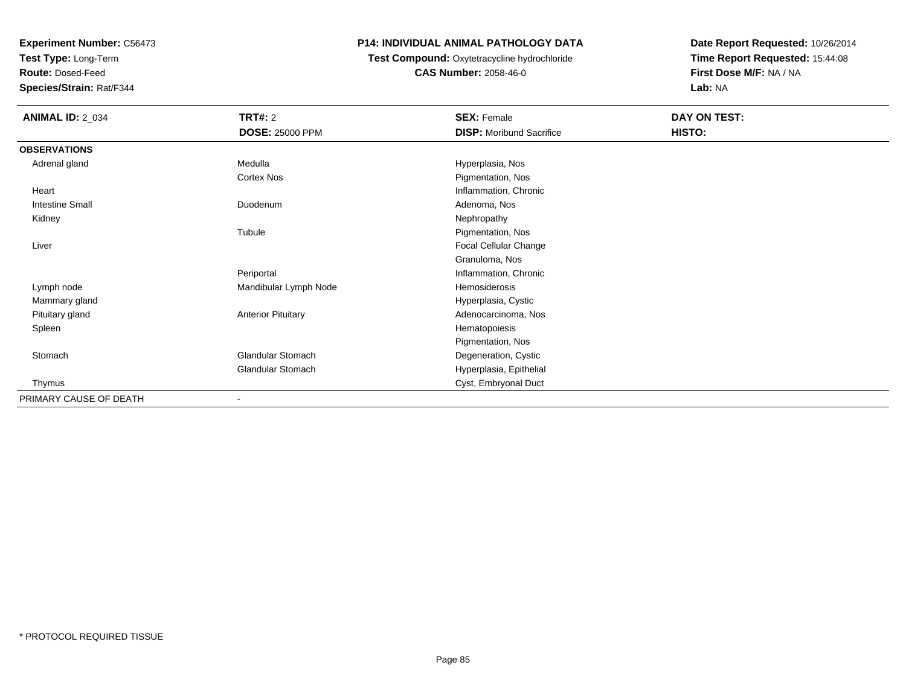**Experiment Number:** C56473
**Test Type:** Long-Term
**Route:** Dosed-Feed
**Species/Strain:** Rat/F344

**P14: INDIVIDUAL ANIMAL PATHOLOGY DATA**
**Test Compound:** Oxytetracycline hydrochloride
**CAS Number:** 2058-46-0

**Date Report Requested:** 10/26/2014
**Time Report Requested:** 15:44:08
**First Dose M/F:** NA / NA
**Lab:** NA

| **ANIMAL ID:** 2_034 | **TRT#:** 2 | **SEX:** Female | **DAY ON TEST:** |
|---|---|---|---|
| | **DOSE:** 25000 PPM | **DISP:** Moribund Sacrifice | **HISTO:** |
| **OBSERVATIONS** | | | |
| Adrenal gland | Medulla | Hyperplasia, Nos | |
| | Cortex Nos | Pigmentation, Nos | |
| Heart | | Inflammation, Chronic | |
| Intestine Small | Duodenum | Adenoma, Nos | |
| Kidney | | Nephropathy | |
| | Tubule | Pigmentation, Nos | |
| Liver | | Focal Cellular Change | |
| | | Granuloma, Nos | |
| | Periportal | Inflammation, Chronic | |
| Lymph node | Mandibular Lymph Node | Hemosiderosis | |
| Mammary gland | | Hyperplasia, Cystic | |
| Pituitary gland | Anterior Pituitary | Adenocarcinoma, Nos | |
| Spleen | | Hematopoiesis | |
| | | Pigmentation, Nos | |
| Stomach | Glandular Stomach | Degeneration, Cystic | |
| | Glandular Stomach | Hyperplasia, Epithelial | |
| Thymus | | Cyst, Embryonal Duct | |
| PRIMARY CAUSE OF DEATH | - | | |

* PROTOCOL REQUIRED TISSUE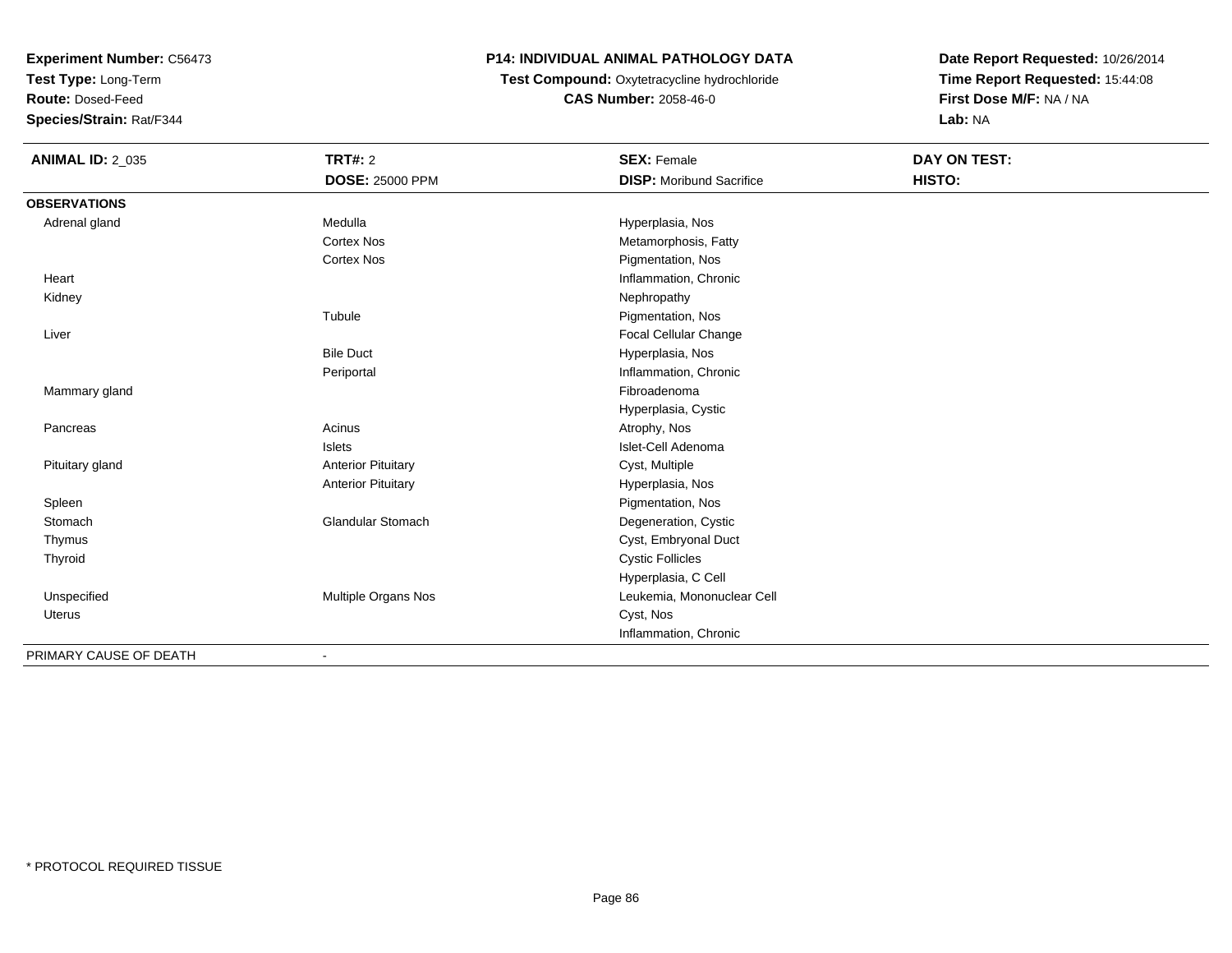**Experiment Number:** C56473
**Test Type:** Long-Term
**Route:** Dosed-Feed
**Species/Strain:** Rat/F344

**P14: INDIVIDUAL ANIMAL PATHOLOGY DATA**
**Test Compound:** Oxytetracycline hydrochloride
**CAS Number:** 2058-46-0

**Date Report Requested:** 10/26/2014
**Time Report Requested:** 15:44:08
**First Dose M/F:** NA / NA
**Lab:** NA

| **ANIMAL ID:** 2_035 | **TRT#:** 2 | **SEX:** Female | **DAY ON TEST:** |
|---|---|---|---|
| | **DOSE:** 25000 PPM | **DISP:** Moribund Sacrifice | **HISTO:** |
| **OBSERVATIONS** | | | |
| Adrenal gland | Medulla | Hyperplasia, Nos | |
| | Cortex Nos | Metamorphosis, Fatty | |
| | Cortex Nos | Pigmentation, Nos | |
| Heart | | Inflammation, Chronic | |
| Kidney | | Nephropathy | |
| | Tubule | Pigmentation, Nos | |
| Liver | | Focal Cellular Change | |
| | Bile Duct | Hyperplasia, Nos | |
| | Periportal | Inflammation, Chronic | |
| Mammary gland | | Fibroadenoma | |
| | | Hyperplasia, Cystic | |
| Pancreas | Acinus | Atrophy, Nos | |
| | Islets | Islet-Cell Adenoma | |
| Pituitary gland | Anterior Pituitary | Cyst, Multiple | |
| | Anterior Pituitary | Hyperplasia, Nos | |
| Spleen | | Pigmentation, Nos | |
| Stomach | Glandular Stomach | Degeneration, Cystic | |
| Thymus | | Cyst, Embryonal Duct | |
| Thyroid | | Cystic Follicles | |
| | | Hyperplasia, C Cell | |
| Unspecified | Multiple Organs Nos | Leukemia, Mononuclear Cell | |
| Uterus | | Cyst, Nos | |
| | | Inflammation, Chronic | |
| PRIMARY CAUSE OF DEATH | - | | |

\* PROTOCOL REQUIRED TISSUE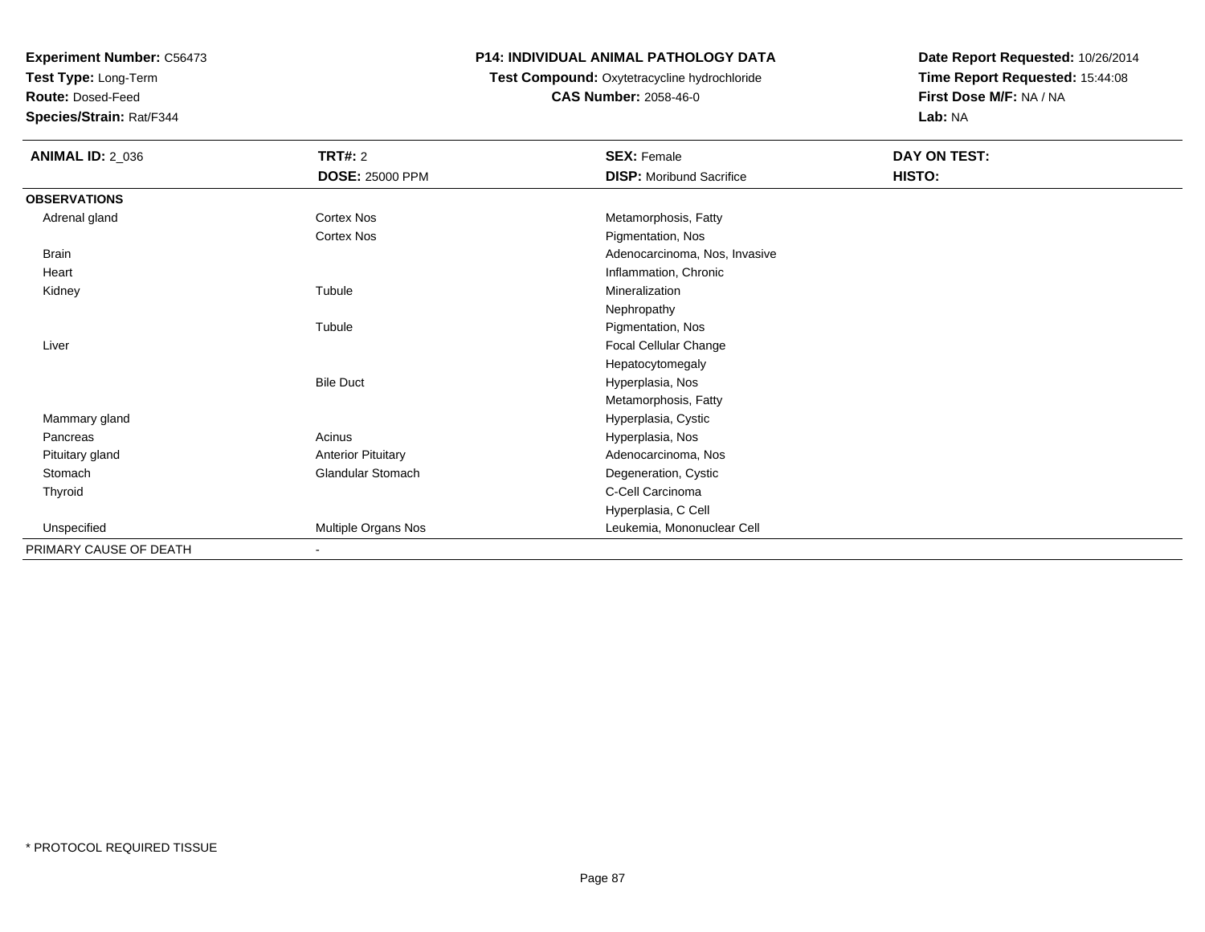**Experiment Number:** C56473
**Test Type:** Long-Term
**Route:** Dosed-Feed
**Species/Strain:** Rat/F344

**P14: INDIVIDUAL ANIMAL PATHOLOGY DATA**
**Test Compound:** Oxytetracycline hydrochloride
**CAS Number:** 2058-46-0

**Date Report Requested:** 10/26/2014
**Time Report Requested:** 15:44:08
**First Dose M/F:** NA / NA
**Lab:** NA

| **ANIMAL ID:** 2_036 | **TRT#:** 2 | **SEX:** Female | **DAY ON TEST:** |
|---|---|---|---|
| | **DOSE:** 25000 PPM | **DISP:** Moribund Sacrifice | **HISTO:** |
| **OBSERVATIONS** | | | |
| Adrenal gland | Cortex Nos | Metamorphosis, Fatty | |
| | Cortex Nos | Pigmentation, Nos | |
| Brain | | Adenocarcinoma, Nos, Invasive | |
| Heart | | Inflammation, Chronic | |
| Kidney | Tubule | Mineralization | |
| | | Nephropathy | |
| | Tubule | Pigmentation, Nos | |
| Liver | | Focal Cellular Change | |
| | | Hepatocytomegaly | |
| | Bile Duct | Hyperplasia, Nos | |
| | | Metamorphosis, Fatty | |
| Mammary gland | | Hyperplasia, Cystic | |
| Pancreas | Acinus | Hyperplasia, Nos | |
| Pituitary gland | Anterior Pituitary | Adenocarcinoma, Nos | |
| Stomach | Glandular Stomach | Degeneration, Cystic | |
| Thyroid | | C-Cell Carcinoma | |
| | | Hyperplasia, C Cell | |
| Unspecified | Multiple Organs Nos | Leukemia, Mononuclear Cell | |
| PRIMARY CAUSE OF DEATH | - | | |

\* PROTOCOL REQUIRED TISSUE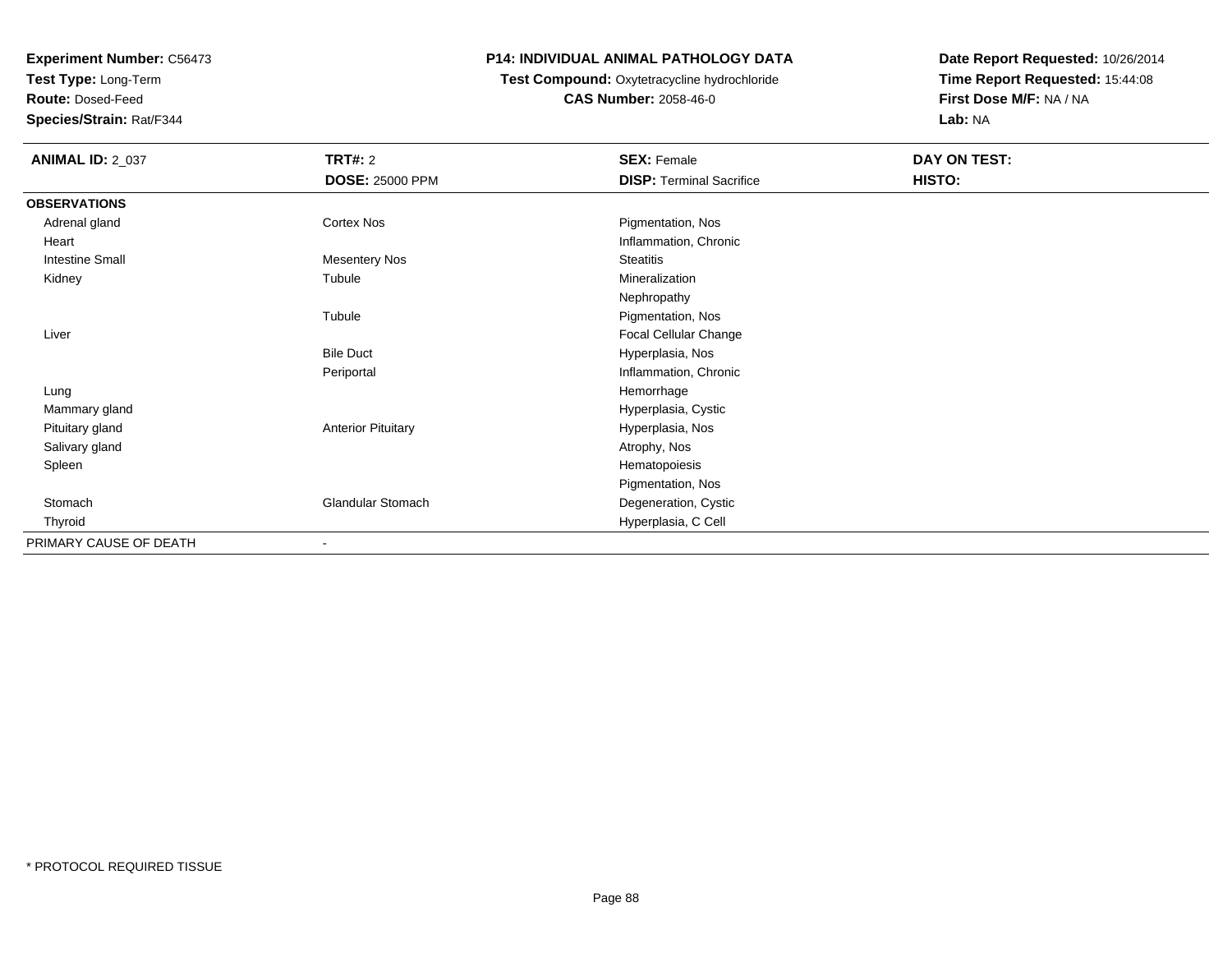**Experiment Number:** C56473
**Test Type:** Long-Term
**Route:** Dosed-Feed
**Species/Strain:** Rat/F344

**P14: INDIVIDUAL ANIMAL PATHOLOGY DATA**
**Test Compound:** Oxytetracycline hydrochloride
**CAS Number:** 2058-46-0

**Date Report Requested:** 10/26/2014
**Time Report Requested:** 15:44:08
**First Dose M/F:** NA / NA
**Lab:** NA

| **ANIMAL ID:** 2_037 | **TRT#:** 2 | **SEX:** Female | **DAY ON TEST:** |
|---|---|---|---|
| | **DOSE:** 25000 PPM | **DISP:** Terminal Sacrifice | **HISTO:** |
| **OBSERVATIONS** | | | |
| Adrenal gland | Cortex Nos | Pigmentation, Nos | |
| Heart | | Inflammation, Chronic | |
| Intestine Small | Mesentery Nos | Steatitis | |
| Kidney | Tubule | Mineralization | |
| | | Nephropathy | |
| | Tubule | Pigmentation, Nos | |
| Liver | | Focal Cellular Change | |
| | Bile Duct | Hyperplasia, Nos | |
| | Periportal | Inflammation, Chronic | |
| Lung | | Hemorrhage | |
| Mammary gland | | Hyperplasia, Cystic | |
| Pituitary gland | Anterior Pituitary | Hyperplasia, Nos | |
| Salivary gland | | Atrophy, Nos | |
| Spleen | | Hematopoiesis | |
| | | Pigmentation, Nos | |
| Stomach | Glandular Stomach | Degeneration, Cystic | |
| Thyroid | | Hyperplasia, C Cell | |
| PRIMARY CAUSE OF DEATH | - | | |

* PROTOCOL REQUIRED TISSUE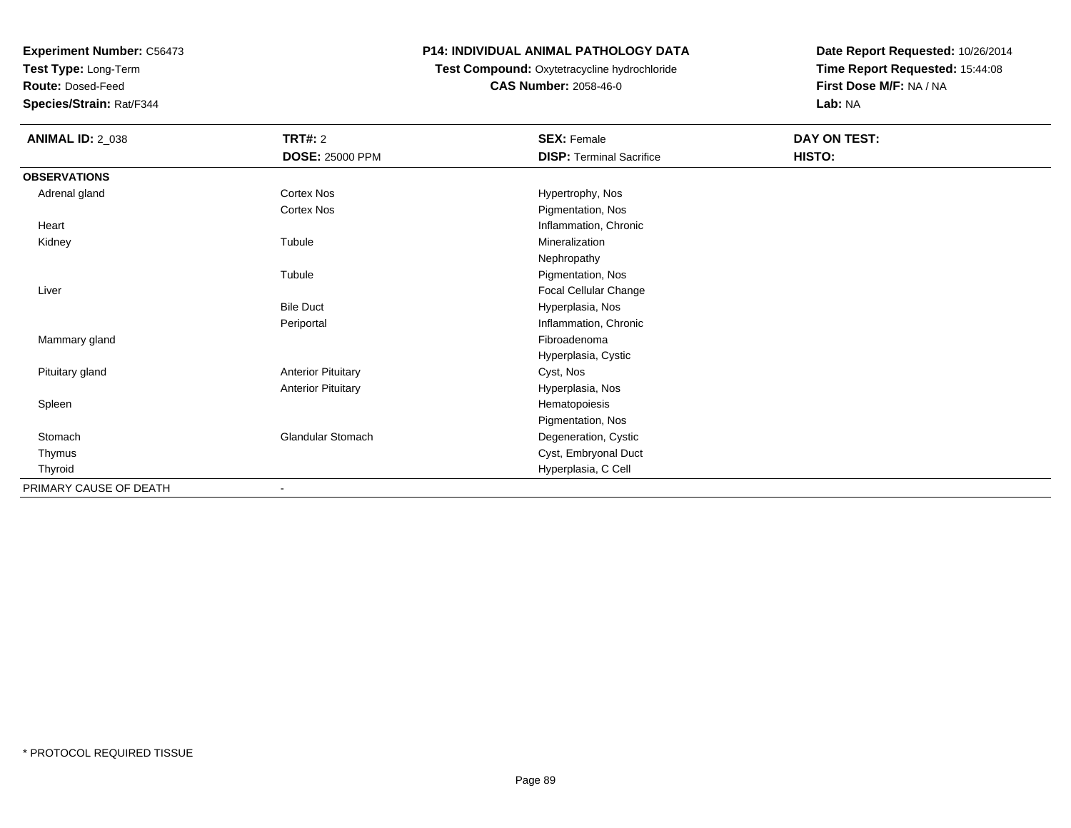**Experiment Number:** C56473
**Test Type:** Long-Term
**Route:** Dosed-Feed
**Species/Strain:** Rat/F344

**P14: INDIVIDUAL ANIMAL PATHOLOGY DATA**
**Test Compound:** Oxytetracycline hydrochloride
**CAS Number:** 2058-46-0

**Date Report Requested:** 10/26/2014
**Time Report Requested:** 15:44:08
**First Dose M/F:** NA / NA
**Lab:** NA

| **ANIMAL ID:** 2_038 | **TRT#:** 2 | **SEX:** Female | **DAY ON TEST:** |
|---|---|---|---|
| | **DOSE:** 25000 PPM | **DISP:** Terminal Sacrifice | **HISTO:** |
| **OBSERVATIONS** | | | |
| Adrenal gland | Cortex Nos | Hypertrophy, Nos | |
| | Cortex Nos | Pigmentation, Nos | |
| Heart | | Inflammation, Chronic | |
| Kidney | Tubule | Mineralization | |
| | | Nephropathy | |
| | Tubule | Pigmentation, Nos | |
| Liver | | Focal Cellular Change | |
| | Bile Duct | Hyperplasia, Nos | |
| | Periportal | Inflammation, Chronic | |
| Mammary gland | | Fibroadenoma | |
| | | Hyperplasia, Cystic | |
| Pituitary gland | Anterior Pituitary | Cyst, Nos | |
| | Anterior Pituitary | Hyperplasia, Nos | |
| Spleen | | Hematopoiesis | |
| | | Pigmentation, Nos | |
| Stomach | Glandular Stomach | Degeneration, Cystic | |
| Thymus | | Cyst, Embryonal Duct | |
| Thyroid | | Hyperplasia, C Cell | |
| PRIMARY CAUSE OF DEATH | - | | |

* PROTOCOL REQUIRED TISSUE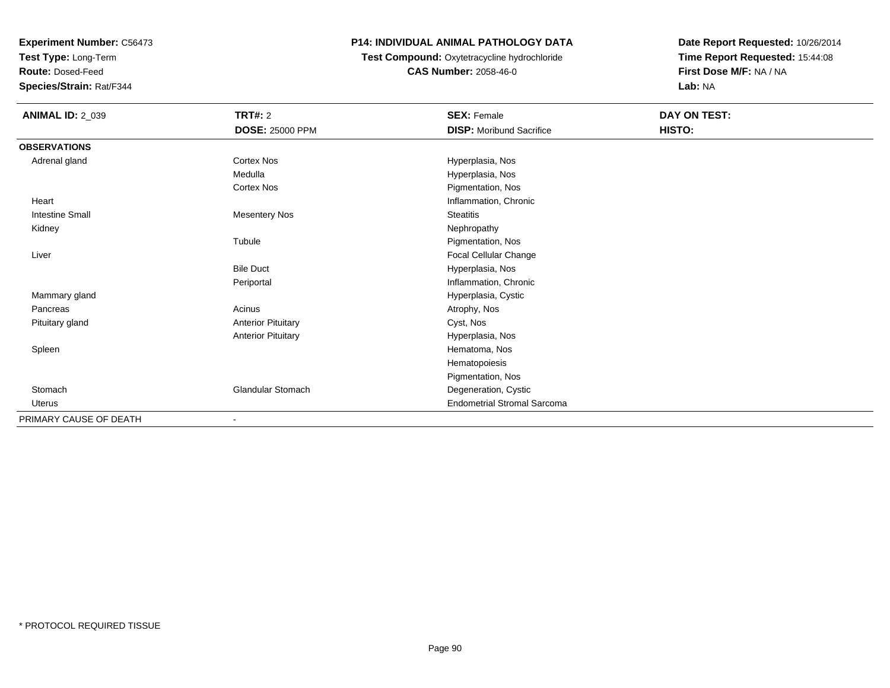**Experiment Number:** C56473
**Test Type:** Long-Term
**Route:** Dosed-Feed
**Species/Strain:** Rat/F344

**P14: INDIVIDUAL ANIMAL PATHOLOGY DATA**
**Test Compound:** Oxytetracycline hydrochloride
**CAS Number:** 2058-46-0

**Date Report Requested:** 10/26/2014
**Time Report Requested:** 15:44:08
**First Dose M/F:** NA / NA
**Lab:** NA

| **ANIMAL ID:** 2_039 | **TRT#:** 2 | **SEX:** Female | **DAY ON TEST:** |
|---|---|---|---|
| | **DOSE:** 25000 PPM | **DISP:** Moribund Sacrifice | **HISTO:** |
| **OBSERVATIONS** | | | |
| Adrenal gland | Cortex Nos | Hyperplasia, Nos | |
| | Medulla | Hyperplasia, Nos | |
| | Cortex Nos | Pigmentation, Nos | |
| Heart | | Inflammation, Chronic | |
| Intestine Small | Mesentery Nos | Steatitis | |
| Kidney | | Nephropathy | |
| | Tubule | Pigmentation, Nos | |
| Liver | | Focal Cellular Change | |
| | Bile Duct | Hyperplasia, Nos | |
| | Periportal | Inflammation, Chronic | |
| Mammary gland | | Hyperplasia, Cystic | |
| Pancreas | Acinus | Atrophy, Nos | |
| Pituitary gland | Anterior Pituitary | Cyst, Nos | |
| | Anterior Pituitary | Hyperplasia, Nos | |
| Spleen | | Hematoma, Nos | |
| | | Hematopoiesis | |
| | | Pigmentation, Nos | |
| Stomach | Glandular Stomach | Degeneration, Cystic | |
| Uterus | | Endometrial Stromal Sarcoma | |
| PRIMARY CAUSE OF DEATH | - | | |

* PROTOCOL REQUIRED TISSUE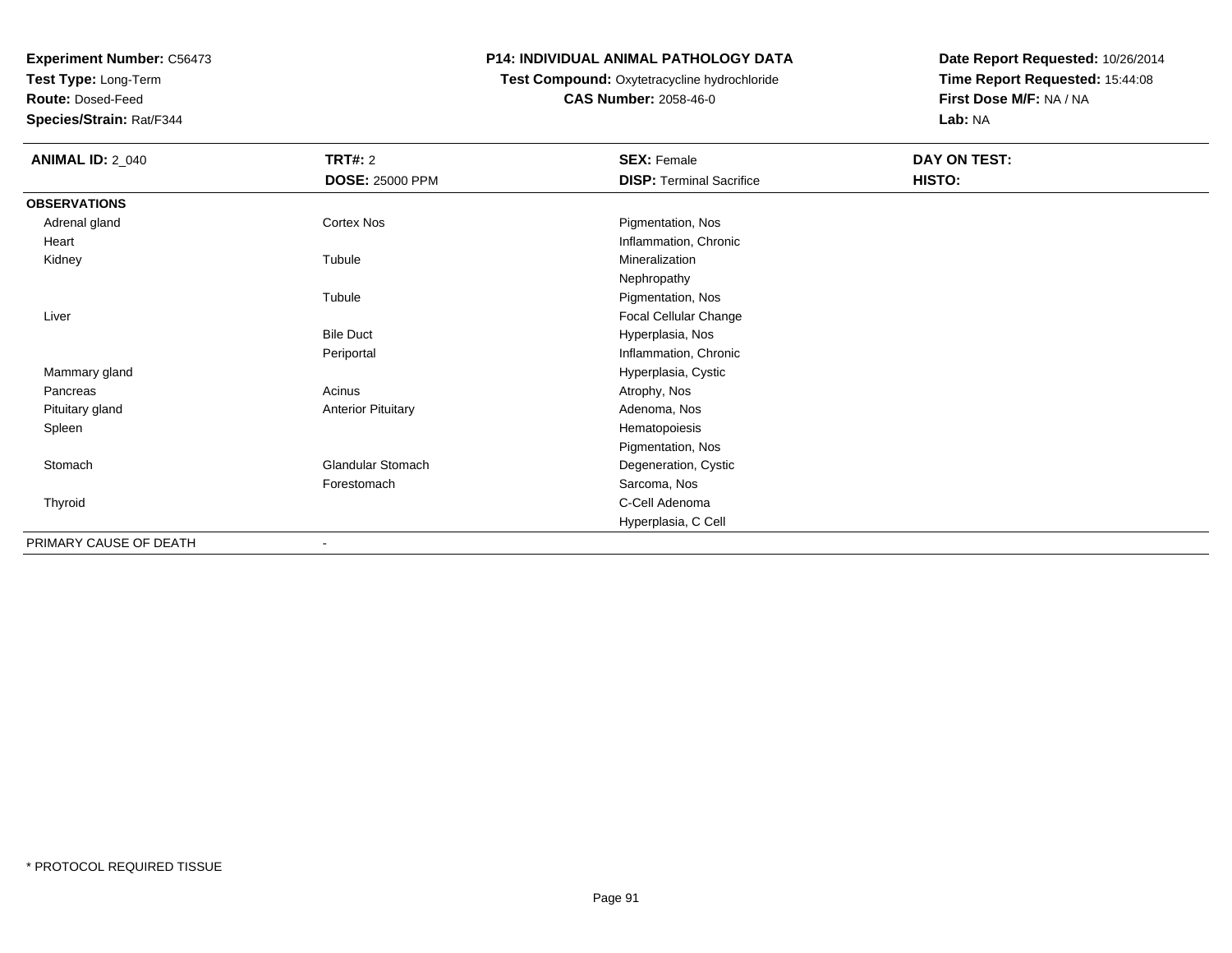**Experiment Number:** C56473
**Test Type:** Long-Term
**Route:** Dosed-Feed
**Species/Strain:** Rat/F344

**P14: INDIVIDUAL ANIMAL PATHOLOGY DATA**
**Test Compound:** Oxytetracycline hydrochloride
**CAS Number:** 2058-46-0

**Date Report Requested:** 10/26/2014
**Time Report Requested:** 15:44:08
**First Dose M/F:** NA / NA
**Lab:** NA

| **ANIMAL ID:** 2_040 | **TRT#:** 2 | **SEX:** Female | **DAY ON TEST:** |
|---|---|---|---|
| | **DOSE:** 25000 PPM | **DISP:** Terminal Sacrifice | **HISTO:** |
| **OBSERVATIONS** | | | |
| Adrenal gland | Cortex Nos | Pigmentation, Nos | |
| Heart | | Inflammation, Chronic | |
| Kidney | Tubule | Mineralization | |
| | | Nephropathy | |
| | Tubule | Pigmentation, Nos | |
| Liver | | Focal Cellular Change | |
| | Bile Duct | Hyperplasia, Nos | |
| | Periportal | Inflammation, Chronic | |
| Mammary gland | | Hyperplasia, Cystic | |
| Pancreas | Acinus | Atrophy, Nos | |
| Pituitary gland | Anterior Pituitary | Adenoma, Nos | |
| Spleen | | Hematopoiesis | |
| | | Pigmentation, Nos | |
| Stomach | Glandular Stomach | Degeneration, Cystic | |
| | Forestomach | Sarcoma, Nos | |
| Thyroid | | C-Cell Adenoma | |
| | | Hyperplasia, C Cell | |
| PRIMARY CAUSE OF DEATH | - | | |

* PROTOCOL REQUIRED TISSUE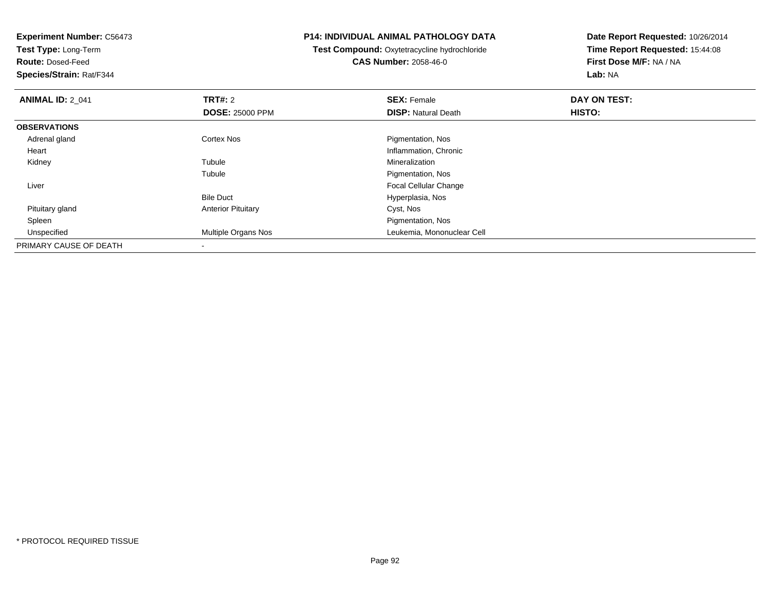**Experiment Number:** C56473
**Test Type:** Long-Term
**Route:** Dosed-Feed
**Species/Strain:** Rat/F344

**P14: INDIVIDUAL ANIMAL PATHOLOGY DATA**
**Test Compound:** Oxytetracycline hydrochloride
**CAS Number:** 2058-46-0

**Date Report Requested:** 10/26/2014
**Time Report Requested:** 15:44:08
**First Dose M/F:** NA / NA
**Lab:** NA

| **ANIMAL ID:** 2_041 | **TRT#:** 2 | **SEX:** Female | **DAY ON TEST:** |
|---|---|---|---|
| | **DOSE:** 25000 PPM | **DISP:** Natural Death | **HISTO:** |
| **OBSERVATIONS** | | | |
| Adrenal gland | Cortex Nos | Pigmentation, Nos | |
| Heart | | Inflammation, Chronic | |
| Kidney | Tubule | Mineralization | |
| | Tubule | Pigmentation, Nos | |
| Liver | | Focal Cellular Change | |
| | Bile Duct | Hyperplasia, Nos | |
| Pituitary gland | Anterior Pituitary | Cyst, Nos | |
| Spleen | | Pigmentation, Nos | |
| Unspecified | Multiple Organs Nos | Leukemia, Mononuclear Cell | |
| PRIMARY CAUSE OF DEATH | - | | |

* PROTOCOL REQUIRED TISSUE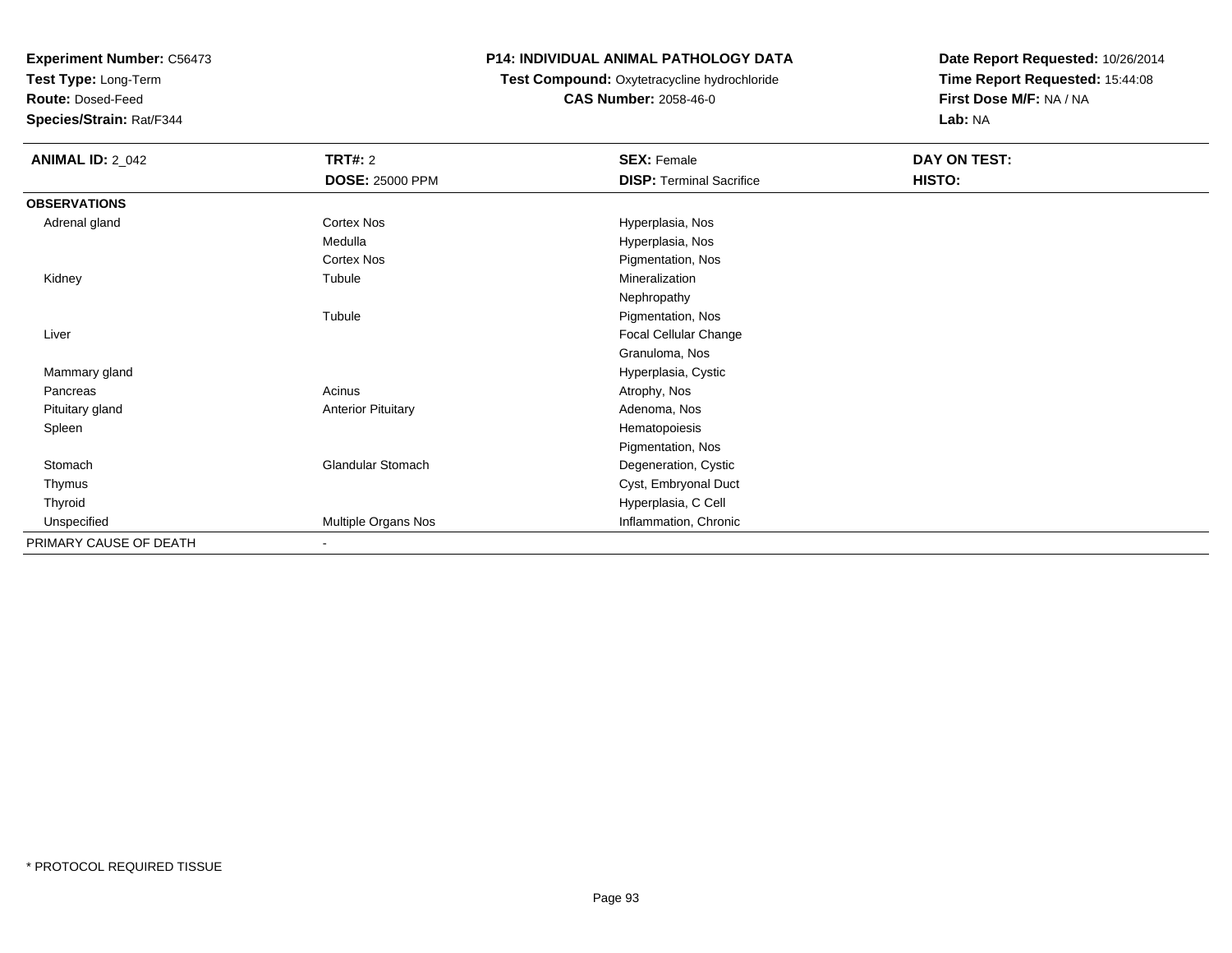**Experiment Number:** C56473
**Test Type:** Long-Term
**Route:** Dosed-Feed
**Species/Strain:** Rat/F344

**P14: INDIVIDUAL ANIMAL PATHOLOGY DATA**
**Test Compound:** Oxytetracycline hydrochloride
**CAS Number:** 2058-46-0

**Date Report Requested:** 10/26/2014
**Time Report Requested:** 15:44:08
**First Dose M/F:** NA / NA
**Lab:** NA

| **ANIMAL ID:** 2_042 | **TRT#:** 2 | **SEX:** Female | **DAY ON TEST:** |
|---|---|---|---|
| | **DOSE:** 25000 PPM | **DISP:** Terminal Sacrifice | **HISTO:** |
| **OBSERVATIONS** | | | |
| Adrenal gland | Cortex Nos | Hyperplasia, Nos | |
| | Medulla | Hyperplasia, Nos | |
| | Cortex Nos | Pigmentation, Nos | |
| Kidney | Tubule | Mineralization | |
| | | Nephropathy | |
| | Tubule | Pigmentation, Nos | |
| Liver | | Focal Cellular Change | |
| | | Granuloma, Nos | |
| Mammary gland | | Hyperplasia, Cystic | |
| Pancreas | Acinus | Atrophy, Nos | |
| Pituitary gland | Anterior Pituitary | Adenoma, Nos | |
| Spleen | | Hematopoiesis | |
| | | Pigmentation, Nos | |
| Stomach | Glandular Stomach | Degeneration, Cystic | |
| Thymus | | Cyst, Embryonal Duct | |
| Thyroid | | Hyperplasia, C Cell | |
| Unspecified | Multiple Organs Nos | Inflammation, Chronic | |
| PRIMARY CAUSE OF DEATH | - | | |

* PROTOCOL REQUIRED TISSUE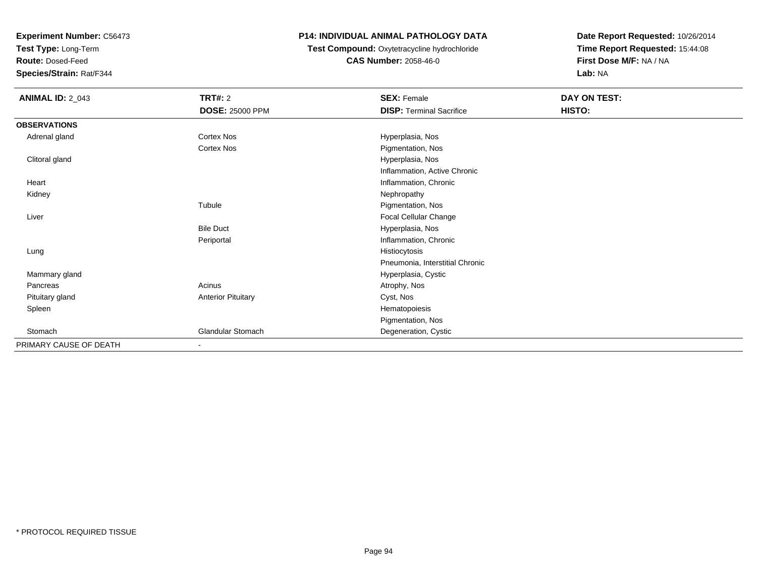**Experiment Number:** C56473
**Test Type:** Long-Term
**Route:** Dosed-Feed
**Species/Strain:** Rat/F344

**P14: INDIVIDUAL ANIMAL PATHOLOGY DATA**
**Test Compound:** Oxytetracycline hydrochloride
**CAS Number:** 2058-46-0

**Date Report Requested:** 10/26/2014
**Time Report Requested:** 15:44:08
**First Dose M/F:** NA / NA
**Lab:** NA

| **ANIMAL ID:** 2_043 | **TRT#:** 2 | **SEX:** Female | **DAY ON TEST:** |
|---|---|---|---|
| | **DOSE:** 25000 PPM | **DISP:** Terminal Sacrifice | **HISTO:** |
| **OBSERVATIONS** | | | |
| Adrenal gland | Cortex Nos | Hyperplasia, Nos | |
| | Cortex Nos | Pigmentation, Nos | |
| Clitoral gland | | Hyperplasia, Nos | |
| | | Inflammation, Active Chronic | |
| Heart | | Inflammation, Chronic | |
| Kidney | | Nephropathy | |
| | Tubule | Pigmentation, Nos | |
| Liver | | Focal Cellular Change | |
| | Bile Duct | Hyperplasia, Nos | |
| | Periportal | Inflammation, Chronic | |
| Lung | | Histiocytosis | |
| | | Pneumonia, Interstitial Chronic | |
| Mammary gland | | Hyperplasia, Cystic | |
| Pancreas | Acinus | Atrophy, Nos | |
| Pituitary gland | Anterior Pituitary | Cyst, Nos | |
| Spleen | | Hematopoiesis | |
| | | Pigmentation, Nos | |
| Stomach | Glandular Stomach | Degeneration, Cystic | |
| PRIMARY CAUSE OF DEATH | - | | |

\* PROTOCOL REQUIRED TISSUE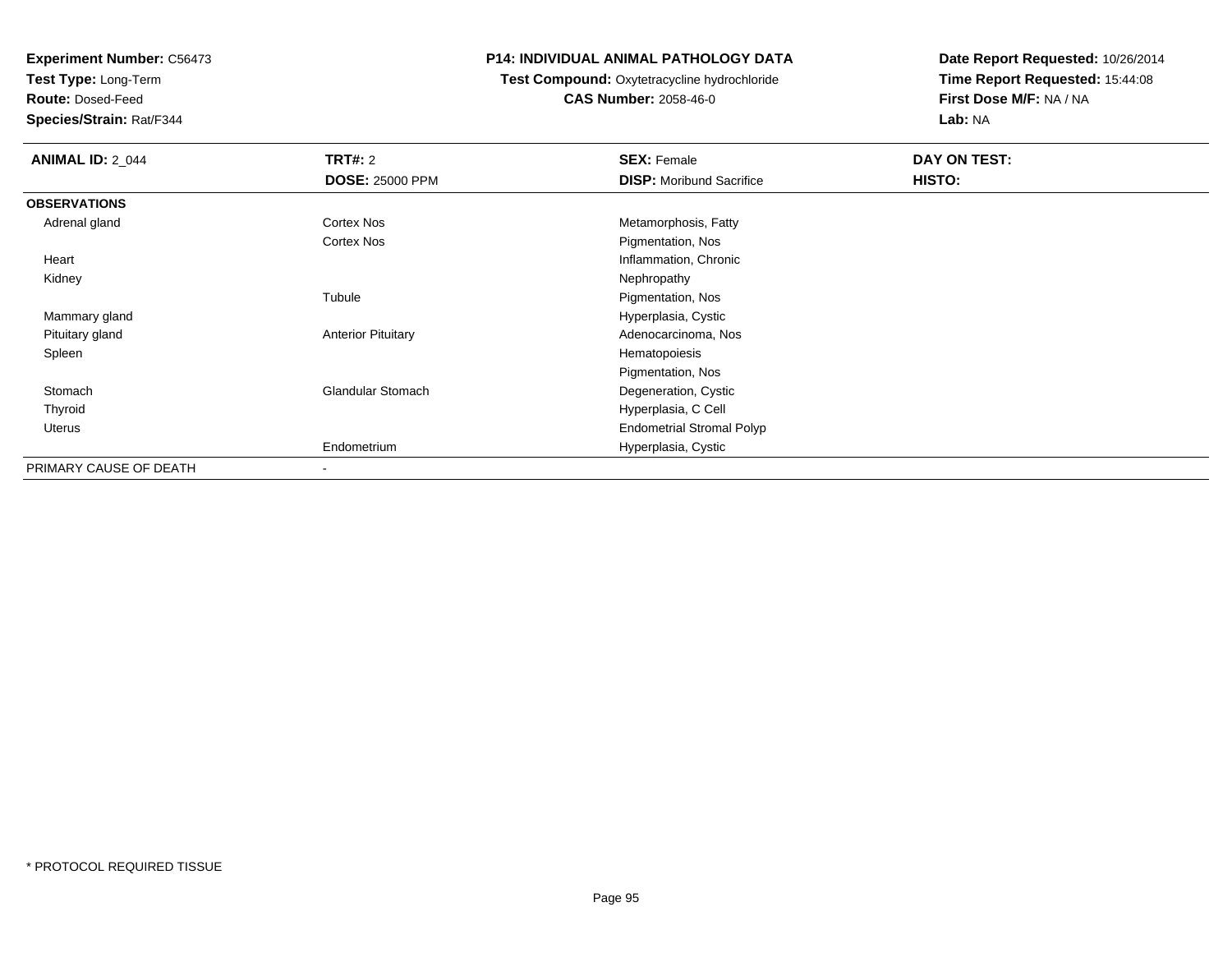**Experiment Number:** C56473
**Test Type:** Long-Term
**Route:** Dosed-Feed
**Species/Strain:** Rat/F344

**P14: INDIVIDUAL ANIMAL PATHOLOGY DATA**
**Test Compound:** Oxytetracycline hydrochloride
**CAS Number:** 2058-46-0

**Date Report Requested:** 10/26/2014
**Time Report Requested:** 15:44:08
**First Dose M/F:** NA / NA
**Lab:** NA

| **ANIMAL ID:** 2_044 | **TRT#:** 2 | **SEX:** Female | **DAY ON TEST:** |
|---|---|---|---|
| | **DOSE:** 25000 PPM | **DISP:** Moribund Sacrifice | **HISTO:** |
| **OBSERVATIONS** | | | |
| Adrenal gland | Cortex Nos | Metamorphosis, Fatty | |
| | Cortex Nos | Pigmentation, Nos | |
| Heart | | Inflammation, Chronic | |
| Kidney | | Nephropathy | |
| | Tubule | Pigmentation, Nos | |
| Mammary gland | | Hyperplasia, Cystic | |
| Pituitary gland | Anterior Pituitary | Adenocarcinoma, Nos | |
| Spleen | | Hematopoiesis | |
| | | Pigmentation, Nos | |
| Stomach | Glandular Stomach | Degeneration, Cystic | |
| Thyroid | | Hyperplasia, C Cell | |
| Uterus | | Endometrial Stromal Polyp | |
| | Endometrium | Hyperplasia, Cystic | |
| PRIMARY CAUSE OF DEATH | - | | |

\* PROTOCOL REQUIRED TISSUE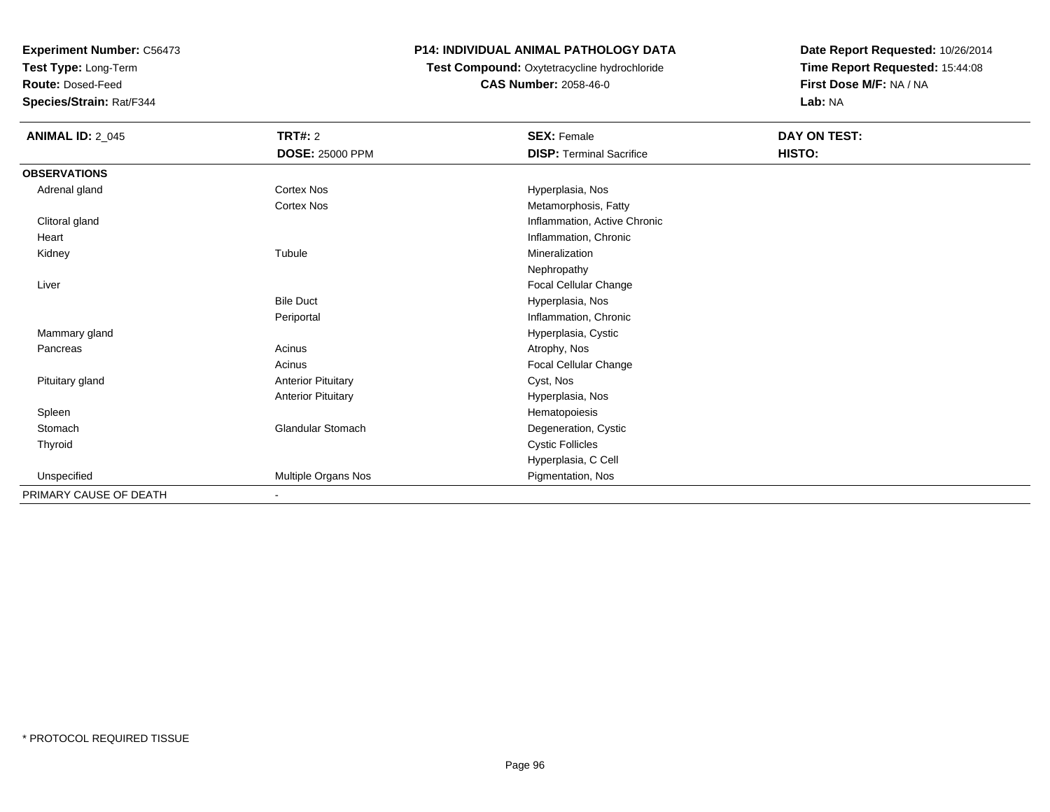**Experiment Number:** C56473
**Test Type:** Long-Term
**Route:** Dosed-Feed
**Species/Strain:** Rat/F344

## P14: INDIVIDUAL ANIMAL PATHOLOGY DATA

**Test Compound:** Oxytetracycline hydrochloride
**CAS Number:** 2058-46-0

**Date Report Requested:** 10/26/2014
**Time Report Requested:** 15:44:08
**First Dose M/F:** NA / NA
**Lab:** NA

| **ANIMAL ID:** 2_045 | **TRT#:** 2 | **SEX:** Female | **DAY ON TEST:** |
|---|---|---|---|
| | **DOSE:** 25000 PPM | **DISP:** Terminal Sacrifice | **HISTO:** |
| **OBSERVATIONS** | | | |
| Adrenal gland | Cortex Nos | Hyperplasia, Nos | |
| | Cortex Nos | Metamorphosis, Fatty | |
| Clitoral gland | | Inflammation, Active Chronic | |
| Heart | | Inflammation, Chronic | |
| Kidney | Tubule | Mineralization | |
| | | Nephropathy | |
| Liver | | Focal Cellular Change | |
| | Bile Duct | Hyperplasia, Nos | |
| | Periportal | Inflammation, Chronic | |
| Mammary gland | | Hyperplasia, Cystic | |
| Pancreas | Acinus | Atrophy, Nos | |
| | Acinus | Focal Cellular Change | |
| Pituitary gland | Anterior Pituitary | Cyst, Nos | |
| | Anterior Pituitary | Hyperplasia, Nos | |
| Spleen | | Hematopoiesis | |
| Stomach | Glandular Stomach | Degeneration, Cystic | |
| Thyroid | | Cystic Follicles | |
| | | Hyperplasia, C Cell | |
| Unspecified | Multiple Organs Nos | Pigmentation, Nos | |
| PRIMARY CAUSE OF DEATH | - | | |

* PROTOCOL REQUIRED TISSUE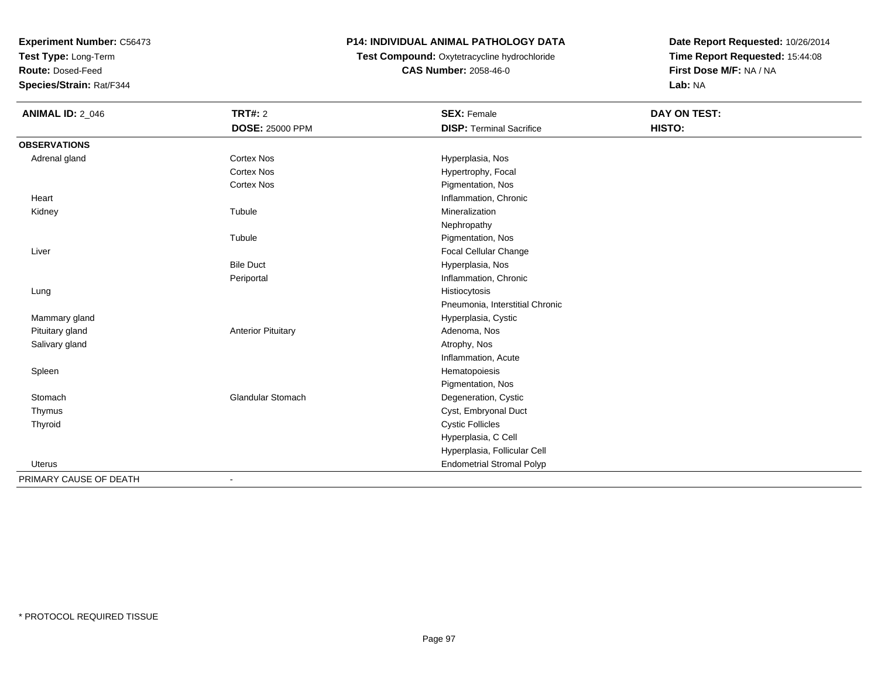**Experiment Number:** C56473
**Test Type:** Long-Term
**Route:** Dosed-Feed
**Species/Strain:** Rat/F344

**P14: INDIVIDUAL ANIMAL PATHOLOGY DATA**
**Test Compound:** Oxytetracycline hydrochloride
**CAS Number:** 2058-46-0

**Date Report Requested:** 10/26/2014
**Time Report Requested:** 15:44:08
**First Dose M/F:** NA / NA
**Lab:** NA

| **ANIMAL ID:** 2_046 | **TRT#:** 2 | **SEX:** Female | **DAY ON TEST:** |
|---|---|---|---|
| | **DOSE:** 25000 PPM | **DISP:** Terminal Sacrifice | **HISTO:** |
| **OBSERVATIONS** | | | |
| Adrenal gland | Cortex Nos | Hyperplasia, Nos | |
| | Cortex Nos | Hypertrophy, Focal | |
| | Cortex Nos | Pigmentation, Nos | |
| Heart | | Inflammation, Chronic | |
| Kidney | Tubule | Mineralization | |
| | | Nephropathy | |
| | Tubule | Pigmentation, Nos | |
| Liver | | Focal Cellular Change | |
| | Bile Duct | Hyperplasia, Nos | |
| | Periportal | Inflammation, Chronic | |
| Lung | | Histiocytosis | |
| | | Pneumonia, Interstitial Chronic | |
| Mammary gland | | Hyperplasia, Cystic | |
| Pituitary gland | Anterior Pituitary | Adenoma, Nos | |
| Salivary gland | | Atrophy, Nos | |
| | | Inflammation, Acute | |
| Spleen | | Hematopoiesis | |
| | | Pigmentation, Nos | |
| Stomach | Glandular Stomach | Degeneration, Cystic | |
| Thymus | | Cyst, Embryonal Duct | |
| Thyroid | | Cystic Follicles | |
| | | Hyperplasia, C Cell | |
| | | Hyperplasia, Follicular Cell | |
| Uterus | | Endometrial Stromal Polyp | |
| PRIMARY CAUSE OF DEATH | - | | |

* PROTOCOL REQUIRED TISSUE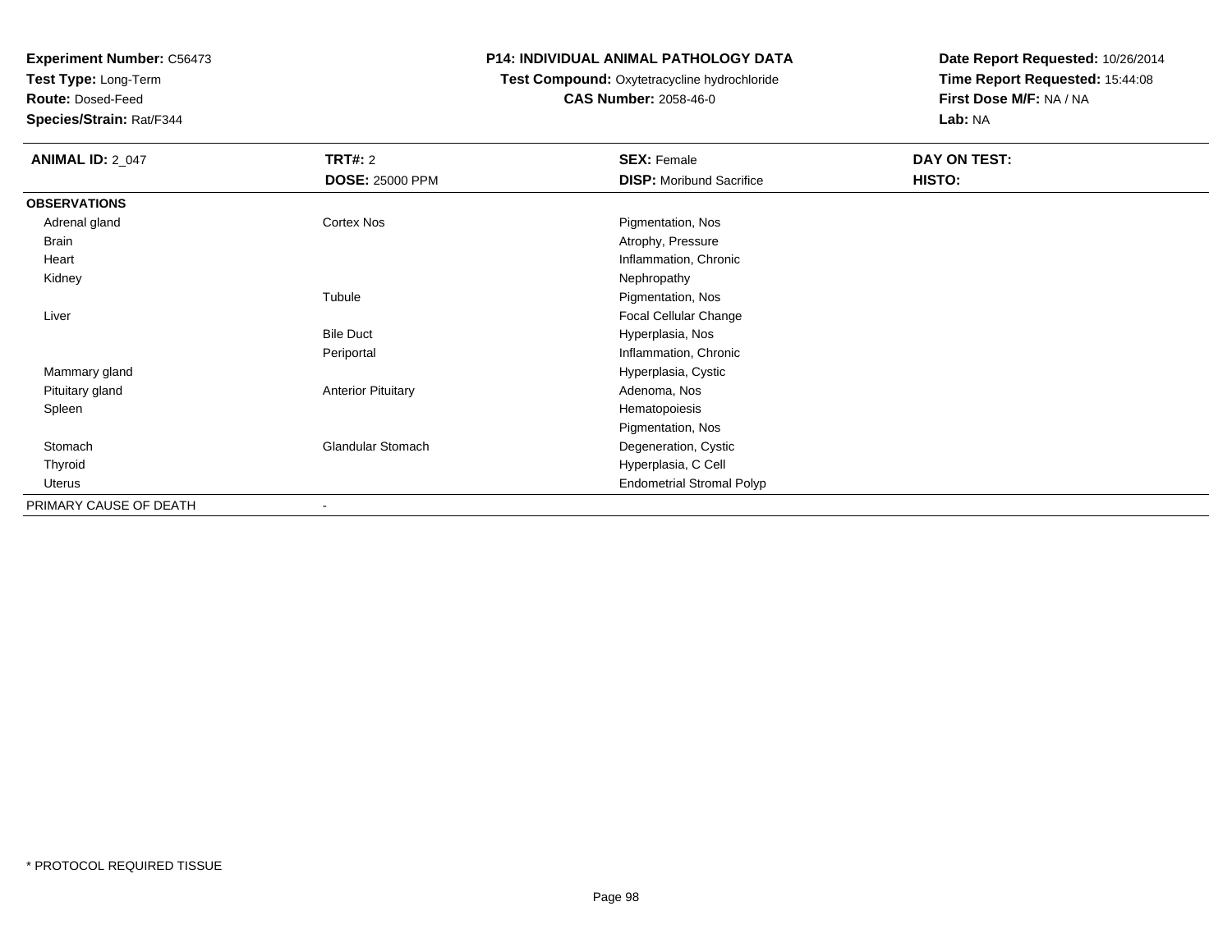**Experiment Number:** C56473
**Test Type:** Long-Term
**Route:** Dosed-Feed
**Species/Strain:** Rat/F344

**P14: INDIVIDUAL ANIMAL PATHOLOGY DATA**
**Test Compound:** Oxytetracycline hydrochloride
**CAS Number:** 2058-46-0

**Date Report Requested:** 10/26/2014
**Time Report Requested:** 15:44:08
**First Dose M/F:** NA / NA
**Lab:** NA

| **ANIMAL ID:** 2_047 | **TRT#:** 2 | **SEX:** Female | **DAY ON TEST:** |
|---|---|---|---|
| | **DOSE:** 25000 PPM | **DISP:** Moribund Sacrifice | **HISTO:** |
| **OBSERVATIONS** | | | |
| Adrenal gland | Cortex Nos | Pigmentation, Nos | |
| Brain | | Atrophy, Pressure | |
| Heart | | Inflammation, Chronic | |
| Kidney | | Nephropathy | |
| | Tubule | Pigmentation, Nos | |
| Liver | | Focal Cellular Change | |
| | Bile Duct | Hyperplasia, Nos | |
| | Periportal | Inflammation, Chronic | |
| Mammary gland | | Hyperplasia, Cystic | |
| Pituitary gland | Anterior Pituitary | Adenoma, Nos | |
| Spleen | | Hematopoiesis | |
| | | Pigmentation, Nos | |
| Stomach | Glandular Stomach | Degeneration, Cystic | |
| Thyroid | | Hyperplasia, C Cell | |
| Uterus | | Endometrial Stromal Polyp | |
| PRIMARY CAUSE OF DEATH | - | | |

* PROTOCOL REQUIRED TISSUE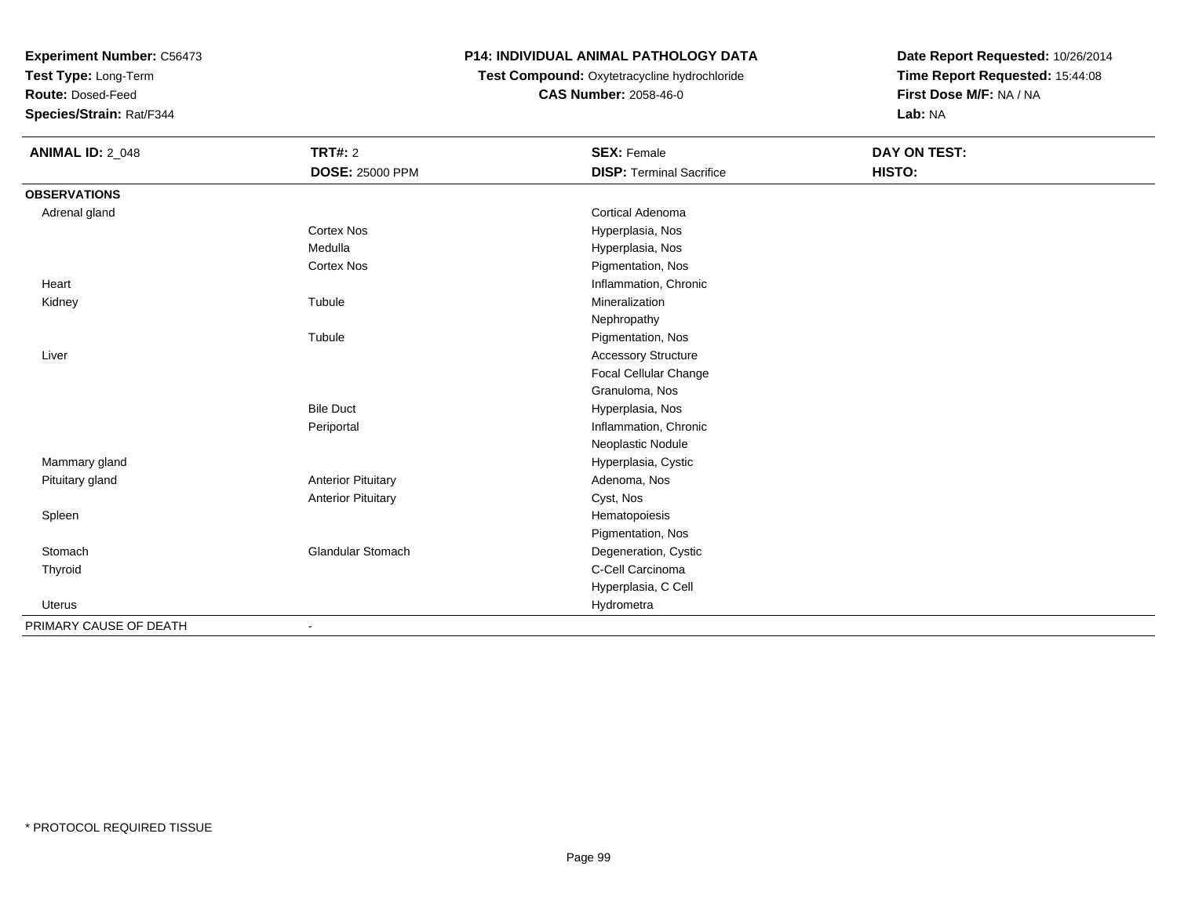**Experiment Number:** C56473
**Test Type:** Long-Term
**Route:** Dosed-Feed
**Species/Strain:** Rat/F344

**P14: INDIVIDUAL ANIMAL PATHOLOGY DATA**
**Test Compound:** Oxytetracycline hydrochloride
**CAS Number:** 2058-46-0

**Date Report Requested:** 10/26/2014
**Time Report Requested:** 15:44:08
**First Dose M/F:** NA / NA
**Lab:** NA

| **ANIMAL ID:** 2_048 | **TRT#:** 2 | **SEX:** Female | **DAY ON TEST:** |
|---|---|---|---|
| | **DOSE:** 25000 PPM | **DISP:** Terminal Sacrifice | **HISTO:** |
| **OBSERVATIONS** | | | |
| Adrenal gland | | Cortical Adenoma | |
| | Cortex Nos | Hyperplasia, Nos | |
| | Medulla | Hyperplasia, Nos | |
| | Cortex Nos | Pigmentation, Nos | |
| Heart | | Inflammation, Chronic | |
| Kidney | Tubule | Mineralization | |
| | | Nephropathy | |
| | Tubule | Pigmentation, Nos | |
| Liver | | Accessory Structure | |
| | | Focal Cellular Change | |
| | | Granuloma, Nos | |
| | Bile Duct | Hyperplasia, Nos | |
| | Periportal | Inflammation, Chronic | |
| | | Neoplastic Nodule | |
| Mammary gland | | Hyperplasia, Cystic | |
| Pituitary gland | Anterior Pituitary | Adenoma, Nos | |
| | Anterior Pituitary | Cyst, Nos | |
| Spleen | | Hematopoiesis | |
| | | Pigmentation, Nos | |
| Stomach | Glandular Stomach | Degeneration, Cystic | |
| Thyroid | | C-Cell Carcinoma | |
| | | Hyperplasia, C Cell | |
| Uterus | | Hydrometra | |
| PRIMARY CAUSE OF DEATH | - | | |

* PROTOCOL REQUIRED TISSUE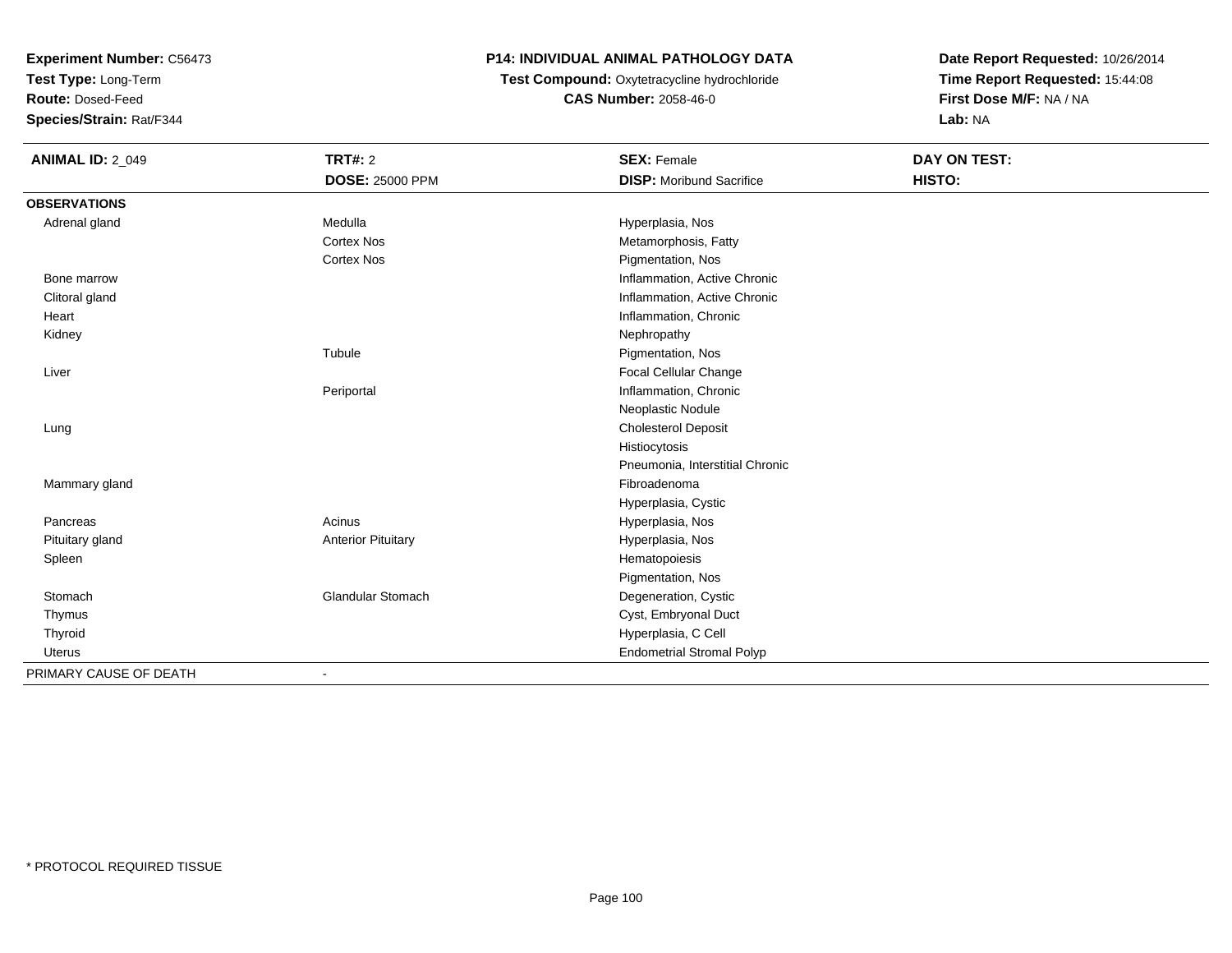**Experiment Number:** C56473
**Test Type:** Long-Term
**Route:** Dosed-Feed
**Species/Strain:** Rat/F344

**P14: INDIVIDUAL ANIMAL PATHOLOGY DATA**
**Test Compound:** Oxytetracycline hydrochloride
**CAS Number:** 2058-46-0

**Date Report Requested:** 10/26/2014
**Time Report Requested:** 15:44:08
**First Dose M/F:** NA / NA
**Lab:** NA

| **ANIMAL ID:** 2_049 | **TRT#:** 2 | **SEX:** Female | **DAY ON TEST:** |
|---|---|---|---|
| | **DOSE:** 25000 PPM | **DISP:** Moribund Sacrifice | **HISTO:** |
| **OBSERVATIONS** | | | |
| Adrenal gland | Medulla | Hyperplasia, Nos | |
| | Cortex Nos | Metamorphosis, Fatty | |
| | Cortex Nos | Pigmentation, Nos | |
| Bone marrow | | Inflammation, Active Chronic | |
| Clitoral gland | | Inflammation, Active Chronic | |
| Heart | | Inflammation, Chronic | |
| Kidney | | Nephropathy | |
| | Tubule | Pigmentation, Nos | |
| Liver | | Focal Cellular Change | |
| | Periportal | Inflammation, Chronic | |
| | | Neoplastic Nodule | |
| Lung | | Cholesterol Deposit | |
| | | Histiocytosis | |
| | | Pneumonia, Interstitial Chronic | |
| Mammary gland | | Fibroadenoma | |
| | | Hyperplasia, Cystic | |
| Pancreas | Acinus | Hyperplasia, Nos | |
| Pituitary gland | Anterior Pituitary | Hyperplasia, Nos | |
| Spleen | | Hematopoiesis | |
| | | Pigmentation, Nos | |
| Stomach | Glandular Stomach | Degeneration, Cystic | |
| Thymus | | Cyst, Embryonal Duct | |
| Thyroid | | Hyperplasia, C Cell | |
| Uterus | | Endometrial Stromal Polyp | |
| PRIMARY CAUSE OF DEATH | - | | |

* PROTOCOL REQUIRED TISSUE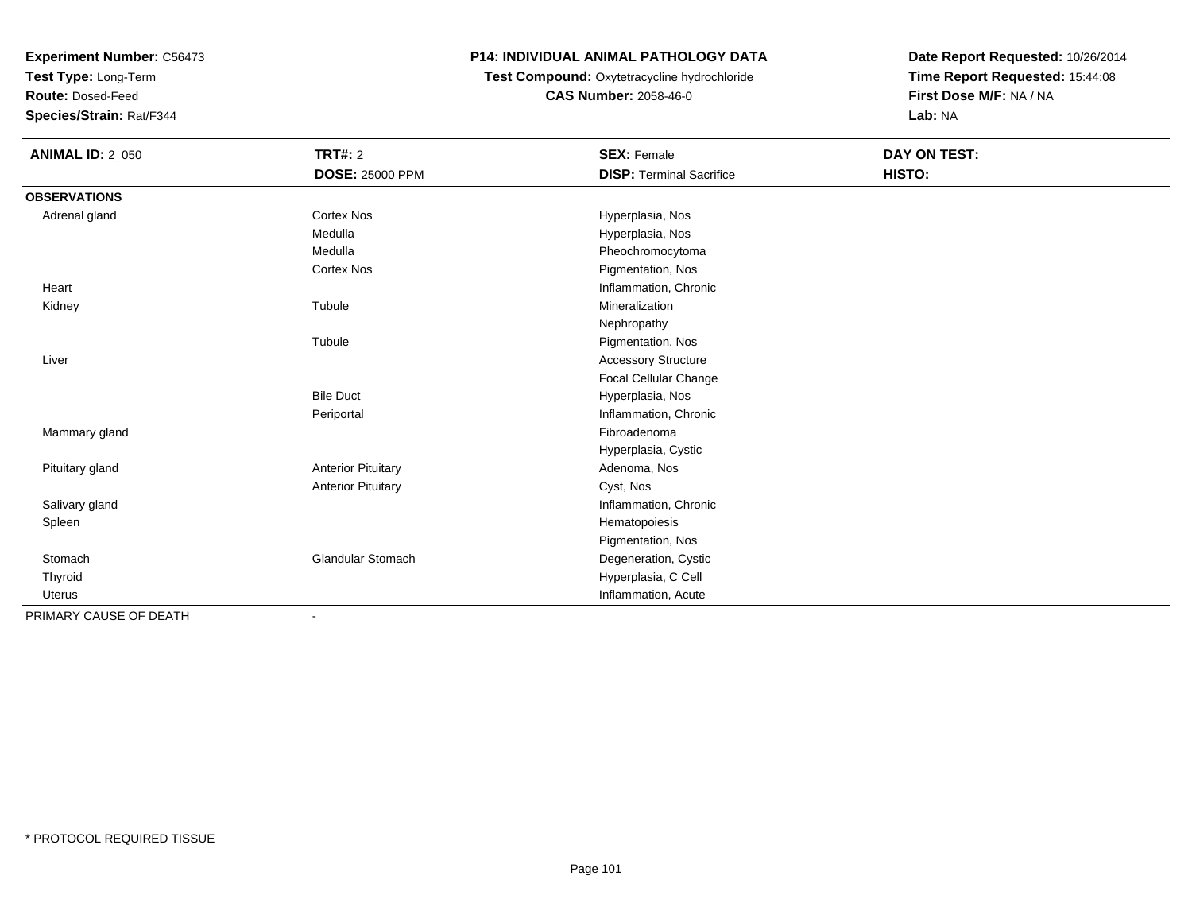**Experiment Number:** C56473
**Test Type:** Long-Term
**Route:** Dosed-Feed
**Species/Strain:** Rat/F344

**P14: INDIVIDUAL ANIMAL PATHOLOGY DATA**
**Test Compound:** Oxytetracycline hydrochloride
**CAS Number:** 2058-46-0

**Date Report Requested:** 10/26/2014
**Time Report Requested:** 15:44:08
**First Dose M/F:** NA / NA
**Lab:** NA

| **ANIMAL ID:** 2_050 | **TRT#:** 2 | **SEX:** Female | **DAY ON TEST:** |
|---|---|---|---|
| | **DOSE:** 25000 PPM | **DISP:** Terminal Sacrifice | **HISTO:** |
| **OBSERVATIONS** | | | |
| Adrenal gland | Cortex Nos | Hyperplasia, Nos | |
| | Medulla | Hyperplasia, Nos | |
| | Medulla | Pheochromocytoma | |
| | Cortex Nos | Pigmentation, Nos | |
| Heart | | Inflammation, Chronic | |
| Kidney | Tubule | Mineralization | |
| | | Nephropathy | |
| | Tubule | Pigmentation, Nos | |
| Liver | | Accessory Structure | |
| | | Focal Cellular Change | |
| | Bile Duct | Hyperplasia, Nos | |
| | Periportal | Inflammation, Chronic | |
| Mammary gland | | Fibroadenoma | |
| | | Hyperplasia, Cystic | |
| Pituitary gland | Anterior Pituitary | Adenoma, Nos | |
| | Anterior Pituitary | Cyst, Nos | |
| Salivary gland | | Inflammation, Chronic | |
| Spleen | | Hematopoiesis | |
| | | Pigmentation, Nos | |
| Stomach | Glandular Stomach | Degeneration, Cystic | |
| Thyroid | | Hyperplasia, C Cell | |
| Uterus | | Inflammation, Acute | |
| PRIMARY CAUSE OF DEATH | - | | |

* PROTOCOL REQUIRED TISSUE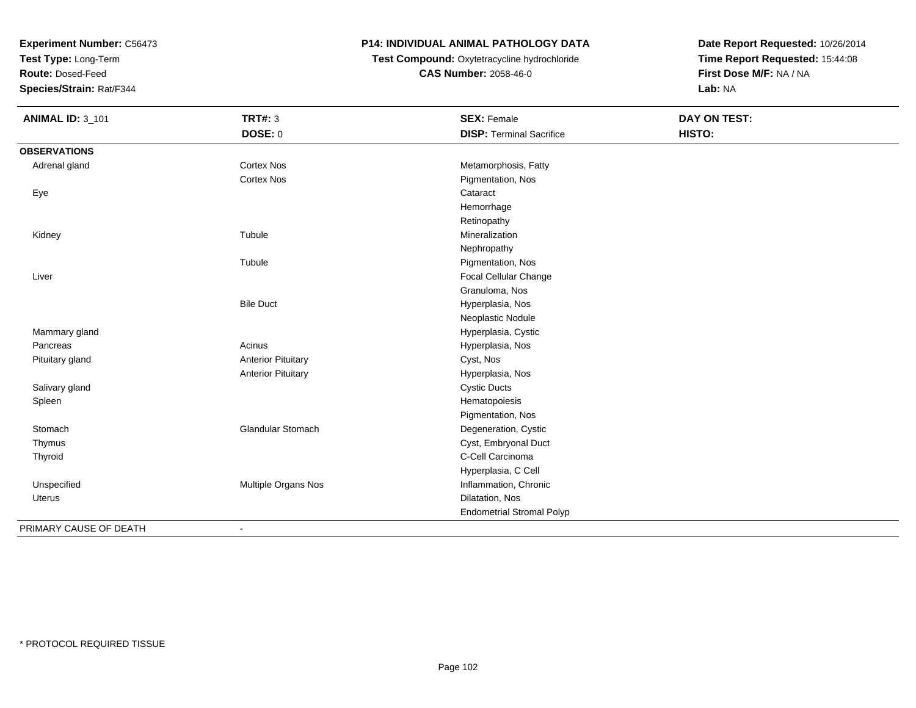**Experiment Number:** C56473
**Test Type:** Long-Term
**Route:** Dosed-Feed
**Species/Strain:** Rat/F344

# P14: INDIVIDUAL ANIMAL PATHOLOGY DATA

**Test Compound:** Oxytetracycline hydrochloride
**CAS Number:** 2058-46-0

**Date Report Requested:** 10/26/2014
**Time Report Requested:** 15:44:08
**First Dose M/F:** NA / NA
**Lab:** NA

| **ANIMAL ID:** 3_101 | **TRT#:** 3 | **SEX:** Female | **DAY ON TEST:** |
|---|---|---|---|
| | **DOSE:** 0 | **DISP:** Terminal Sacrifice | **HISTO:** |
| **OBSERVATIONS** | | | |
| Adrenal gland | Cortex Nos | Metamorphosis, Fatty | |
| | Cortex Nos | Pigmentation, Nos | |
| Eye | | Cataract | |
| | | Hemorrhage | |
| | | Retinopathy | |
| Kidney | Tubule | Mineralization | |
| | | Nephropathy | |
| | Tubule | Pigmentation, Nos | |
| Liver | | Focal Cellular Change | |
| | | Granuloma, Nos | |
| | Bile Duct | Hyperplasia, Nos | |
| | | Neoplastic Nodule | |
| Mammary gland | | Hyperplasia, Cystic | |
| Pancreas | Acinus | Hyperplasia, Nos | |
| Pituitary gland | Anterior Pituitary | Cyst, Nos | |
| | Anterior Pituitary | Hyperplasia, Nos | |
| Salivary gland | | Cystic Ducts | |
| Spleen | | Hematopoiesis | |
| | | Pigmentation, Nos | |
| Stomach | Glandular Stomach | Degeneration, Cystic | |
| Thymus | | Cyst, Embryonal Duct | |
| Thyroid | | C-Cell Carcinoma | |
| | | Hyperplasia, C Cell | |
| Unspecified | Multiple Organs Nos | Inflammation, Chronic | |
| Uterus | | Dilatation, Nos | |
| | | Endometrial Stromal Polyp | |
| PRIMARY CAUSE OF DEATH | - | | |

* PROTOCOL REQUIRED TISSUE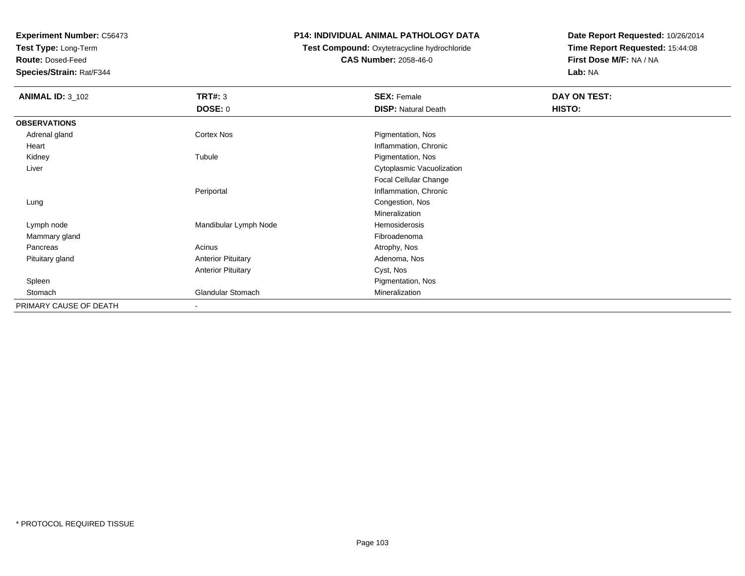**Experiment Number:** C56473
**Test Type:** Long-Term
**Route:** Dosed-Feed
**Species/Strain:** Rat/F344

**P14: INDIVIDUAL ANIMAL PATHOLOGY DATA**
**Test Compound:** Oxytetracycline hydrochloride
**CAS Number:** 2058-46-0

**Date Report Requested:** 10/26/2014
**Time Report Requested:** 15:44:08
**First Dose M/F:** NA / NA
**Lab:** NA

| **ANIMAL ID:** 3_102 | **TRT#:** 3 | **SEX:** Female | **DAY ON TEST:** |
|---|---|---|---|
| | **DOSE:** 0 | **DISP:** Natural Death | **HISTO:** |
| **OBSERVATIONS** | | | |
| Adrenal gland | Cortex Nos | Pigmentation, Nos | |
| Heart | | Inflammation, Chronic | |
| Kidney | Tubule | Pigmentation, Nos | |
| Liver | | Cytoplasmic Vacuolization | |
| | | Focal Cellular Change | |
| | Periportal | Inflammation, Chronic | |
| Lung | | Congestion, Nos | |
| | | Mineralization | |
| Lymph node | Mandibular Lymph Node | Hemosiderosis | |
| Mammary gland | | Fibroadenoma | |
| Pancreas | Acinus | Atrophy, Nos | |
| Pituitary gland | Anterior Pituitary | Adenoma, Nos | |
| | Anterior Pituitary | Cyst, Nos | |
| Spleen | | Pigmentation, Nos | |
| Stomach | Glandular Stomach | Mineralization | |
| PRIMARY CAUSE OF DEATH | - | | |

* PROTOCOL REQUIRED TISSUE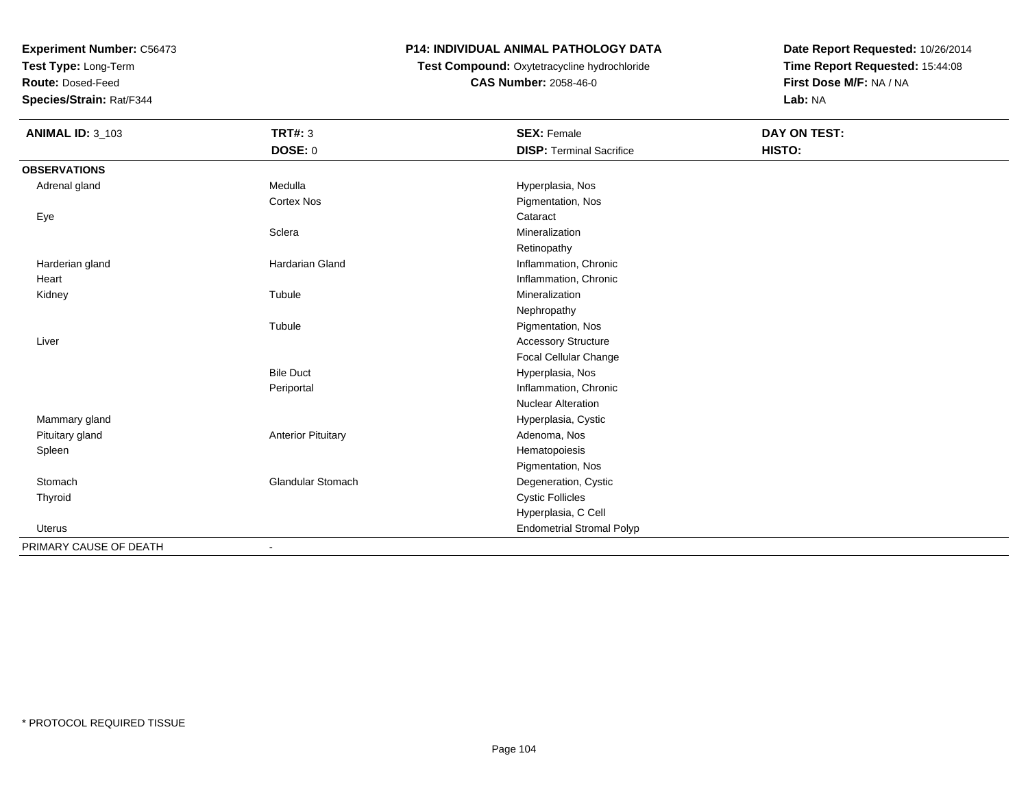**Experiment Number:** C56473
**Test Type:** Long-Term
**Route:** Dosed-Feed
**Species/Strain:** Rat/F344

**P14: INDIVIDUAL ANIMAL PATHOLOGY DATA**
**Test Compound:** Oxytetracycline hydrochloride
**CAS Number:** 2058-46-0

**Date Report Requested:** 10/26/2014
**Time Report Requested:** 15:44:08
**First Dose M/F:** NA / NA
**Lab:** NA

| **ANIMAL ID:** 3_103 | **TRT#:** 3 | **SEX:** Female | **DAY ON TEST:** |
|---|---|---|---|
| | **DOSE:** 0 | **DISP:** Terminal Sacrifice | **HISTO:** |
| **OBSERVATIONS** | | | |
| Adrenal gland | Medulla | Hyperplasia, Nos | |
| | Cortex Nos | Pigmentation, Nos | |
| Eye | | Cataract | |
| | Sclera | Mineralization | |
| | | Retinopathy | |
| Harderian gland | Hardarian Gland | Inflammation, Chronic | |
| Heart | | Inflammation, Chronic | |
| Kidney | Tubule | Mineralization | |
| | | Nephropathy | |
| | Tubule | Pigmentation, Nos | |
| Liver | | Accessory Structure | |
| | | Focal Cellular Change | |
| | Bile Duct | Hyperplasia, Nos | |
| | Periportal | Inflammation, Chronic | |
| | | Nuclear Alteration | |
| Mammary gland | | Hyperplasia, Cystic | |
| Pituitary gland | Anterior Pituitary | Adenoma, Nos | |
| Spleen | | Hematopoiesis | |
| | | Pigmentation, Nos | |
| Stomach | Glandular Stomach | Degeneration, Cystic | |
| Thyroid | | Cystic Follicles | |
| | | Hyperplasia, C Cell | |
| Uterus | | Endometrial Stromal Polyp | |
| PRIMARY CAUSE OF DEATH | - | | |

* PROTOCOL REQUIRED TISSUE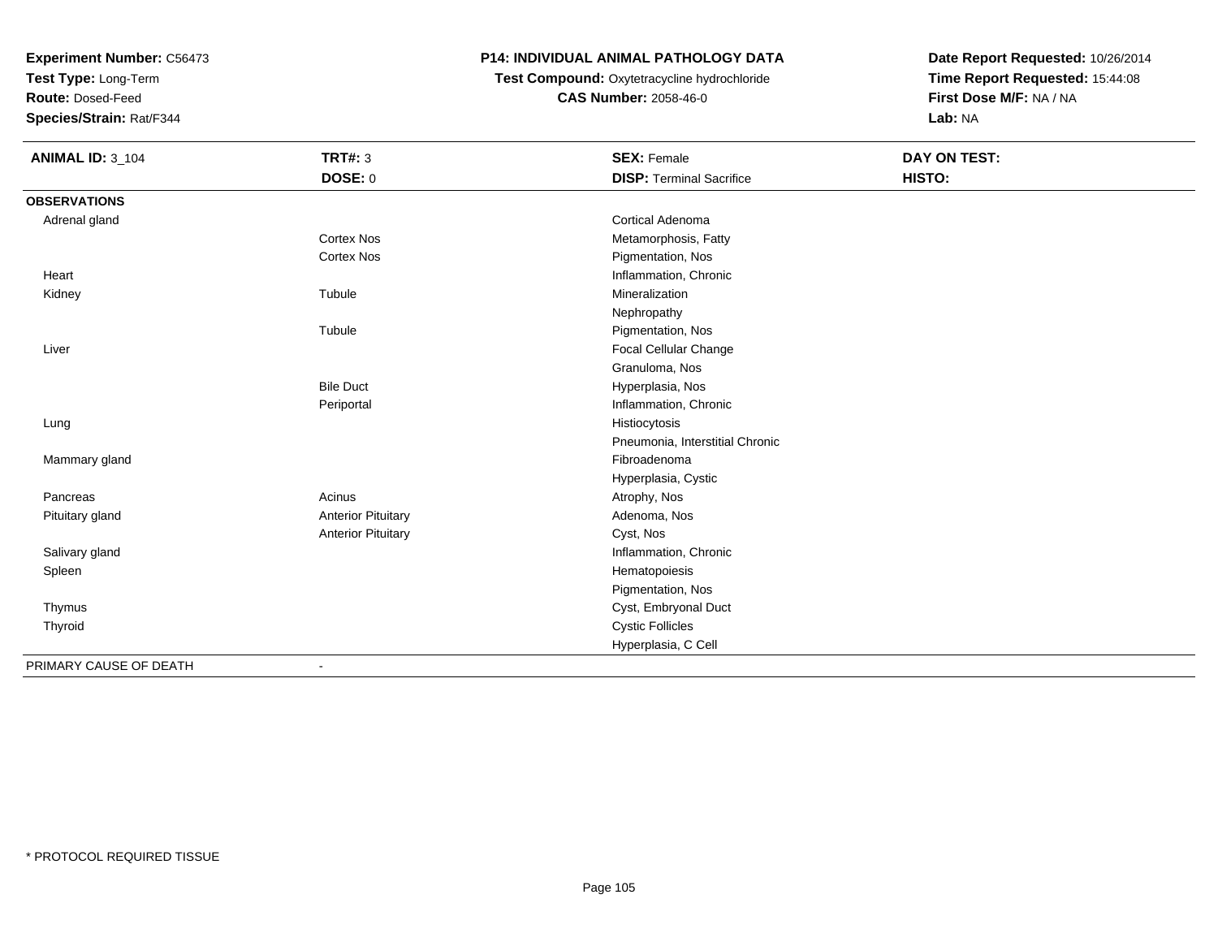**Experiment Number:** C56473
**Test Type:** Long-Term
**Route:** Dosed-Feed
**Species/Strain:** Rat/F344

**P14: INDIVIDUAL ANIMAL PATHOLOGY DATA**
**Test Compound:** Oxytetracycline hydrochloride
**CAS Number:** 2058-46-0

**Date Report Requested:** 10/26/2014
**Time Report Requested:** 15:44:08
**First Dose M/F:** NA / NA
**Lab:** NA

| **ANIMAL ID:** 3_104 | **TRT#:** 3 | **SEX:** Female | **DAY ON TEST:** |
|---|---|---|---|
| | **DOSE:** 0 | **DISP:** Terminal Sacrifice | **HISTO:** |
| **OBSERVATIONS** | | | |
| Adrenal gland | | Cortical Adenoma | |
| | Cortex Nos | Metamorphosis, Fatty | |
| | Cortex Nos | Pigmentation, Nos | |
| Heart | | Inflammation, Chronic | |
| Kidney | Tubule | Mineralization | |
| | | Nephropathy | |
| | Tubule | Pigmentation, Nos | |
| Liver | | Focal Cellular Change | |
| | | Granuloma, Nos | |
| | Bile Duct | Hyperplasia, Nos | |
| | Periportal | Inflammation, Chronic | |
| Lung | | Histiocytosis | |
| | | Pneumonia, Interstitial Chronic | |
| Mammary gland | | Fibroadenoma | |
| | | Hyperplasia, Cystic | |
| Pancreas | Acinus | Atrophy, Nos | |
| Pituitary gland | Anterior Pituitary | Adenoma, Nos | |
| | Anterior Pituitary | Cyst, Nos | |
| Salivary gland | | Inflammation, Chronic | |
| Spleen | | Hematopoiesis | |
| | | Pigmentation, Nos | |
| Thymus | | Cyst, Embryonal Duct | |
| Thyroid | | Cystic Follicles | |
| | | Hyperplasia, C Cell | |
| PRIMARY CAUSE OF DEATH | - | | |

\* PROTOCOL REQUIRED TISSUE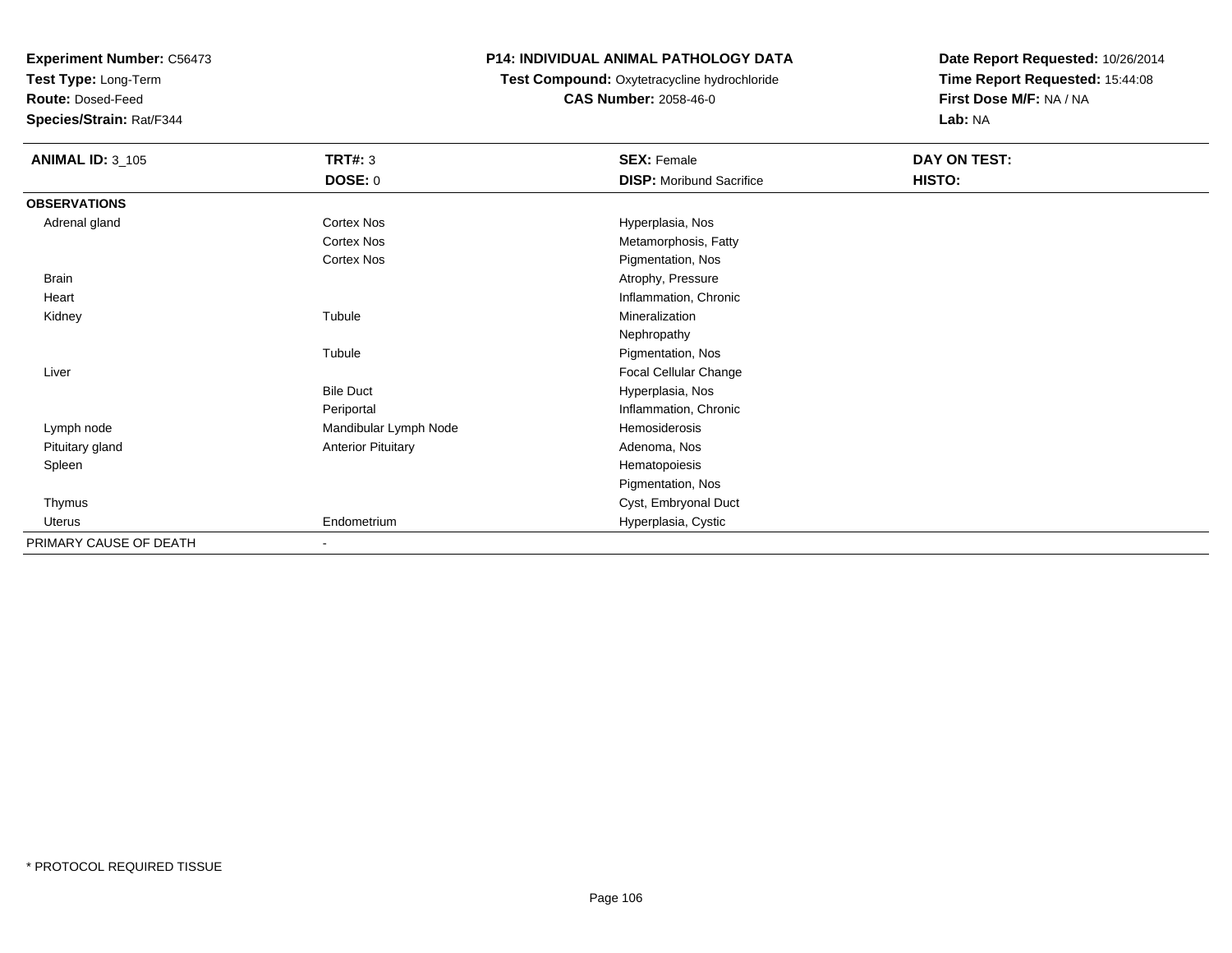**Experiment Number:** C56473
**Test Type:** Long-Term
**Route:** Dosed-Feed
**Species/Strain:** Rat/F344

**P14: INDIVIDUAL ANIMAL PATHOLOGY DATA**
**Test Compound:** Oxytetracycline hydrochloride
**CAS Number:** 2058-46-0

**Date Report Requested:** 10/26/2014
**Time Report Requested:** 15:44:08
**First Dose M/F:** NA / NA
**Lab:** NA

| **ANIMAL ID:** 3_105 | **TRT#:** 3 | **SEX:** Female | **DAY ON TEST:** |
|---|---|---|---|
| | **DOSE:** 0 | **DISP:** Moribund Sacrifice | **HISTO:** |
| **OBSERVATIONS** | | | |
| Adrenal gland | Cortex Nos | Hyperplasia, Nos | |
| | Cortex Nos | Metamorphosis, Fatty | |
| | Cortex Nos | Pigmentation, Nos | |
| Brain | | Atrophy, Pressure | |
| Heart | | Inflammation, Chronic | |
| Kidney | Tubule | Mineralization | |
| | | Nephropathy | |
| | Tubule | Pigmentation, Nos | |
| Liver | | Focal Cellular Change | |
| | Bile Duct | Hyperplasia, Nos | |
| | Periportal | Inflammation, Chronic | |
| Lymph node | Mandibular Lymph Node | Hemosiderosis | |
| Pituitary gland | Anterior Pituitary | Adenoma, Nos | |
| Spleen | | Hematopoiesis | |
| | | Pigmentation, Nos | |
| Thymus | | Cyst, Embryonal Duct | |
| Uterus | Endometrium | Hyperplasia, Cystic | |
| PRIMARY CAUSE OF DEATH | - | | |

* PROTOCOL REQUIRED TISSUE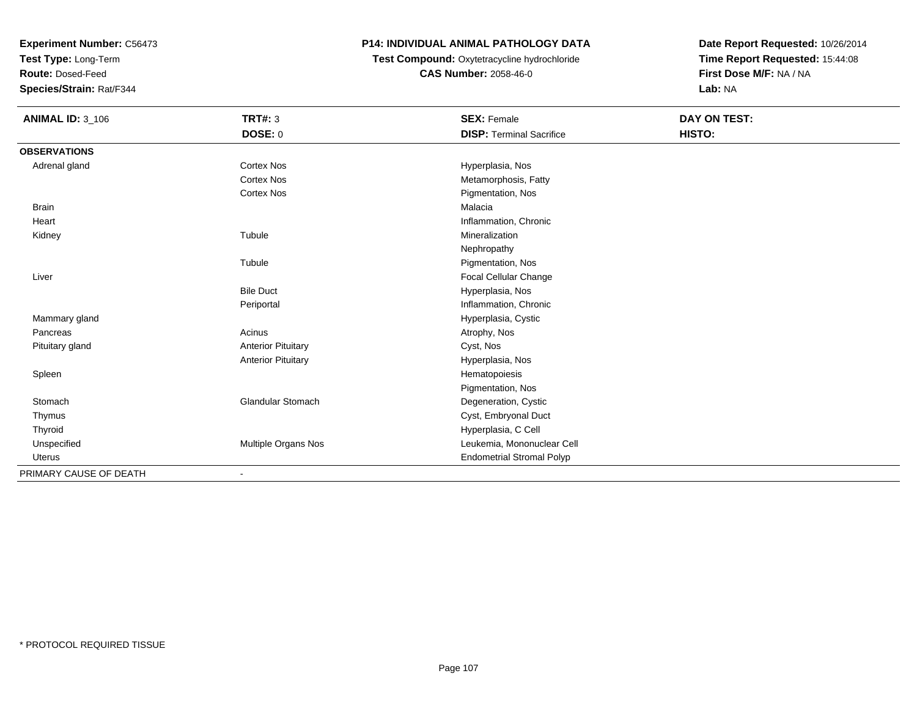**Experiment Number:** C56473
**Test Type:** Long-Term
**Route:** Dosed-Feed
**Species/Strain:** Rat/F344

**P14: INDIVIDUAL ANIMAL PATHOLOGY DATA**
**Test Compound:** Oxytetracycline hydrochloride
**CAS Number:** 2058-46-0

**Date Report Requested:** 10/26/2014
**Time Report Requested:** 15:44:08
**First Dose M/F:** NA / NA
**Lab:** NA

| **ANIMAL ID:** 3_106 | **TRT#:** 3 | **SEX:** Female | **DAY ON TEST:** |
|---|---|---|---|
| | **DOSE:** 0 | **DISP:** Terminal Sacrifice | **HISTO:** |
| **OBSERVATIONS** | | | |
| Adrenal gland | Cortex Nos | Hyperplasia, Nos | |
| | Cortex Nos | Metamorphosis, Fatty | |
| | Cortex Nos | Pigmentation, Nos | |
| Brain | | Malacia | |
| Heart | | Inflammation, Chronic | |
| Kidney | Tubule | Mineralization | |
| | | Nephropathy | |
| | Tubule | Pigmentation, Nos | |
| Liver | | Focal Cellular Change | |
| | Bile Duct | Hyperplasia, Nos | |
| | Periportal | Inflammation, Chronic | |
| Mammary gland | | Hyperplasia, Cystic | |
| Pancreas | Acinus | Atrophy, Nos | |
| Pituitary gland | Anterior Pituitary | Cyst, Nos | |
| | Anterior Pituitary | Hyperplasia, Nos | |
| Spleen | | Hematopoiesis | |
| | | Pigmentation, Nos | |
| Stomach | Glandular Stomach | Degeneration, Cystic | |
| Thymus | | Cyst, Embryonal Duct | |
| Thyroid | | Hyperplasia, C Cell | |
| Unspecified | Multiple Organs Nos | Leukemia, Mononuclear Cell | |
| Uterus | | Endometrial Stromal Polyp | |
| PRIMARY CAUSE OF DEATH | - | | |

* PROTOCOL REQUIRED TISSUE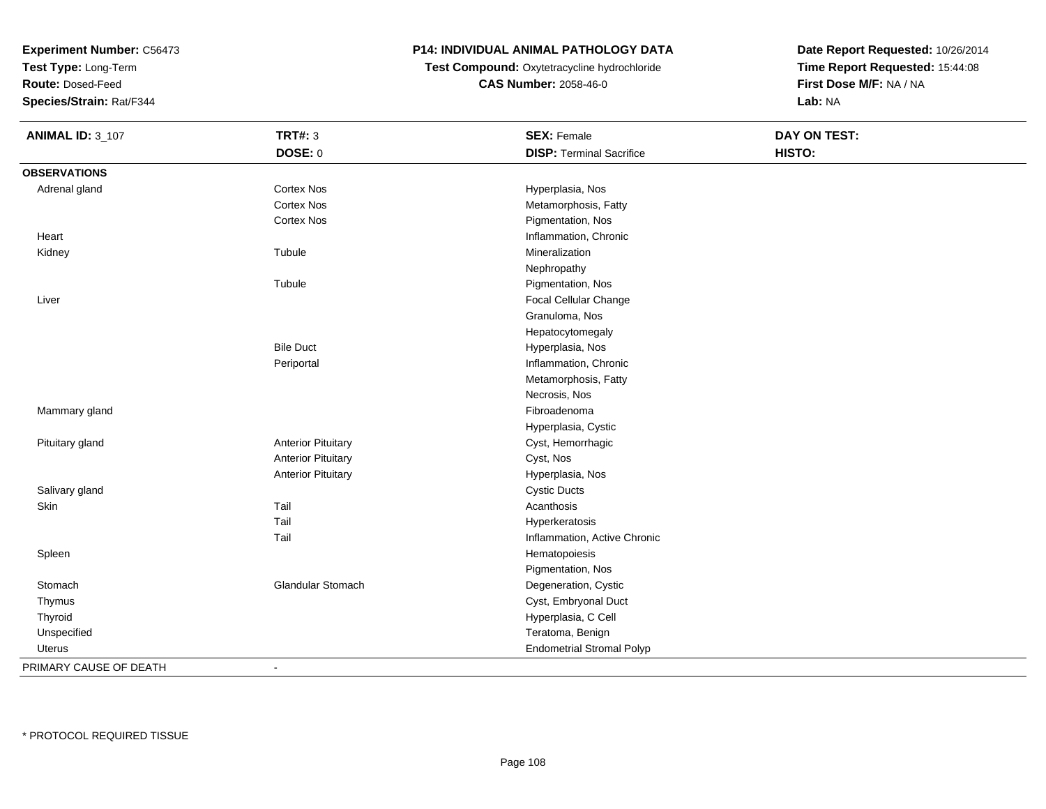**Experiment Number:** C56473
**Test Type:** Long-Term
**Route:** Dosed-Feed
**Species/Strain:** Rat/F344

# P14: INDIVIDUAL ANIMAL PATHOLOGY DATA

**Test Compound:** Oxytetracycline hydrochloride
**CAS Number:** 2058-46-0

**Date Report Requested:** 10/26/2014
**Time Report Requested:** 15:44:08
**First Dose M/F:** NA / NA
**Lab:** NA

| **ANIMAL ID:** 3_107 | **TRT#:** 3 | **SEX:** Female | **DAY ON TEST:** |
|---|---|---|---|
| | **DOSE:** 0 | **DISP:** Terminal Sacrifice | **HISTO:** |
| **OBSERVATIONS** | | | |
| Adrenal gland | Cortex Nos | Hyperplasia, Nos | |
| | Cortex Nos | Metamorphosis, Fatty | |
| | Cortex Nos | Pigmentation, Nos | |
| Heart | | Inflammation, Chronic | |
| Kidney | Tubule | Mineralization | |
| | | Nephropathy | |
| | Tubule | Pigmentation, Nos | |
| Liver | | Focal Cellular Change | |
| | | Granuloma, Nos | |
| | | Hepatocytomegaly | |
| | Bile Duct | Hyperplasia, Nos | |
| | Periportal | Inflammation, Chronic | |
| | | Metamorphosis, Fatty | |
| | | Necrosis, Nos | |
| Mammary gland | | Fibroadenoma | |
| | | Hyperplasia, Cystic | |
| Pituitary gland | Anterior Pituitary | Cyst, Hemorrhagic | |
| | Anterior Pituitary | Cyst, Nos | |
| | Anterior Pituitary | Hyperplasia, Nos | |
| Salivary gland | | Cystic Ducts | |
| Skin | Tail | Acanthosis | |
| | Tail | Hyperkeratosis | |
| | Tail | Inflammation, Active Chronic | |
| Spleen | | Hematopoiesis | |
| | | Pigmentation, Nos | |
| Stomach | Glandular Stomach | Degeneration, Cystic | |
| Thymus | | Cyst, Embryonal Duct | |
| Thyroid | | Hyperplasia, C Cell | |
| Unspecified | | Teratoma, Benign | |
| Uterus | | Endometrial Stromal Polyp | |
| PRIMARY CAUSE OF DEATH | - | | |

* PROTOCOL REQUIRED TISSUE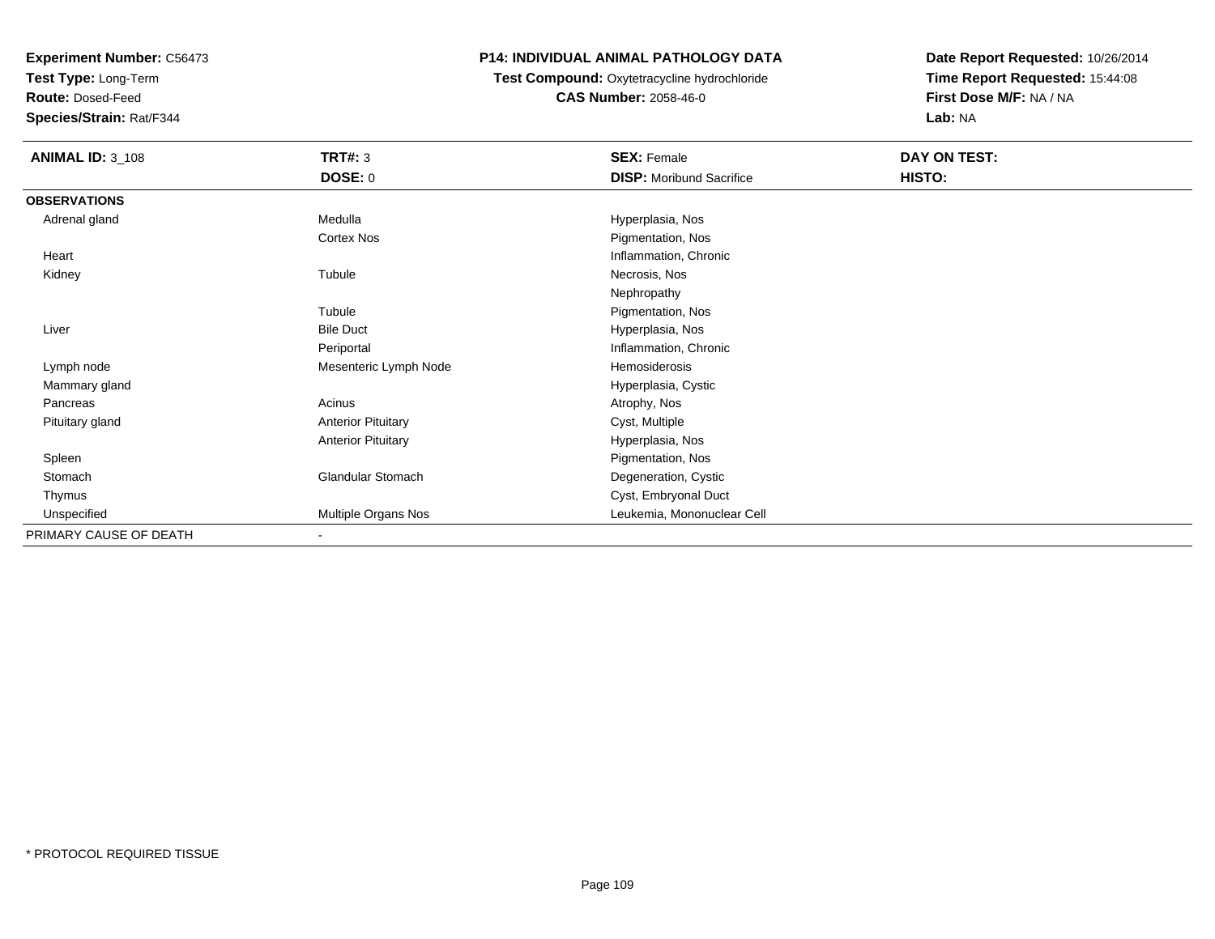**Experiment Number:** C56473
**Test Type:** Long-Term
**Route:** Dosed-Feed
**Species/Strain:** Rat/F344

**P14: INDIVIDUAL ANIMAL PATHOLOGY DATA**
**Test Compound:** Oxytetracycline hydrochloride
**CAS Number:** 2058-46-0

**Date Report Requested:** 10/26/2014
**Time Report Requested:** 15:44:08
**First Dose M/F:** NA / NA
**Lab:** NA

| **ANIMAL ID:** 3_108 | **TRT#:** 3 | **SEX:** Female | **DAY ON TEST:** |
|---|---|---|---|
| | **DOSE:** 0 | **DISP:** Moribund Sacrifice | **HISTO:** |
| **OBSERVATIONS** | | | |
| Adrenal gland | Medulla | Hyperplasia, Nos | |
| | Cortex Nos | Pigmentation, Nos | |
| Heart | | Inflammation, Chronic | |
| Kidney | Tubule | Necrosis, Nos | |
| | | Nephropathy | |
| | Tubule | Pigmentation, Nos | |
| Liver | Bile Duct | Hyperplasia, Nos | |
| | Periportal | Inflammation, Chronic | |
| Lymph node | Mesenteric Lymph Node | Hemosiderosis | |
| Mammary gland | | Hyperplasia, Cystic | |
| Pancreas | Acinus | Atrophy, Nos | |
| Pituitary gland | Anterior Pituitary | Cyst, Multiple | |
| | Anterior Pituitary | Hyperplasia, Nos | |
| Spleen | | Pigmentation, Nos | |
| Stomach | Glandular Stomach | Degeneration, Cystic | |
| Thymus | | Cyst, Embryonal Duct | |
| Unspecified | Multiple Organs Nos | Leukemia, Mononuclear Cell | |
| PRIMARY CAUSE OF DEATH | - | | |

* PROTOCOL REQUIRED TISSUE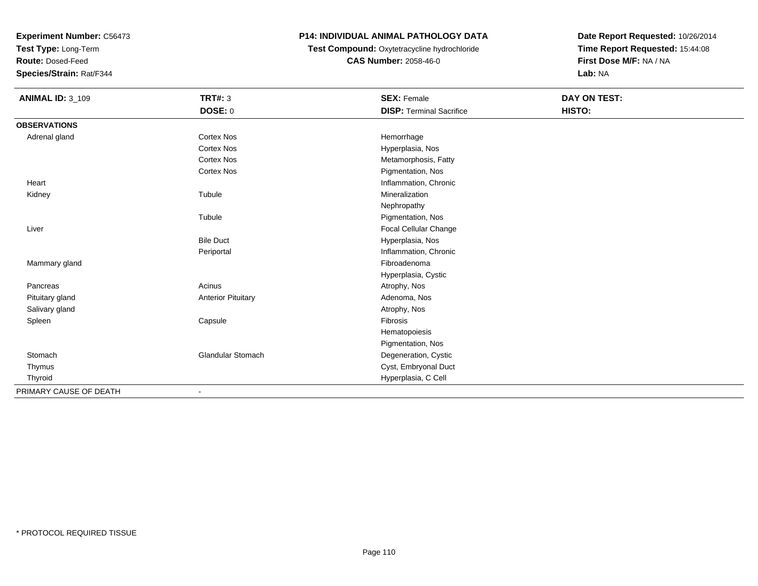**Experiment Number:** C56473
**Test Type:** Long-Term
**Route:** Dosed-Feed
**Species/Strain:** Rat/F344

**P14: INDIVIDUAL ANIMAL PATHOLOGY DATA**
**Test Compound:** Oxytetracycline hydrochloride
**CAS Number:** 2058-46-0

**Date Report Requested:** 10/26/2014
**Time Report Requested:** 15:44:08
**First Dose M/F:** NA / NA
**Lab:** NA

| **ANIMAL ID:** 3_109 | **TRT#:** 3 | **SEX:** Female | **DAY ON TEST:** |
|---|---|---|---|
| | **DOSE:** 0 | **DISP:** Terminal Sacrifice | **HISTO:** |
| **OBSERVATIONS** | | | |
| Adrenal gland | Cortex Nos | Hemorrhage | |
| | Cortex Nos | Hyperplasia, Nos | |
| | Cortex Nos | Metamorphosis, Fatty | |
| | Cortex Nos | Pigmentation, Nos | |
| Heart | | Inflammation, Chronic | |
| Kidney | Tubule | Mineralization | |
| | | Nephropathy | |
| | Tubule | Pigmentation, Nos | |
| Liver | | Focal Cellular Change | |
| | Bile Duct | Hyperplasia, Nos | |
| | Periportal | Inflammation, Chronic | |
| Mammary gland | | Fibroadenoma | |
| | | Hyperplasia, Cystic | |
| Pancreas | Acinus | Atrophy, Nos | |
| Pituitary gland | Anterior Pituitary | Adenoma, Nos | |
| Salivary gland | | Atrophy, Nos | |
| Spleen | Capsule | Fibrosis | |
| | | Hematopoiesis | |
| | | Pigmentation, Nos | |
| Stomach | Glandular Stomach | Degeneration, Cystic | |
| Thymus | | Cyst, Embryonal Duct | |
| Thyroid | | Hyperplasia, C Cell | |
| PRIMARY CAUSE OF DEATH | - | | |

* PROTOCOL REQUIRED TISSUE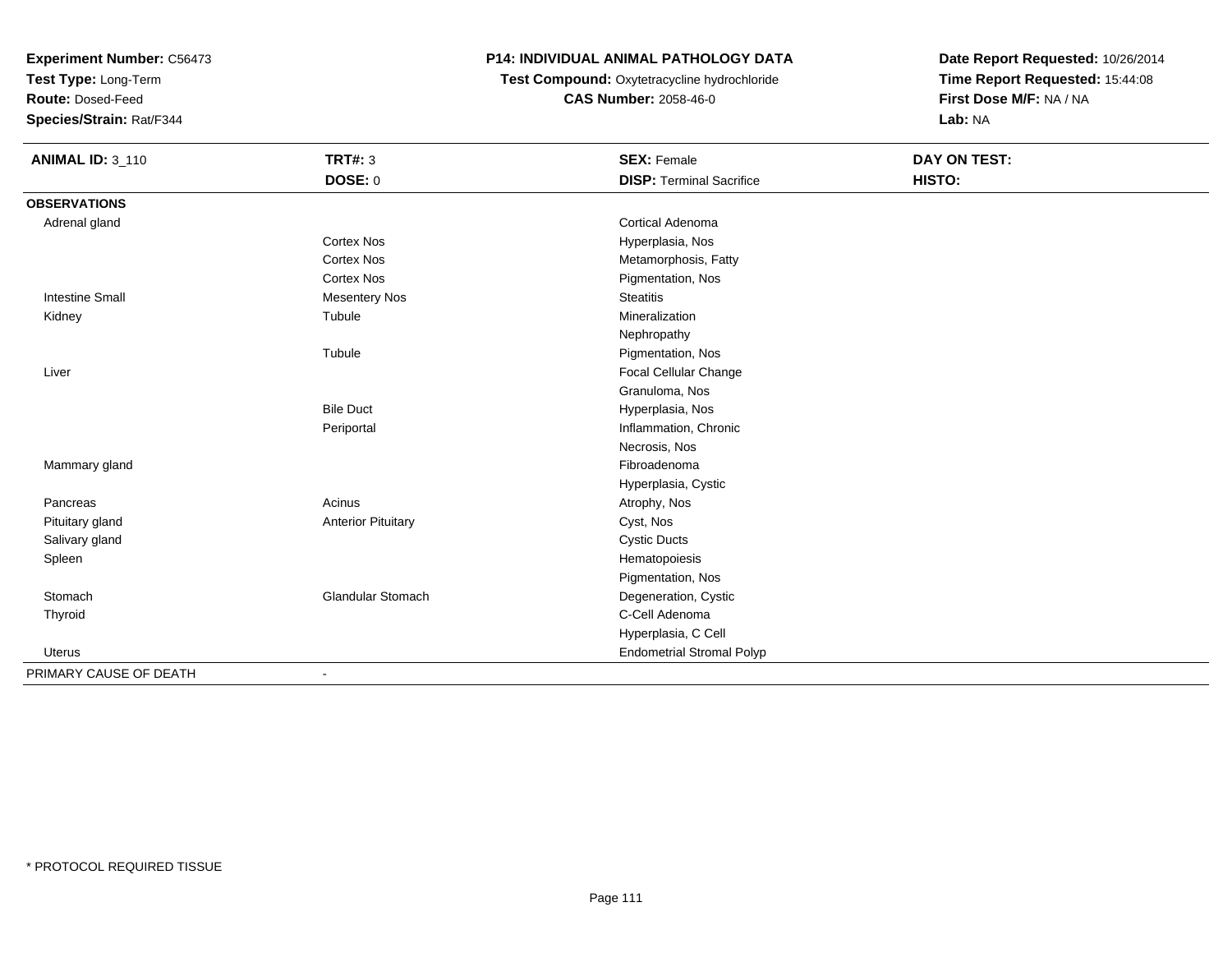**Experiment Number:** C56473
**Test Type:** Long-Term
**Route:** Dosed-Feed
**Species/Strain:** Rat/F344

**P14: INDIVIDUAL ANIMAL PATHOLOGY DATA**
**Test Compound:** Oxytetracycline hydrochloride
**CAS Number:** 2058-46-0

**Date Report Requested:** 10/26/2014
**Time Report Requested:** 15:44:08
**First Dose M/F:** NA / NA
**Lab:** NA

| **ANIMAL ID:** 3_110 | **TRT#:** 3 | **SEX:** Female | **DAY ON TEST:** |
|---|---|---|---|
| | **DOSE:** 0 | **DISP:** Terminal Sacrifice | **HISTO:** |
| **OBSERVATIONS** | | | |
| Adrenal gland | | Cortical Adenoma | |
| | Cortex Nos | Hyperplasia, Nos | |
| | Cortex Nos | Metamorphosis, Fatty | |
| | Cortex Nos | Pigmentation, Nos | |
| Intestine Small | Mesentery Nos | Steatitis | |
| Kidney | Tubule | Mineralization | |
| | | Nephropathy | |
| | Tubule | Pigmentation, Nos | |
| Liver | | Focal Cellular Change | |
| | | Granuloma, Nos | |
| | Bile Duct | Hyperplasia, Nos | |
| | Periportal | Inflammation, Chronic | |
| | | Necrosis, Nos | |
| Mammary gland | | Fibroadenoma | |
| | | Hyperplasia, Cystic | |
| Pancreas | Acinus | Atrophy, Nos | |
| Pituitary gland | Anterior Pituitary | Cyst, Nos | |
| Salivary gland | | Cystic Ducts | |
| Spleen | | Hematopoiesis | |
| | | Pigmentation, Nos | |
| Stomach | Glandular Stomach | Degeneration, Cystic | |
| Thyroid | | C-Cell Adenoma | |
| | | Hyperplasia, C Cell | |
| Uterus | | Endometrial Stromal Polyp | |
| PRIMARY CAUSE OF DEATH | - | | |

* PROTOCOL REQUIRED TISSUE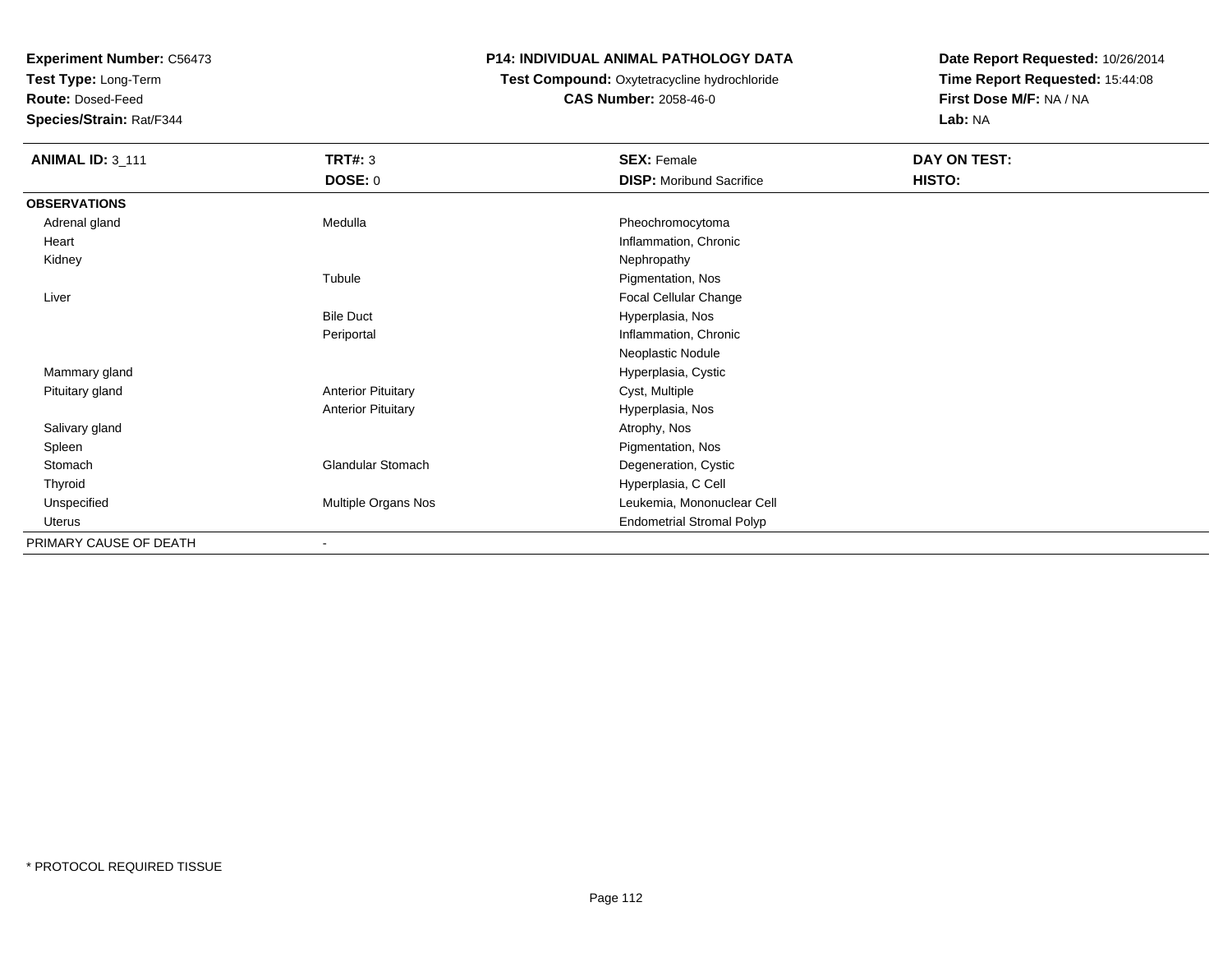**Experiment Number:** C56473
**Test Type:** Long-Term
**Route:** Dosed-Feed
**Species/Strain:** Rat/F344

**P14: INDIVIDUAL ANIMAL PATHOLOGY DATA**
**Test Compound:** Oxytetracycline hydrochloride
**CAS Number:** 2058-46-0

**Date Report Requested:** 10/26/2014
**Time Report Requested:** 15:44:08
**First Dose M/F:** NA / NA
**Lab:** NA

| **ANIMAL ID:** 3_111 | **TRT#:** 3 | **SEX:** Female | **DAY ON TEST:** |
|---|---|---|---|
| | **DOSE:** 0 | **DISP:** Moribund Sacrifice | **HISTO:** |
| **OBSERVATIONS** | | | |
| Adrenal gland | Medulla | Pheochromocytoma | |
| Heart | | Inflammation, Chronic | |
| Kidney | | Nephropathy | |
| | Tubule | Pigmentation, Nos | |
| Liver | | Focal Cellular Change | |
| | Bile Duct | Hyperplasia, Nos | |
| | Periportal | Inflammation, Chronic | |
| | | Neoplastic Nodule | |
| Mammary gland | | Hyperplasia, Cystic | |
| Pituitary gland | Anterior Pituitary | Cyst, Multiple | |
| | Anterior Pituitary | Hyperplasia, Nos | |
| Salivary gland | | Atrophy, Nos | |
| Spleen | | Pigmentation, Nos | |
| Stomach | Glandular Stomach | Degeneration, Cystic | |
| Thyroid | | Hyperplasia, C Cell | |
| Unspecified | Multiple Organs Nos | Leukemia, Mononuclear Cell | |
| Uterus | | Endometrial Stromal Polyp | |
| PRIMARY CAUSE OF DEATH | - | | |

\* PROTOCOL REQUIRED TISSUE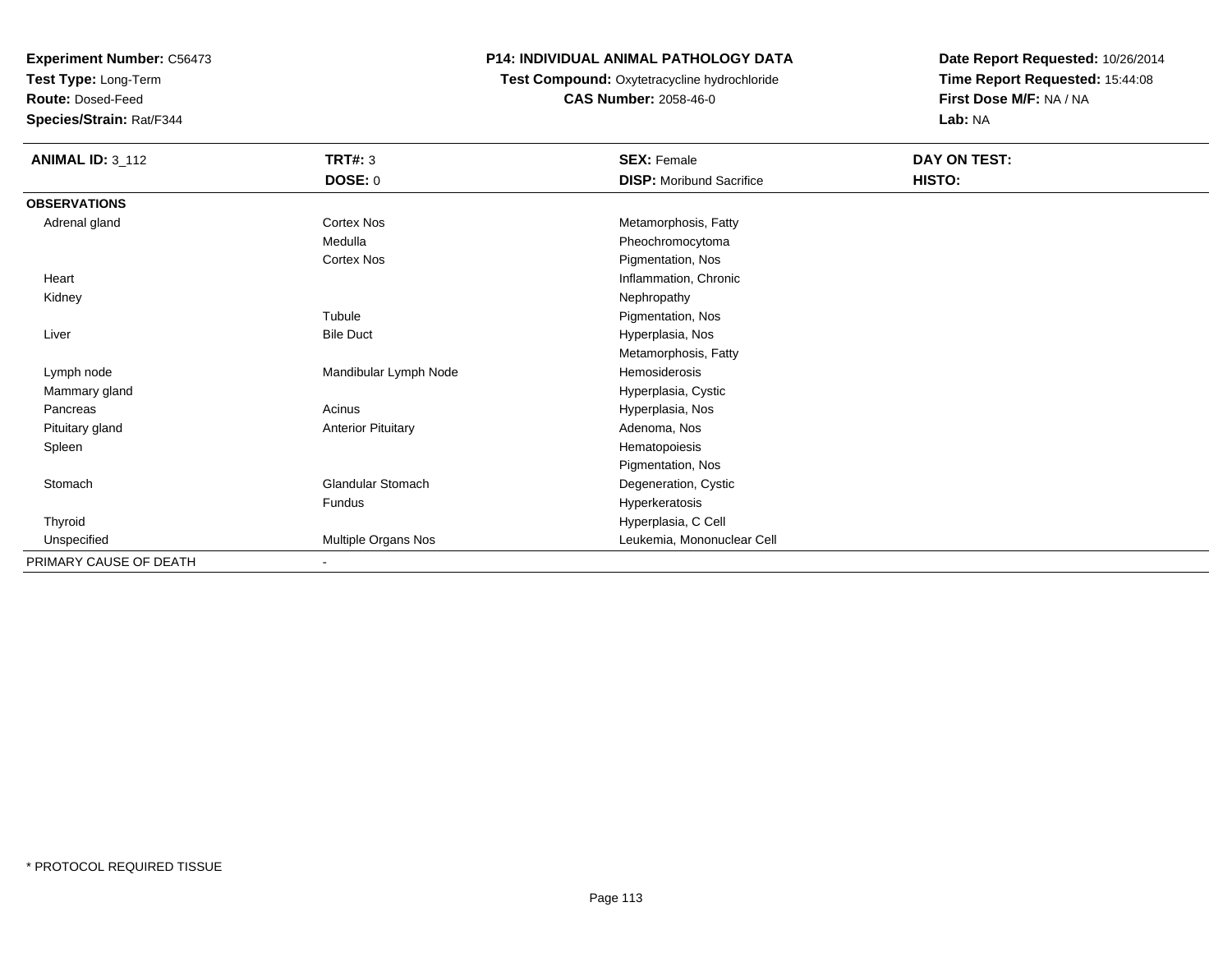**Experiment Number:** C56473
**Test Type:** Long-Term
**Route:** Dosed-Feed
**Species/Strain:** Rat/F344

**P14: INDIVIDUAL ANIMAL PATHOLOGY DATA**
**Test Compound:** Oxytetracycline hydrochloride
**CAS Number:** 2058-46-0

**Date Report Requested:** 10/26/2014
**Time Report Requested:** 15:44:08
**First Dose M/F:** NA / NA
**Lab:** NA

| **ANIMAL ID:** 3_112 | **TRT#:** 3 | **SEX:** Female | **DAY ON TEST:** |
|---|---|---|---|
| | **DOSE:** 0 | **DISP:** Moribund Sacrifice | **HISTO:** |
| **OBSERVATIONS** | | | |
| Adrenal gland | Cortex Nos | Metamorphosis, Fatty | |
| | Medulla | Pheochromocytoma | |
| | Cortex Nos | Pigmentation, Nos | |
| Heart | | Inflammation, Chronic | |
| Kidney | | Nephropathy | |
| | Tubule | Pigmentation, Nos | |
| Liver | Bile Duct | Hyperplasia, Nos | |
| | | Metamorphosis, Fatty | |
| Lymph node | Mandibular Lymph Node | Hemosiderosis | |
| Mammary gland | | Hyperplasia, Cystic | |
| Pancreas | Acinus | Hyperplasia, Nos | |
| Pituitary gland | Anterior Pituitary | Adenoma, Nos | |
| Spleen | | Hematopoiesis | |
| | | Pigmentation, Nos | |
| Stomach | Glandular Stomach | Degeneration, Cystic | |
| | Fundus | Hyperkeratosis | |
| Thyroid | | Hyperplasia, C Cell | |
| Unspecified | Multiple Organs Nos | Leukemia, Mononuclear Cell | |
| PRIMARY CAUSE OF DEATH | - | | |

* PROTOCOL REQUIRED TISSUE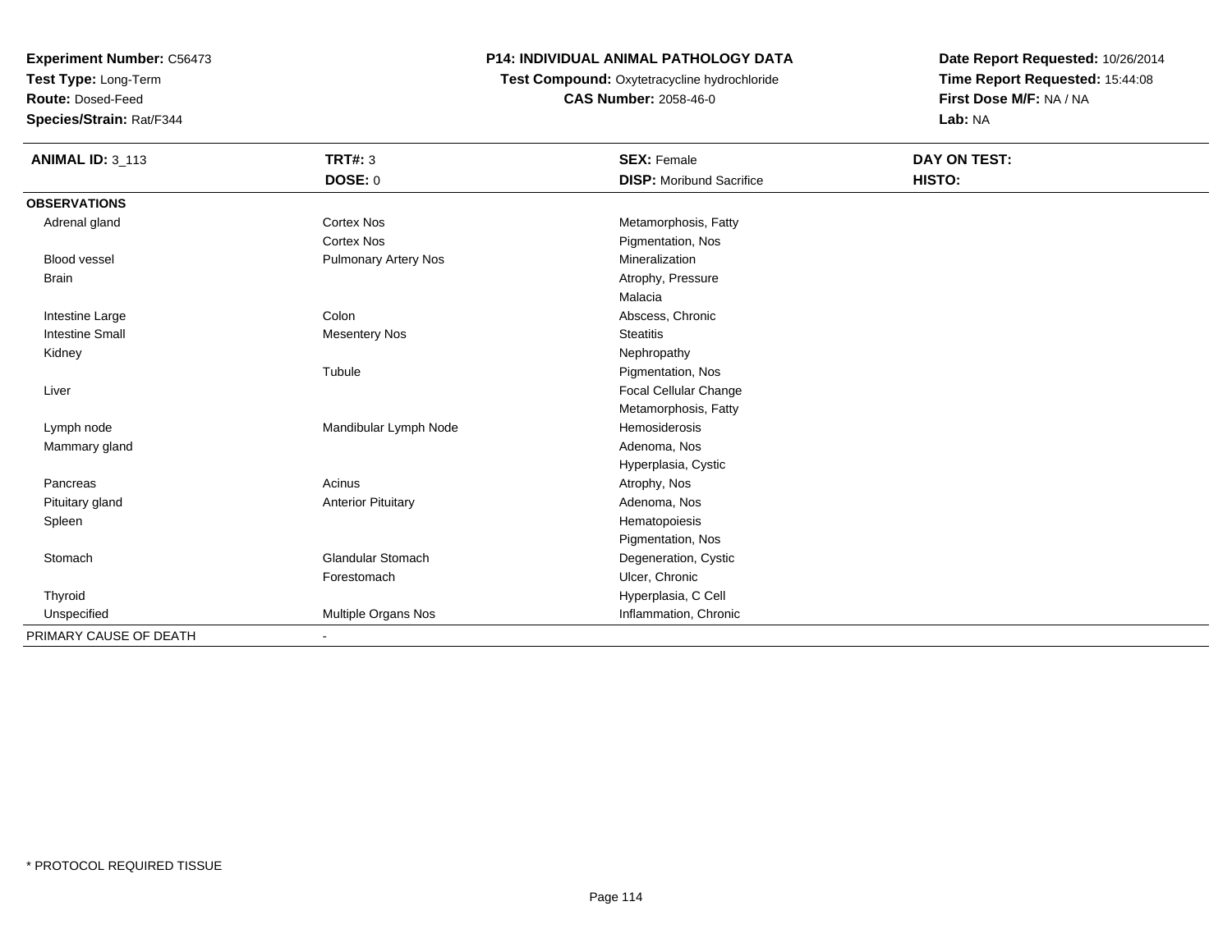**Experiment Number:** C56473
**Test Type:** Long-Term
**Route:** Dosed-Feed
**Species/Strain:** Rat/F344

**P14: INDIVIDUAL ANIMAL PATHOLOGY DATA**
**Test Compound:** Oxytetracycline hydrochloride
**CAS Number:** 2058-46-0

**Date Report Requested:** 10/26/2014
**Time Report Requested:** 15:44:08
**First Dose M/F:** NA / NA
**Lab:** NA

| **ANIMAL ID:** 3_113 | **TRT#:** 3 | **SEX:** Female | **DAY ON TEST:** |
|---|---|---|---|
| | **DOSE:** 0 | **DISP:** Moribund Sacrifice | **HISTO:** |
| **OBSERVATIONS** | | | |
| Adrenal gland | Cortex Nos | Metamorphosis, Fatty | |
| | Cortex Nos | Pigmentation, Nos | |
| Blood vessel | Pulmonary Artery Nos | Mineralization | |
| Brain | | Atrophy, Pressure | |
| | | Malacia | |
| Intestine Large | Colon | Abscess, Chronic | |
| Intestine Small | Mesentery Nos | Steatitis | |
| Kidney | | Nephropathy | |
| | Tubule | Pigmentation, Nos | |
| Liver | | Focal Cellular Change | |
| | | Metamorphosis, Fatty | |
| Lymph node | Mandibular Lymph Node | Hemosiderosis | |
| Mammary gland | | Adenoma, Nos | |
| | | Hyperplasia, Cystic | |
| Pancreas | Acinus | Atrophy, Nos | |
| Pituitary gland | Anterior Pituitary | Adenoma, Nos | |
| Spleen | | Hematopoiesis | |
| | | Pigmentation, Nos | |
| Stomach | Glandular Stomach | Degeneration, Cystic | |
| | Forestomach | Ulcer, Chronic | |
| Thyroid | | Hyperplasia, C Cell | |
| Unspecified | Multiple Organs Nos | Inflammation, Chronic | |
| PRIMARY CAUSE OF DEATH | - | | |

* PROTOCOL REQUIRED TISSUE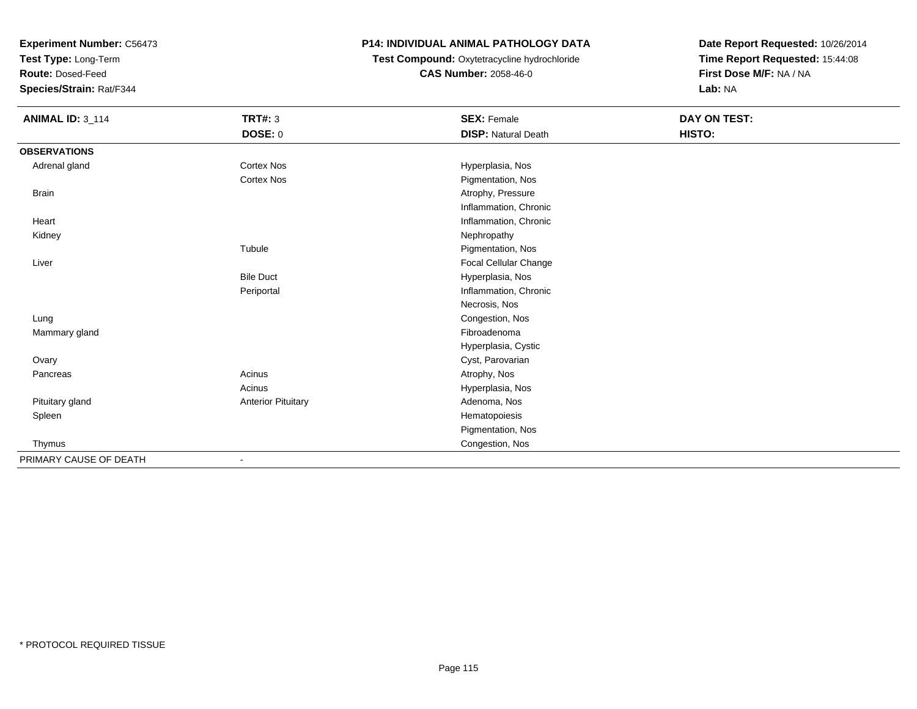**Experiment Number:** C56473
**Test Type:** Long-Term
**Route:** Dosed-Feed
**Species/Strain:** Rat/F344

**P14: INDIVIDUAL ANIMAL PATHOLOGY DATA**
**Test Compound:** Oxytetracycline hydrochloride
**CAS Number:** 2058-46-0

**Date Report Requested:** 10/26/2014
**Time Report Requested:** 15:44:08
**First Dose M/F:** NA / NA
**Lab:** NA

| **ANIMAL ID:** 3_114 | **TRT#:** 3 | **SEX:** Female | **DAY ON TEST:** |
|---|---|---|---|
| | **DOSE:** 0 | **DISP:** Natural Death | **HISTO:** |
| **OBSERVATIONS** | | | |
| Adrenal gland | Cortex Nos | Hyperplasia, Nos | |
| | Cortex Nos | Pigmentation, Nos | |
| Brain | | Atrophy, Pressure | |
| | | Inflammation, Chronic | |
| Heart | | Inflammation, Chronic | |
| Kidney | | Nephropathy | |
| | Tubule | Pigmentation, Nos | |
| Liver | | Focal Cellular Change | |
| | Bile Duct | Hyperplasia, Nos | |
| | Periportal | Inflammation, Chronic | |
| | | Necrosis, Nos | |
| Lung | | Congestion, Nos | |
| Mammary gland | | Fibroadenoma | |
| | | Hyperplasia, Cystic | |
| Ovary | | Cyst, Parovarian | |
| Pancreas | Acinus | Atrophy, Nos | |
| | Acinus | Hyperplasia, Nos | |
| Pituitary gland | Anterior Pituitary | Adenoma, Nos | |
| Spleen | | Hematopoiesis | |
| | | Pigmentation, Nos | |
| Thymus | | Congestion, Nos | |
| PRIMARY CAUSE OF DEATH | - | | |

\* PROTOCOL REQUIRED TISSUE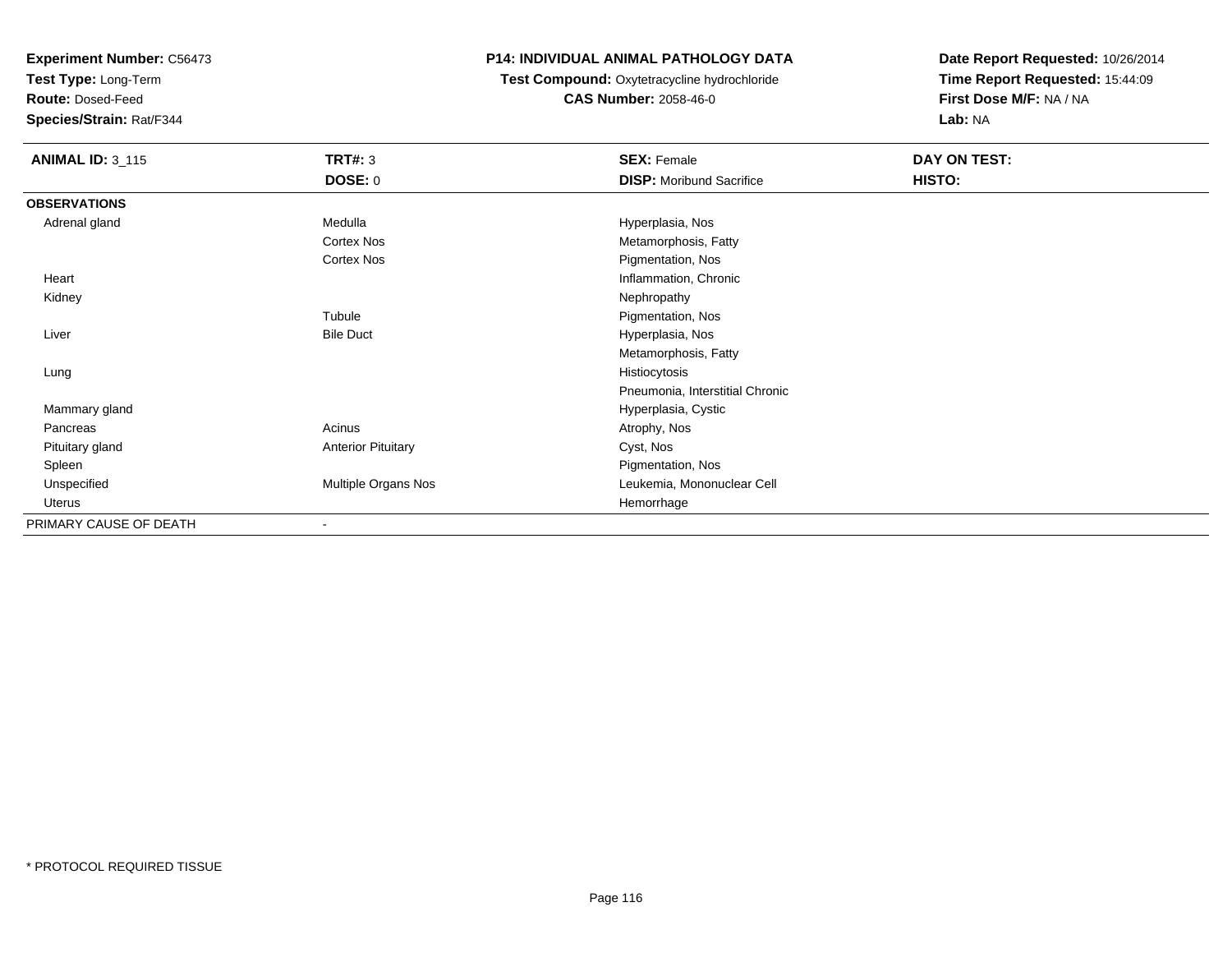**Experiment Number:** C56473
**Test Type:** Long-Term
**Route:** Dosed-Feed
**Species/Strain:** Rat/F344

**P14: INDIVIDUAL ANIMAL PATHOLOGY DATA**
**Test Compound:** Oxytetracycline hydrochloride
**CAS Number:** 2058-46-0

**Date Report Requested:** 10/26/2014
**Time Report Requested:** 15:44:09
**First Dose M/F:** NA / NA
**Lab:** NA

| **ANIMAL ID:** 3_115 | **TRT#:** 3 | **SEX:** Female | **DAY ON TEST:** |
|---|---|---|---|
| | **DOSE:** 0 | **DISP:** Moribund Sacrifice | **HISTO:** |
| **OBSERVATIONS** | | | |
| Adrenal gland | Medulla | Hyperplasia, Nos | |
| | Cortex Nos | Metamorphosis, Fatty | |
| | Cortex Nos | Pigmentation, Nos | |
| Heart | | Inflammation, Chronic | |
| Kidney | | Nephropathy | |
| | Tubule | Pigmentation, Nos | |
| Liver | Bile Duct | Hyperplasia, Nos | |
| | | Metamorphosis, Fatty | |
| Lung | | Histiocytosis | |
| | | Pneumonia, Interstitial Chronic | |
| Mammary gland | | Hyperplasia, Cystic | |
| Pancreas | Acinus | Atrophy, Nos | |
| Pituitary gland | Anterior Pituitary | Cyst, Nos | |
| Spleen | | Pigmentation, Nos | |
| Unspecified | Multiple Organs Nos | Leukemia, Mononuclear Cell | |
| Uterus | | Hemorrhage | |
| PRIMARY CAUSE OF DEATH | - | | |

* PROTOCOL REQUIRED TISSUE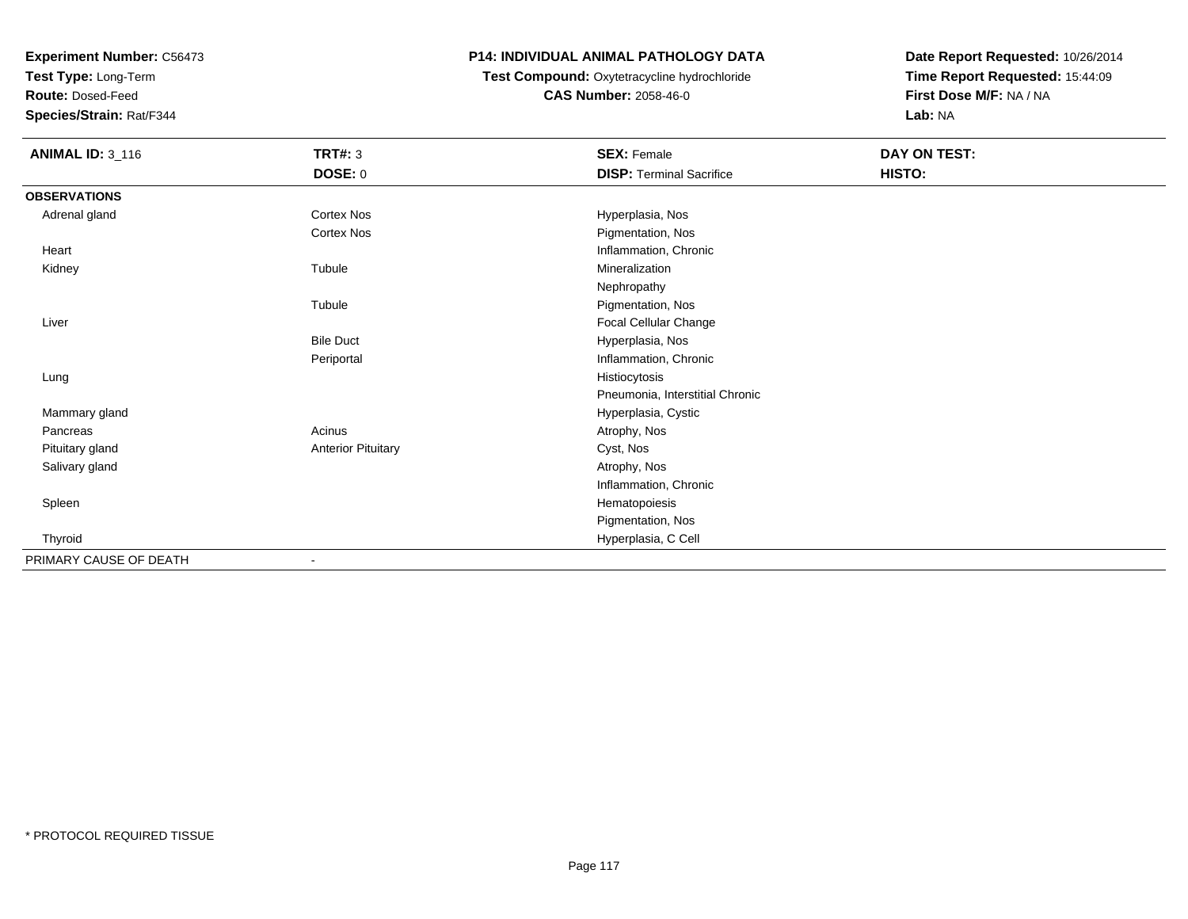**Experiment Number:** C56473
**Test Type:** Long-Term
**Route:** Dosed-Feed
**Species/Strain:** Rat/F344

**P14: INDIVIDUAL ANIMAL PATHOLOGY DATA**
**Test Compound:** Oxytetracycline hydrochloride
**CAS Number:** 2058-46-0

**Date Report Requested:** 10/26/2014
**Time Report Requested:** 15:44:09
**First Dose M/F:** NA / NA
**Lab:** NA

| **ANIMAL ID:** 3_116 | **TRT#:** 3 | **SEX:** Female | **DAY ON TEST:** |
|---|---|---|---|
| | **DOSE:** 0 | **DISP:** Terminal Sacrifice | **HISTO:** |
| **OBSERVATIONS** | | | |
| Adrenal gland | Cortex Nos | Hyperplasia, Nos | |
| | Cortex Nos | Pigmentation, Nos | |
| Heart | | Inflammation, Chronic | |
| Kidney | Tubule | Mineralization | |
| | | Nephropathy | |
| | Tubule | Pigmentation, Nos | |
| Liver | | Focal Cellular Change | |
| | Bile Duct | Hyperplasia, Nos | |
| | Periportal | Inflammation, Chronic | |
| Lung | | Histiocytosis | |
| | | Pneumonia, Interstitial Chronic | |
| Mammary gland | | Hyperplasia, Cystic | |
| Pancreas | Acinus | Atrophy, Nos | |
| Pituitary gland | Anterior Pituitary | Cyst, Nos | |
| Salivary gland | | Atrophy, Nos | |
| | | Inflammation, Chronic | |
| Spleen | | Hematopoiesis | |
| | | Pigmentation, Nos | |
| Thyroid | | Hyperplasia, C Cell | |
| PRIMARY CAUSE OF DEATH | - | | |

* PROTOCOL REQUIRED TISSUE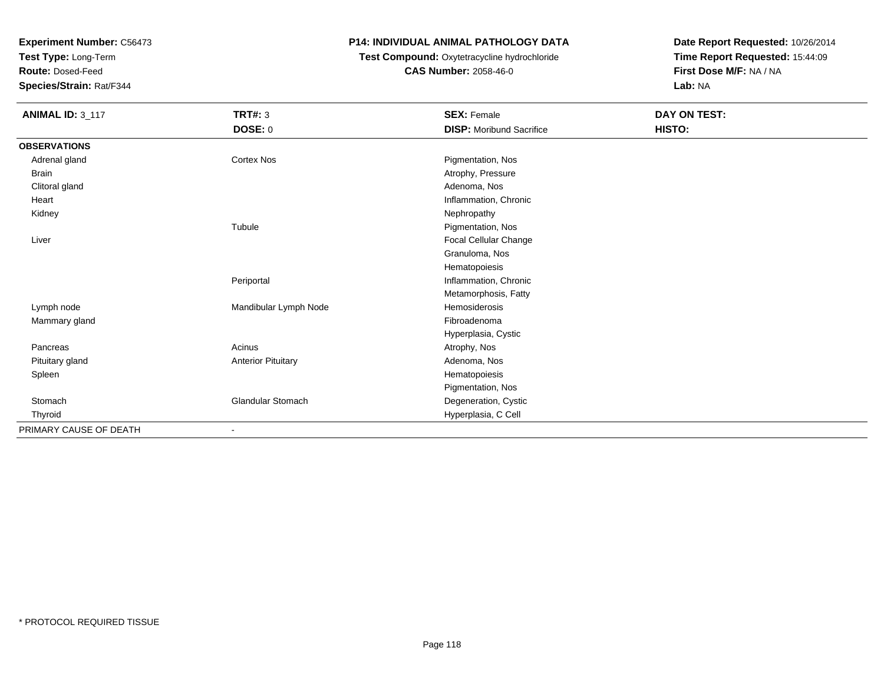**Experiment Number:** C56473
**Test Type:** Long-Term
**Route:** Dosed-Feed
**Species/Strain:** Rat/F344

**P14: INDIVIDUAL ANIMAL PATHOLOGY DATA**
**Test Compound:** Oxytetracycline hydrochloride
**CAS Number:** 2058-46-0

**Date Report Requested:** 10/26/2014
**Time Report Requested:** 15:44:09
**First Dose M/F:** NA / NA
**Lab:** NA

| **ANIMAL ID:** 3_117 | **TRT#:** 3 | **SEX:** Female | **DAY ON TEST:** |
|---|---|---|---|
| | **DOSE:** 0 | **DISP:** Moribund Sacrifice | **HISTO:** |
| **OBSERVATIONS** | | | |
| Adrenal gland | Cortex Nos | Pigmentation, Nos | |
| Brain | | Atrophy, Pressure | |
| Clitoral gland | | Adenoma, Nos | |
| Heart | | Inflammation, Chronic | |
| Kidney | | Nephropathy | |
| | Tubule | Pigmentation, Nos | |
| Liver | | Focal Cellular Change | |
| | | Granuloma, Nos | |
| | | Hematopoiesis | |
| | Periportal | Inflammation, Chronic | |
| | | Metamorphosis, Fatty | |
| Lymph node | Mandibular Lymph Node | Hemosiderosis | |
| Mammary gland | | Fibroadenoma | |
| | | Hyperplasia, Cystic | |
| Pancreas | Acinus | Atrophy, Nos | |
| Pituitary gland | Anterior Pituitary | Adenoma, Nos | |
| Spleen | | Hematopoiesis | |
| | | Pigmentation, Nos | |
| Stomach | Glandular Stomach | Degeneration, Cystic | |
| Thyroid | | Hyperplasia, C Cell | |
| PRIMARY CAUSE OF DEATH | - | | |

\* PROTOCOL REQUIRED TISSUE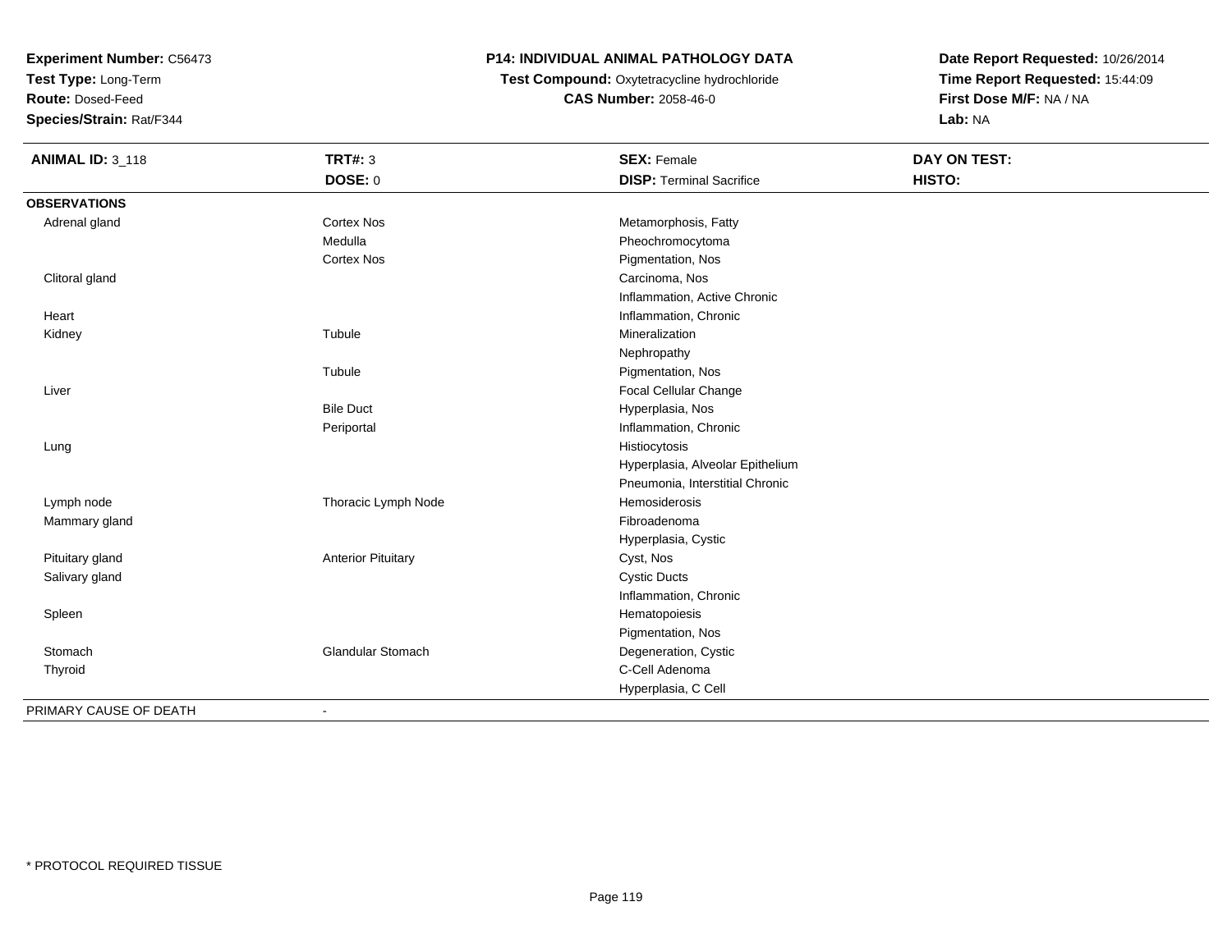**Experiment Number:** C56473
**Test Type:** Long-Term
**Route:** Dosed-Feed
**Species/Strain:** Rat/F344

**P14: INDIVIDUAL ANIMAL PATHOLOGY DATA**
**Test Compound:** Oxytetracycline hydrochloride
**CAS Number:** 2058-46-0

**Date Report Requested:** 10/26/2014
**Time Report Requested:** 15:44:09
**First Dose M/F:** NA / NA
**Lab:** NA

| **ANIMAL ID:** 3_118 | **TRT#:** 3 | **SEX:** Female | **DAY ON TEST:** |
|---|---|---|---|
| | **DOSE:** 0 | **DISP:** Terminal Sacrifice | **HISTO:** |
| **OBSERVATIONS** | | | |
| Adrenal gland | Cortex Nos | Metamorphosis, Fatty | |
| | Medulla | Pheochromocytoma | |
| | Cortex Nos | Pigmentation, Nos | |
| Clitoral gland | | Carcinoma, Nos | |
| | | Inflammation, Active Chronic | |
| Heart | | Inflammation, Chronic | |
| Kidney | Tubule | Mineralization | |
| | | Nephropathy | |
| | Tubule | Pigmentation, Nos | |
| Liver | | Focal Cellular Change | |
| | Bile Duct | Hyperplasia, Nos | |
| | Periportal | Inflammation, Chronic | |
| Lung | | Histiocytosis | |
| | | Hyperplasia, Alveolar Epithelium | |
| | | Pneumonia, Interstitial Chronic | |
| Lymph node | Thoracic Lymph Node | Hemosiderosis | |
| Mammary gland | | Fibroadenoma | |
| | | Hyperplasia, Cystic | |
| Pituitary gland | Anterior Pituitary | Cyst, Nos | |
| Salivary gland | | Cystic Ducts | |
| | | Inflammation, Chronic | |
| Spleen | | Hematopoiesis | |
| | | Pigmentation, Nos | |
| Stomach | Glandular Stomach | Degeneration, Cystic | |
| Thyroid | | C-Cell Adenoma | |
| | | Hyperplasia, C Cell | |
| PRIMARY CAUSE OF DEATH | - | | |

* PROTOCOL REQUIRED TISSUE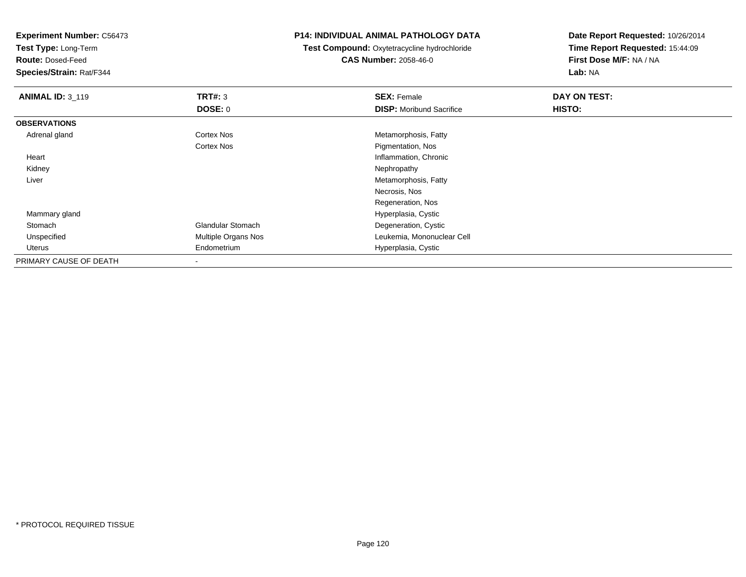**Experiment Number:** C56473
**Test Type:** Long-Term
**Route:** Dosed-Feed
**Species/Strain:** Rat/F344

**P14: INDIVIDUAL ANIMAL PATHOLOGY DATA**
**Test Compound:** Oxytetracycline hydrochloride
**CAS Number:** 2058-46-0

**Date Report Requested:** 10/26/2014
**Time Report Requested:** 15:44:09
**First Dose M/F:** NA / NA
**Lab:** NA

| **ANIMAL ID:** 3_119 | **TRT#:** 3 | **SEX:** Female | **DAY ON TEST:** |
|---|---|---|---|
| | **DOSE:** 0 | **DISP:** Moribund Sacrifice | **HISTO:** |
| **OBSERVATIONS** | | | |
| Adrenal gland | Cortex Nos | Metamorphosis, Fatty | |
| | Cortex Nos | Pigmentation, Nos | |
| Heart | | Inflammation, Chronic | |
| Kidney | | Nephropathy | |
| Liver | | Metamorphosis, Fatty | |
| | | Necrosis, Nos | |
| | | Regeneration, Nos | |
| Mammary gland | | Hyperplasia, Cystic | |
| Stomach | Glandular Stomach | Degeneration, Cystic | |
| Unspecified | Multiple Organs Nos | Leukemia, Mononuclear Cell | |
| Uterus | Endometrium | Hyperplasia, Cystic | |
| PRIMARY CAUSE OF DEATH | - | | |

* PROTOCOL REQUIRED TISSUE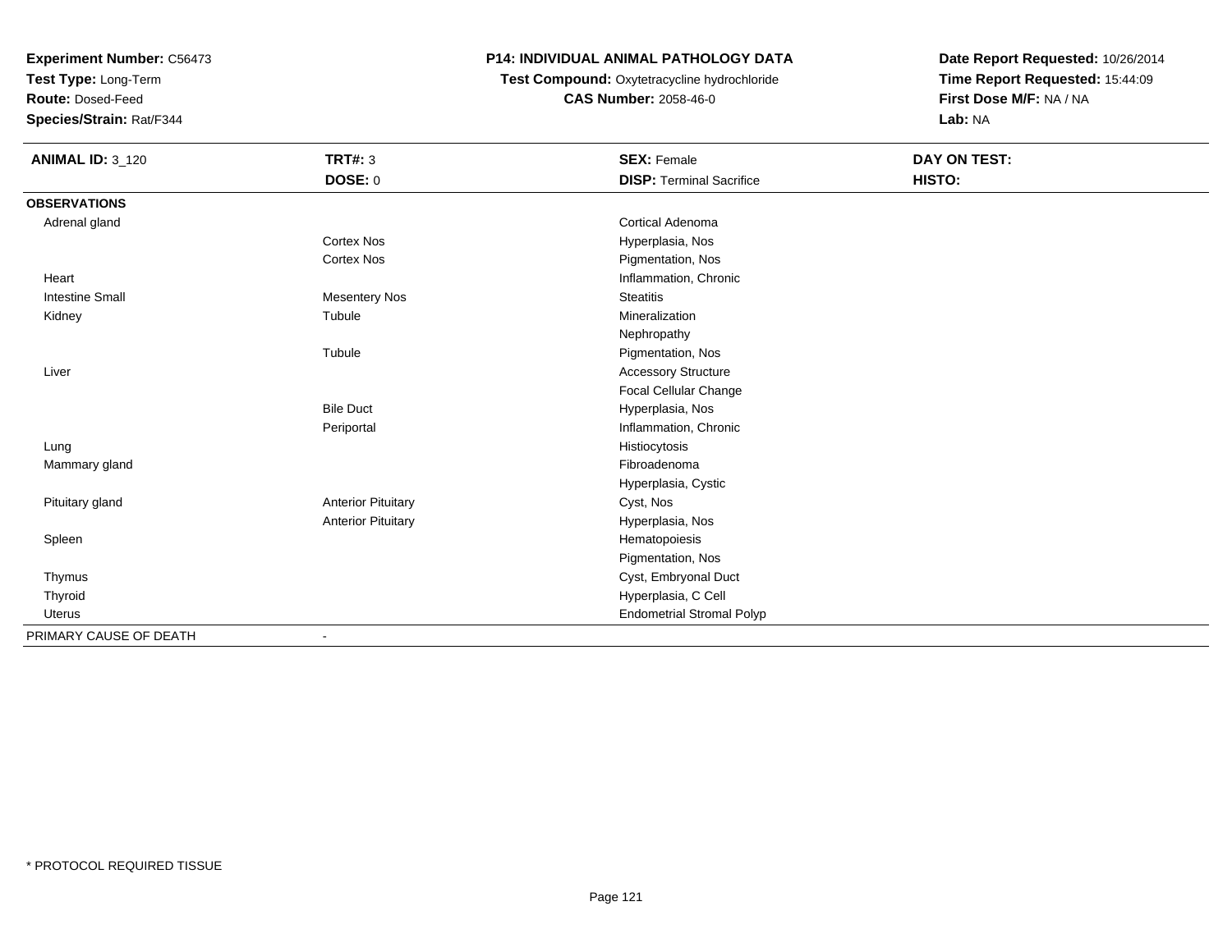**Experiment Number:** C56473
**Test Type:** Long-Term
**Route:** Dosed-Feed
**Species/Strain:** Rat/F344

**P14: INDIVIDUAL ANIMAL PATHOLOGY DATA**
**Test Compound:** Oxytetracycline hydrochloride
**CAS Number:** 2058-46-0

**Date Report Requested:** 10/26/2014
**Time Report Requested:** 15:44:09
**First Dose M/F:** NA / NA
**Lab:** NA

| **ANIMAL ID:** 3_120 | **TRT#:** 3 | **SEX:** Female | **DAY ON TEST:** |
|---|---|---|---|
| | **DOSE:** 0 | **DISP:** Terminal Sacrifice | **HISTO:** |
| **OBSERVATIONS** | | | |
| Adrenal gland | | Cortical Adenoma | |
| | Cortex Nos | Hyperplasia, Nos | |
| | Cortex Nos | Pigmentation, Nos | |
| Heart | | Inflammation, Chronic | |
| Intestine Small | Mesentery Nos | Steatitis | |
| Kidney | Tubule | Mineralization | |
| | | Nephropathy | |
| | Tubule | Pigmentation, Nos | |
| Liver | | Accessory Structure | |
| | | Focal Cellular Change | |
| | Bile Duct | Hyperplasia, Nos | |
| | Periportal | Inflammation, Chronic | |
| Lung | | Histiocytosis | |
| Mammary gland | | Fibroadenoma | |
| | | Hyperplasia, Cystic | |
| Pituitary gland | Anterior Pituitary | Cyst, Nos | |
| | Anterior Pituitary | Hyperplasia, Nos | |
| Spleen | | Hematopoiesis | |
| | | Pigmentation, Nos | |
| Thymus | | Cyst, Embryonal Duct | |
| Thyroid | | Hyperplasia, C Cell | |
| Uterus | | Endometrial Stromal Polyp | |
| PRIMARY CAUSE OF DEATH | - | | |

* PROTOCOL REQUIRED TISSUE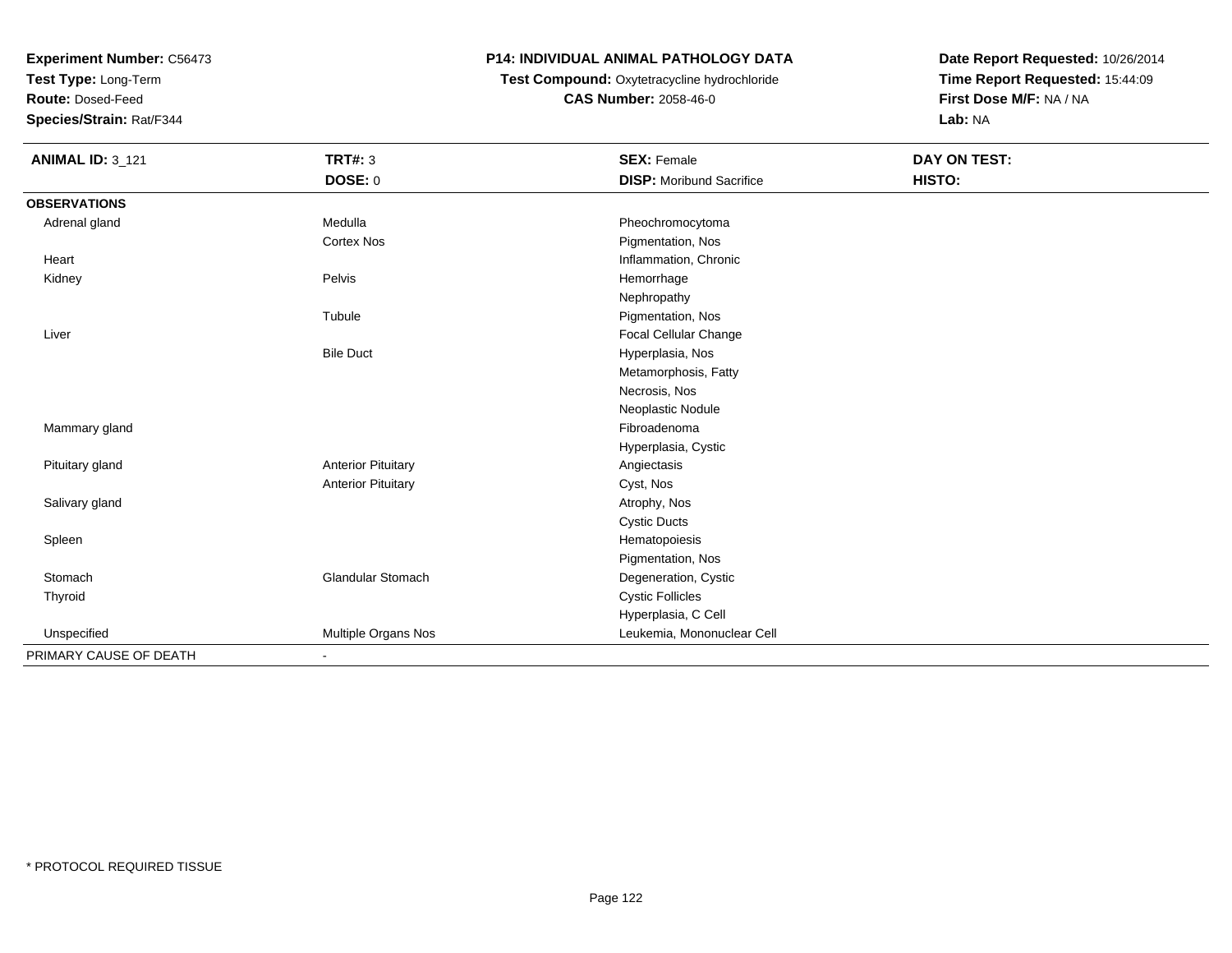**Experiment Number:** C56473
**Test Type:** Long-Term
**Route:** Dosed-Feed
**Species/Strain:** Rat/F344

**P14: INDIVIDUAL ANIMAL PATHOLOGY DATA**
**Test Compound:** Oxytetracycline hydrochloride
**CAS Number:** 2058-46-0

**Date Report Requested:** 10/26/2014
**Time Report Requested:** 15:44:09
**First Dose M/F:** NA / NA
**Lab:** NA

| **ANIMAL ID:** 3_121 | **TRT#:** 3 | **SEX:** Female | **DAY ON TEST:** |
|---|---|---|---|
| | **DOSE:** 0 | **DISP:** Moribund Sacrifice | **HISTO:** |
| **OBSERVATIONS** | | | |
| Adrenal gland | Medulla | Pheochromocytoma | |
| | Cortex Nos | Pigmentation, Nos | |
| Heart | | Inflammation, Chronic | |
| Kidney | Pelvis | Hemorrhage | |
| | | Nephropathy | |
| | Tubule | Pigmentation, Nos | |
| Liver | | Focal Cellular Change | |
| | Bile Duct | Hyperplasia, Nos | |
| | | Metamorphosis, Fatty | |
| | | Necrosis, Nos | |
| | | Neoplastic Nodule | |
| Mammary gland | | Fibroadenoma | |
| | | Hyperplasia, Cystic | |
| Pituitary gland | Anterior Pituitary | Angiectasis | |
| | Anterior Pituitary | Cyst, Nos | |
| Salivary gland | | Atrophy, Nos | |
| | | Cystic Ducts | |
| Spleen | | Hematopoiesis | |
| | | Pigmentation, Nos | |
| Stomach | Glandular Stomach | Degeneration, Cystic | |
| Thyroid | | Cystic Follicles | |
| | | Hyperplasia, C Cell | |
| Unspecified | Multiple Organs Nos | Leukemia, Mononuclear Cell | |
| PRIMARY CAUSE OF DEATH | - | | |

* PROTOCOL REQUIRED TISSUE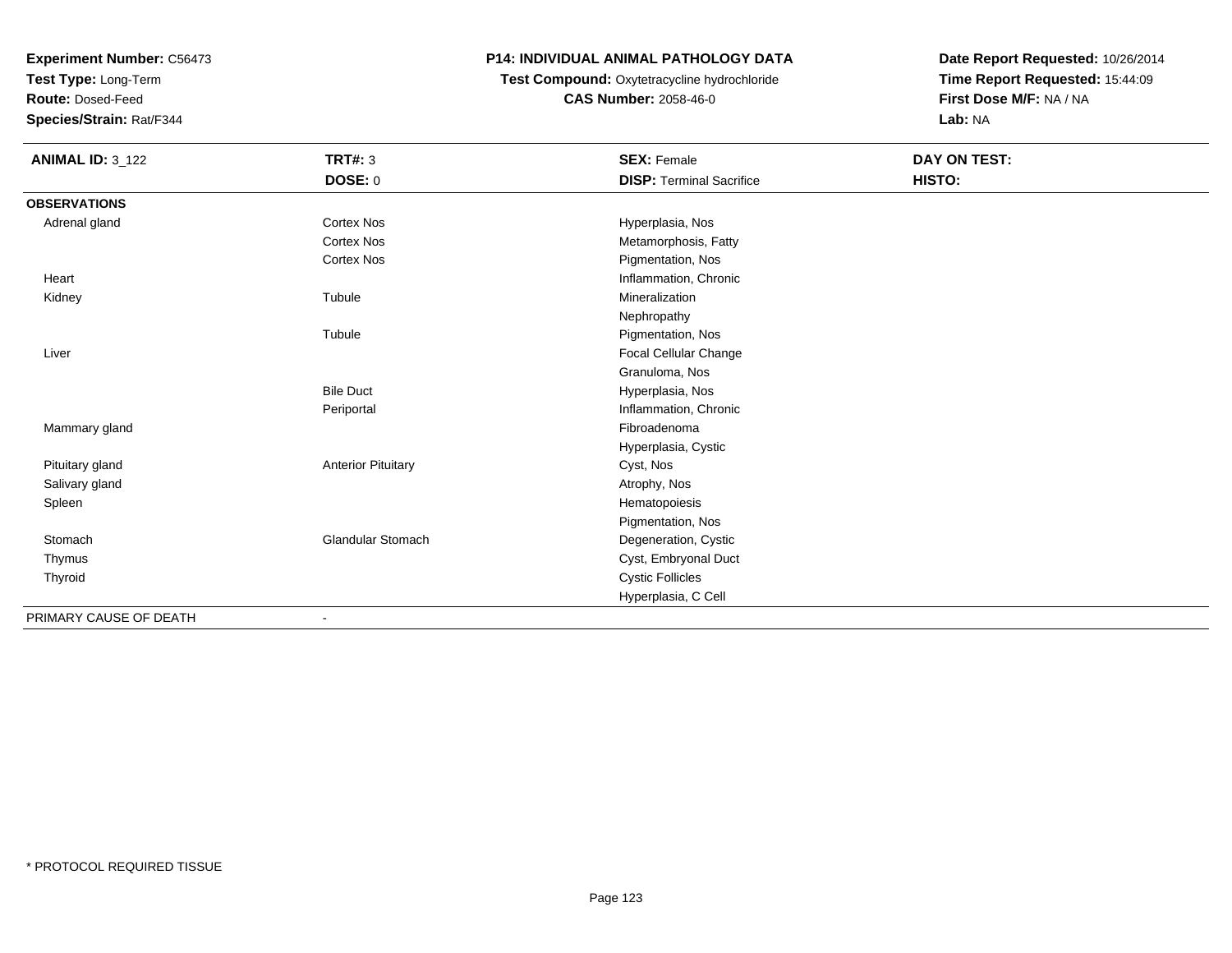**Experiment Number:** C56473
**Test Type:** Long-Term
**Route:** Dosed-Feed
**Species/Strain:** Rat/F344

**P14: INDIVIDUAL ANIMAL PATHOLOGY DATA**
**Test Compound:** Oxytetracycline hydrochloride
**CAS Number:** 2058-46-0

**Date Report Requested:** 10/26/2014
**Time Report Requested:** 15:44:09
**First Dose M/F:** NA / NA
**Lab:** NA

| **ANIMAL ID:** 3_122 | **TRT#:** 3 | **SEX:** Female | **DAY ON TEST:** |
|---|---|---|---|
| | **DOSE:** 0 | **DISP:** Terminal Sacrifice | **HISTO:** |
| **OBSERVATIONS** | | | |
| Adrenal gland | Cortex Nos | Hyperplasia, Nos | |
| | Cortex Nos | Metamorphosis, Fatty | |
| | Cortex Nos | Pigmentation, Nos | |
| Heart | | Inflammation, Chronic | |
| Kidney | Tubule | Mineralization | |
| | | Nephropathy | |
| | Tubule | Pigmentation, Nos | |
| Liver | | Focal Cellular Change | |
| | | Granuloma, Nos | |
| | Bile Duct | Hyperplasia, Nos | |
| | Periportal | Inflammation, Chronic | |
| Mammary gland | | Fibroadenoma | |
| | | Hyperplasia, Cystic | |
| Pituitary gland | Anterior Pituitary | Cyst, Nos | |
| Salivary gland | | Atrophy, Nos | |
| Spleen | | Hematopoiesis | |
| | | Pigmentation, Nos | |
| Stomach | Glandular Stomach | Degeneration, Cystic | |
| Thymus | | Cyst, Embryonal Duct | |
| Thyroid | | Cystic Follicles | |
| | | Hyperplasia, C Cell | |
| PRIMARY CAUSE OF DEATH | - | | |

\* PROTOCOL REQUIRED TISSUE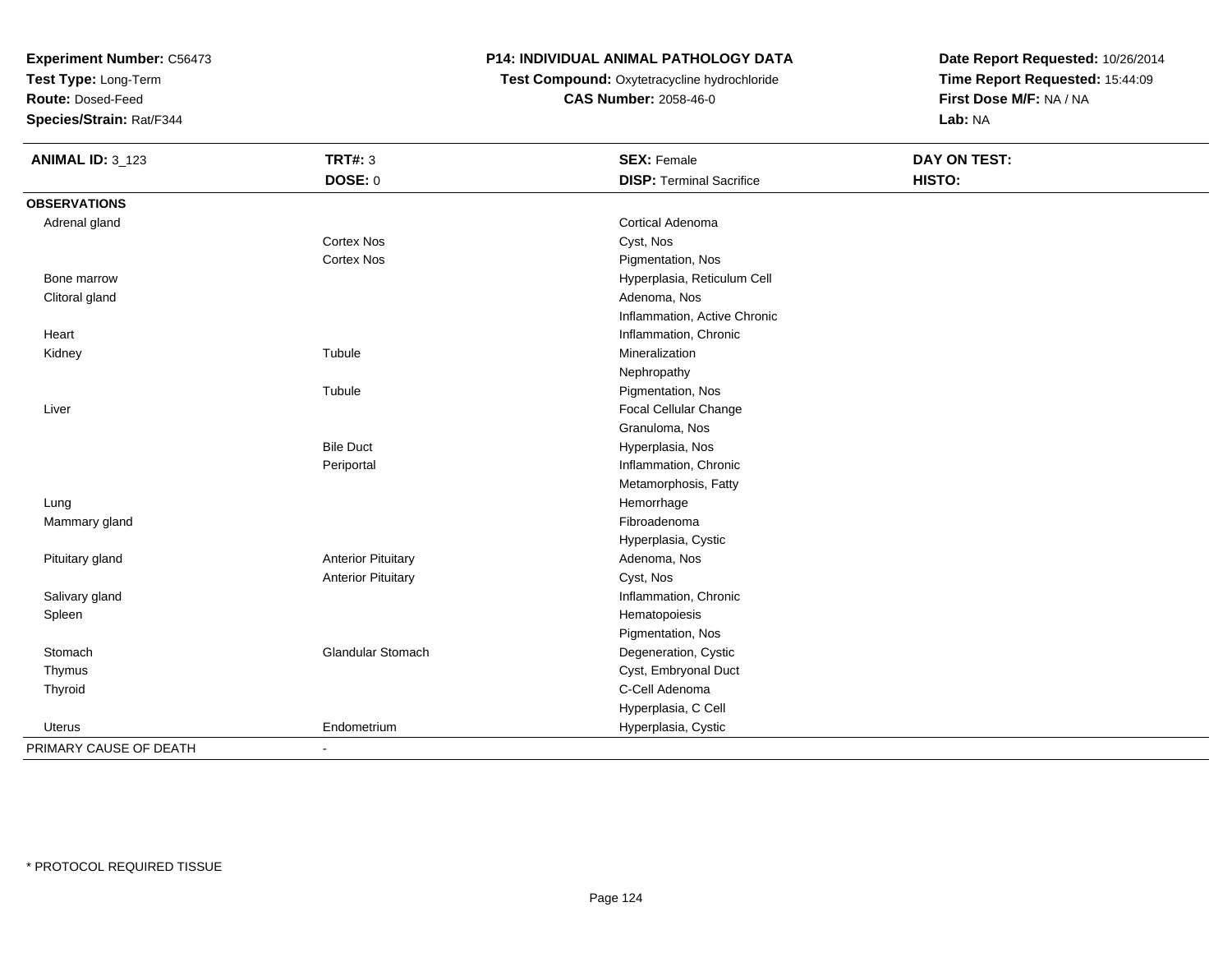**Experiment Number:** C56473
**Test Type:** Long-Term
**Route:** Dosed-Feed
**Species/Strain:** Rat/F344

**P14: INDIVIDUAL ANIMAL PATHOLOGY DATA**
**Test Compound:** Oxytetracycline hydrochloride
**CAS Number:** 2058-46-0

**Date Report Requested:** 10/26/2014
**Time Report Requested:** 15:44:09
**First Dose M/F:** NA / NA
**Lab:** NA

| **ANIMAL ID:** 3_123 | **TRT#:** 3 | **SEX:** Female | **DAY ON TEST:** |
|---|---|---|---|
| | **DOSE:** 0 | **DISP:** Terminal Sacrifice | **HISTO:** |
| **OBSERVATIONS** | | | |
| Adrenal gland | | Cortical Adenoma | |
| | Cortex Nos | Cyst, Nos | |
| | Cortex Nos | Pigmentation, Nos | |
| Bone marrow | | Hyperplasia, Reticulum Cell | |
| Clitoral gland | | Adenoma, Nos | |
| | | Inflammation, Active Chronic | |
| Heart | | Inflammation, Chronic | |
| Kidney | Tubule | Mineralization | |
| | | Nephropathy | |
| | Tubule | Pigmentation, Nos | |
| Liver | | Focal Cellular Change | |
| | | Granuloma, Nos | |
| | Bile Duct | Hyperplasia, Nos | |
| | Periportal | Inflammation, Chronic | |
| | | Metamorphosis, Fatty | |
| Lung | | Hemorrhage | |
| Mammary gland | | Fibroadenoma | |
| | | Hyperplasia, Cystic | |
| Pituitary gland | Anterior Pituitary | Adenoma, Nos | |
| | Anterior Pituitary | Cyst, Nos | |
| Salivary gland | | Inflammation, Chronic | |
| Spleen | | Hematopoiesis | |
| | | Pigmentation, Nos | |
| Stomach | Glandular Stomach | Degeneration, Cystic | |
| Thymus | | Cyst, Embryonal Duct | |
| Thyroid | | C-Cell Adenoma | |
| | | Hyperplasia, C Cell | |
| Uterus | Endometrium | Hyperplasia, Cystic | |
| PRIMARY CAUSE OF DEATH | - | | |

\* PROTOCOL REQUIRED TISSUE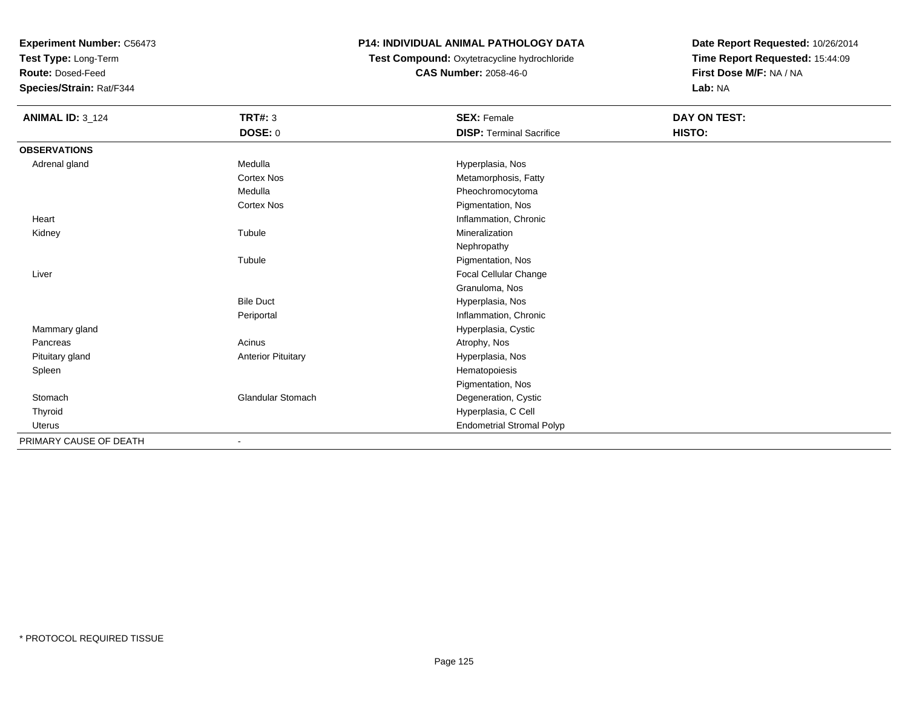**Experiment Number:** C56473
**Test Type:** Long-Term
**Route:** Dosed-Feed
**Species/Strain:** Rat/F344

## P14: INDIVIDUAL ANIMAL PATHOLOGY DATA

**Test Compound:** Oxytetracycline hydrochloride
**CAS Number:** 2058-46-0

**Date Report Requested:** 10/26/2014
**Time Report Requested:** 15:44:09
**First Dose M/F:** NA / NA
**Lab:** NA

| **ANIMAL ID:** 3_124 | **TRT#:** 3 | **SEX:** Female | **DAY ON TEST:** |
|---|---|---|---|
| | **DOSE:** 0 | **DISP:** Terminal Sacrifice | **HISTO:** |
| **OBSERVATIONS** | | | |
| Adrenal gland | Medulla | Hyperplasia, Nos | |
| | Cortex Nos | Metamorphosis, Fatty | |
| | Medulla | Pheochromocytoma | |
| | Cortex Nos | Pigmentation, Nos | |
| Heart | | Inflammation, Chronic | |
| Kidney | Tubule | Mineralization | |
| | | Nephropathy | |
| | Tubule | Pigmentation, Nos | |
| Liver | | Focal Cellular Change | |
| | | Granuloma, Nos | |
| | Bile Duct | Hyperplasia, Nos | |
| | Periportal | Inflammation, Chronic | |
| Mammary gland | | Hyperplasia, Cystic | |
| Pancreas | Acinus | Atrophy, Nos | |
| Pituitary gland | Anterior Pituitary | Hyperplasia, Nos | |
| Spleen | | Hematopoiesis | |
| | | Pigmentation, Nos | |
| Stomach | Glandular Stomach | Degeneration, Cystic | |
| Thyroid | | Hyperplasia, C Cell | |
| Uterus | | Endometrial Stromal Polyp | |
| PRIMARY CAUSE OF DEATH | - | | |

\* PROTOCOL REQUIRED TISSUE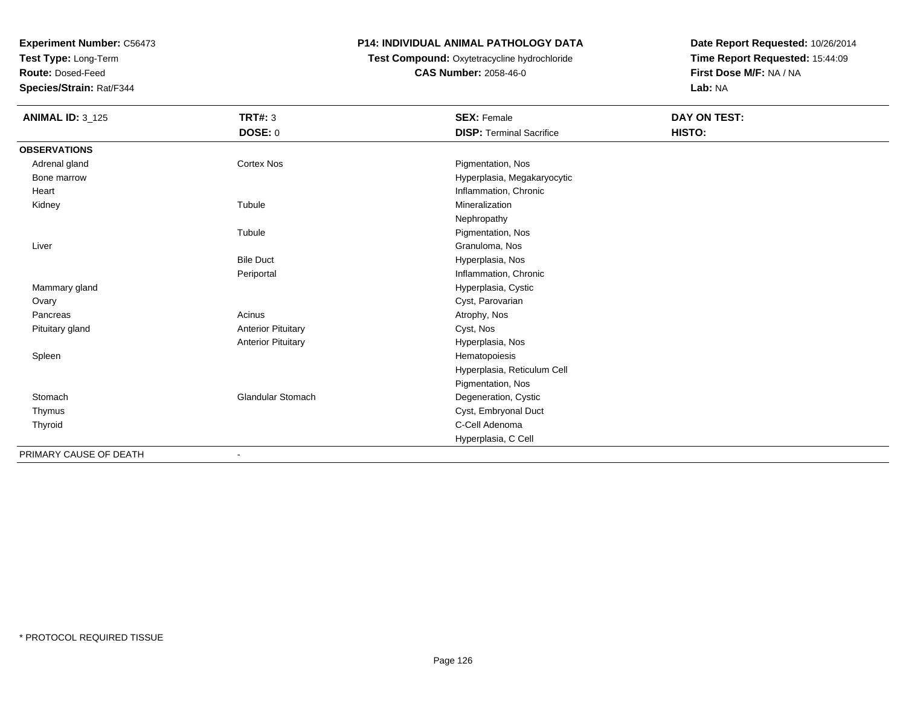**Experiment Number:** C56473
**Test Type:** Long-Term
**Route:** Dosed-Feed
**Species/Strain:** Rat/F344

# P14: INDIVIDUAL ANIMAL PATHOLOGY DATA

**Test Compound:** Oxytetracycline hydrochloride
**CAS Number:** 2058-46-0

**Date Report Requested:** 10/26/2014
**Time Report Requested:** 15:44:09
**First Dose M/F:** NA / NA
**Lab:** NA

| **ANIMAL ID:** 3_125 | **TRT#:** 3 | **SEX:** Female | **DAY ON TEST:** |
|---|---|---|---|
| | **DOSE:** 0 | **DISP:** Terminal Sacrifice | **HISTO:** |
| **OBSERVATIONS** | | | |
| Adrenal gland | Cortex Nos | Pigmentation, Nos | |
| Bone marrow | | Hyperplasia, Megakaryocytic | |
| Heart | | Inflammation, Chronic | |
| Kidney | Tubule | Mineralization | |
| | | Nephropathy | |
| | Tubule | Pigmentation, Nos | |
| Liver | | Granuloma, Nos | |
| | Bile Duct | Hyperplasia, Nos | |
| | Periportal | Inflammation, Chronic | |
| Mammary gland | | Hyperplasia, Cystic | |
| Ovary | | Cyst, Parovarian | |
| Pancreas | Acinus | Atrophy, Nos | |
| Pituitary gland | Anterior Pituitary | Cyst, Nos | |
| | Anterior Pituitary | Hyperplasia, Nos | |
| Spleen | | Hematopoiesis | |
| | | Hyperplasia, Reticulum Cell | |
| | | Pigmentation, Nos | |
| Stomach | Glandular Stomach | Degeneration, Cystic | |
| Thymus | | Cyst, Embryonal Duct | |
| Thyroid | | C-Cell Adenoma | |
| | | Hyperplasia, C Cell | |
| PRIMARY CAUSE OF DEATH | - | | |

* PROTOCOL REQUIRED TISSUE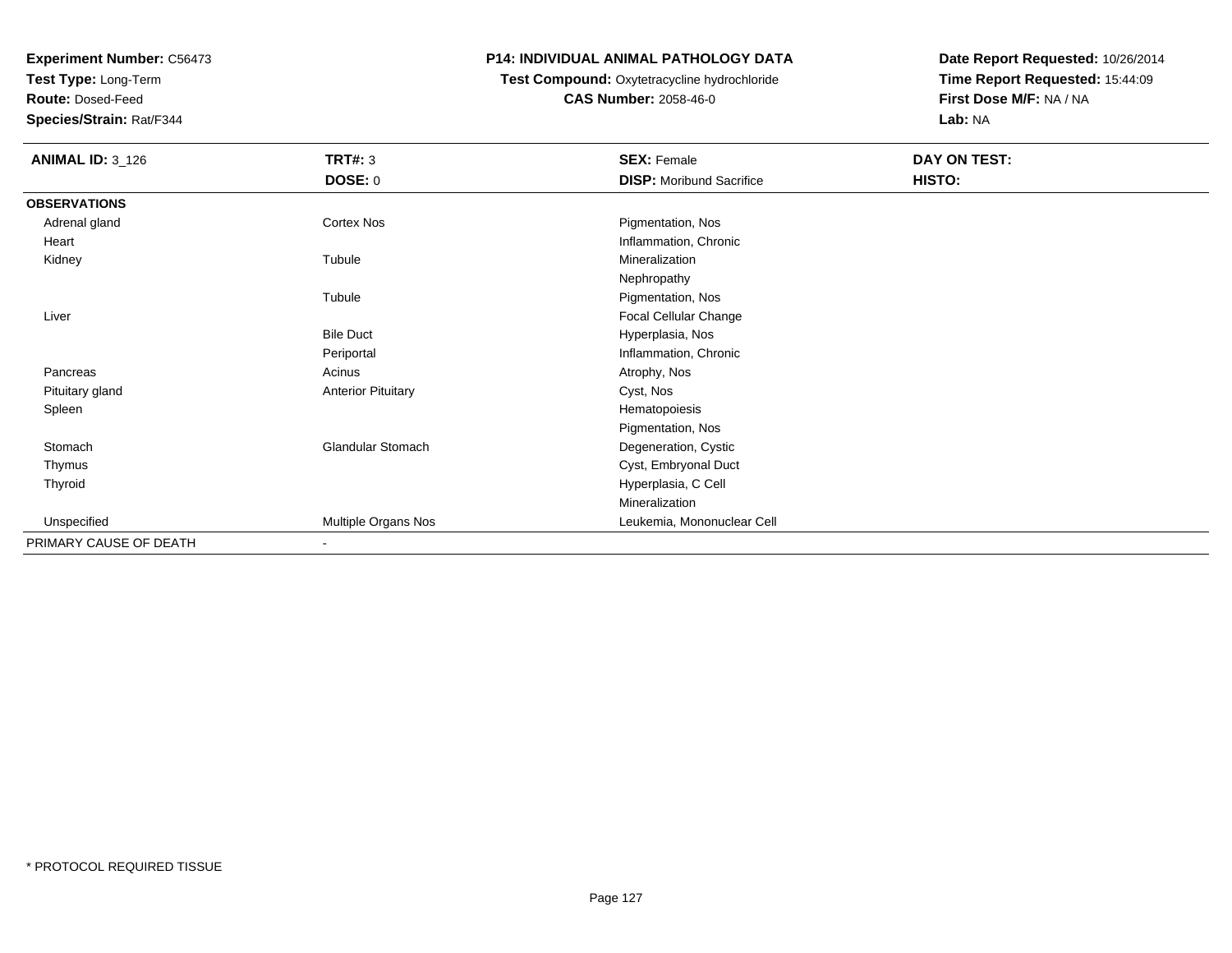**Experiment Number:** C56473
**Test Type:** Long-Term
**Route:** Dosed-Feed
**Species/Strain:** Rat/F344

**P14: INDIVIDUAL ANIMAL PATHOLOGY DATA**
**Test Compound:** Oxytetracycline hydrochloride
**CAS Number:** 2058-46-0

**Date Report Requested:** 10/26/2014
**Time Report Requested:** 15:44:09
**First Dose M/F:** NA / NA
**Lab:** NA

| **ANIMAL ID:** 3_126 | **TRT#:** 3 | **SEX:** Female | **DAY ON TEST:** |
|---|---|---|---|
| | **DOSE:** 0 | **DISP:** Moribund Sacrifice | **HISTO:** |
| **OBSERVATIONS** | | | |
| Adrenal gland | Cortex Nos | Pigmentation, Nos | |
| Heart | | Inflammation, Chronic | |
| Kidney | Tubule | Mineralization | |
| | | Nephropathy | |
| | Tubule | Pigmentation, Nos | |
| Liver | | Focal Cellular Change | |
| | Bile Duct | Hyperplasia, Nos | |
| | Periportal | Inflammation, Chronic | |
| Pancreas | Acinus | Atrophy, Nos | |
| Pituitary gland | Anterior Pituitary | Cyst, Nos | |
| Spleen | | Hematopoiesis | |
| | | Pigmentation, Nos | |
| Stomach | Glandular Stomach | Degeneration, Cystic | |
| Thymus | | Cyst, Embryonal Duct | |
| Thyroid | | Hyperplasia, C Cell | |
| | | Mineralization | |
| Unspecified | Multiple Organs Nos | Leukemia, Mononuclear Cell | |
| PRIMARY CAUSE OF DEATH | - | | |

\* PROTOCOL REQUIRED TISSUE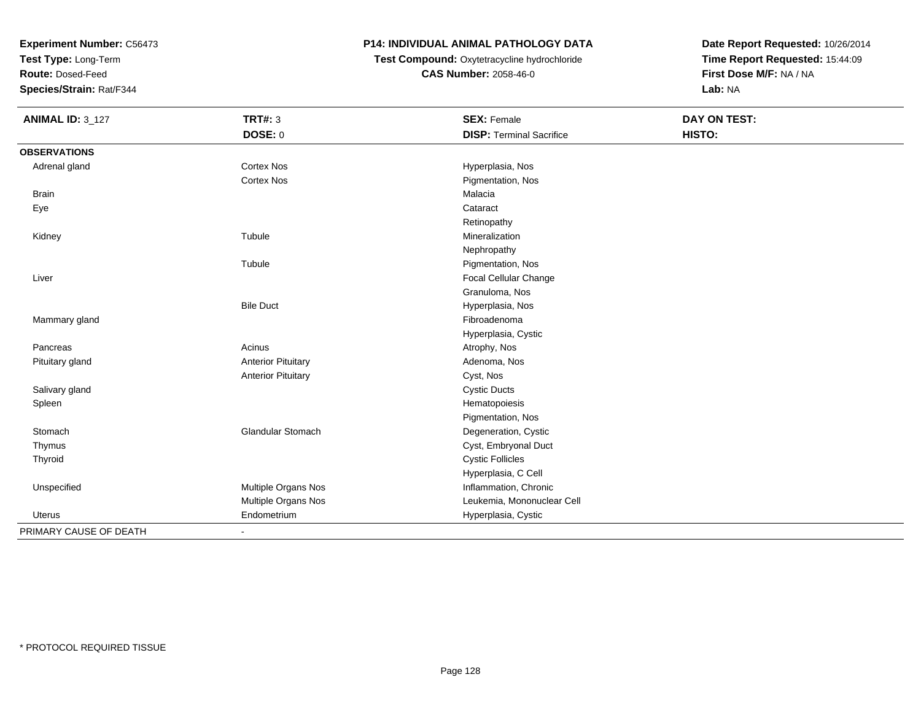**Experiment Number:** C56473
**Test Type:** Long-Term
**Route:** Dosed-Feed
**Species/Strain:** Rat/F344

**P14: INDIVIDUAL ANIMAL PATHOLOGY DATA**
**Test Compound:** Oxytetracycline hydrochloride
**CAS Number:** 2058-46-0

**Date Report Requested:** 10/26/2014
**Time Report Requested:** 15:44:09
**First Dose M/F:** NA / NA
**Lab:** NA

| **ANIMAL ID:** 3_127 | **TRT#:** 3 | **SEX:** Female | **DAY ON TEST:** |
|---|---|---|---|
| | **DOSE:** 0 | **DISP:** Terminal Sacrifice | **HISTO:** |
| **OBSERVATIONS** | | | |
| Adrenal gland | Cortex Nos | Hyperplasia, Nos | |
| | Cortex Nos | Pigmentation, Nos | |
| Brain | | Malacia | |
| Eye | | Cataract | |
| | | Retinopathy | |
| Kidney | Tubule | Mineralization | |
| | | Nephropathy | |
| | Tubule | Pigmentation, Nos | |
| Liver | | Focal Cellular Change | |
| | | Granuloma, Nos | |
| | Bile Duct | Hyperplasia, Nos | |
| Mammary gland | | Fibroadenoma | |
| | | Hyperplasia, Cystic | |
| Pancreas | Acinus | Atrophy, Nos | |
| Pituitary gland | Anterior Pituitary | Adenoma, Nos | |
| | Anterior Pituitary | Cyst, Nos | |
| Salivary gland | | Cystic Ducts | |
| Spleen | | Hematopoiesis | |
| | | Pigmentation, Nos | |
| Stomach | Glandular Stomach | Degeneration, Cystic | |
| Thymus | | Cyst, Embryonal Duct | |
| Thyroid | | Cystic Follicles | |
| | | Hyperplasia, C Cell | |
| Unspecified | Multiple Organs Nos | Inflammation, Chronic | |
| | Multiple Organs Nos | Leukemia, Mononuclear Cell | |
| Uterus | Endometrium | Hyperplasia, Cystic | |
| PRIMARY CAUSE OF DEATH | - | | |

* PROTOCOL REQUIRED TISSUE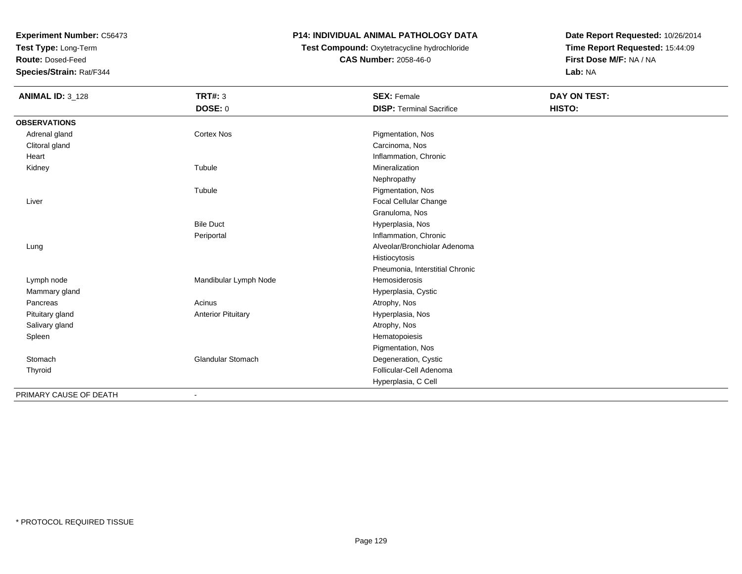**Experiment Number:** C56473
**Test Type:** Long-Term
**Route:** Dosed-Feed
**Species/Strain:** Rat/F344

**P14: INDIVIDUAL ANIMAL PATHOLOGY DATA**
**Test Compound:** Oxytetracycline hydrochloride
**CAS Number:** 2058-46-0

**Date Report Requested:** 10/26/2014
**Time Report Requested:** 15:44:09
**First Dose M/F:** NA / NA
**Lab:** NA

| **ANIMAL ID:** 3_128 | **TRT#:** 3 | **SEX:** Female | **DAY ON TEST:** |
|---|---|---|---|
| | **DOSE:** 0 | **DISP:** Terminal Sacrifice | **HISTO:** |
| **OBSERVATIONS** | | | |
| Adrenal gland | Cortex Nos | Pigmentation, Nos | |
| Clitoral gland | | Carcinoma, Nos | |
| Heart | | Inflammation, Chronic | |
| Kidney | Tubule | Mineralization | |
| | | Nephropathy | |
| | Tubule | Pigmentation, Nos | |
| Liver | | Focal Cellular Change | |
| | | Granuloma, Nos | |
| | Bile Duct | Hyperplasia, Nos | |
| | Periportal | Inflammation, Chronic | |
| Lung | | Alveolar/Bronchiolar Adenoma | |
| | | Histiocytosis | |
| | | Pneumonia, Interstitial Chronic | |
| Lymph node | Mandibular Lymph Node | Hemosiderosis | |
| Mammary gland | | Hyperplasia, Cystic | |
| Pancreas | Acinus | Atrophy, Nos | |
| Pituitary gland | Anterior Pituitary | Hyperplasia, Nos | |
| Salivary gland | | Atrophy, Nos | |
| Spleen | | Hematopoiesis | |
| | | Pigmentation, Nos | |
| Stomach | Glandular Stomach | Degeneration, Cystic | |
| Thyroid | | Follicular-Cell Adenoma | |
| | | Hyperplasia, C Cell | |
| PRIMARY CAUSE OF DEATH | - | | |

\* PROTOCOL REQUIRED TISSUE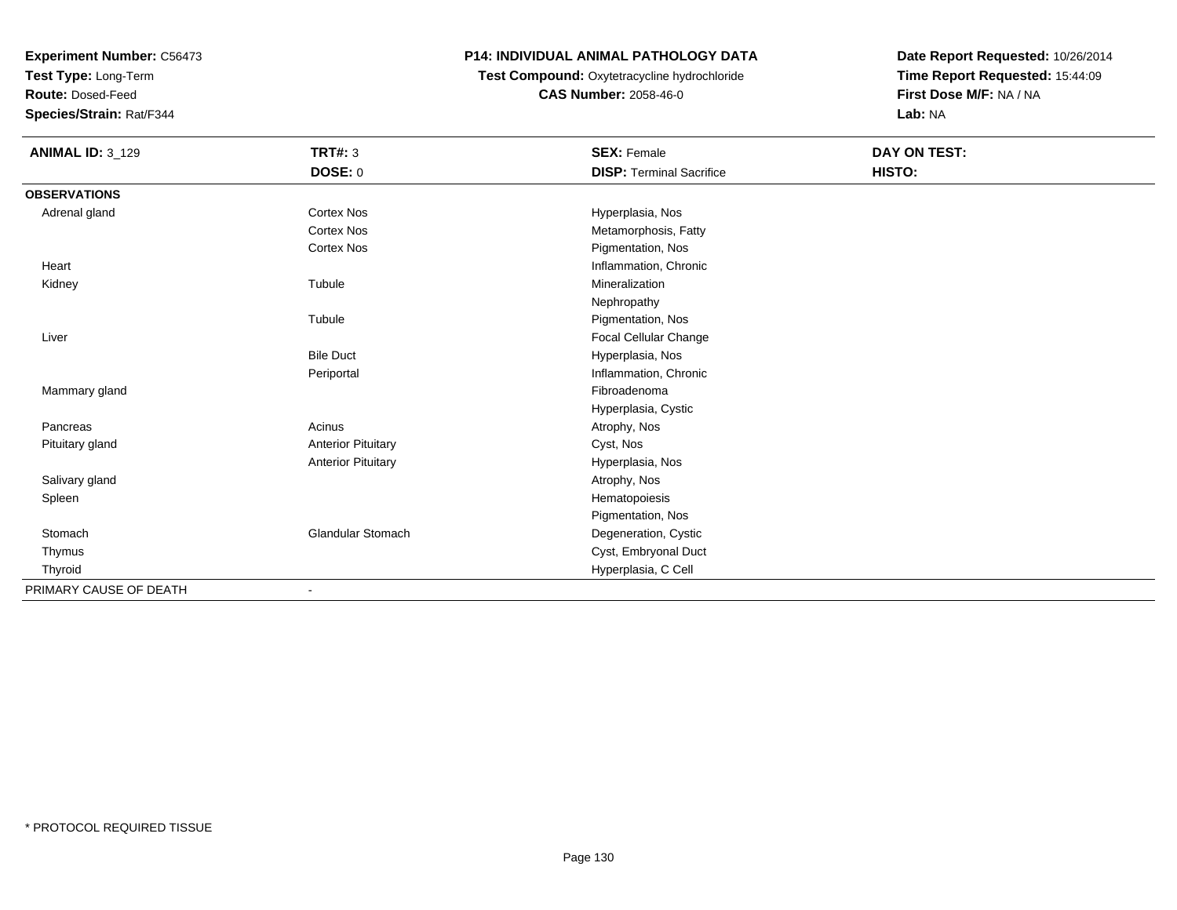**Experiment Number:** C56473
**Test Type:** Long-Term
**Route:** Dosed-Feed
**Species/Strain:** Rat/F344

# P14: INDIVIDUAL ANIMAL PATHOLOGY DATA

**Test Compound:** Oxytetracycline hydrochloride
**CAS Number:** 2058-46-0

**Date Report Requested:** 10/26/2014
**Time Report Requested:** 15:44:09
**First Dose M/F:** NA / NA
**Lab:** NA

| **ANIMAL ID:** 3_129 | **TRT#:** 3 | **SEX:** Female | **DAY ON TEST:** |
|---|---|---|---|
| | **DOSE:** 0 | **DISP:** Terminal Sacrifice | **HISTO:** |
| **OBSERVATIONS** | | | |
| Adrenal gland | Cortex Nos | Hyperplasia, Nos | |
| | Cortex Nos | Metamorphosis, Fatty | |
| | Cortex Nos | Pigmentation, Nos | |
| Heart | | Inflammation, Chronic | |
| Kidney | Tubule | Mineralization | |
| | | Nephropathy | |
| | Tubule | Pigmentation, Nos | |
| Liver | | Focal Cellular Change | |
| | Bile Duct | Hyperplasia, Nos | |
| | Periportal | Inflammation, Chronic | |
| Mammary gland | | Fibroadenoma | |
| | | Hyperplasia, Cystic | |
| Pancreas | Acinus | Atrophy, Nos | |
| Pituitary gland | Anterior Pituitary | Cyst, Nos | |
| | Anterior Pituitary | Hyperplasia, Nos | |
| Salivary gland | | Atrophy, Nos | |
| Spleen | | Hematopoiesis | |
| | | Pigmentation, Nos | |
| Stomach | Glandular Stomach | Degeneration, Cystic | |
| Thymus | | Cyst, Embryonal Duct | |
| Thyroid | | Hyperplasia, C Cell | |
| PRIMARY CAUSE OF DEATH | - | | |

* PROTOCOL REQUIRED TISSUE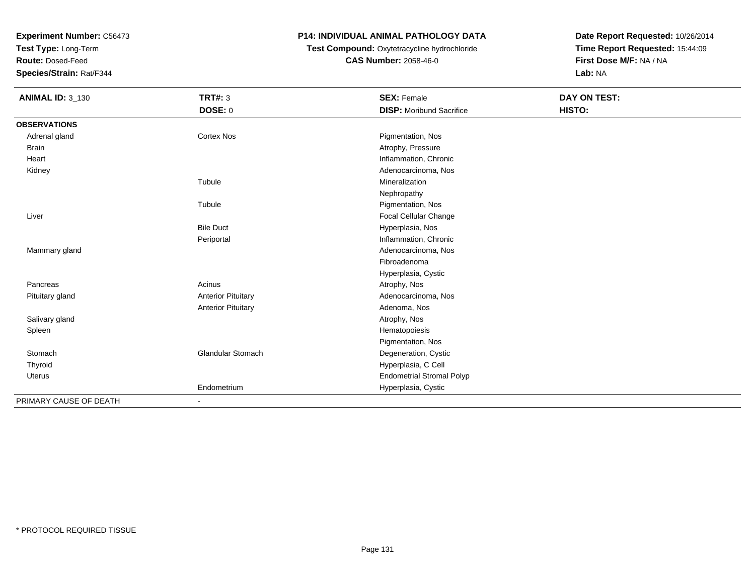**Experiment Number:** C56473
**Test Type:** Long-Term
**Route:** Dosed-Feed
**Species/Strain:** Rat/F344

**P14: INDIVIDUAL ANIMAL PATHOLOGY DATA**
**Test Compound:** Oxytetracycline hydrochloride
**CAS Number:** 2058-46-0

**Date Report Requested:** 10/26/2014
**Time Report Requested:** 15:44:09
**First Dose M/F:** NA / NA
**Lab:** NA

| **ANIMAL ID:** 3_130 | **TRT#:** 3 | **SEX:** Female | **DAY ON TEST:** |
|---|---|---|---|
| | **DOSE:** 0 | **DISP:** Moribund Sacrifice | **HISTO:** |
| **OBSERVATIONS** | | | |
| Adrenal gland | Cortex Nos | Pigmentation, Nos | |
| Brain | | Atrophy, Pressure | |
| Heart | | Inflammation, Chronic | |
| Kidney | | Adenocarcinoma, Nos | |
| | Tubule | Mineralization | |
| | | Nephropathy | |
| | Tubule | Pigmentation, Nos | |
| Liver | | Focal Cellular Change | |
| | Bile Duct | Hyperplasia, Nos | |
| | Periportal | Inflammation, Chronic | |
| Mammary gland | | Adenocarcinoma, Nos | |
| | | Fibroadenoma | |
| | | Hyperplasia, Cystic | |
| Pancreas | Acinus | Atrophy, Nos | |
| Pituitary gland | Anterior Pituitary | Adenocarcinoma, Nos | |
| | Anterior Pituitary | Adenoma, Nos | |
| Salivary gland | | Atrophy, Nos | |
| Spleen | | Hematopoiesis | |
| | | Pigmentation, Nos | |
| Stomach | Glandular Stomach | Degeneration, Cystic | |
| Thyroid | | Hyperplasia, C Cell | |
| Uterus | | Endometrial Stromal Polyp | |
| | Endometrium | Hyperplasia, Cystic | |
| PRIMARY CAUSE OF DEATH | - | | |

* PROTOCOL REQUIRED TISSUE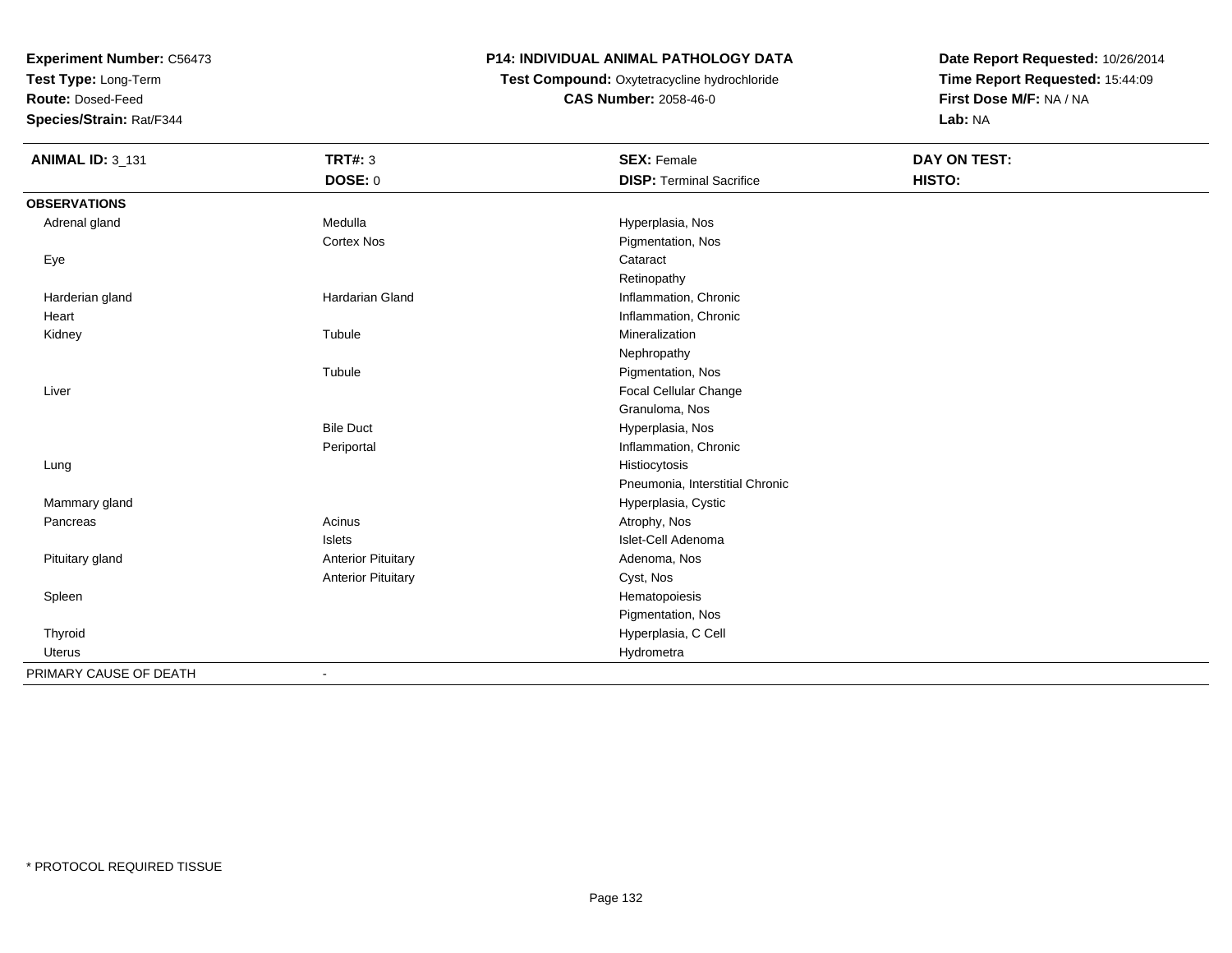**Experiment Number:** C56473
**Test Type:** Long-Term
**Route:** Dosed-Feed
**Species/Strain:** Rat/F344

**P14: INDIVIDUAL ANIMAL PATHOLOGY DATA**
**Test Compound:** Oxytetracycline hydrochloride
**CAS Number:** 2058-46-0

**Date Report Requested:** 10/26/2014
**Time Report Requested:** 15:44:09
**First Dose M/F:** NA / NA
**Lab:** NA

| **ANIMAL ID:** 3_131 | **TRT#:** 3 | **SEX:** Female | **DAY ON TEST:** |
|---|---|---|---|
| | **DOSE:** 0 | **DISP:** Terminal Sacrifice | **HISTO:** |
| **OBSERVATIONS** | | | |
| Adrenal gland | Medulla | Hyperplasia, Nos | |
| | Cortex Nos | Pigmentation, Nos | |
| Eye | | Cataract | |
| | | Retinopathy | |
| Harderian gland | Hardarian Gland | Inflammation, Chronic | |
| Heart | | Inflammation, Chronic | |
| Kidney | Tubule | Mineralization | |
| | | Nephropathy | |
| | Tubule | Pigmentation, Nos | |
| Liver | | Focal Cellular Change | |
| | | Granuloma, Nos | |
| | Bile Duct | Hyperplasia, Nos | |
| | Periportal | Inflammation, Chronic | |
| Lung | | Histiocytosis | |
| | | Pneumonia, Interstitial Chronic | |
| Mammary gland | | Hyperplasia, Cystic | |
| Pancreas | Acinus | Atrophy, Nos | |
| | Islets | Islet-Cell Adenoma | |
| Pituitary gland | Anterior Pituitary | Adenoma, Nos | |
| | Anterior Pituitary | Cyst, Nos | |
| Spleen | | Hematopoiesis | |
| | | Pigmentation, Nos | |
| Thyroid | | Hyperplasia, C Cell | |
| Uterus | | Hydrometra | |
| PRIMARY CAUSE OF DEATH | - | | |

* PROTOCOL REQUIRED TISSUE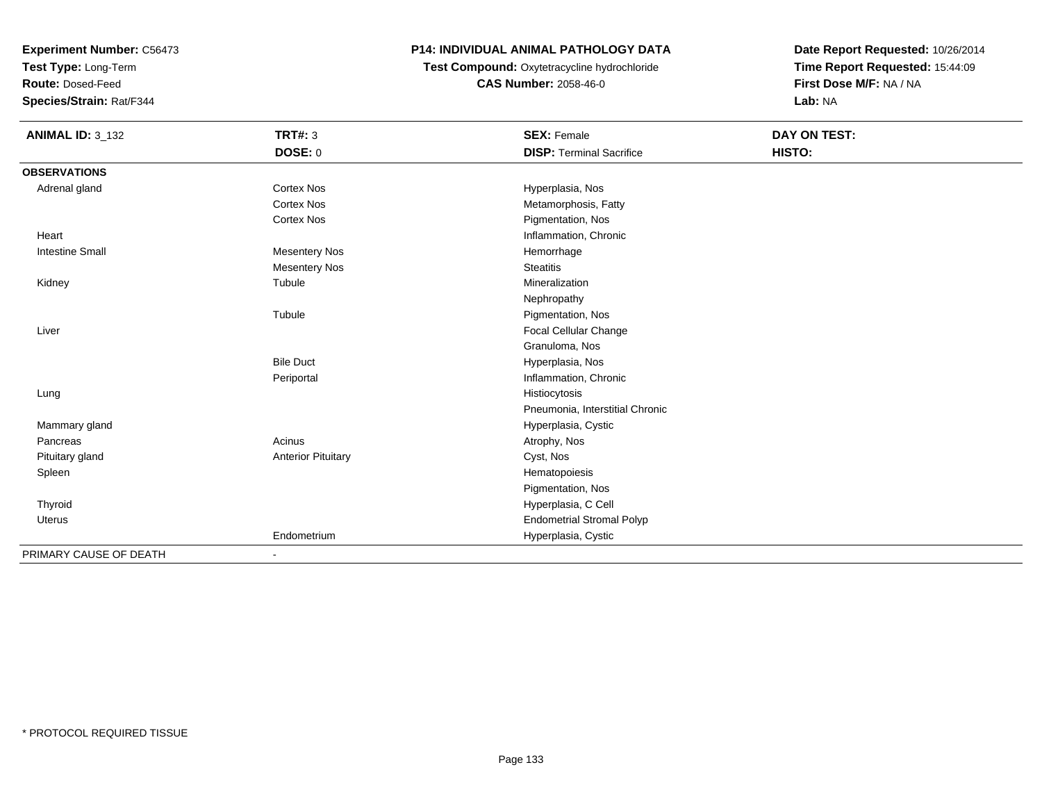**Experiment Number:** C56473
**Test Type:** Long-Term
**Route:** Dosed-Feed
**Species/Strain:** Rat/F344

## P14: INDIVIDUAL ANIMAL PATHOLOGY DATA

**Test Compound:** Oxytetracycline hydrochloride
**CAS Number:** 2058-46-0

**Date Report Requested:** 10/26/2014
**Time Report Requested:** 15:44:09
**First Dose M/F:** NA / NA
**Lab:** NA

| **ANIMAL ID:** 3_132 | **TRT#:** 3 | **SEX:** Female | **DAY ON TEST:** |
|---|---|---|---|
| | **DOSE:** 0 | **DISP:** Terminal Sacrifice | **HISTO:** |
| **OBSERVATIONS** | | | |
| Adrenal gland | Cortex Nos | Hyperplasia, Nos | |
| | Cortex Nos | Metamorphosis, Fatty | |
| | Cortex Nos | Pigmentation, Nos | |
| Heart | | Inflammation, Chronic | |
| Intestine Small | Mesentery Nos | Hemorrhage | |
| | Mesentery Nos | Steatitis | |
| Kidney | Tubule | Mineralization | |
| | | Nephropathy | |
| | Tubule | Pigmentation, Nos | |
| Liver | | Focal Cellular Change | |
| | | Granuloma, Nos | |
| | Bile Duct | Hyperplasia, Nos | |
| | Periportal | Inflammation, Chronic | |
| Lung | | Histiocytosis | |
| | | Pneumonia, Interstitial Chronic | |
| Mammary gland | | Hyperplasia, Cystic | |
| Pancreas | Acinus | Atrophy, Nos | |
| Pituitary gland | Anterior Pituitary | Cyst, Nos | |
| Spleen | | Hematopoiesis | |
| | | Pigmentation, Nos | |
| Thyroid | | Hyperplasia, C Cell | |
| Uterus | | Endometrial Stromal Polyp | |
| | Endometrium | Hyperplasia, Cystic | |
| PRIMARY CAUSE OF DEATH | - | | |

\* PROTOCOL REQUIRED TISSUE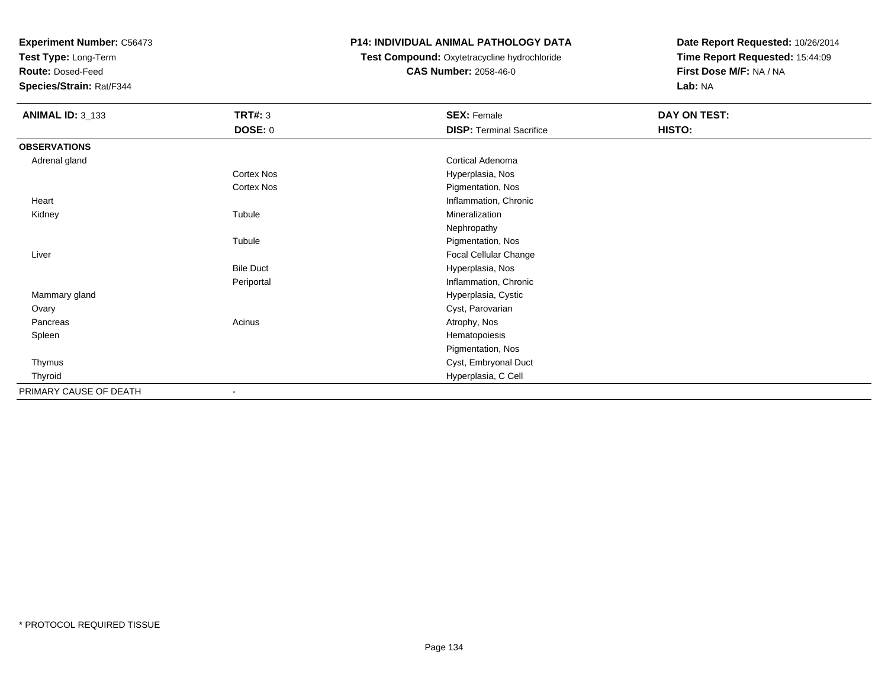**Experiment Number:** C56473
**Test Type:** Long-Term
**Route:** Dosed-Feed
**Species/Strain:** Rat/F344

**P14: INDIVIDUAL ANIMAL PATHOLOGY DATA**
**Test Compound:** Oxytetracycline hydrochloride
**CAS Number:** 2058-46-0

**Date Report Requested:** 10/26/2014
**Time Report Requested:** 15:44:09
**First Dose M/F:** NA / NA
**Lab:** NA

| **ANIMAL ID:** 3_133 | **TRT#:** 3 | **SEX:** Female | **DAY ON TEST:** |
|---|---|---|---|
| | **DOSE:** 0 | **DISP:** Terminal Sacrifice | **HISTO:** |
| **OBSERVATIONS** | | | |
| Adrenal gland | | Cortical Adenoma | |
| | Cortex Nos | Hyperplasia, Nos | |
| | Cortex Nos | Pigmentation, Nos | |
| Heart | | Inflammation, Chronic | |
| Kidney | Tubule | Mineralization | |
| | | Nephropathy | |
| | Tubule | Pigmentation, Nos | |
| Liver | | Focal Cellular Change | |
| | Bile Duct | Hyperplasia, Nos | |
| | Periportal | Inflammation, Chronic | |
| Mammary gland | | Hyperplasia, Cystic | |
| Ovary | | Cyst, Parovarian | |
| Pancreas | Acinus | Atrophy, Nos | |
| Spleen | | Hematopoiesis | |
| | | Pigmentation, Nos | |
| Thymus | | Cyst, Embryonal Duct | |
| Thyroid | | Hyperplasia, C Cell | |
| PRIMARY CAUSE OF DEATH | - | | |

* PROTOCOL REQUIRED TISSUE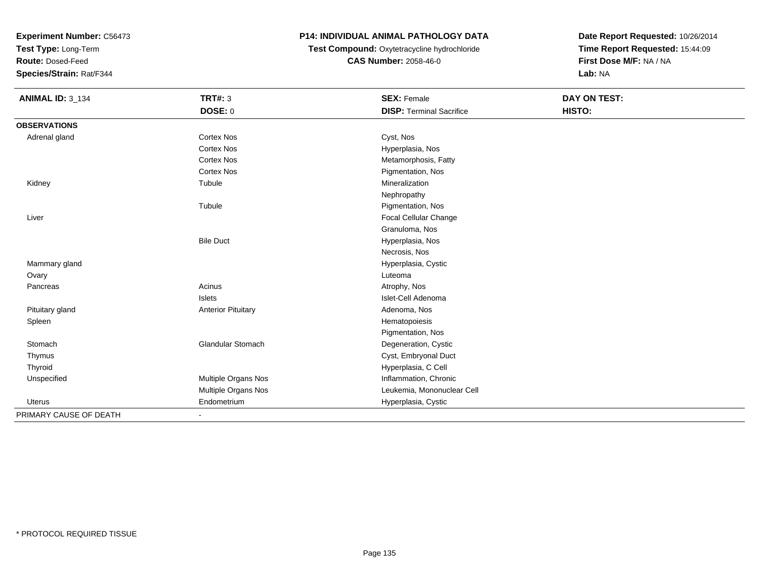**Experiment Number:** C56473
**Test Type:** Long-Term
**Route:** Dosed-Feed
**Species/Strain:** Rat/F344

# P14: INDIVIDUAL ANIMAL PATHOLOGY DATA

**Test Compound:** Oxytetracycline hydrochloride
**CAS Number:** 2058-46-0

**Date Report Requested:** 10/26/2014
**Time Report Requested:** 15:44:09
**First Dose M/F:** NA / NA
**Lab:** NA

| **ANIMAL ID:** 3_134 | **TRT#:** 3 | **SEX:** Female | **DAY ON TEST:** |
|---|---|---|---|
| | **DOSE:** 0 | **DISP:** Terminal Sacrifice | **HISTO:** |
| **OBSERVATIONS** | | | |
| Adrenal gland | Cortex Nos | Cyst, Nos | |
| | Cortex Nos | Hyperplasia, Nos | |
| | Cortex Nos | Metamorphosis, Fatty | |
| | Cortex Nos | Pigmentation, Nos | |
| Kidney | Tubule | Mineralization | |
| | | Nephropathy | |
| | Tubule | Pigmentation, Nos | |
| Liver | | Focal Cellular Change | |
| | | Granuloma, Nos | |
| | Bile Duct | Hyperplasia, Nos | |
| | | Necrosis, Nos | |
| Mammary gland | | Hyperplasia, Cystic | |
| Ovary | | Luteoma | |
| Pancreas | Acinus | Atrophy, Nos | |
| | Islets | Islet-Cell Adenoma | |
| Pituitary gland | Anterior Pituitary | Adenoma, Nos | |
| Spleen | | Hematopoiesis | |
| | | Pigmentation, Nos | |
| Stomach | Glandular Stomach | Degeneration, Cystic | |
| Thymus | | Cyst, Embryonal Duct | |
| Thyroid | | Hyperplasia, C Cell | |
| Unspecified | Multiple Organs Nos | Inflammation, Chronic | |
| | Multiple Organs Nos | Leukemia, Mononuclear Cell | |
| Uterus | Endometrium | Hyperplasia, Cystic | |
| PRIMARY CAUSE OF DEATH | - | | |

* PROTOCOL REQUIRED TISSUE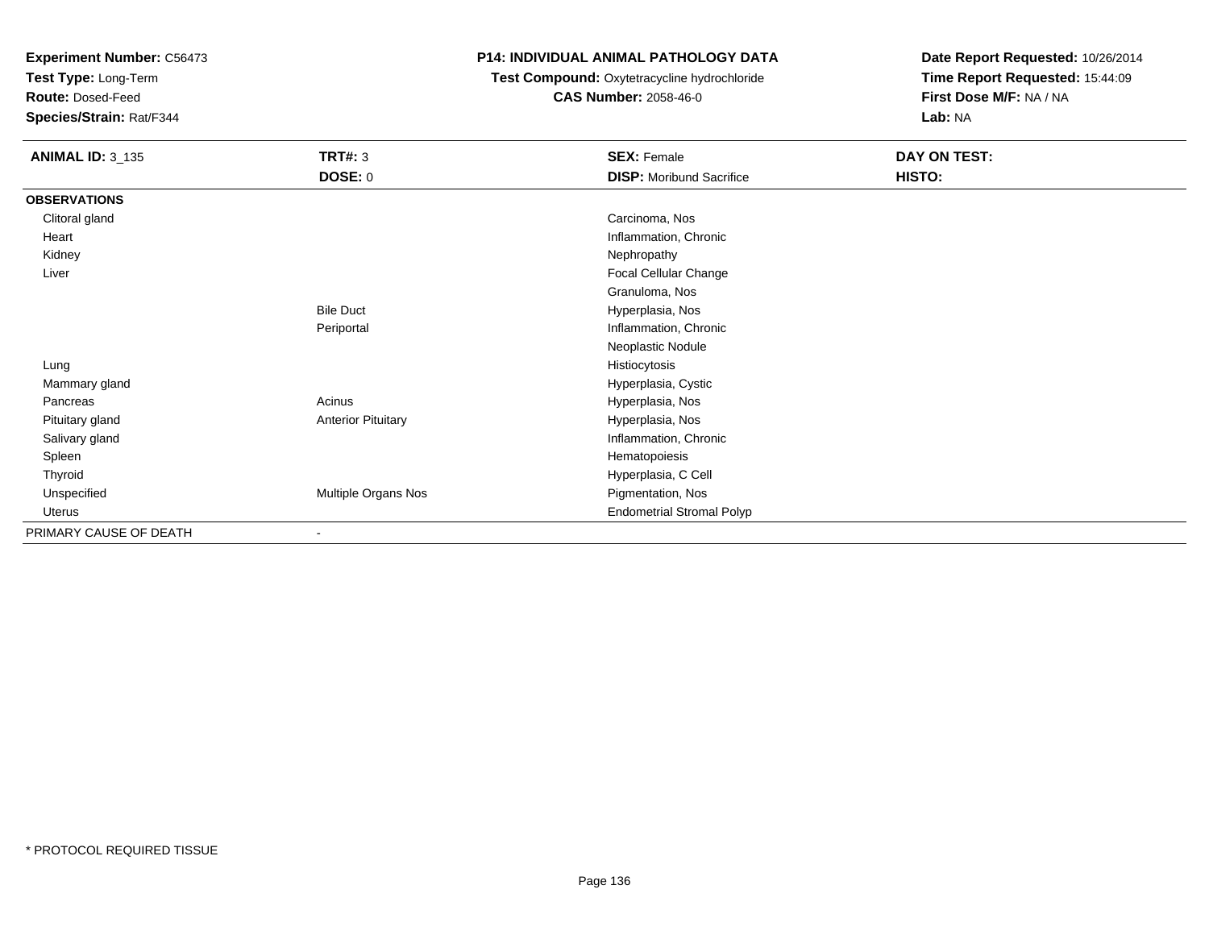**Experiment Number:** C56473
**Test Type:** Long-Term
**Route:** Dosed-Feed
**Species/Strain:** Rat/F344

**P14: INDIVIDUAL ANIMAL PATHOLOGY DATA**
**Test Compound:** Oxytetracycline hydrochloride
**CAS Number:** 2058-46-0

**Date Report Requested:** 10/26/2014
**Time Report Requested:** 15:44:09
**First Dose M/F:** NA / NA
**Lab:** NA

| **ANIMAL ID:** 3_135 | **TRT#:** 3 | **SEX:** Female | **DAY ON TEST:** |
|---|---|---|---|
| | **DOSE:** 0 | **DISP:** Moribund Sacrifice | **HISTO:** |
| **OBSERVATIONS** | | | |
| Clitoral gland | | Carcinoma, Nos | |
| Heart | | Inflammation, Chronic | |
| Kidney | | Nephropathy | |
| Liver | | Focal Cellular Change | |
| | | Granuloma, Nos | |
| | Bile Duct | Hyperplasia, Nos | |
| | Periportal | Inflammation, Chronic | |
| | | Neoplastic Nodule | |
| Lung | | Histiocytosis | |
| Mammary gland | | Hyperplasia, Cystic | |
| Pancreas | Acinus | Hyperplasia, Nos | |
| Pituitary gland | Anterior Pituitary | Hyperplasia, Nos | |
| Salivary gland | | Inflammation, Chronic | |
| Spleen | | Hematopoiesis | |
| Thyroid | | Hyperplasia, C Cell | |
| Unspecified | Multiple Organs Nos | Pigmentation, Nos | |
| Uterus | | Endometrial Stromal Polyp | |
| PRIMARY CAUSE OF DEATH | - | | |

* PROTOCOL REQUIRED TISSUE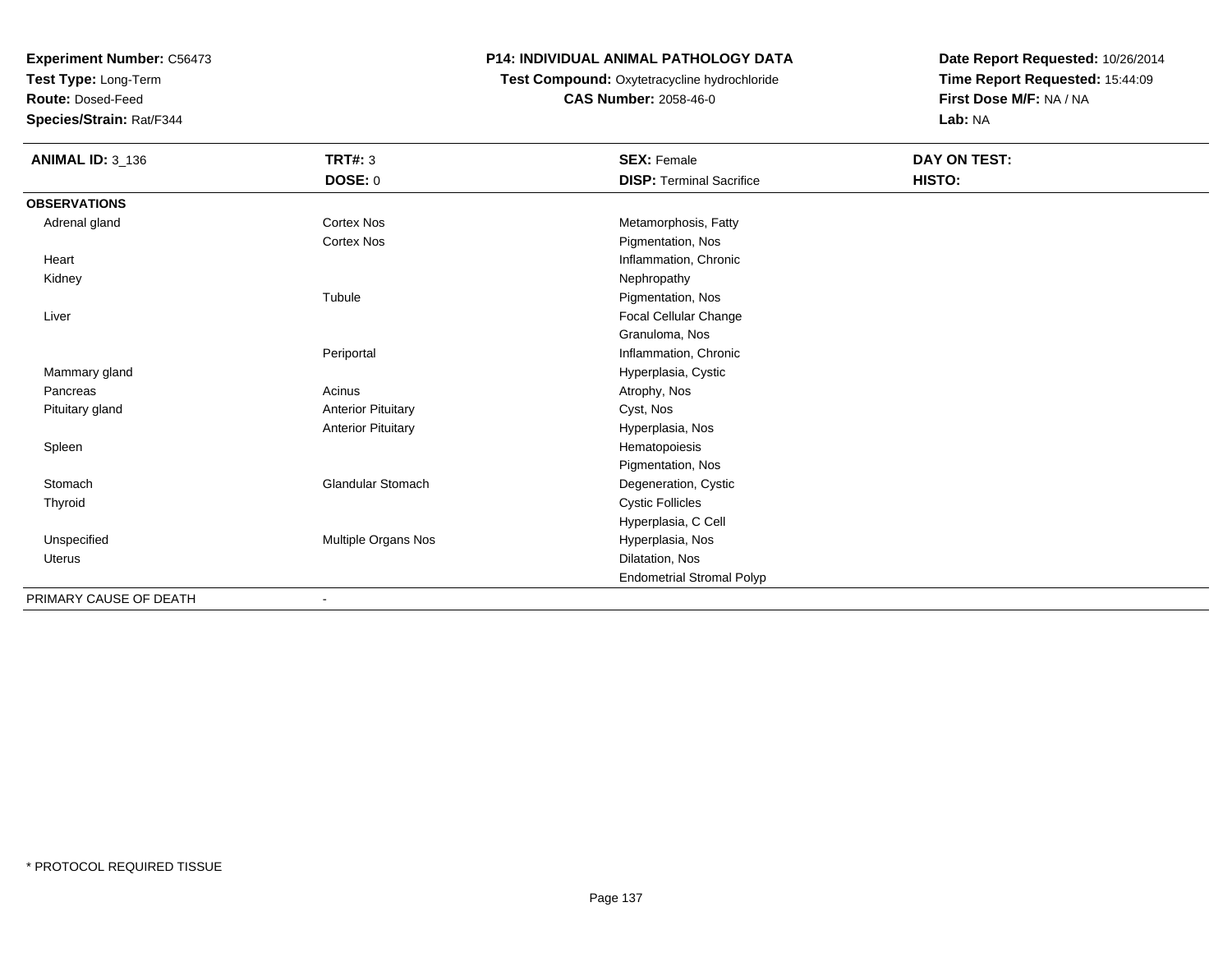**Experiment Number:** C56473
**Test Type:** Long-Term
**Route:** Dosed-Feed
**Species/Strain:** Rat/F344

# P14: INDIVIDUAL ANIMAL PATHOLOGY DATA

**Test Compound:** Oxytetracycline hydrochloride
**CAS Number:** 2058-46-0

**Date Report Requested:** 10/26/2014
**Time Report Requested:** 15:44:09
**First Dose M/F:** NA / NA
**Lab:** NA

| **ANIMAL ID:** 3_136 | **TRT#:** 3 | **SEX:** Female | **DAY ON TEST:** |
|---|---|---|---|
| | **DOSE:** 0 | **DISP:** Terminal Sacrifice | **HISTO:** |
| **OBSERVATIONS** | | | |
| Adrenal gland | Cortex Nos | Metamorphosis, Fatty | |
| | Cortex Nos | Pigmentation, Nos | |
| Heart | | Inflammation, Chronic | |
| Kidney | | Nephropathy | |
| | Tubule | Pigmentation, Nos | |
| Liver | | Focal Cellular Change | |
| | | Granuloma, Nos | |
| | Periportal | Inflammation, Chronic | |
| Mammary gland | | Hyperplasia, Cystic | |
| Pancreas | Acinus | Atrophy, Nos | |
| Pituitary gland | Anterior Pituitary | Cyst, Nos | |
| | Anterior Pituitary | Hyperplasia, Nos | |
| Spleen | | Hematopoiesis | |
| | | Pigmentation, Nos | |
| Stomach | Glandular Stomach | Degeneration, Cystic | |
| Thyroid | | Cystic Follicles | |
| | | Hyperplasia, C Cell | |
| Unspecified | Multiple Organs Nos | Hyperplasia, Nos | |
| Uterus | | Dilatation, Nos | |
| | | Endometrial Stromal Polyp | |
| PRIMARY CAUSE OF DEATH | - | | |

* PROTOCOL REQUIRED TISSUE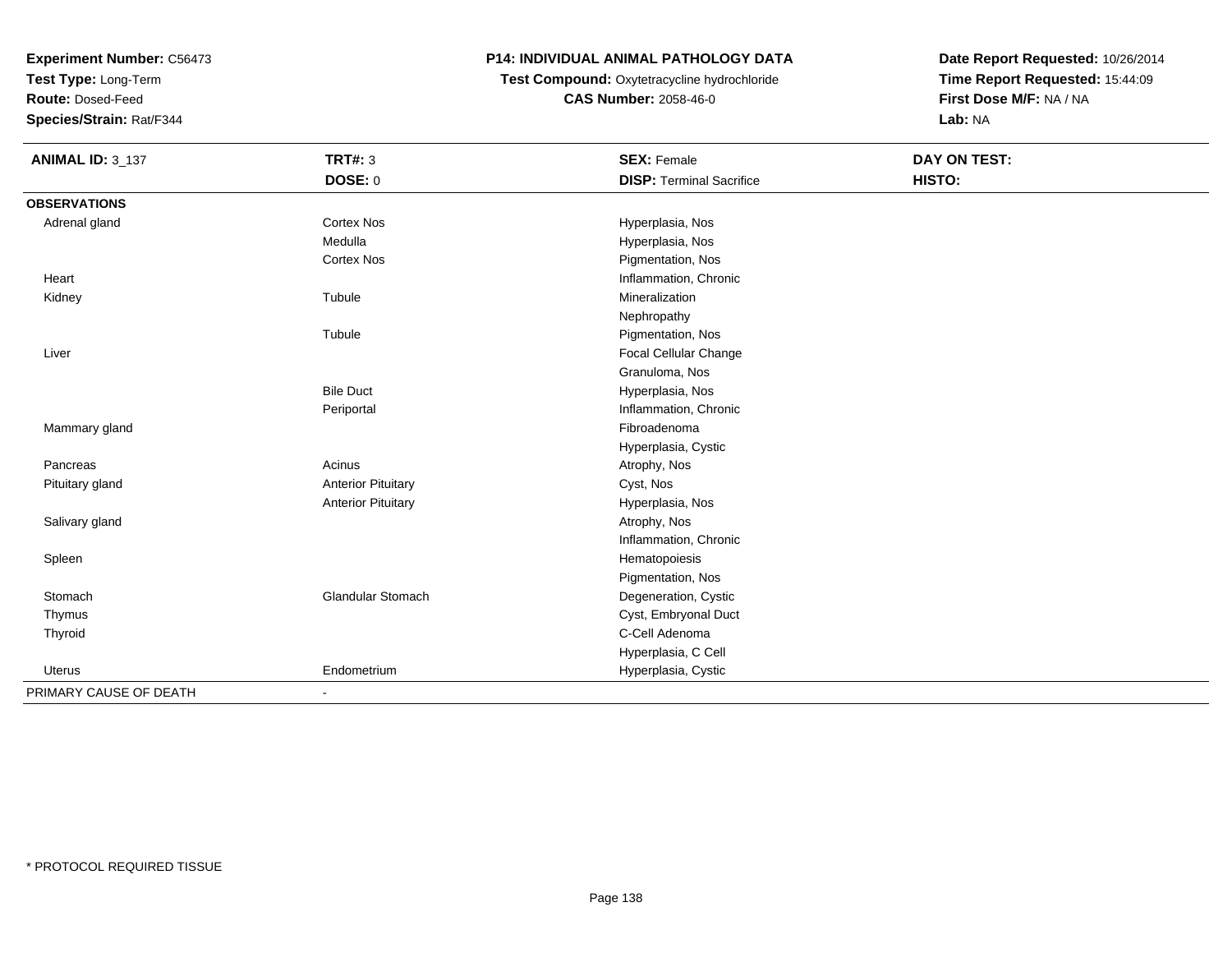**Experiment Number:** C56473
**Test Type:** Long-Term
**Route:** Dosed-Feed
**Species/Strain:** Rat/F344

**P14: INDIVIDUAL ANIMAL PATHOLOGY DATA**
**Test Compound:** Oxytetracycline hydrochloride
**CAS Number:** 2058-46-0

**Date Report Requested:** 10/26/2014
**Time Report Requested:** 15:44:09
**First Dose M/F:** NA / NA
**Lab:** NA

| **ANIMAL ID:** 3_137 | **TRT#:** 3 | **SEX:** Female | **DAY ON TEST:** |
|---|---|---|---|
| | **DOSE:** 0 | **DISP:** Terminal Sacrifice | **HISTO:** |
| **OBSERVATIONS** | | | |
| Adrenal gland | Cortex Nos | Hyperplasia, Nos | |
| | Medulla | Hyperplasia, Nos | |
| | Cortex Nos | Pigmentation, Nos | |
| Heart | | Inflammation, Chronic | |
| Kidney | Tubule | Mineralization | |
| | | Nephropathy | |
| | Tubule | Pigmentation, Nos | |
| Liver | | Focal Cellular Change | |
| | | Granuloma, Nos | |
| | Bile Duct | Hyperplasia, Nos | |
| | Periportal | Inflammation, Chronic | |
| Mammary gland | | Fibroadenoma | |
| | | Hyperplasia, Cystic | |
| Pancreas | Acinus | Atrophy, Nos | |
| Pituitary gland | Anterior Pituitary | Cyst, Nos | |
| | Anterior Pituitary | Hyperplasia, Nos | |
| Salivary gland | | Atrophy, Nos | |
| | | Inflammation, Chronic | |
| Spleen | | Hematopoiesis | |
| | | Pigmentation, Nos | |
| Stomach | Glandular Stomach | Degeneration, Cystic | |
| Thymus | | Cyst, Embryonal Duct | |
| Thyroid | | C-Cell Adenoma | |
| | | Hyperplasia, C Cell | |
| Uterus | Endometrium | Hyperplasia, Cystic | |
| PRIMARY CAUSE OF DEATH | - | | |

* PROTOCOL REQUIRED TISSUE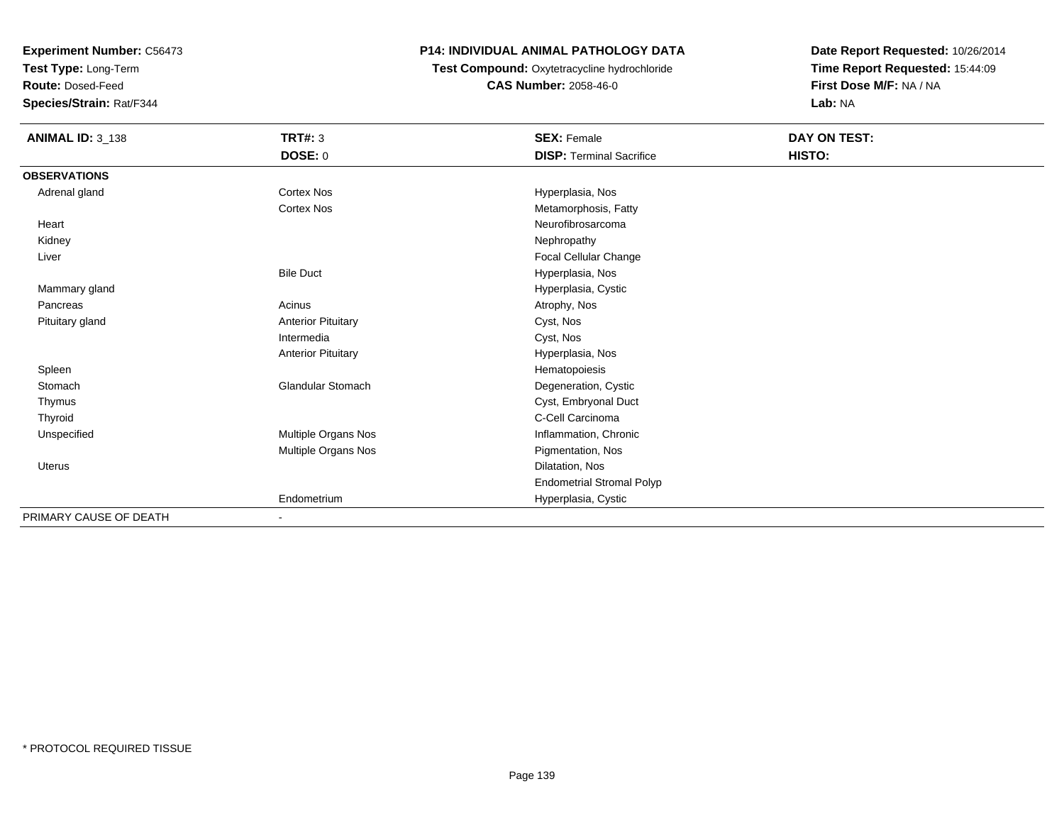**Experiment Number:** C56473
**Test Type:** Long-Term
**Route:** Dosed-Feed
**Species/Strain:** Rat/F344

**P14: INDIVIDUAL ANIMAL PATHOLOGY DATA**
**Test Compound:** Oxytetracycline hydrochloride
**CAS Number:** 2058-46-0

**Date Report Requested:** 10/26/2014
**Time Report Requested:** 15:44:09
**First Dose M/F:** NA / NA
**Lab:** NA

| **ANIMAL ID:** 3_138 | **TRT#:** 3 | **SEX:** Female | **DAY ON TEST:** |
|---|---|---|---|
| | **DOSE:** 0 | **DISP:** Terminal Sacrifice | **HISTO:** |
| **OBSERVATIONS** | | | |
| Adrenal gland | Cortex Nos | Hyperplasia, Nos | |
| | Cortex Nos | Metamorphosis, Fatty | |
| Heart | | Neurofibrosarcoma | |
| Kidney | | Nephropathy | |
| Liver | | Focal Cellular Change | |
| | Bile Duct | Hyperplasia, Nos | |
| Mammary gland | | Hyperplasia, Cystic | |
| Pancreas | Acinus | Atrophy, Nos | |
| Pituitary gland | Anterior Pituitary | Cyst, Nos | |
| | Intermedia | Cyst, Nos | |
| | Anterior Pituitary | Hyperplasia, Nos | |
| Spleen | | Hematopoiesis | |
| Stomach | Glandular Stomach | Degeneration, Cystic | |
| Thymus | | Cyst, Embryonal Duct | |
| Thyroid | | C-Cell Carcinoma | |
| Unspecified | Multiple Organs Nos | Inflammation, Chronic | |
| | Multiple Organs Nos | Pigmentation, Nos | |
| Uterus | | Dilatation, Nos | |
| | | Endometrial Stromal Polyp | |
| | Endometrium | Hyperplasia, Cystic | |
| PRIMARY CAUSE OF DEATH | - | | |

* PROTOCOL REQUIRED TISSUE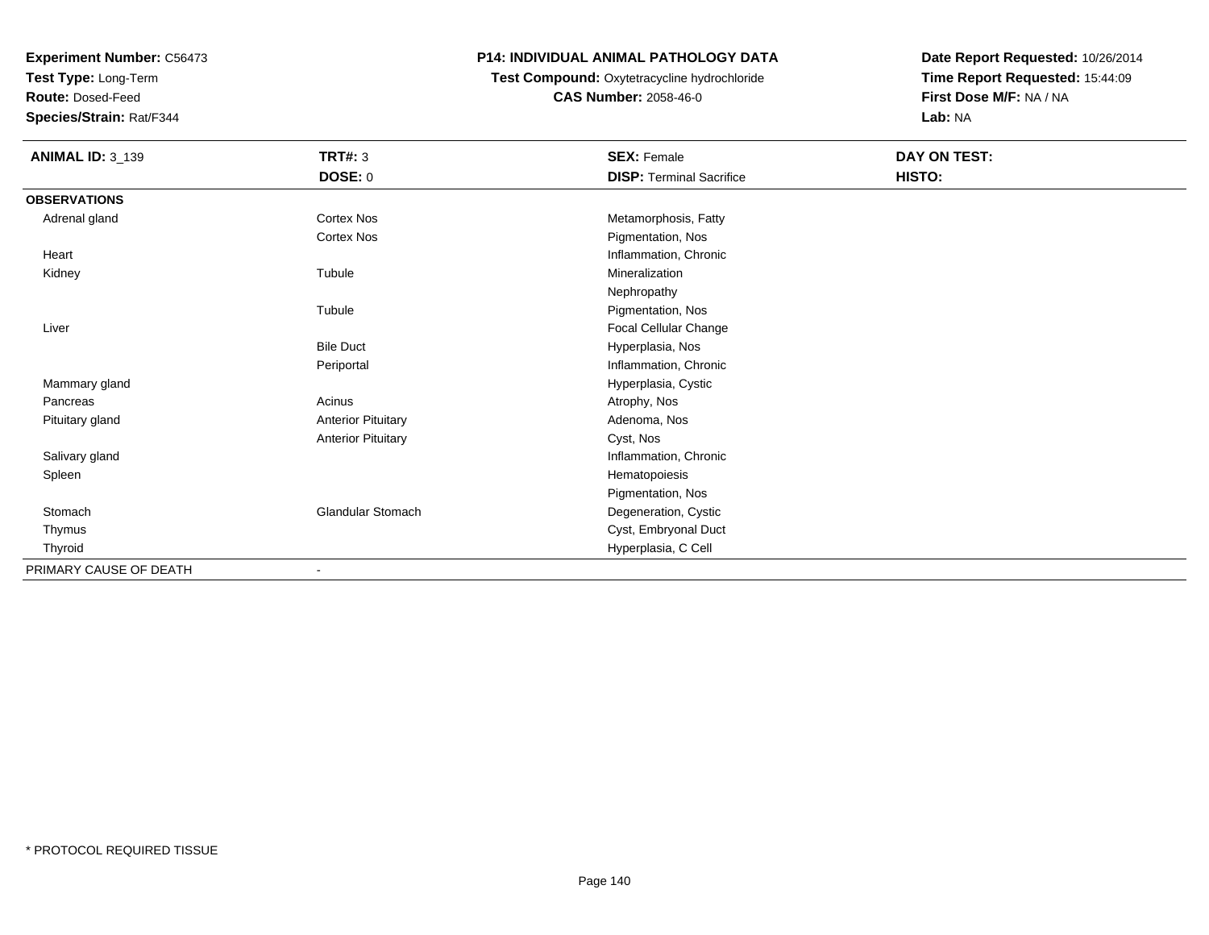**Experiment Number:** C56473
**Test Type:** Long-Term
**Route:** Dosed-Feed
**Species/Strain:** Rat/F344

**P14: INDIVIDUAL ANIMAL PATHOLOGY DATA**
**Test Compound:** Oxytetracycline hydrochloride
**CAS Number:** 2058-46-0

**Date Report Requested:** 10/26/2014
**Time Report Requested:** 15:44:09
**First Dose M/F:** NA / NA
**Lab:** NA

| **ANIMAL ID:** 3_139 | **TRT#:** 3 | **SEX:** Female | **DAY ON TEST:** |
|---|---|---|---|
| | **DOSE:** 0 | **DISP:** Terminal Sacrifice | **HISTO:** |
| **OBSERVATIONS** | | | |
| Adrenal gland | Cortex Nos | Metamorphosis, Fatty | |
| | Cortex Nos | Pigmentation, Nos | |
| Heart | | Inflammation, Chronic | |
| Kidney | Tubule | Mineralization | |
| | | Nephropathy | |
| | Tubule | Pigmentation, Nos | |
| Liver | | Focal Cellular Change | |
| | Bile Duct | Hyperplasia, Nos | |
| | Periportal | Inflammation, Chronic | |
| Mammary gland | | Hyperplasia, Cystic | |
| Pancreas | Acinus | Atrophy, Nos | |
| Pituitary gland | Anterior Pituitary | Adenoma, Nos | |
| | Anterior Pituitary | Cyst, Nos | |
| Salivary gland | | Inflammation, Chronic | |
| Spleen | | Hematopoiesis | |
| | | Pigmentation, Nos | |
| Stomach | Glandular Stomach | Degeneration, Cystic | |
| Thymus | | Cyst, Embryonal Duct | |
| Thyroid | | Hyperplasia, C Cell | |
| PRIMARY CAUSE OF DEATH | - | | |

\* PROTOCOL REQUIRED TISSUE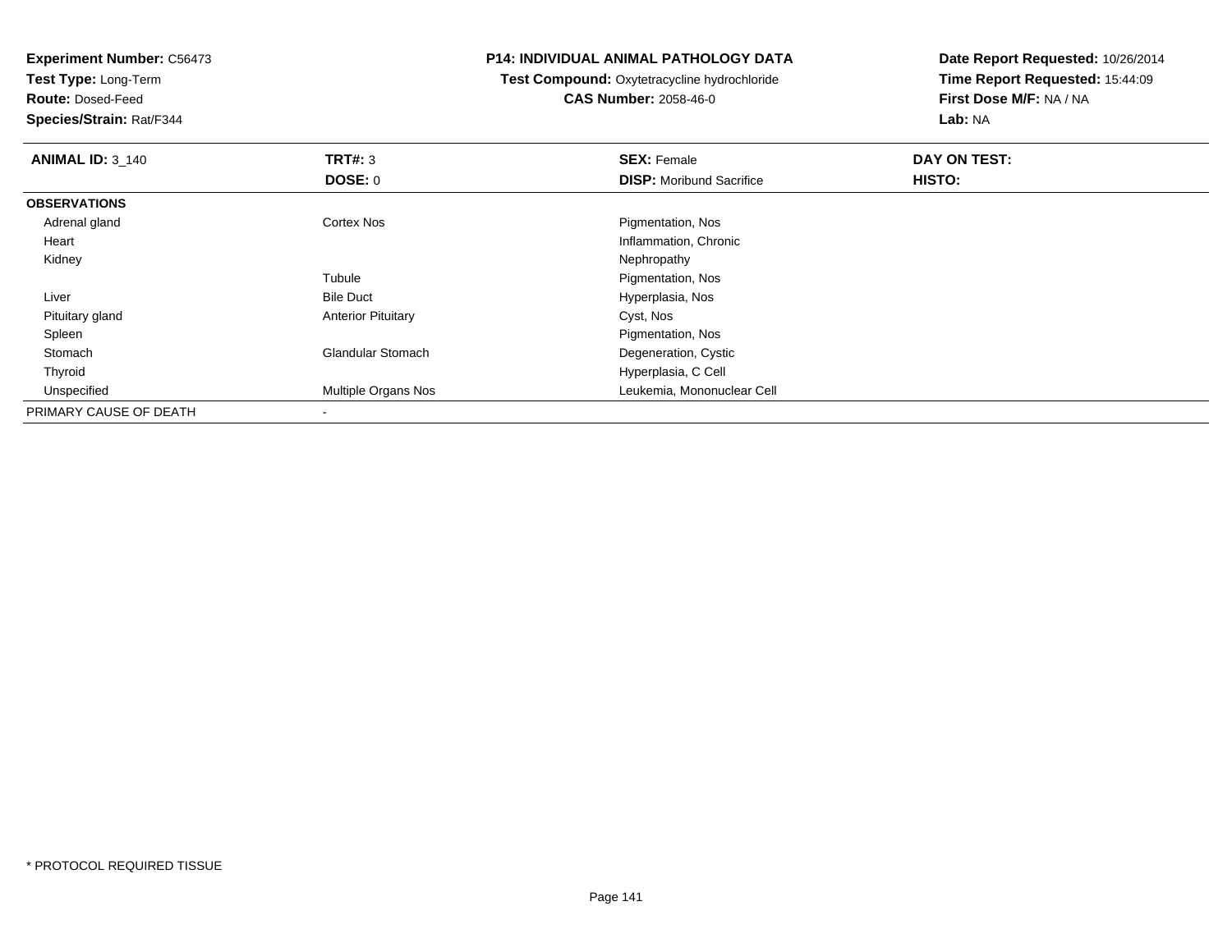**Experiment Number:** C56473
**Test Type:** Long-Term
**Route:** Dosed-Feed
**Species/Strain:** Rat/F344

**P14: INDIVIDUAL ANIMAL PATHOLOGY DATA**
**Test Compound:** Oxytetracycline hydrochloride
**CAS Number:** 2058-46-0

**Date Report Requested:** 10/26/2014
**Time Report Requested:** 15:44:09
**First Dose M/F:** NA / NA
**Lab:** NA

| **ANIMAL ID:** 3_140 | **TRT#:** 3 | **SEX:** Female | **DAY ON TEST:** |
|---|---|---|---|
| | **DOSE:** 0 | **DISP:** Moribund Sacrifice | **HISTO:** |
| **OBSERVATIONS** | | | |
| Adrenal gland | Cortex Nos | Pigmentation, Nos | |
| Heart | | Inflammation, Chronic | |
| Kidney | | Nephropathy | |
| | Tubule | Pigmentation, Nos | |
| Liver | Bile Duct | Hyperplasia, Nos | |
| Pituitary gland | Anterior Pituitary | Cyst, Nos | |
| Spleen | | Pigmentation, Nos | |
| Stomach | Glandular Stomach | Degeneration, Cystic | |
| Thyroid | | Hyperplasia, C Cell | |
| Unspecified | Multiple Organs Nos | Leukemia, Mononuclear Cell | |
| PRIMARY CAUSE OF DEATH | - | | |

\* PROTOCOL REQUIRED TISSUE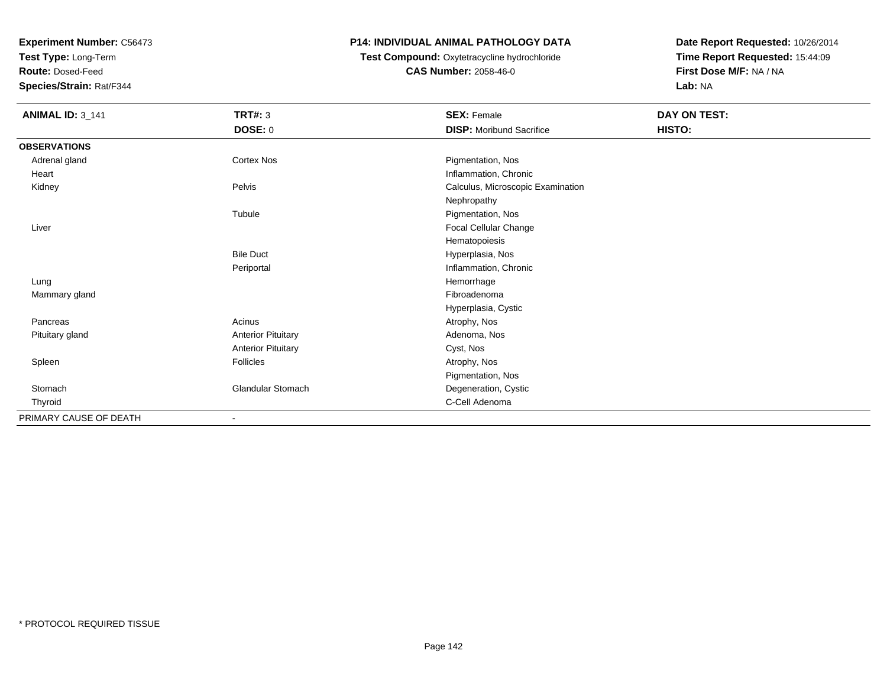**Experiment Number:** C56473
**Test Type:** Long-Term
**Route:** Dosed-Feed
**Species/Strain:** Rat/F344

**P14: INDIVIDUAL ANIMAL PATHOLOGY DATA**
**Test Compound:** Oxytetracycline hydrochloride
**CAS Number:** 2058-46-0

**Date Report Requested:** 10/26/2014
**Time Report Requested:** 15:44:09
**First Dose M/F:** NA / NA
**Lab:** NA

| **ANIMAL ID:** 3_141 | **TRT#:** 3 | **SEX:** Female | **DAY ON TEST:** |
|---|---|---|---|
| | **DOSE:** 0 | **DISP:** Moribund Sacrifice | **HISTO:** |
| **OBSERVATIONS** | | | |
| Adrenal gland | Cortex Nos | Pigmentation, Nos | |
| Heart | | Inflammation, Chronic | |
| Kidney | Pelvis | Calculus, Microscopic Examination | |
| | | Nephropathy | |
| | Tubule | Pigmentation, Nos | |
| Liver | | Focal Cellular Change | |
| | | Hematopoiesis | |
| | Bile Duct | Hyperplasia, Nos | |
| | Periportal | Inflammation, Chronic | |
| Lung | | Hemorrhage | |
| Mammary gland | | Fibroadenoma | |
| | | Hyperplasia, Cystic | |
| Pancreas | Acinus | Atrophy, Nos | |
| Pituitary gland | Anterior Pituitary | Adenoma, Nos | |
| | Anterior Pituitary | Cyst, Nos | |
| Spleen | Follicles | Atrophy, Nos | |
| | | Pigmentation, Nos | |
| Stomach | Glandular Stomach | Degeneration, Cystic | |
| Thyroid | | C-Cell Adenoma | |
| PRIMARY CAUSE OF DEATH | - | | |

\* PROTOCOL REQUIRED TISSUE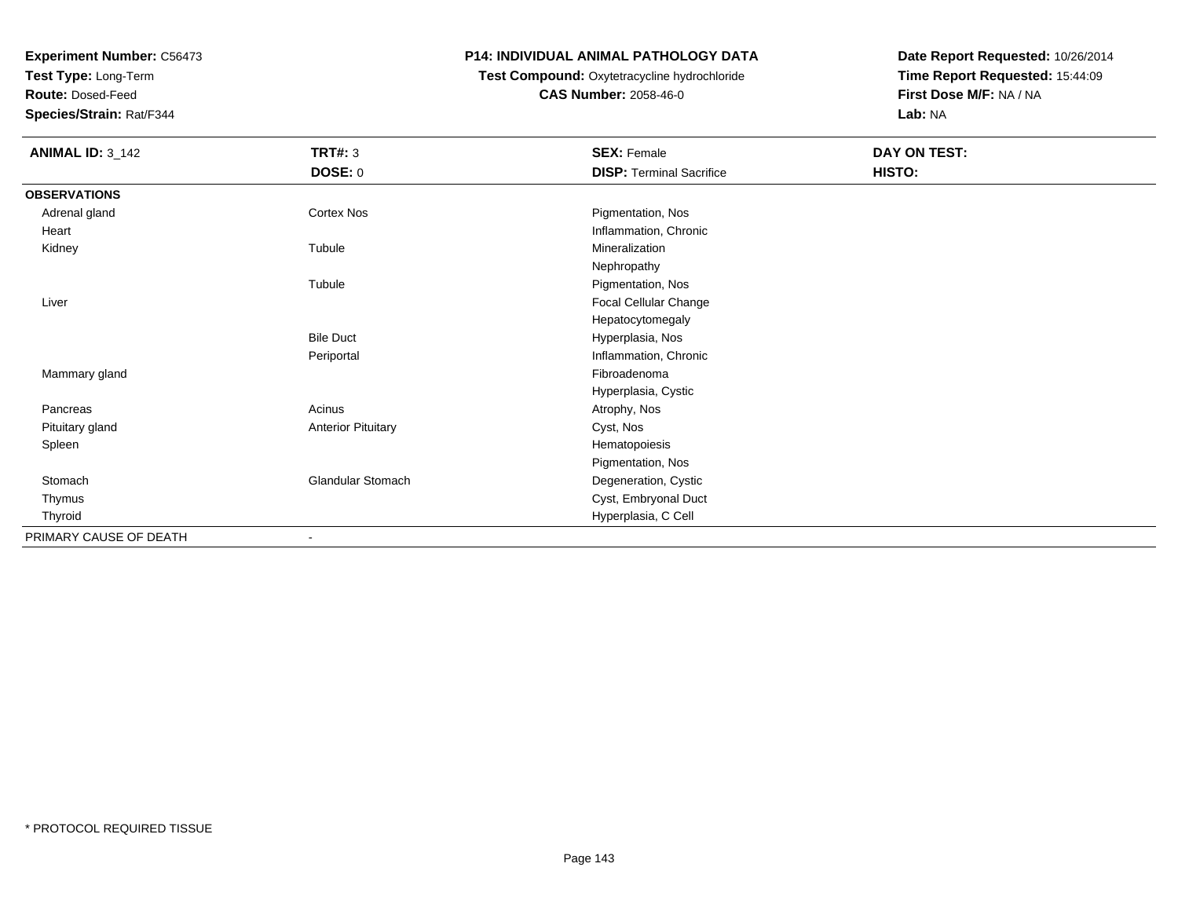**Experiment Number:** C56473
**Test Type:** Long-Term
**Route:** Dosed-Feed
**Species/Strain:** Rat/F344

**P14: INDIVIDUAL ANIMAL PATHOLOGY DATA**
**Test Compound:** Oxytetracycline hydrochloride
**CAS Number:** 2058-46-0

**Date Report Requested:** 10/26/2014
**Time Report Requested:** 15:44:09
**First Dose M/F:** NA / NA
**Lab:** NA

| **ANIMAL ID:** 3_142 | **TRT#:** 3 | **SEX:** Female | **DAY ON TEST:** |
|---|---|---|---|
| | **DOSE:** 0 | **DISP:** Terminal Sacrifice | **HISTO:** |
| **OBSERVATIONS** | | | |
| Adrenal gland | Cortex Nos | Pigmentation, Nos | |
| Heart | | Inflammation, Chronic | |
| Kidney | Tubule | Mineralization | |
| | | Nephropathy | |
| | Tubule | Pigmentation, Nos | |
| Liver | | Focal Cellular Change | |
| | | Hepatocytomegaly | |
| | Bile Duct | Hyperplasia, Nos | |
| | Periportal | Inflammation, Chronic | |
| Mammary gland | | Fibroadenoma | |
| | | Hyperplasia, Cystic | |
| Pancreas | Acinus | Atrophy, Nos | |
| Pituitary gland | Anterior Pituitary | Cyst, Nos | |
| Spleen | | Hematopoiesis | |
| | | Pigmentation, Nos | |
| Stomach | Glandular Stomach | Degeneration, Cystic | |
| Thymus | | Cyst, Embryonal Duct | |
| Thyroid | | Hyperplasia, C Cell | |
| PRIMARY CAUSE OF DEATH | - | | |

\* PROTOCOL REQUIRED TISSUE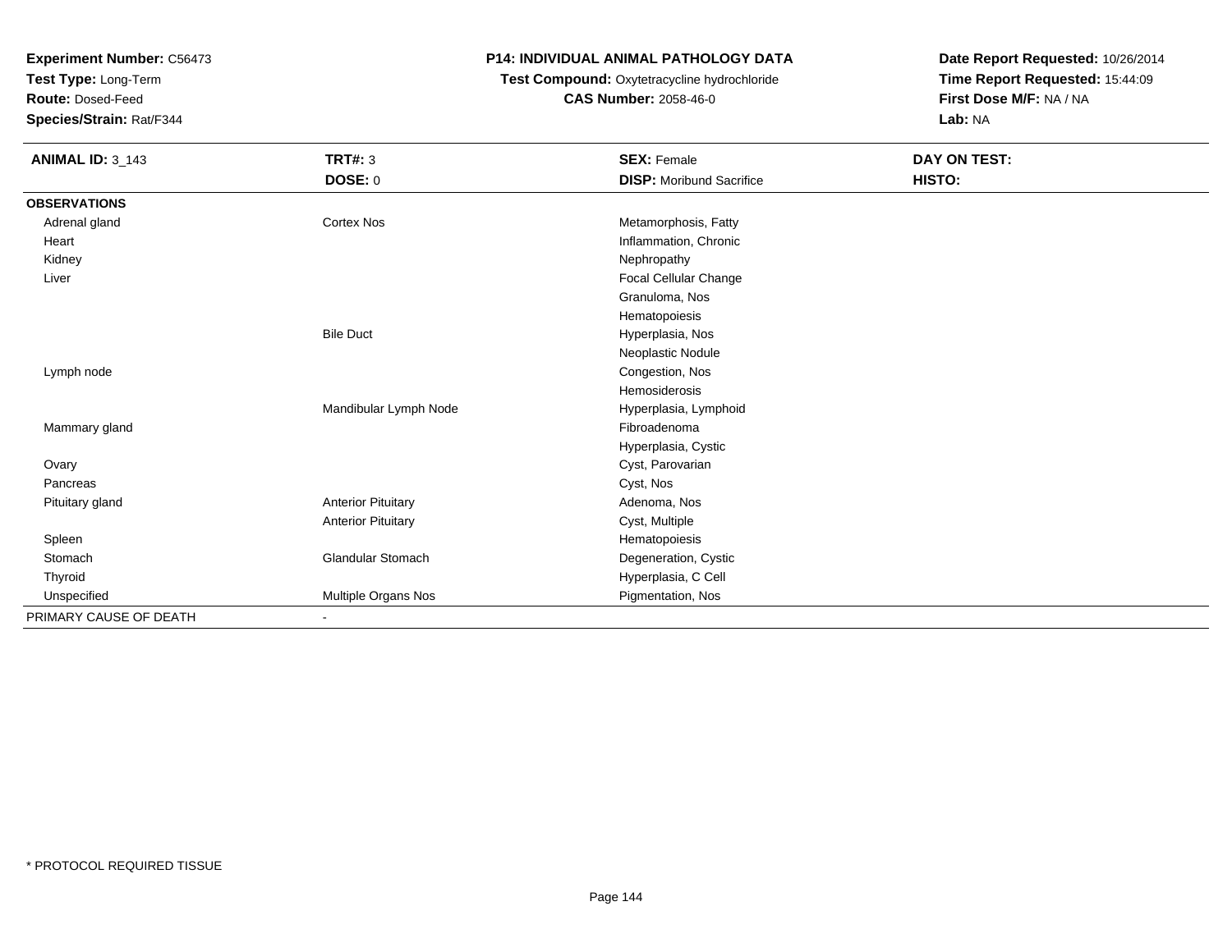**Experiment Number:** C56473
**Test Type:** Long-Term
**Route:** Dosed-Feed
**Species/Strain:** Rat/F344

**P14: INDIVIDUAL ANIMAL PATHOLOGY DATA**
**Test Compound:** Oxytetracycline hydrochloride
**CAS Number:** 2058-46-0

**Date Report Requested:** 10/26/2014
**Time Report Requested:** 15:44:09
**First Dose M/F:** NA / NA
**Lab:** NA

| ANIMAL ID: 3_143 | TRT#: 3 | SEX: Female | DAY ON TEST: |
|---|---|---|---|
| | DOSE: 0 | DISP: Moribund Sacrifice | HISTO: |
| **OBSERVATIONS** | | | |
| Adrenal gland | Cortex Nos | Metamorphosis, Fatty | |
| Heart | | Inflammation, Chronic | |
| Kidney | | Nephropathy | |
| Liver | | Focal Cellular Change | |
| | | Granuloma, Nos | |
| | | Hematopoiesis | |
| | Bile Duct | Hyperplasia, Nos | |
| | | Neoplastic Nodule | |
| Lymph node | | Congestion, Nos | |
| | | Hemosiderosis | |
| | Mandibular Lymph Node | Hyperplasia, Lymphoid | |
| Mammary gland | | Fibroadenoma | |
| | | Hyperplasia, Cystic | |
| Ovary | | Cyst, Parovarian | |
| Pancreas | | Cyst, Nos | |
| Pituitary gland | Anterior Pituitary | Adenoma, Nos | |
| | Anterior Pituitary | Cyst, Multiple | |
| Spleen | | Hematopoiesis | |
| Stomach | Glandular Stomach | Degeneration, Cystic | |
| Thyroid | | Hyperplasia, C Cell | |
| Unspecified | Multiple Organs Nos | Pigmentation, Nos | |
| PRIMARY CAUSE OF DEATH | - | | |

\* PROTOCOL REQUIRED TISSUE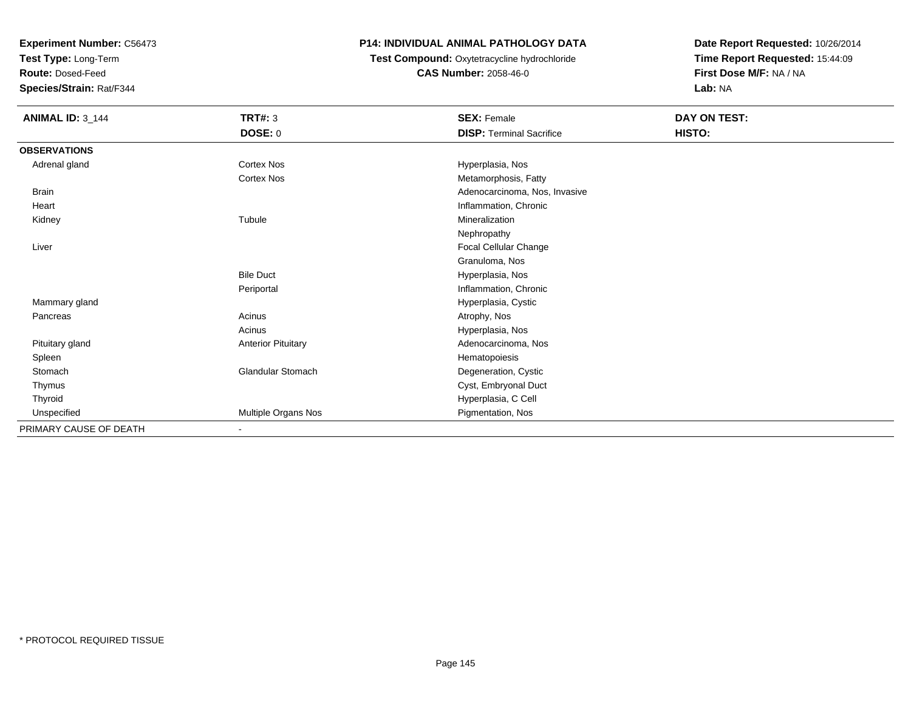**Experiment Number:** C56473
**Test Type:** Long-Term
**Route:** Dosed-Feed
**Species/Strain:** Rat/F344

**P14: INDIVIDUAL ANIMAL PATHOLOGY DATA**
**Test Compound:** Oxytetracycline hydrochloride
**CAS Number:** 2058-46-0

**Date Report Requested:** 10/26/2014
**Time Report Requested:** 15:44:09
**First Dose M/F:** NA / NA
**Lab:** NA

| **ANIMAL ID:** 3_144 | **TRT#:** 3 | **SEX:** Female | **DAY ON TEST:** |
|---|---|---|---|
| | **DOSE:** 0 | **DISP:** Terminal Sacrifice | **HISTO:** |
| **OBSERVATIONS** | | | |
| Adrenal gland | Cortex Nos | Hyperplasia, Nos | |
| | Cortex Nos | Metamorphosis, Fatty | |
| Brain | | Adenocarcinoma, Nos, Invasive | |
| Heart | | Inflammation, Chronic | |
| Kidney | Tubule | Mineralization | |
| | | Nephropathy | |
| Liver | | Focal Cellular Change | |
| | | Granuloma, Nos | |
| | Bile Duct | Hyperplasia, Nos | |
| | Periportal | Inflammation, Chronic | |
| Mammary gland | | Hyperplasia, Cystic | |
| Pancreas | Acinus | Atrophy, Nos | |
| | Acinus | Hyperplasia, Nos | |
| Pituitary gland | Anterior Pituitary | Adenocarcinoma, Nos | |
| Spleen | | Hematopoiesis | |
| Stomach | Glandular Stomach | Degeneration, Cystic | |
| Thymus | | Cyst, Embryonal Duct | |
| Thyroid | | Hyperplasia, C Cell | |
| Unspecified | Multiple Organs Nos | Pigmentation, Nos | |
| PRIMARY CAUSE OF DEATH | - | | |

* PROTOCOL REQUIRED TISSUE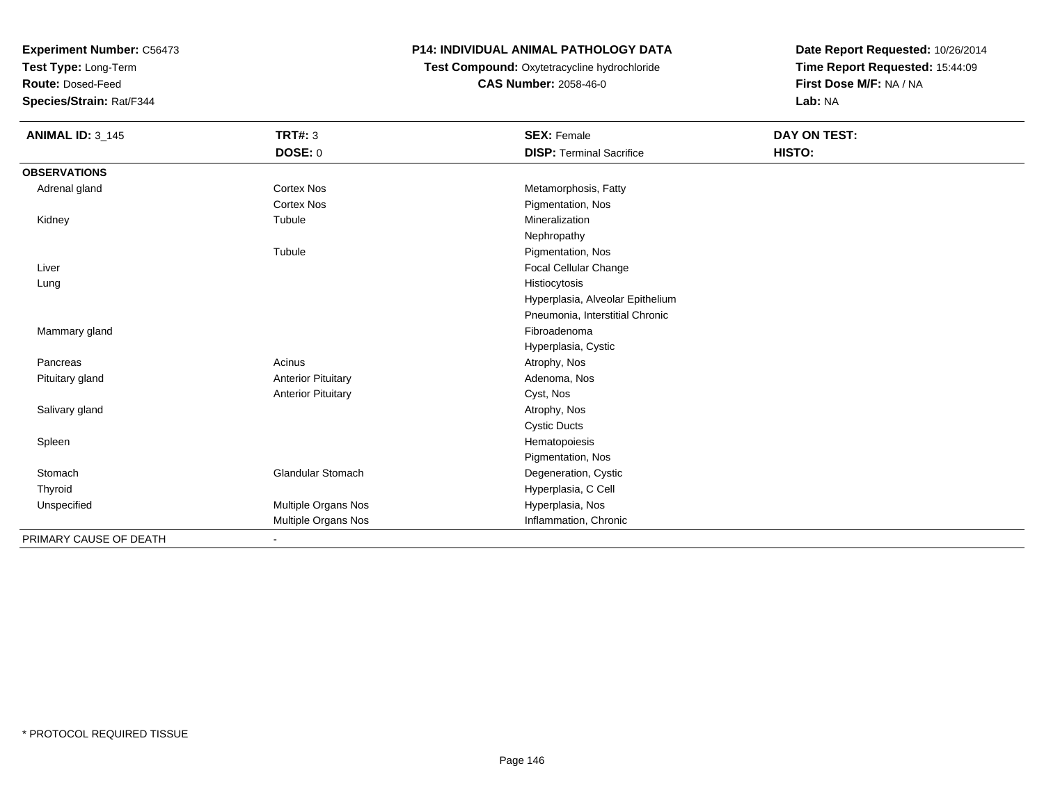**Experiment Number:** C56473
**Test Type:** Long-Term
**Route:** Dosed-Feed
**Species/Strain:** Rat/F344

**P14: INDIVIDUAL ANIMAL PATHOLOGY DATA**
**Test Compound:** Oxytetracycline hydrochloride
**CAS Number:** 2058-46-0

**Date Report Requested:** 10/26/2014
**Time Report Requested:** 15:44:09
**First Dose M/F:** NA / NA
**Lab:** NA

| **ANIMAL ID:** 3_145 | **TRT#:** 3 | **SEX:** Female | **DAY ON TEST:** |
|---|---|---|---|
| | **DOSE:** 0 | **DISP:** Terminal Sacrifice | **HISTO:** |
| **OBSERVATIONS** | | | |
| Adrenal gland | Cortex Nos | Metamorphosis, Fatty | |
| | Cortex Nos | Pigmentation, Nos | |
| Kidney | Tubule | Mineralization | |
| | | Nephropathy | |
| | Tubule | Pigmentation, Nos | |
| Liver | | Focal Cellular Change | |
| Lung | | Histiocytosis | |
| | | Hyperplasia, Alveolar Epithelium | |
| | | Pneumonia, Interstitial Chronic | |
| Mammary gland | | Fibroadenoma | |
| | | Hyperplasia, Cystic | |
| Pancreas | Acinus | Atrophy, Nos | |
| Pituitary gland | Anterior Pituitary | Adenoma, Nos | |
| | Anterior Pituitary | Cyst, Nos | |
| Salivary gland | | Atrophy, Nos | |
| | | Cystic Ducts | |
| Spleen | | Hematopoiesis | |
| | | Pigmentation, Nos | |
| Stomach | Glandular Stomach | Degeneration, Cystic | |
| Thyroid | | Hyperplasia, C Cell | |
| Unspecified | Multiple Organs Nos | Hyperplasia, Nos | |
| | Multiple Organs Nos | Inflammation, Chronic | |
| PRIMARY CAUSE OF DEATH | - | | |

* PROTOCOL REQUIRED TISSUE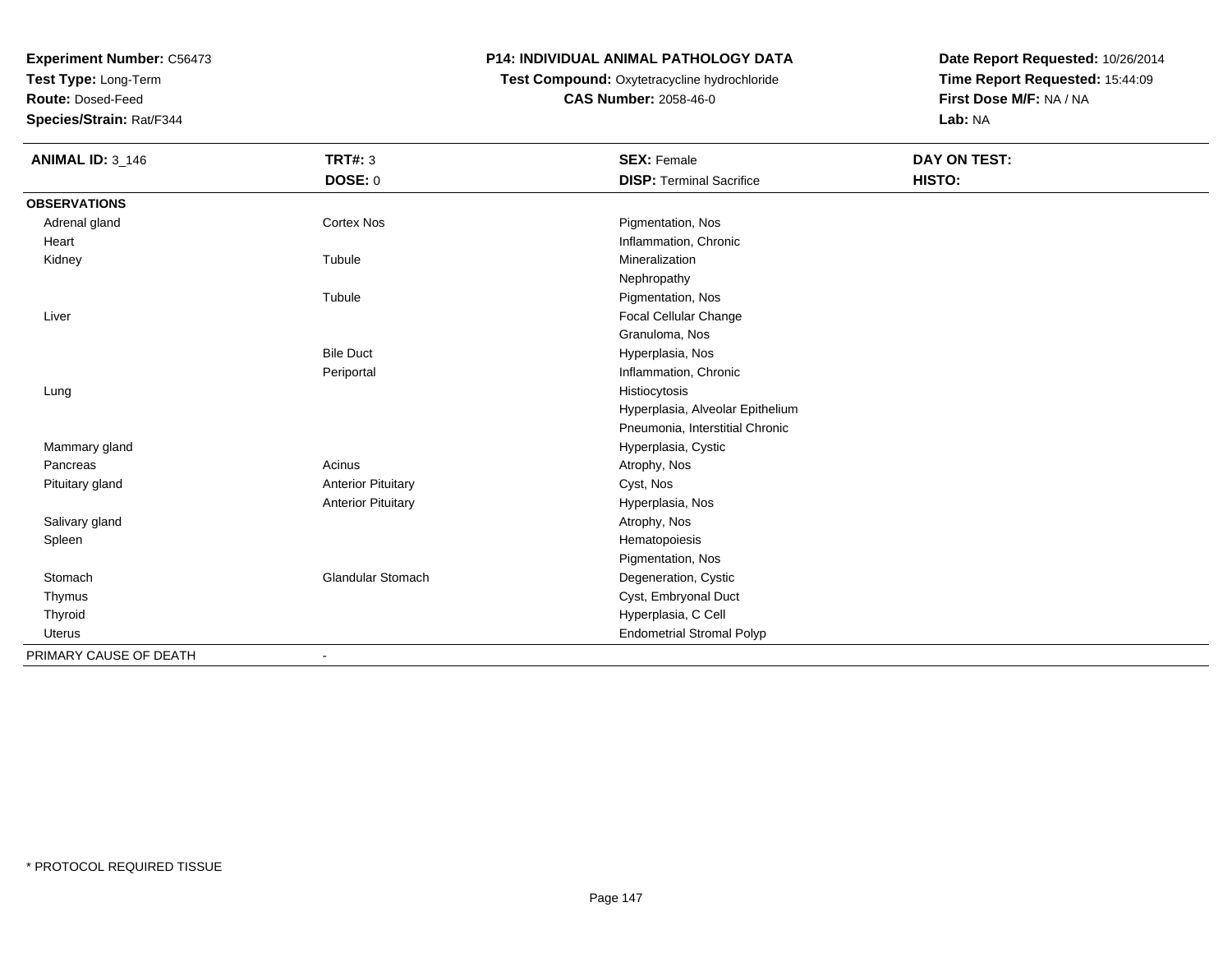**Experiment Number:** C56473
**Test Type:** Long-Term
**Route:** Dosed-Feed
**Species/Strain:** Rat/F344

# P14: INDIVIDUAL ANIMAL PATHOLOGY DATA

**Test Compound:** Oxytetracycline hydrochloride
**CAS Number:** 2058-46-0

**Date Report Requested:** 10/26/2014
**Time Report Requested:** 15:44:09
**First Dose M/F:** NA / NA
**Lab:** NA

| **ANIMAL ID:** 3_146 | **TRT#:** 3 | **SEX:** Female | **DAY ON TEST:** |
|---|---|---|---|
| | **DOSE:** 0 | **DISP:** Terminal Sacrifice | **HISTO:** |
| **OBSERVATIONS** | | | |
| Adrenal gland | Cortex Nos | Pigmentation, Nos | |
| Heart | | Inflammation, Chronic | |
| Kidney | Tubule | Mineralization | |
| | | Nephropathy | |
| | Tubule | Pigmentation, Nos | |
| Liver | | Focal Cellular Change | |
| | | Granuloma, Nos | |
| | Bile Duct | Hyperplasia, Nos | |
| | Periportal | Inflammation, Chronic | |
| Lung | | Histiocytosis | |
| | | Hyperplasia, Alveolar Epithelium | |
| | | Pneumonia, Interstitial Chronic | |
| Mammary gland | | Hyperplasia, Cystic | |
| Pancreas | Acinus | Atrophy, Nos | |
| Pituitary gland | Anterior Pituitary | Cyst, Nos | |
| | Anterior Pituitary | Hyperplasia, Nos | |
| Salivary gland | | Atrophy, Nos | |
| Spleen | | Hematopoiesis | |
| | | Pigmentation, Nos | |
| Stomach | Glandular Stomach | Degeneration, Cystic | |
| Thymus | | Cyst, Embryonal Duct | |
| Thyroid | | Hyperplasia, C Cell | |
| Uterus | | Endometrial Stromal Polyp | |
| PRIMARY CAUSE OF DEATH | - | | |

* PROTOCOL REQUIRED TISSUE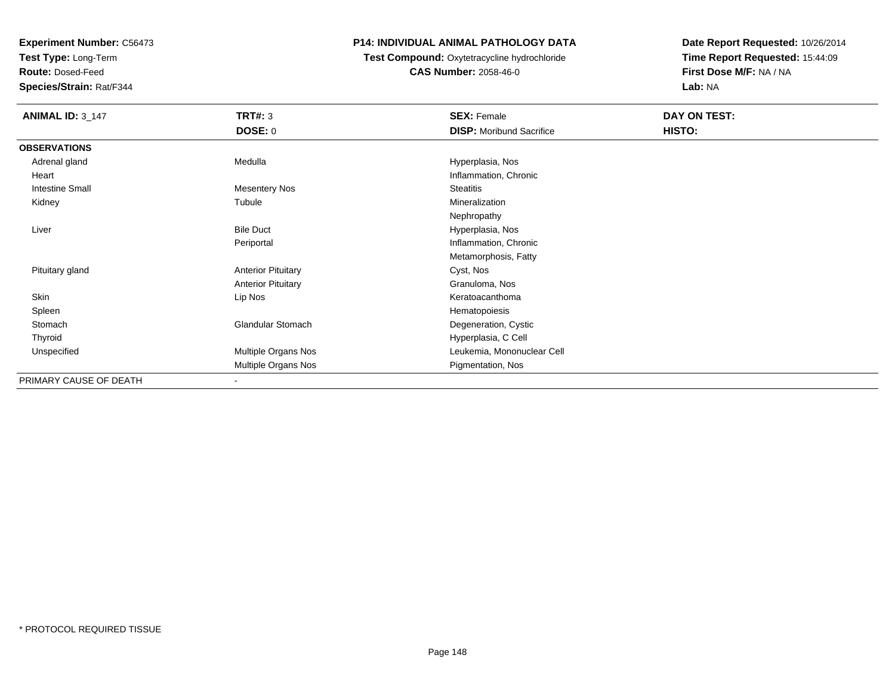**Experiment Number:** C56473
**Test Type:** Long-Term
**Route:** Dosed-Feed
**Species/Strain:** Rat/F344

**P14: INDIVIDUAL ANIMAL PATHOLOGY DATA**
**Test Compound:** Oxytetracycline hydrochloride
**CAS Number:** 2058-46-0

**Date Report Requested:** 10/26/2014
**Time Report Requested:** 15:44:09
**First Dose M/F:** NA / NA
**Lab:** NA

| **ANIMAL ID:** 3_147 | **TRT#:** 3 | **SEX:** Female | **DAY ON TEST:** |
|---|---|---|---|
| | **DOSE:** 0 | **DISP:** Moribund Sacrifice | **HISTO:** |
| **OBSERVATIONS** | | | |
| Adrenal gland | Medulla | Hyperplasia, Nos | |
| Heart | | Inflammation, Chronic | |
| Intestine Small | Mesentery Nos | Steatitis | |
| Kidney | Tubule | Mineralization | |
| | | Nephropathy | |
| Liver | Bile Duct | Hyperplasia, Nos | |
| | Periportal | Inflammation, Chronic | |
| | | Metamorphosis, Fatty | |
| Pituitary gland | Anterior Pituitary | Cyst, Nos | |
| | Anterior Pituitary | Granuloma, Nos | |
| Skin | Lip Nos | Keratoacanthoma | |
| Spleen | | Hematopoiesis | |
| Stomach | Glandular Stomach | Degeneration, Cystic | |
| Thyroid | | Hyperplasia, C Cell | |
| Unspecified | Multiple Organs Nos | Leukemia, Mononuclear Cell | |
| | Multiple Organs Nos | Pigmentation, Nos | |
| PRIMARY CAUSE OF DEATH | - | | |

* PROTOCOL REQUIRED TISSUE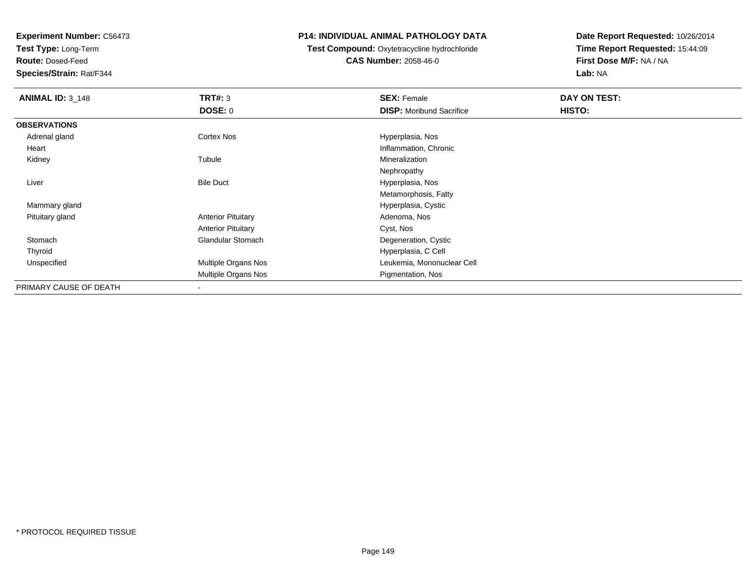**Experiment Number:** C56473
**Test Type:** Long-Term
**Route:** Dosed-Feed
**Species/Strain:** Rat/F344

**P14: INDIVIDUAL ANIMAL PATHOLOGY DATA**
**Test Compound:** Oxytetracycline hydrochloride
**CAS Number:** 2058-46-0

**Date Report Requested:** 10/26/2014
**Time Report Requested:** 15:44:09
**First Dose M/F:** NA / NA
**Lab:** NA

| **ANIMAL ID:** 3_148 | **TRT#:** 3 | **SEX:** Female | **DAY ON TEST:** |
|---|---|---|---|
| | **DOSE:** 0 | **DISP:** Moribund Sacrifice | **HISTO:** |
| **OBSERVATIONS** | | | |
| Adrenal gland | Cortex Nos | Hyperplasia, Nos | |
| Heart | | Inflammation, Chronic | |
| Kidney | Tubule | Mineralization | |
| | | Nephropathy | |
| Liver | Bile Duct | Hyperplasia, Nos | |
| | | Metamorphosis, Fatty | |
| Mammary gland | | Hyperplasia, Cystic | |
| Pituitary gland | Anterior Pituitary | Adenoma, Nos | |
| | Anterior Pituitary | Cyst, Nos | |
| Stomach | Glandular Stomach | Degeneration, Cystic | |
| Thyroid | | Hyperplasia, C Cell | |
| Unspecified | Multiple Organs Nos | Leukemia, Mononuclear Cell | |
| | Multiple Organs Nos | Pigmentation, Nos | |
| PRIMARY CAUSE OF DEATH | - | | |

\* PROTOCOL REQUIRED TISSUE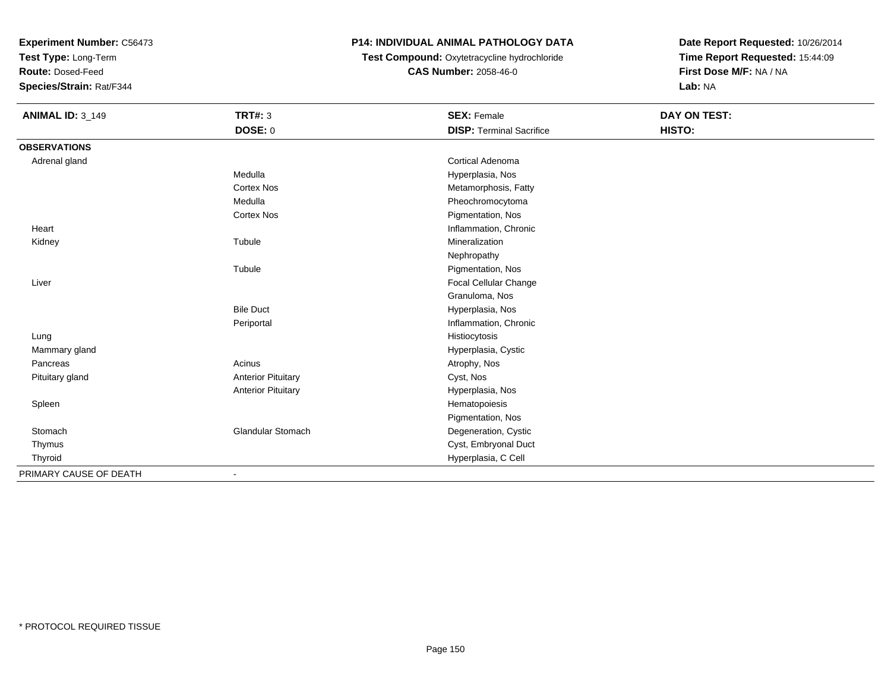**Experiment Number:** C56473
**Test Type:** Long-Term
**Route:** Dosed-Feed
**Species/Strain:** Rat/F344

## P14: INDIVIDUAL ANIMAL PATHOLOGY DATA

**Test Compound:** Oxytetracycline hydrochloride
**CAS Number:** 2058-46-0

**Date Report Requested:** 10/26/2014
**Time Report Requested:** 15:44:09
**First Dose M/F:** NA / NA
**Lab:** NA

| **ANIMAL ID:** 3_149 | **TRT#:** 3 | **SEX:** Female | **DAY ON TEST:** |
|---|---|---|---|
| | **DOSE:** 0 | **DISP:** Terminal Sacrifice | **HISTO:** |
| **OBSERVATIONS** | | | |
| Adrenal gland | | Cortical Adenoma | |
| | Medulla | Hyperplasia, Nos | |
| | Cortex Nos | Metamorphosis, Fatty | |
| | Medulla | Pheochromocytoma | |
| | Cortex Nos | Pigmentation, Nos | |
| Heart | | Inflammation, Chronic | |
| Kidney | Tubule | Mineralization | |
| | | Nephropathy | |
| | Tubule | Pigmentation, Nos | |
| Liver | | Focal Cellular Change | |
| | | Granuloma, Nos | |
| | Bile Duct | Hyperplasia, Nos | |
| | Periportal | Inflammation, Chronic | |
| Lung | | Histiocytosis | |
| Mammary gland | | Hyperplasia, Cystic | |
| Pancreas | Acinus | Atrophy, Nos | |
| Pituitary gland | Anterior Pituitary | Cyst, Nos | |
| | Anterior Pituitary | Hyperplasia, Nos | |
| Spleen | | Hematopoiesis | |
| | | Pigmentation, Nos | |
| Stomach | Glandular Stomach | Degeneration, Cystic | |
| Thymus | | Cyst, Embryonal Duct | |
| Thyroid | | Hyperplasia, C Cell | |
| PRIMARY CAUSE OF DEATH | - | | |

\* PROTOCOL REQUIRED TISSUE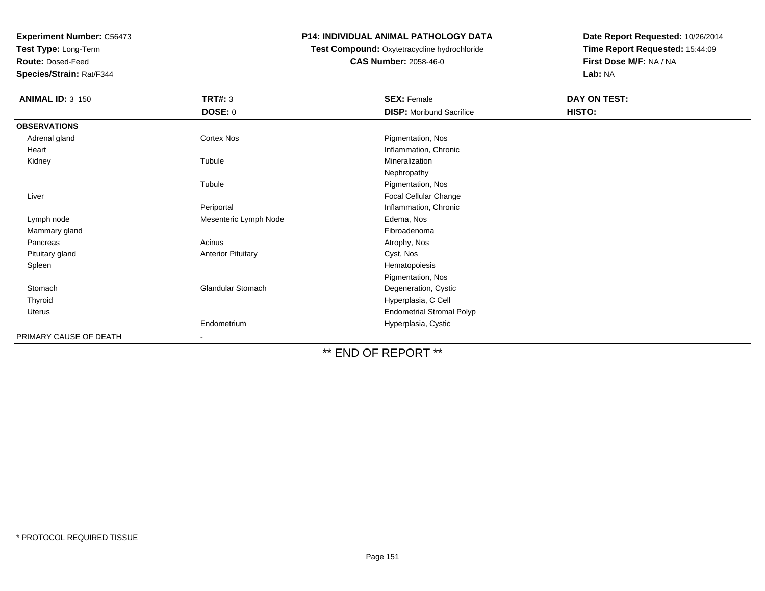**Experiment Number:** C56473
**Test Type:** Long-Term
**Route:** Dosed-Feed
**Species/Strain:** Rat/F344

**P14: INDIVIDUAL ANIMAL PATHOLOGY DATA**
**Test Compound:** Oxytetracycline hydrochloride
**CAS Number:** 2058-46-0

**Date Report Requested:** 10/26/2014
**Time Report Requested:** 15:44:09
**First Dose M/F:** NA / NA
**Lab:** NA

| **ANIMAL ID:** 3_150 | **TRT#:** 3 | **SEX:** Female | **DAY ON TEST:** |
|---|---|---|---|
| | **DOSE:** 0 | **DISP:** Moribund Sacrifice | **HISTO:** |
| **OBSERVATIONS** | | | |
| Adrenal gland | Cortex Nos | Pigmentation, Nos | |
| Heart | | Inflammation, Chronic | |
| Kidney | Tubule | Mineralization | |
| | | Nephropathy | |
| | Tubule | Pigmentation, Nos | |
| Liver | | Focal Cellular Change | |
| | Periportal | Inflammation, Chronic | |
| Lymph node | Mesenteric Lymph Node | Edema, Nos | |
| Mammary gland | | Fibroadenoma | |
| Pancreas | Acinus | Atrophy, Nos | |
| Pituitary gland | Anterior Pituitary | Cyst, Nos | |
| Spleen | | Hematopoiesis | |
| | | Pigmentation, Nos | |
| Stomach | Glandular Stomach | Degeneration, Cystic | |
| Thyroid | | Hyperplasia, C Cell | |
| Uterus | | Endometrial Stromal Polyp | |
| | Endometrium | Hyperplasia, Cystic | |
| PRIMARY CAUSE OF DEATH | - | | |

** END OF REPORT **

* PROTOCOL REQUIRED TISSUE